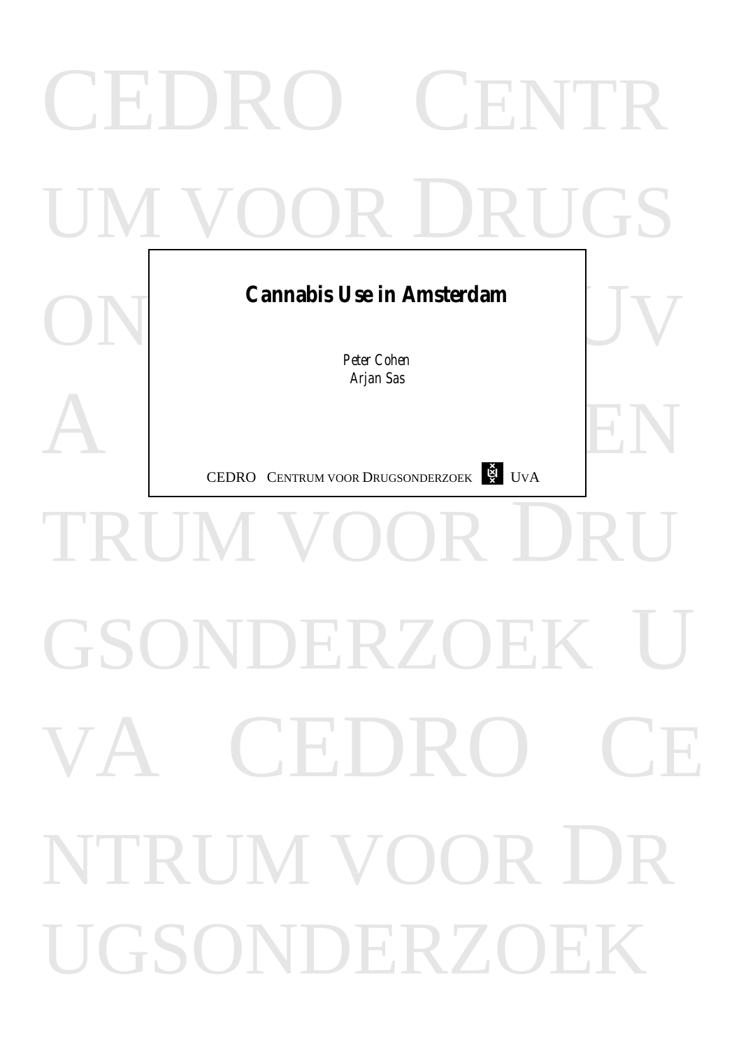# Cannabis Use in Amsterdam

*Peter Cohen*
*Arjan Sas*

CEDRO CENTRUM VOOR DRUGSONDERZOEK UvA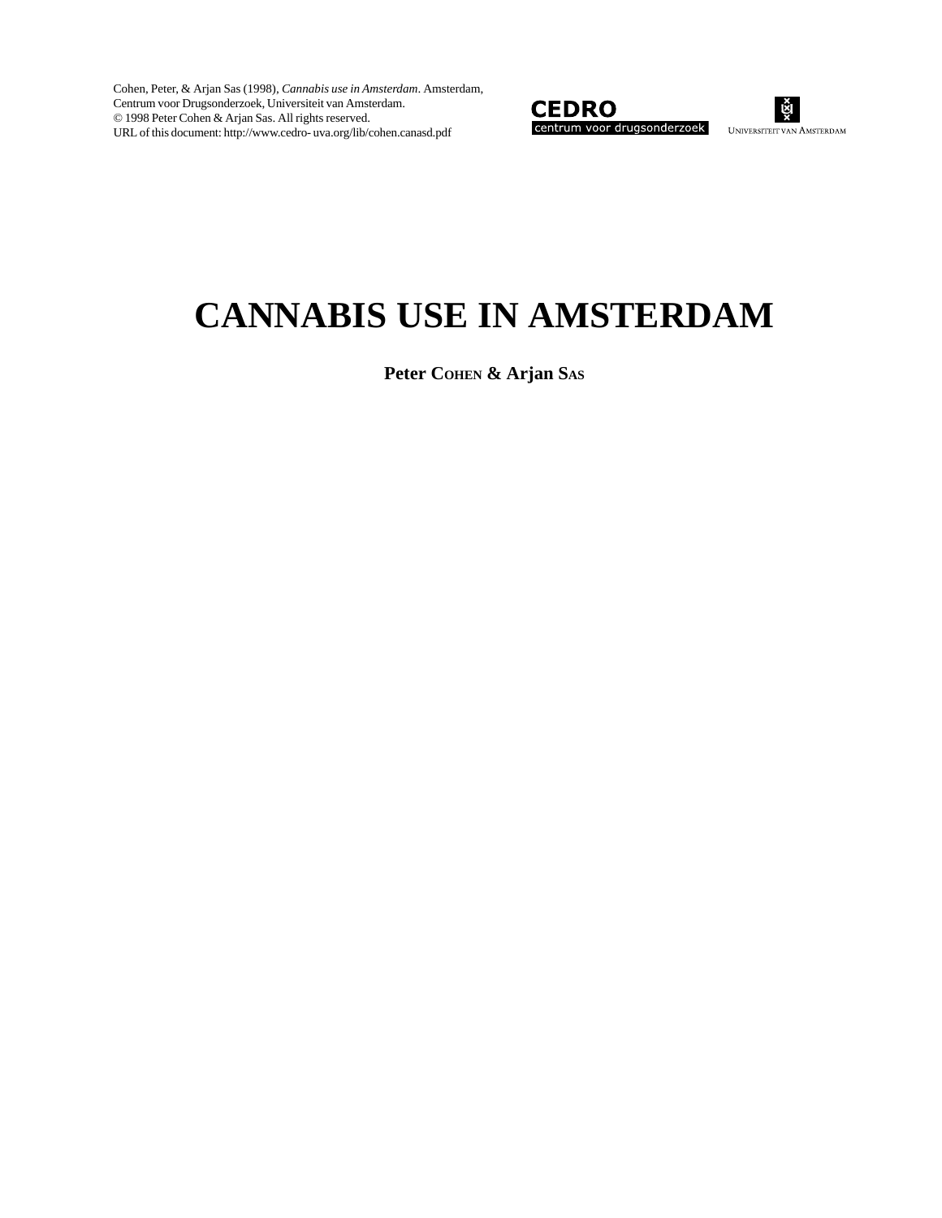Cohen, Peter, & Arjan Sas (1998), *Cannabis use in Amsterdam*. Amsterdam, Centrum voor Drugsonderzoek, Universiteit van Amsterdam.
© 1998 Peter Cohen & Arjan Sas. All rights reserved.
URL of this document: http://www.cedro- uva.org/lib/cohen.canasd.pdf

CEDRO centrum voor drugsonderzoek

Universiteit van Amsterdam

# CANNABIS USE IN AMSTERDAM

**Peter Cohen & Arjan Sas**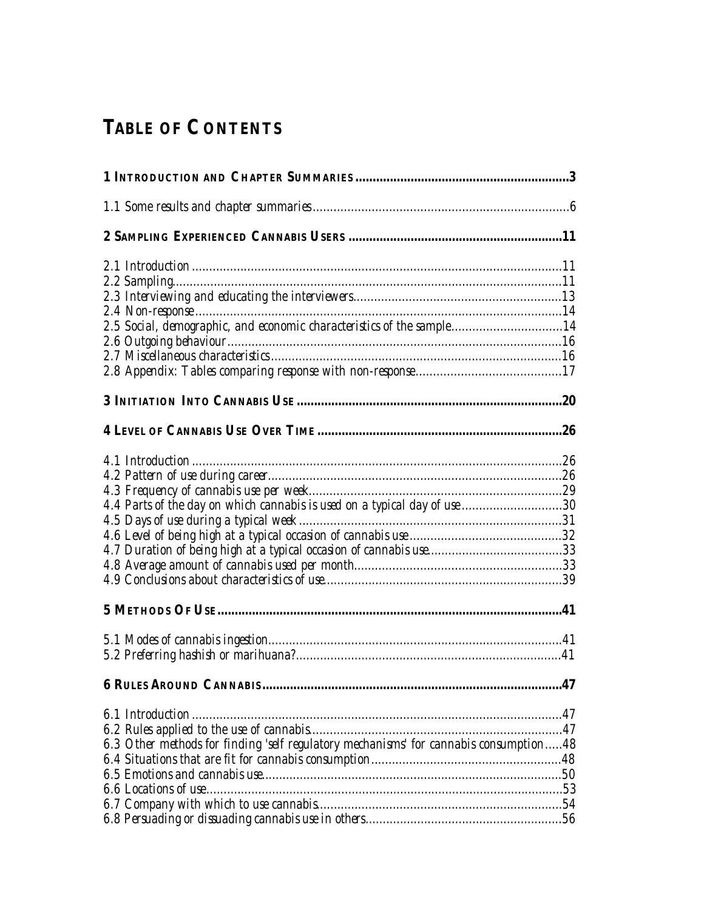# Table of Contents

**1 Introduction and Chapter Summaries** ..... 3

*1.1 Some results and chapter summaries* ..... 6

**2 Sampling Experienced Cannabis Users** ..... 11

*2.1 Introduction* ..... 11
*2.2 Sampling* ..... 11
*2.3 Interviewing and educating the interviewers* ..... 13
*2.4 Non-response* ..... 14
*2.5 Social, demographic, and economic characteristics of the sample* ..... 14
*2.6 Outgoing behaviour* ..... 16
*2.7 Miscellaneous characteristics* ..... 16
*2.8 Appendix: Tables comparing response with non-response* ..... 17

**3 Initiation Into Cannabis Use** ..... 20

**4 Level of Cannabis Use Over Time** ..... 26

*4.1 Introduction* ..... 26
*4.2 Pattern of use during career* ..... 26
*4.3 Frequency of cannabis use per week* ..... 29
*4.4 Parts of the day on which cannabis is used on a typical day of use* ..... 30
*4.5 Days of use during a typical week* ..... 31
*4.6 Level of being high at a typical occasion of cannabis use* ..... 32
*4.7 Duration of being high at a typical occasion of cannabis use* ..... 33
*4.8 Average amount of cannabis used per month* ..... 33
*4.9 Conclusions about characteristics of use* ..... 39

**5 Methods Of Use** ..... 41

*5.1 Modes of cannabis ingestion* ..... 41
*5.2 Preferring hashish or marihuana?* ..... 41

**6 Rules Around Cannabis** ..... 47

*6.1 Introduction* ..... 47
*6.2 Rules applied to the use of cannabis* ..... 47
*6.3 Other methods for finding 'self regulatory mechanisms' for cannabis consumption* ..... 48
*6.4 Situations that are fit for cannabis consumption* ..... 48
*6.5 Emotions and cannabis use* ..... 50
*6.6 Locations of use* ..... 53
*6.7 Company with which to use cannabis* ..... 54
*6.8 Persuading or dissuading cannabis use in others* ..... 56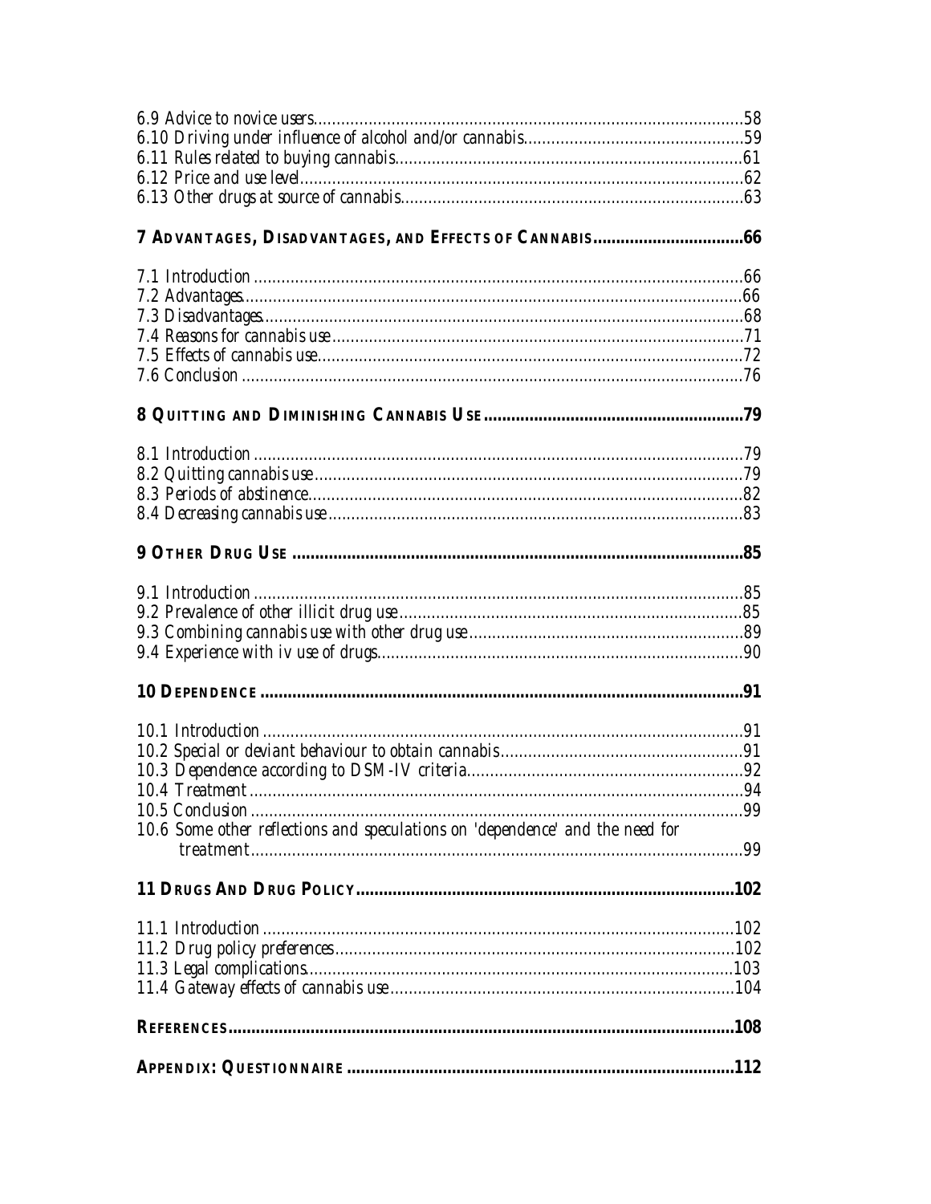6.9 Advice to novice users....58
6.10 Driving under influence of alcohol and/or cannabis....59
6.11 Rules related to buying cannabis....61
6.12 Price and use level....62
6.13 Other drugs at source of cannabis....63

**7 ADVANTAGES, DISADVANTAGES, AND EFFECTS OF CANNABIS....66**

7.1 Introduction....66
7.2 Advantages....66
7.3 Disadvantages....68
7.4 Reasons for cannabis use....71
7.5 Effects of cannabis use....72
7.6 Conclusion....76

**8 QUITTING AND DIMINISHING CANNABIS USE....79**

8.1 Introduction....79
8.2 Quitting cannabis use....79
8.3 Periods of abstinence....82
8.4 Decreasing cannabis use....83

**9 OTHER DRUG USE....85**

9.1 Introduction....85
9.2 Prevalence of other illicit drug use....85
9.3 Combining cannabis use with other drug use....89
9.4 Experience with iv use of drugs....90

**10 DEPENDENCE....91**

10.1 Introduction....91
10.2 Special or deviant behaviour to obtain cannabis....91
10.3 Dependence according to DSM-IV criteria....92
10.4 Treatment....94
10.5 Conclusion....99
10.6 Some other reflections and speculations on 'dependence' and the need for treatment....99

**11 DRUGS AND DRUG POLICY....102**

11.1 Introduction....102
11.2 Drug policy preferences....102
11.3 Legal complications....103
11.4 Gateway effects of cannabis use....104

**REFERENCES....108**

**APPENDIX: QUESTIONNAIRE....112**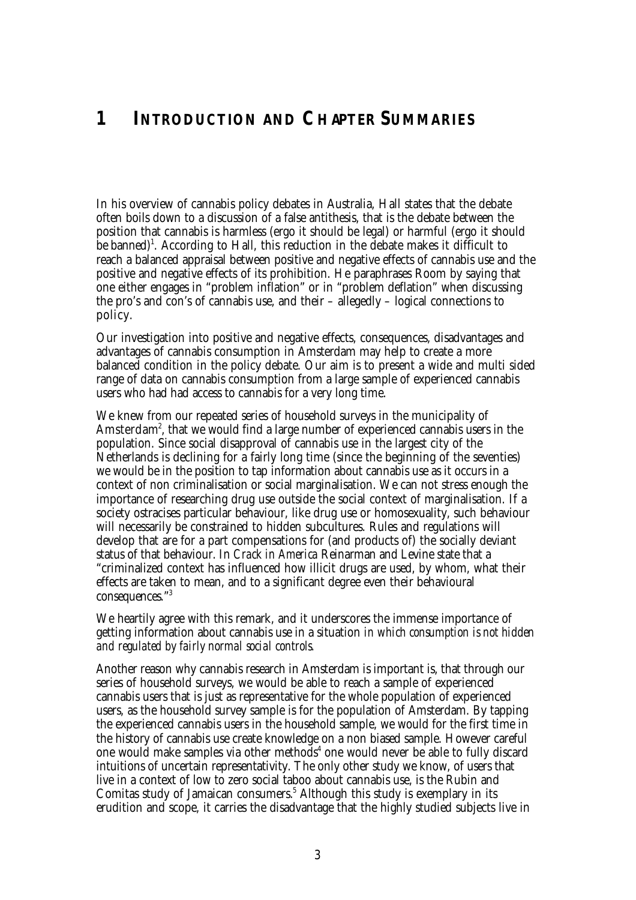# 1 INTRODUCTION AND CHAPTER SUMMARIES

In his overview of cannabis policy debates in Australia, Hall states that the debate often boils down to a discussion of a false antithesis, that is the debate between the position that cannabis is harmless (ergo it should be legal) or harmful (ergo it should be banned)[1]. According to Hall, this reduction in the debate makes it difficult to reach a balanced appraisal between positive and negative effects of cannabis use and the positive and negative effects of its prohibition. He paraphrases Room by saying that one either engages in "problem inflation" or in "problem deflation" when discussing the pro's and con's of cannabis use, and their – allegedly – logical connections to policy.

Our investigation into positive and negative effects, consequences, disadvantages and advantages of cannabis consumption in Amsterdam may help to create a more balanced condition in the policy debate. Our aim is to present a wide and multi sided range of data on cannabis consumption from a large sample of experienced cannabis users who had had access to cannabis for a very long time.

We knew from our repeated series of household surveys in the municipality of Amsterdam[2], that we would find a large number of experienced cannabis users in the population. Since social disapproval of cannabis use in the largest city of the Netherlands is declining for a fairly long time (since the beginning of the seventies) we would be in the position to tap information about cannabis use as it occurs in a context of non criminalisation or social marginalisation. We can not stress enough the importance of researching drug use outside the social context of marginalisation. If a society ostracises particular behaviour, like drug use or homosexuality, such behaviour will necessarily be constrained to hidden subcultures. Rules and regulations will develop that are for a part compensations for (and products of) the socially deviant status of that behaviour. In *Crack in America* Reinarman and Levine state that a "criminalized context has influenced how illicit drugs are used, by whom, what their effects are taken to mean, and to a significant degree even their behavioural consequences."[3]

We heartily agree with this remark, and it underscores the immense importance of getting information about cannabis use in a situation *in which consumption is not hidden and regulated by fairly normal social controls.*

Another reason why cannabis research in Amsterdam is important is, that through our series of household surveys, we would be able to reach a sample of experienced cannabis users that is just as representative for the whole population of experienced users, as the household survey sample is for the population of Amsterdam. By tapping the experienced cannabis users in the household sample, we would for the first time in the history of cannabis use create knowledge on a non biased sample. However careful one would make samples via other methods[4] one would never be able to fully discard intuitions of uncertain representativity. The only other study we know, of users that live in a context of low to zero social taboo about cannabis use, is the Rubin and Comitas study of Jamaican consumers.[5] Although this study is exemplary in its erudition and scope, it carries the disadvantage that the highly studied subjects live in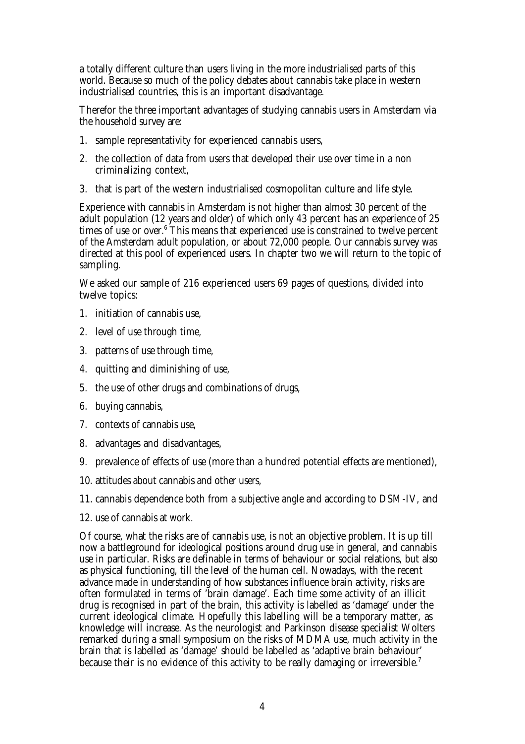a totally different culture than users living in the more industrialised parts of this world. Because so much of the policy debates about cannabis take place in western industrialised countries, this is an important disadvantage.

Therefor the three important advantages of studying cannabis users in Amsterdam via the household survey are:

1. sample representativity for experienced cannabis users,
2. the collection of data from users that developed their use over time in a non criminalizing context,
3. that is part of the western industrialised cosmopolitan culture and life style.

Experience with cannabis in Amsterdam is not higher than almost 30 percent of the adult population (12 years and older) of which only 43 percent has an experience of 25 times of use or over.[6] This means that experienced use is constrained to twelve percent of the Amsterdam adult population, or about 72,000 people. Our cannabis survey was directed at this pool of experienced users. In chapter two we will return to the topic of sampling.

We asked our sample of 216 experienced users 69 pages of questions, divided into twelve topics:

1. initiation of cannabis use,
2. level of use through time,
3. patterns of use through time,
4. quitting and diminishing of use,
5. the use of other drugs and combinations of drugs,
6. buying cannabis,
7. contexts of cannabis use,
8. advantages and disadvantages,
9. prevalence of effects of use (more than a hundred potential effects are mentioned),
10. attitudes about cannabis and other users,
11. cannabis dependence both from a subjective angle and according to DSM-IV, and
12. use of cannabis at work.

Of course, what the risks are of cannabis use, is not an objective problem. It is up till now a battleground for ideological positions around drug use in general, and cannabis use in particular. Risks are definable in terms of behaviour or social relations, but also as physical functioning, till the level of the human cell. Nowadays, with the recent advance made in understanding of how substances influence brain activity, risks are often formulated in terms of 'brain damage'. Each time some activity of an illicit drug is recognised in part of the brain, this activity is labelled as 'damage' under the current ideological climate. Hopefully this labelling will be a temporary matter, as knowledge will increase. As the neurologist and Parkinson disease specialist Wolters remarked during a small symposium on the risks of MDMA use, much activity in the brain that is labelled as 'damage' should be labelled as 'adaptive brain behaviour' because their is no evidence of this activity to be really damaging or irreversible.[7]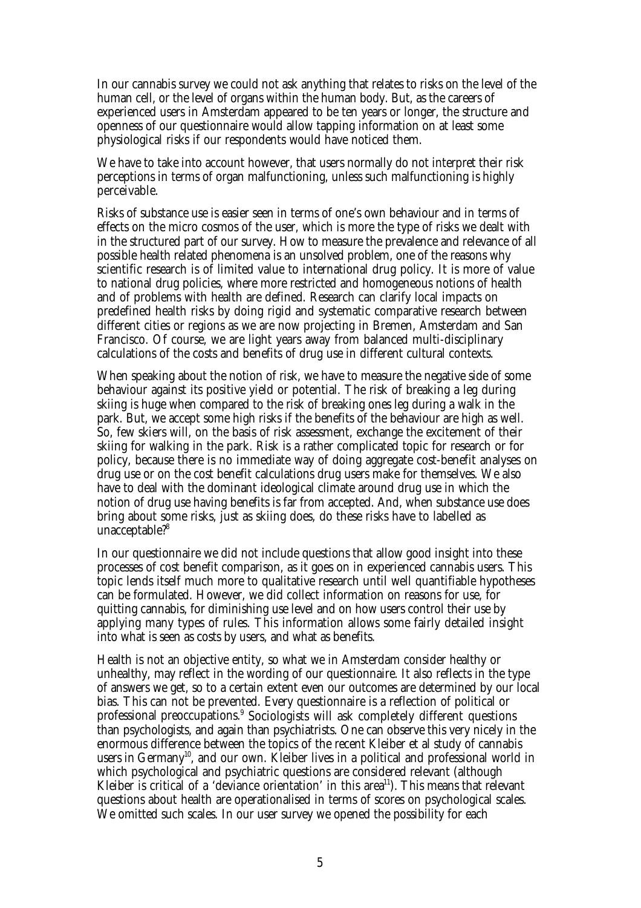In our cannabis survey we could not ask anything that relates to risks on the level of the human cell, or the level of organs within the human body. But, as the careers of experienced users in Amsterdam appeared to be ten years or longer, the structure and openness of our questionnaire would allow tapping information on at least some physiological risks if our respondents would have noticed them.

We have to take into account however, that users normally do not interpret their risk perceptions in terms of organ malfunctioning, unless such malfunctioning is highly perceivable.

Risks of substance use is easier seen in terms of one's own behaviour and in terms of effects on the micro cosmos of the user, which is more the type of risks we dealt with in the structured part of our survey. How to measure the prevalence and relevance of all possible health related phenomena is an unsolved problem, one of the reasons why scientific research is of limited value to international drug policy. It is more of value to national drug policies, where more restricted and homogeneous notions of health and of problems with health are defined. Research can clarify local impacts on predefined health risks by doing rigid and systematic comparative research between different cities or regions as we are now projecting in Bremen, Amsterdam and San Francisco. Of course, we are light years away from balanced multi-disciplinary calculations of the costs and benefits of drug use in different cultural contexts.

When speaking about the notion of risk, we have to measure the negative side of some behaviour against its positive yield or potential. The risk of breaking a leg during skiing is huge when compared to the risk of breaking ones leg during a walk in the park. But, we accept some high risks if the benefits of the behaviour are high as well. So, few skiers will, on the basis of risk assessment, exchange the excitement of their skiing for walking in the park. Risk is a rather complicated topic for research or for policy, because there is no immediate way of doing aggregate cost-benefit analyses on drug use or on the cost benefit calculations drug users make for themselves. We also have to deal with the dominant ideological climate around drug use in which the notion of drug use having benefits is far from accepted. And, when substance use does bring about some risks, just as skiing does, do these risks have to labelled as unacceptable?[8]

In our questionnaire we did not include questions that allow good insight into these processes of cost benefit comparison, as it goes on in experienced cannabis users. This topic lends itself much more to qualitative research until well quantifiable hypotheses can be formulated. However, we did collect information on reasons for use, for quitting cannabis, for diminishing use level and on how users control their use by applying many types of rules. This information allows some fairly detailed insight into what is seen as costs by users, and what as benefits.

Health is not an objective entity, so what we in Amsterdam consider healthy or unhealthy, may reflect in the wording of our questionnaire. It also reflects in the type of answers we get, so to a certain extent even our outcomes are determined by our local bias. This can not be prevented. Every questionnaire is a reflection of political or professional preoccupations.[9] Sociologists will ask completely different questions than psychologists, and again than psychiatrists. One can observe this very nicely in the enormous difference between the topics of the recent Kleiber et al study of cannabis users in Germany[10], and our own. Kleiber lives in a political and professional world in which psychological and psychiatric questions are considered relevant (although Kleiber is critical of a 'deviance orientation' in this area[11]). This means that relevant questions about health are operationalised in terms of scores on psychological scales. We omitted such scales. In our user survey we opened the possibility for each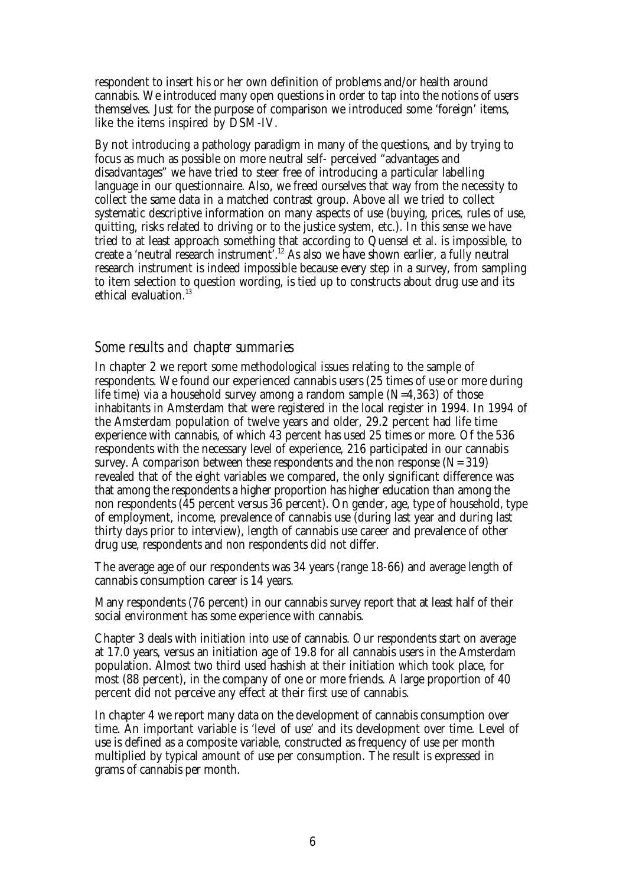respondent to insert his or her own definition of problems and/or health around cannabis. We introduced many open questions in order to tap into the notions of users themselves. Just for the purpose of comparison we introduced some 'foreign' items, like the items inspired by DSM-IV.

By not introducing a pathology paradigm in many of the questions, and by trying to focus as much as possible on more neutral self- perceived "advantages and disadvantages" we have tried to steer free of introducing a particular labelling language in our questionnaire. Also, we freed ourselves that way from the necessity to collect the same data in a matched contrast group. Above all we tried to collect systematic descriptive information on many aspects of use (buying, prices, rules of use, quitting, risks related to driving or to the justice system, etc.). In this sense we have tried to at least approach something that according to Quensel et al. is impossible, to create a 'neutral research instrument'.[12] As also we have shown earlier, a fully neutral research instrument is indeed impossible because every step in a survey, from sampling to item selection to question wording, is tied up to constructs about drug use and its ethical evaluation.[13]

## *Some results and chapter summaries*

In chapter 2 we report some methodological issues relating to the sample of respondents. We found our experienced cannabis users (25 times of use or more during life time) via a household survey among a random sample (N=4,363) of those inhabitants in Amsterdam that were registered in the local register in 1994. In 1994 of the Amsterdam population of twelve years and older, 29.2 percent had life time experience with cannabis, of which 43 percent has used 25 times or more. Of the 536 respondents with the necessary level of experience, 216 participated in our cannabis survey. A comparison between these respondents and the non response (N= 319) revealed that of the eight variables we compared, the only significant difference was that among the respondents a higher proportion has higher education than among the non respondents (45 percent versus 36 percent). On gender, age, type of household, type of employment, income, prevalence of cannabis use (during last year and during last thirty days prior to interview), length of cannabis use career and prevalence of other drug use, respondents and non respondents did not differ.

The average age of our respondents was 34 years (range 18-66) and average length of cannabis consumption career is 14 years.

Many respondents (76 percent) in our cannabis survey report that at least half of their social environment has some experience with cannabis.

Chapter 3 deals with initiation into use of cannabis. Our respondents start on average at 17.0 years, versus an initiation age of 19.8 for all cannabis users in the Amsterdam population. Almost two third used hashish at their initiation which took place, for most (88 percent), in the company of one or more friends. A large proportion of 40 percent did not perceive any effect at their first use of cannabis.

In chapter 4 we report many data on the development of cannabis consumption over time. An important variable is 'level of use' and its development over time. Level of use is defined as a composite variable, constructed as frequency of use per month multiplied by typical amount of use per consumption. The result is expressed in grams of cannabis per month.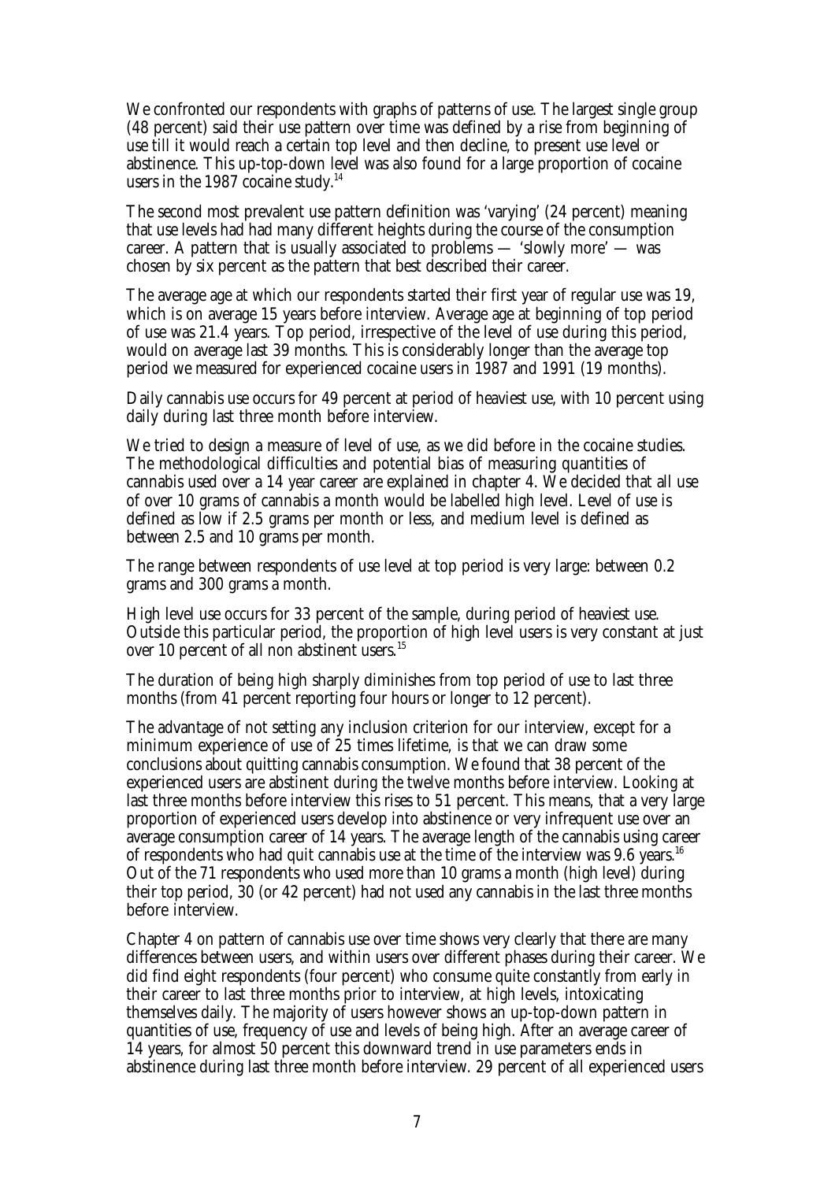We confronted our respondents with graphs of patterns of use. The largest single group (48 percent) said their use pattern over time was defined by a rise from beginning of use till it would reach a certain top level and then decline, to present use level or abstinence. This up-top-down level was also found for a large proportion of cocaine users in the 1987 cocaine study.[14]

The second most prevalent use pattern definition was 'varying' (24 percent) meaning that use levels had had many different heights during the course of the consumption career. A pattern that is usually associated to problems — 'slowly more' — was chosen by six percent as the pattern that best described their career.

The average age at which our respondents started their first year of regular use was 19, which is on average 15 years before interview. Average age at beginning of top period of use was 21.4 years. Top period, irrespective of the level of use during this period, would on average last 39 months. This is considerably longer than the average top period we measured for experienced cocaine users in 1987 and 1991 (19 months).

Daily cannabis use occurs for 49 percent at period of heaviest use, with 10 percent using daily during last three month before interview.

We tried to design a measure of level of use, as we did before in the cocaine studies. The methodological difficulties and potential bias of measuring quantities of cannabis used over a 14 year career are explained in chapter 4. We decided that all use of over 10 grams of cannabis a month would be labelled high level. Level of use is defined as low if 2.5 grams per month or less, and medium level is defined as between 2.5 and 10 grams per month.

The range between respondents of use level at top period is very large: between 0.2 grams and 300 grams a month.

High level use occurs for 33 percent of the sample, during period of heaviest use. Outside this particular period, the proportion of high level users is very constant at just over 10 percent of all non abstinent users.[15]

The duration of being high sharply diminishes from top period of use to last three months (from 41 percent reporting four hours or longer to 12 percent).

The advantage of not setting any inclusion criterion for our interview, except for a minimum experience of use of 25 times lifetime, is that we can draw some conclusions about quitting cannabis consumption. We found that 38 percent of the experienced users are abstinent during the twelve months before interview. Looking at last three months before interview this rises to 51 percent. This means, that a very large proportion of experienced users develop into abstinence or very infrequent use over an average consumption career of 14 years. The average length of the cannabis using career of respondents who had quit cannabis use at the time of the interview was 9.6 years.[16] Out of the 71 respondents who used more than 10 grams a month (high level) during their top period, 30 (or 42 percent) had not used any cannabis in the last three months before interview.

Chapter 4 on pattern of cannabis use over time shows very clearly that there are many differences between users, and within users over different phases during their career. We did find eight respondents (four percent) who consume quite constantly from early in their career to last three months prior to interview, at high levels, intoxicating themselves daily. The majority of users however shows an up-top-down pattern in quantities of use, frequency of use and levels of being high. After an average career of 14 years, for almost 50 percent this downward trend in use parameters ends in abstinence during last three month before interview. 29 percent of all experienced users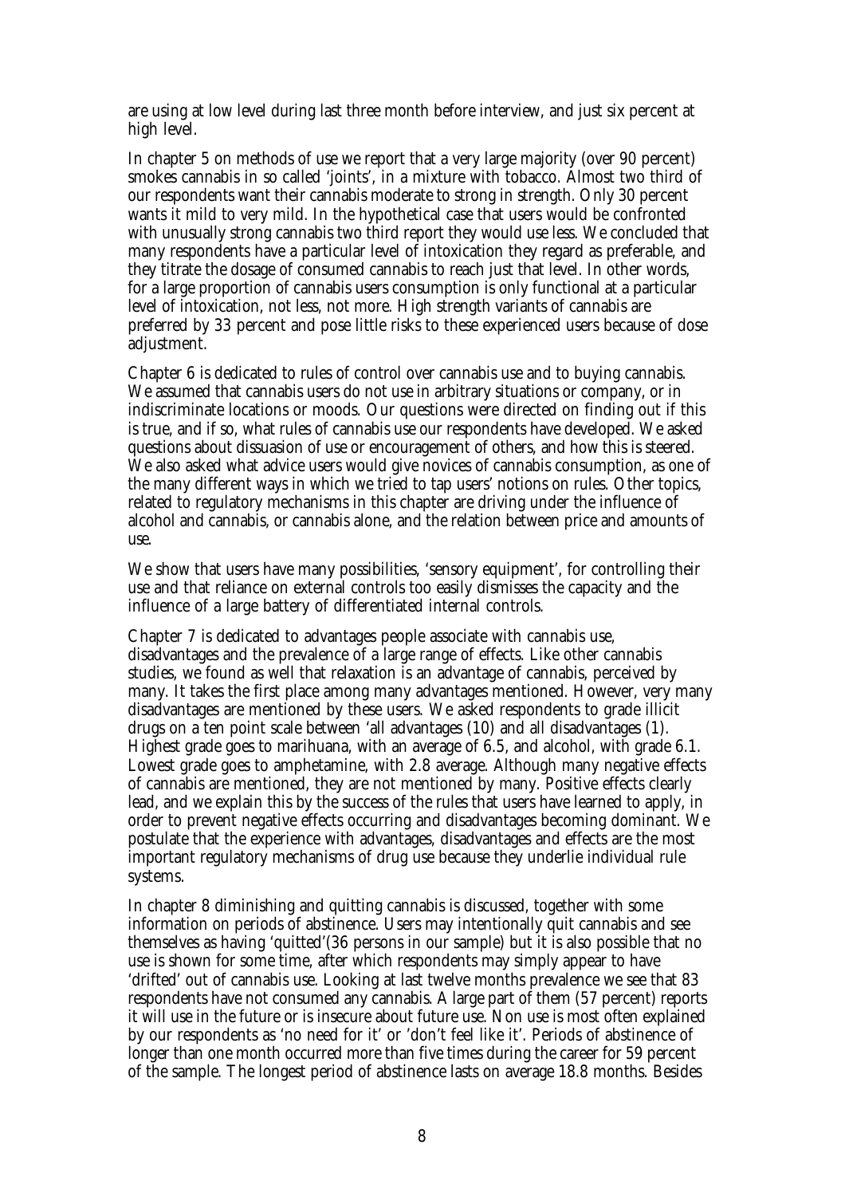are using at low level during last three month before interview, and just six percent at high level.

In chapter 5 on methods of use we report that a very large majority (over 90 percent) smokes cannabis in so called 'joints', in a mixture with tobacco. Almost two third of our respondents want their cannabis moderate to strong in strength. Only 30 percent wants it mild to very mild. In the hypothetical case that users would be confronted with unusually strong cannabis two third report they would use less. We concluded that many respondents have a particular level of intoxication they regard as preferable, and they titrate the dosage of consumed cannabis to reach just that level. In other words, for a large proportion of cannabis users consumption is only functional at a particular level of intoxication, not less, not more. High strength variants of cannabis are preferred by 33 percent and pose little risks to these experienced users because of dose adjustment.

Chapter 6 is dedicated to rules of control over cannabis use and to buying cannabis. We assumed that cannabis users do not use in arbitrary situations or company, or in indiscriminate locations or moods. Our questions were directed on finding out if this is true, and if so, what rules of cannabis use our respondents have developed. We asked questions about dissuasion of use or encouragement of others, and how this is steered. We also asked what advice users would give novices of cannabis consumption, as one of the many different ways in which we tried to tap users' notions on rules. Other topics, related to regulatory mechanisms in this chapter are driving under the influence of alcohol and cannabis, or cannabis alone, and the relation between price and amounts of use.

We show that users have many possibilities, 'sensory equipment', for controlling their use and that reliance on external controls too easily dismisses the capacity and the influence of a large battery of differentiated internal controls.

Chapter 7 is dedicated to advantages people associate with cannabis use, disadvantages and the prevalence of a large range of effects. Like other cannabis studies, we found as well that relaxation is an advantage of cannabis, perceived by many. It takes the first place among many advantages mentioned. However, very many disadvantages are mentioned by these users. We asked respondents to grade illicit drugs on a ten point scale between 'all advantages (10) and all disadvantages (1). Highest grade goes to marihuana, with an average of 6.5, and alcohol, with grade 6.1. Lowest grade goes to amphetamine, with 2.8 average. Although many negative effects of cannabis are mentioned, they are not mentioned by many. Positive effects clearly lead, and we explain this by the success of the rules that users have learned to apply, in order to prevent negative effects occurring and disadvantages becoming dominant. We postulate that the experience with advantages, disadvantages and effects are the most important regulatory mechanisms of drug use because they underlie individual rule systems.

In chapter 8 diminishing and quitting cannabis is discussed, together with some information on periods of abstinence. Users may intentionally quit cannabis and see themselves as having 'quitted'(36 persons in our sample) but it is also possible that no use is shown for some time, after which respondents may simply appear to have 'drifted' out of cannabis use. Looking at last twelve months prevalence we see that 83 respondents have not consumed any cannabis. A large part of them (57 percent) reports it will use in the future or is insecure about future use. Non use is most often explained by our respondents as 'no need for it' or 'don't feel like it'. Periods of abstinence of longer than one month occurred more than five times during the career for 59 percent of the sample. The longest period of abstinence lasts on average 18.8 months. Besides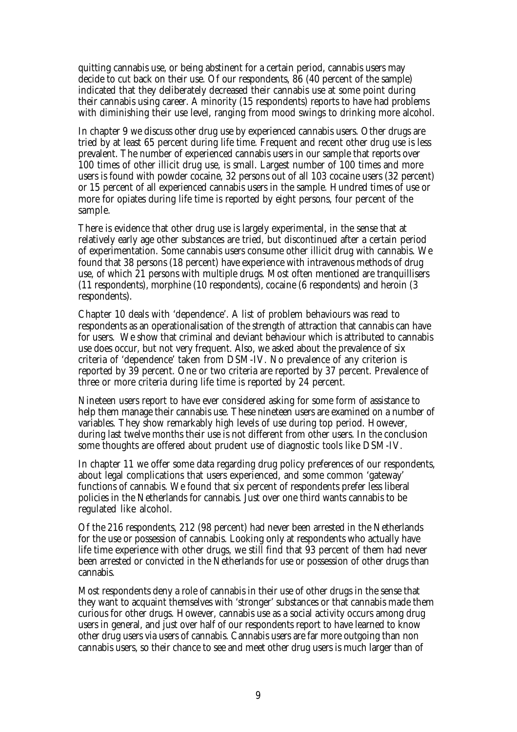quitting cannabis use, or being abstinent for a certain period, cannabis users may decide to cut back on their use. Of our respondents, 86 (40 percent of the sample) indicated that they deliberately decreased their cannabis use at some point during their cannabis using career. A minority (15 respondents) reports to have had problems with diminishing their use level, ranging from mood swings to drinking more alcohol.

In chapter 9 we discuss other drug use by experienced cannabis users. Other drugs are tried by at least 65 percent during life time. Frequent and recent other drug use is less prevalent. The number of experienced cannabis users in our sample that reports over 100 times of other illicit drug use, is small. Largest number of 100 times and more users is found with powder cocaine, 32 persons out of all 103 cocaine users (32 percent) or 15 percent of all experienced cannabis users in the sample. Hundred times of use or more for opiates during life time is reported by eight persons, four percent of the sample.

There is evidence that other drug use is largely experimental, in the sense that at relatively early age other substances are tried, but discontinued after a certain period of experimentation. Some cannabis users consume other illicit drug with cannabis. We found that 38 persons (18 percent) have experience with intravenous methods of drug use, of which 21 persons with multiple drugs. Most often mentioned are tranquillisers (11 respondents), morphine (10 respondents), cocaine (6 respondents) and heroin (3 respondents).

Chapter 10 deals with 'dependence'. A list of problem behaviours was read to respondents as an operationalisation of the strength of attraction that cannabis can have for users. We show that criminal and deviant behaviour which is attributed to cannabis use does occur, but not very frequent. Also, we asked about the prevalence of six criteria of 'dependence' taken from DSM-IV. No prevalence of any criterion is reported by 39 percent. One or two criteria are reported by 37 percent. Prevalence of three or more criteria during life time is reported by 24 percent.

Nineteen users report to have ever considered asking for some form of assistance to help them manage their cannabis use. These nineteen users are examined on a number of variables. They show remarkably high levels of use during top period. However, during last twelve months their use is not different from other users. In the conclusion some thoughts are offered about prudent use of diagnostic tools like DSM-IV.

In chapter 11 we offer some data regarding drug policy preferences of our respondents, about legal complications that users experienced, and some common 'gateway' functions of cannabis. We found that six percent of respondents prefer less liberal policies in the Netherlands for cannabis. Just over one third wants cannabis to be regulated like alcohol.

Of the 216 respondents, 212 (98 percent) had never been arrested in the Netherlands for the use or possession of cannabis. Looking only at respondents who actually have life time experience with other drugs, we still find that 93 percent of them had never been arrested or convicted in the Netherlands for use or possession of other drugs than cannabis.

Most respondents deny a role of cannabis in their use of other drugs in the sense that they want to acquaint themselves with 'stronger' substances or that cannabis made them curious for other drugs. However, cannabis use as a social activity occurs among drug users in general, and just over half of our respondents report to have learned to know other drug users via users of cannabis. Cannabis users are far more outgoing than non cannabis users, so their chance to see and meet other drug users is much larger than of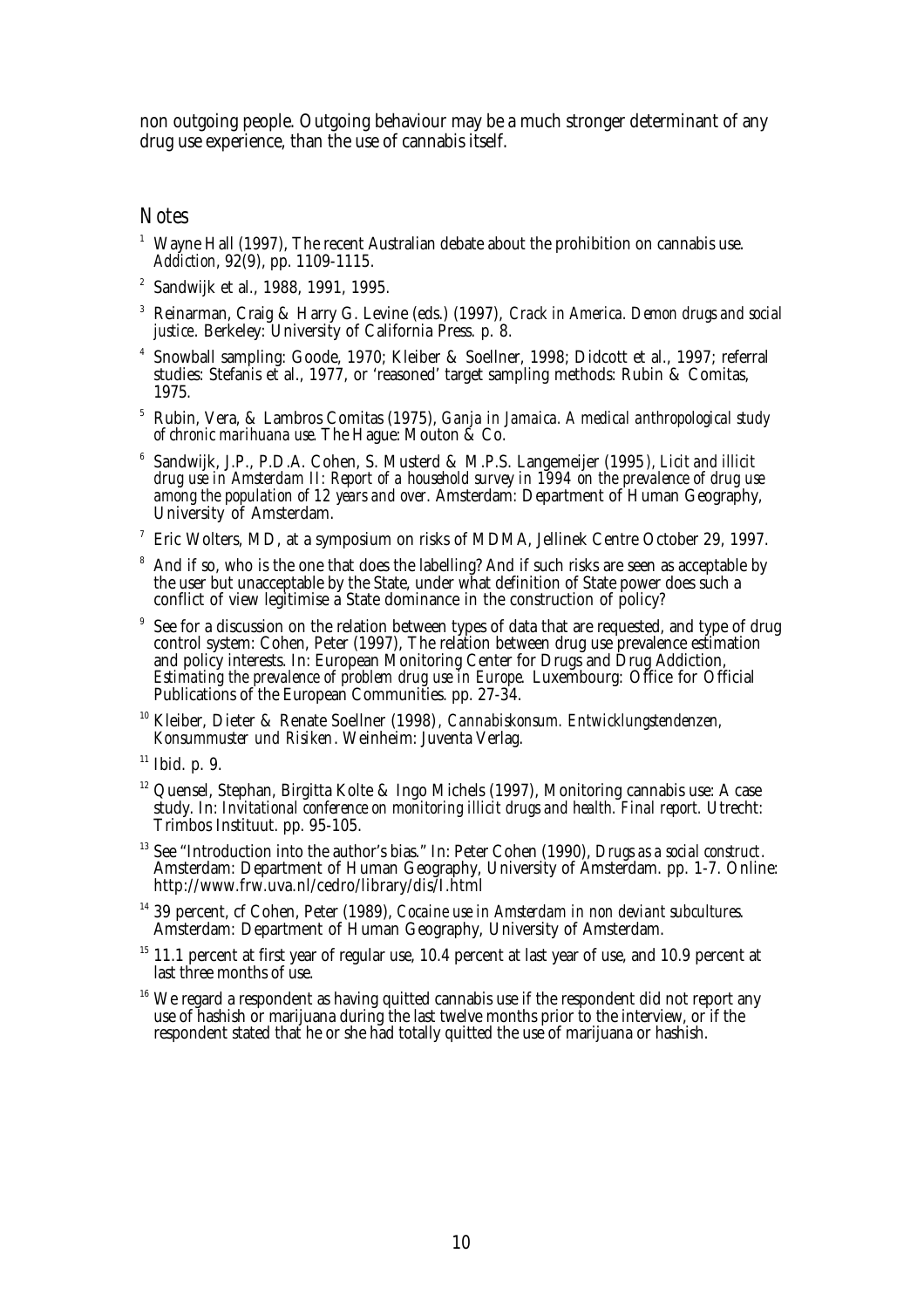non outgoing people. Outgoing behaviour may be a much stronger determinant of any drug use experience, than the use of cannabis itself.

## Notes

[1] Wayne Hall (1997), The recent Australian debate about the prohibition on cannabis use. *Addiction*, 92(9), pp. 1109-1115.

[2] Sandwijk et al., 1988, 1991, 1995.

[3] Reinarman, Craig & Harry G. Levine (eds.) (1997), *Crack in America. Demon drugs and social justice*. Berkeley: University of California Press. p. 8.

[4] Snowball sampling: Goode, 1970; Kleiber & Soellner, 1998; Didcott et al., 1997; referral studies: Stefanis et al., 1977, or 'reasoned' target sampling methods: Rubin & Comitas, 1975.

[5] Rubin, Vera, & Lambros Comitas (1975), *Ganja in Jamaica. A medical anthropological study of chronic marihuana use.* The Hague: Mouton & Co.

[6] Sandwijk, J.P., P.D.A. Cohen, S. Musterd & M.P.S. Langemeijer (1995), *Licit and illicit drug use in Amsterdam II: Report of a household survey in 1994 on the prevalence of drug use among the population of 12 years and over.* Amsterdam: Department of Human Geography, University of Amsterdam.

[7] Eric Wolters, MD, at a symposium on risks of MDMA, Jellinek Centre October 29, 1997.

[8] And if so, who is the one that does the labelling? And if such risks are seen as acceptable by the user but unacceptable by the State, under what definition of State power does such a conflict of view legitimise a State dominance in the construction of policy?

[9] See for a discussion on the relation between types of data that are requested, and type of drug control system: Cohen, Peter (1997), The relation between drug use prevalence estimation and policy interests. In: European Monitoring Center for Drugs and Drug Addiction, *Estimating the prevalence of problem drug use in Europe.* Luxembourg: Office for Official Publications of the European Communities. pp. 27-34.

[10] Kleiber, Dieter & Renate Soellner (1998), *Cannabiskonsum. Entwicklungstendenzen, Konsummuster und Risiken*. Weinheim: Juventa Verlag.

[11] Ibid. p. 9.

[12] Quensel, Stephan, Birgitta Kolte & Ingo Michels (1997), Monitoring cannabis use: A case study. In: *Invitational conference on monitoring illicit drugs and health. Final report.* Utrecht: Trimbos Instituut. pp. 95-105.

[13] See "Introduction into the author's bias." In: Peter Cohen (1990), *Drugs as a social construct*. Amsterdam: Department of Human Geography, University of Amsterdam. pp. 1-7. Online: http://www.frw.uva.nl/cedro/library/dis/I.html

[14] 39 percent, cf Cohen, Peter (1989), *Cocaine use in Amsterdam in non deviant subcultures.* Amsterdam: Department of Human Geography, University of Amsterdam.

[15] 11.1 percent at first year of regular use, 10.4 percent at last year of use, and 10.9 percent at last three months of use.

[16] We regard a respondent as having quitted cannabis use if the respondent did not report any use of hashish or marijuana during the last twelve months prior to the interview, or if the respondent stated that he or she had totally quitted the use of marijuana or hashish.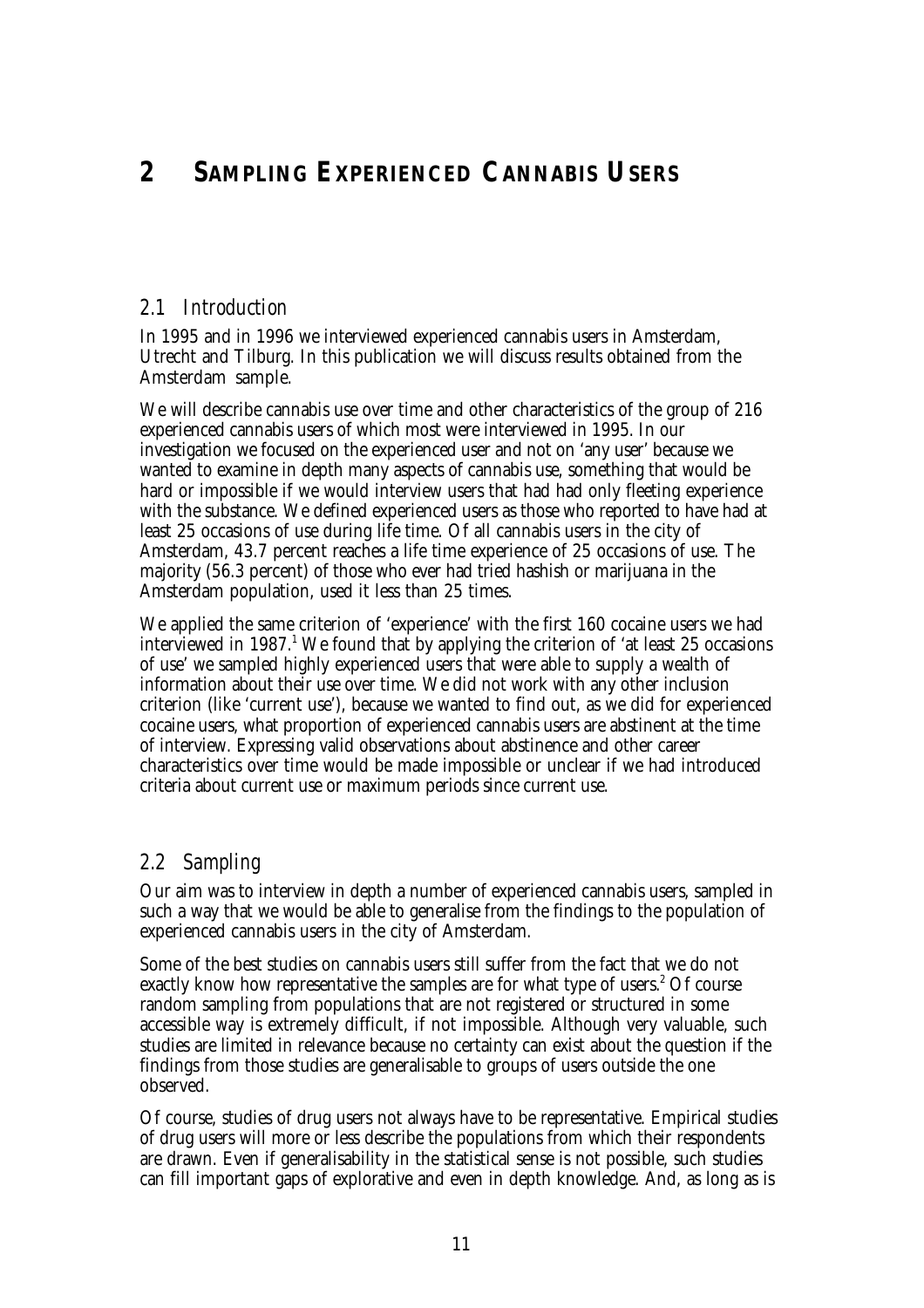# 2 Sampling Experienced Cannabis Users

## 2.1 Introduction

In 1995 and in 1996 we interviewed experienced cannabis users in Amsterdam, Utrecht and Tilburg. In this publication we will discuss results obtained from the Amsterdam sample.

We will describe cannabis use over time and other characteristics of the group of 216 experienced cannabis users of which most were interviewed in 1995. In our investigation we focused on the experienced user and not on 'any user' because we wanted to examine in depth many aspects of cannabis use, something that would be hard or impossible if we would interview users that had had only fleeting experience with the substance. We defined experienced users as those who reported to have had at least 25 occasions of use during life time. Of all cannabis users in the city of Amsterdam, 43.7 percent reaches a life time experience of 25 occasions of use. The majority (56.3 percent) of those who ever had tried hashish or marijuana in the Amsterdam population, used it less than 25 times.

We applied the same criterion of 'experience' with the first 160 cocaine users we had interviewed in 1987.[1] We found that by applying the criterion of 'at least 25 occasions of use' we sampled highly experienced users that were able to supply a wealth of information about their use over time. We did not work with any other inclusion criterion (like 'current use'), because we wanted to find out, as we did for experienced cocaine users, what proportion of experienced cannabis users are abstinent at the time of interview. Expressing valid observations about abstinence and other career characteristics over time would be made impossible or unclear if we had introduced criteria about current use or maximum periods since current use.

## 2.2 Sampling

Our aim was to interview in depth a number of experienced cannabis users, sampled in such a way that we would be able to generalise from the findings to the population of experienced cannabis users in the city of Amsterdam.

Some of the best studies on cannabis users still suffer from the fact that we do not exactly know how representative the samples are for what type of users.[2] Of course random sampling from populations that are not registered or structured in some accessible way is extremely difficult, if not impossible. Although very valuable, such studies are limited in relevance because no certainty can exist about the question if the findings from those studies are generalisable to groups of users outside the one observed.

Of course, studies of drug users not always have to be representative. Empirical studies of drug users will more or less describe the populations from which their respondents are drawn. Even if generalisability in the statistical sense is not possible, such studies can fill important gaps of explorative and even in depth knowledge. And, as long as is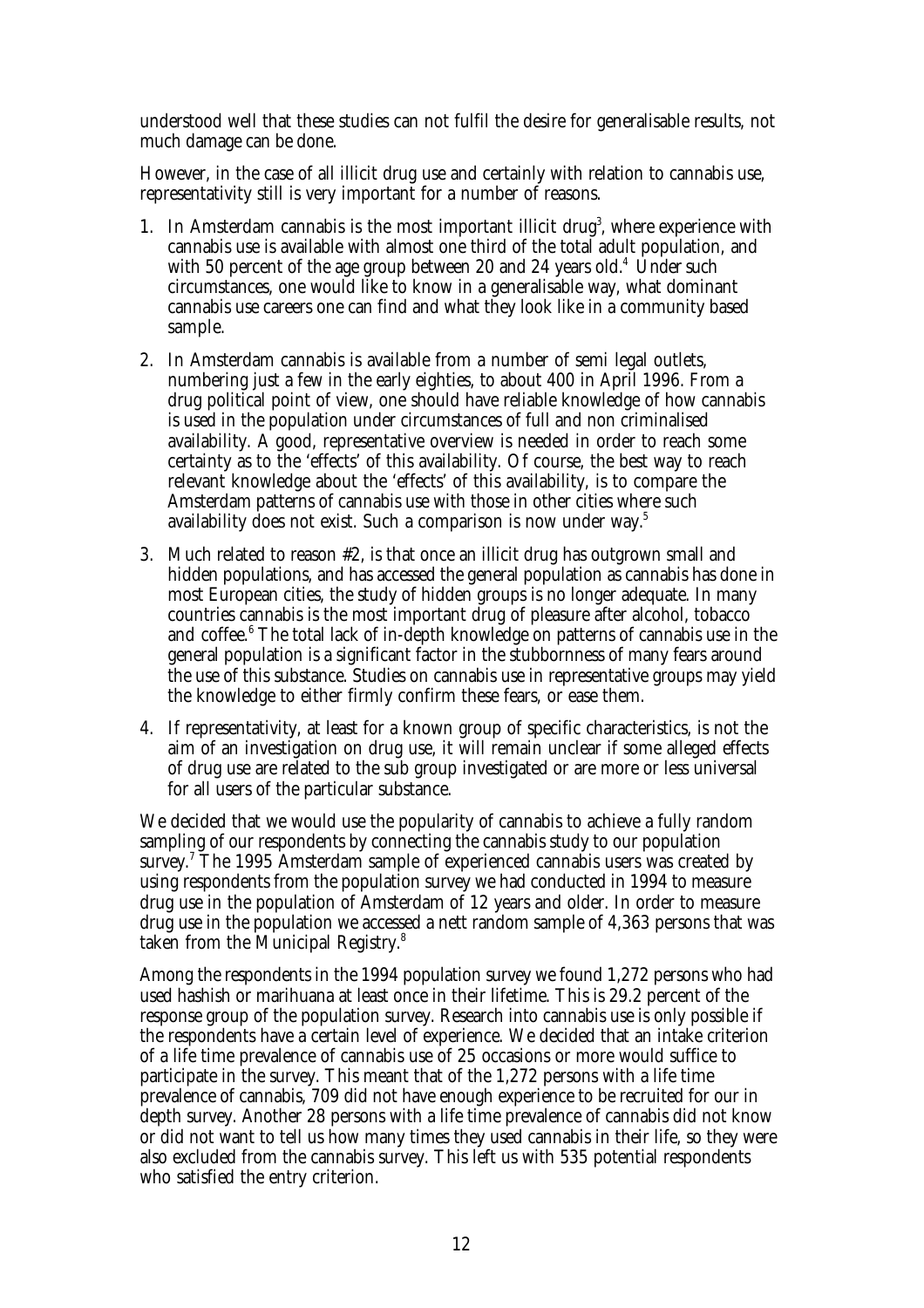understood well that these studies can not fulfil the desire for generalisable results, not much damage can be done.

However, in the case of all illicit drug use and certainly with relation to cannabis use, representativity still is very important for a number of reasons.

1. In Amsterdam cannabis is the most important illicit drug[3], where experience with cannabis use is available with almost one third of the total adult population, and with 50 percent of the age group between 20 and 24 years old.[4] Under such circumstances, one would like to know in a generalisable way, what dominant cannabis use careers one can find and what they look like in a community based sample.
2. In Amsterdam cannabis is available from a number of semi legal outlets, numbering just a few in the early eighties, to about 400 in April 1996. From a drug political point of view, one should have reliable knowledge of how cannabis is used in the population under circumstances of full and non criminalised availability. A good, representative overview is needed in order to reach some certainty as to the 'effects' of this availability. Of course, the best way to reach relevant knowledge about the 'effects' of this availability, is to compare the Amsterdam patterns of cannabis use with those in other cities where such availability does not exist. Such a comparison is now under way.[5]
3. Much related to reason #2, is that once an illicit drug has outgrown small and hidden populations, and has accessed the general population as cannabis has done in most European cities, the study of hidden groups is no longer adequate. In many countries cannabis is the most important drug of pleasure after alcohol, tobacco and coffee.[6] The total lack of in-depth knowledge on patterns of cannabis use in the general population is a significant factor in the stubbornness of many fears around the use of this substance. Studies on cannabis use in representative groups may yield the knowledge to either firmly confirm these fears, or ease them.
4. If representativity, at least for a known group of specific characteristics, is not the aim of an investigation on drug use, it will remain unclear if some alleged effects of drug use are related to the sub group investigated or are more or less universal for all users of the particular substance.

We decided that we would use the popularity of cannabis to achieve a fully random sampling of our respondents by connecting the cannabis study to our population survey.[7] The 1995 Amsterdam sample of experienced cannabis users was created by using respondents from the population survey we had conducted in 1994 to measure drug use in the population of Amsterdam of 12 years and older. In order to measure drug use in the population we accessed a nett random sample of 4,363 persons that was taken from the Municipal Registry.[8]

Among the respondents in the 1994 population survey we found 1,272 persons who had used hashish or marihuana at least once in their lifetime. This is 29.2 percent of the response group of the population survey. Research into cannabis use is only possible if the respondents have a certain level of experience. We decided that an intake criterion of a life time prevalence of cannabis use of 25 occasions or more would suffice to participate in the survey. This meant that of the 1,272 persons with a life time prevalence of cannabis, 709 did not have enough experience to be recruited for our in depth survey. Another 28 persons with a life time prevalence of cannabis did not know or did not want to tell us how many times they used cannabis in their life, so they were also excluded from the cannabis survey. This left us with 535 potential respondents who satisfied the entry criterion.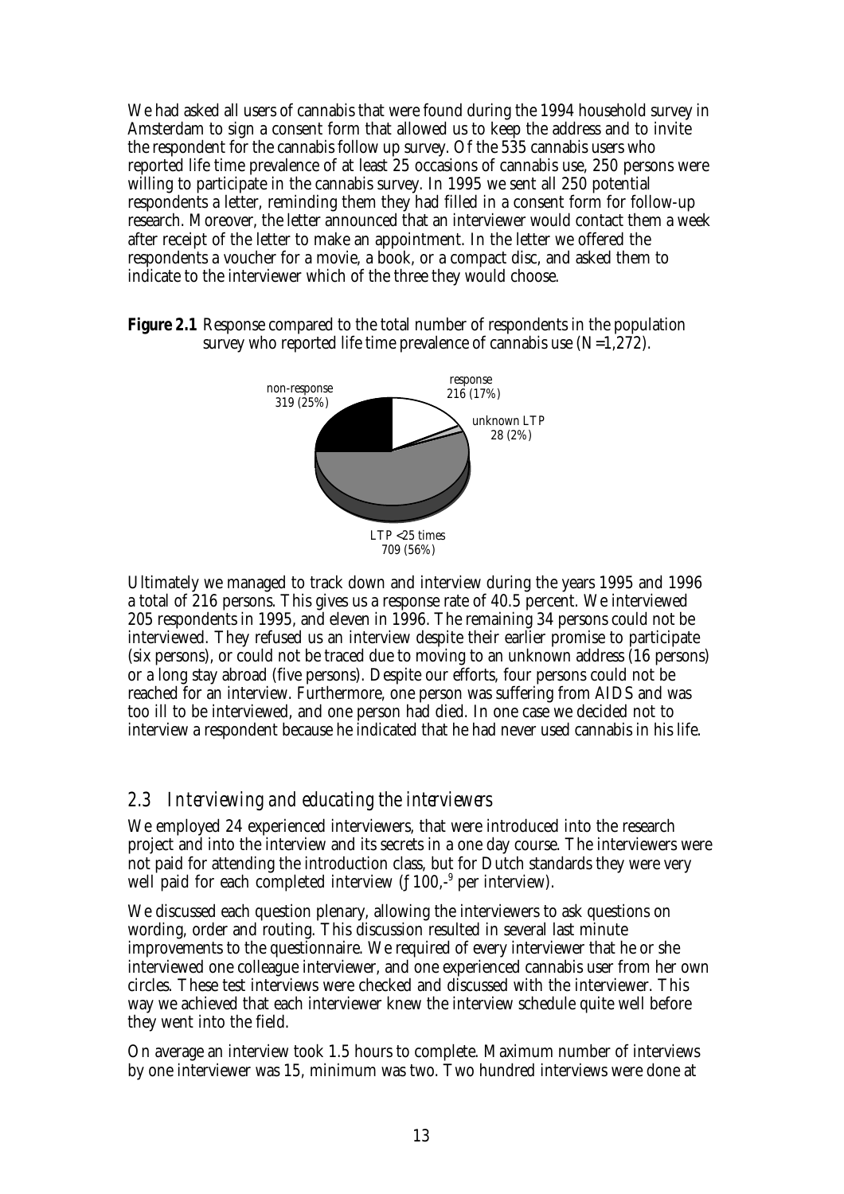We had asked all users of cannabis that were found during the 1994 household survey in Amsterdam to sign a consent form that allowed us to keep the address and to invite the respondent for the cannabis follow up survey. Of the 535 cannabis users who reported life time prevalence of at least 25 occasions of cannabis use, 250 persons were willing to participate in the cannabis survey. In 1995 we sent all 250 potential respondents a letter, reminding them they had filled in a consent form for follow-up research. Moreover, the letter announced that an interviewer would contact them a week after receipt of the letter to make an appointment. In the letter we offered the respondents a voucher for a movie, a book, or a compact disc, and asked them to indicate to the interviewer which of the three they would choose.

**Figure 2.1** Response compared to the total number of respondents in the population survey who reported life time prevalence of cannabis use (N=1,272).

non-response 319 (25%)
response 216 (17%)
unknown LTP 28 (2%)
LTP <25 times 709 (56%)

Ultimately we managed to track down and interview during the years 1995 and 1996 a total of 216 persons. This gives us a response rate of 40.5 percent. We interviewed 205 respondents in 1995, and eleven in 1996. The remaining 34 persons could not be interviewed. They refused us an interview despite their earlier promise to participate (six persons), or could not be traced due to moving to an unknown address (16 persons) or a long stay abroad (five persons). Despite our efforts, four persons could not be reached for an interview. Furthermore, one person was suffering from AIDS and was too ill to be interviewed, and one person had died. In one case we decided not to interview a respondent because he indicated that he had never used cannabis in his life.

## *2.3 Interviewing and educating the interviewers*

We employed 24 experienced interviewers, that were introduced into the research project and into the interview and its secrets in a one day course. The interviewers were not paid for attending the introduction class, but for Dutch standards they were very well paid for each completed interview (ƒ100,-[9] per interview).

We discussed each question plenary, allowing the interviewers to ask questions on wording, order and routing. This discussion resulted in several last minute improvements to the questionnaire. We required of every interviewer that he or she interviewed one colleague interviewer, and one experienced cannabis user from her own circles. These test interviews were checked and discussed with the interviewer. This way we achieved that each interviewer knew the interview schedule quite well before they went into the field.

On average an interview took 1.5 hours to complete. Maximum number of interviews by one interviewer was 15, minimum was two. Two hundred interviews were done at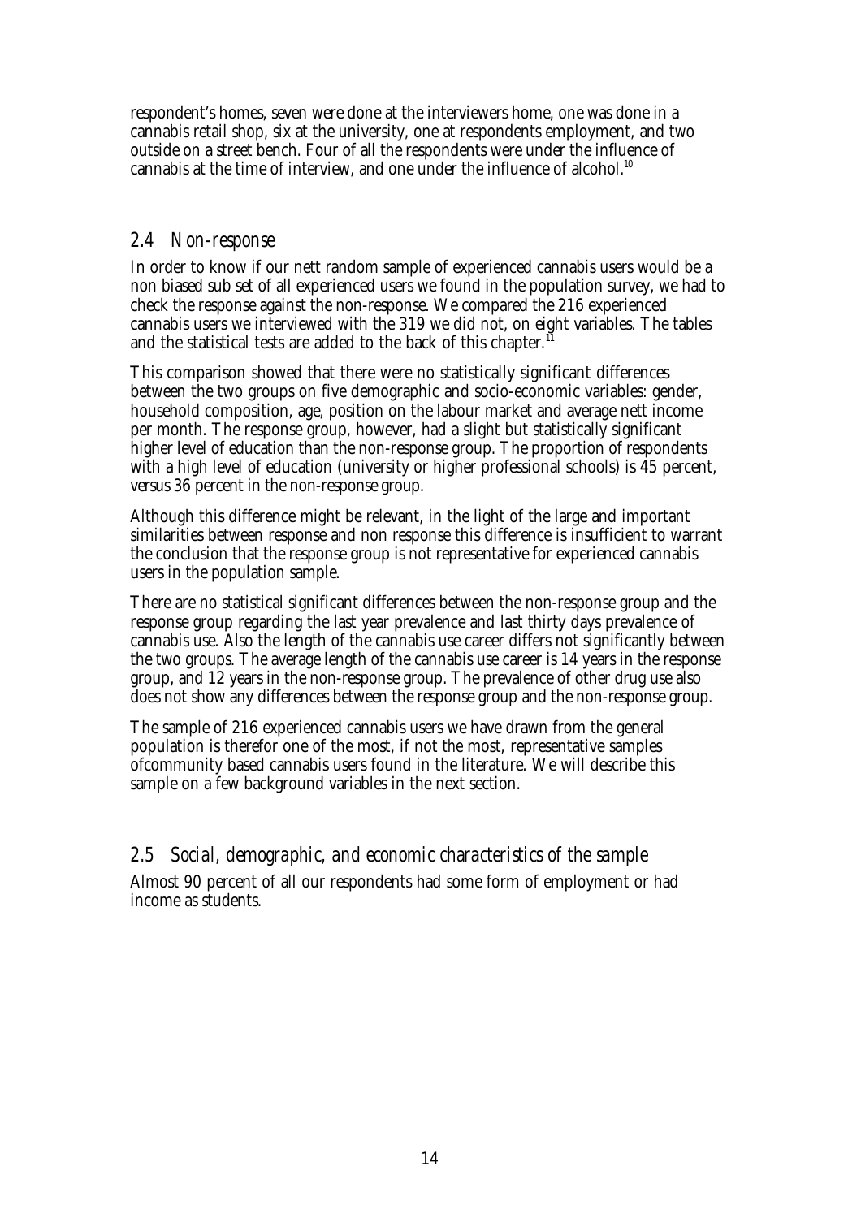respondent's homes, seven were done at the interviewers home, one was done in a cannabis retail shop, six at the university, one at respondents employment, and two outside on a street bench. Four of all the respondents were under the influence of cannabis at the time of interview, and one under the influence of alcohol.[10]

## 2.4 Non-response

In order to know if our nett random sample of experienced cannabis users would be a non biased sub set of all experienced users we found in the population survey, we had to check the response against the non-response. We compared the 216 experienced cannabis users we interviewed with the 319 we did not, on eight variables. The tables and the statistical tests are added to the back of this chapter.[11]

This comparison showed that there were no statistically significant differences between the two groups on five demographic and socio-economic variables: gender, household composition, age, position on the labour market and average nett income per month. The response group, however, had a slight but statistically significant higher level of education than the non-response group. The proportion of respondents with a high level of education (university or higher professional schools) is 45 percent, versus 36 percent in the non-response group.

Although this difference might be relevant, in the light of the large and important similarities between response and non response this difference is insufficient to warrant the conclusion that the response group is not representative for experienced cannabis users in the population sample.

There are no statistical significant differences between the non-response group and the response group regarding the last year prevalence and last thirty days prevalence of cannabis use. Also the length of the cannabis use career differs not significantly between the two groups. The average length of the cannabis use career is 14 years in the response group, and 12 years in the non-response group. The prevalence of other drug use also does not show any differences between the response group and the non-response group.

The sample of 216 experienced cannabis users we have drawn from the general population is therefor one of the most, if not the most, representative samples ofcommunity based cannabis users found in the literature. We will describe this sample on a few background variables in the next section.

## 2.5 Social, demographic, and economic characteristics of the sample

Almost 90 percent of all our respondents had some form of employment or had income as students.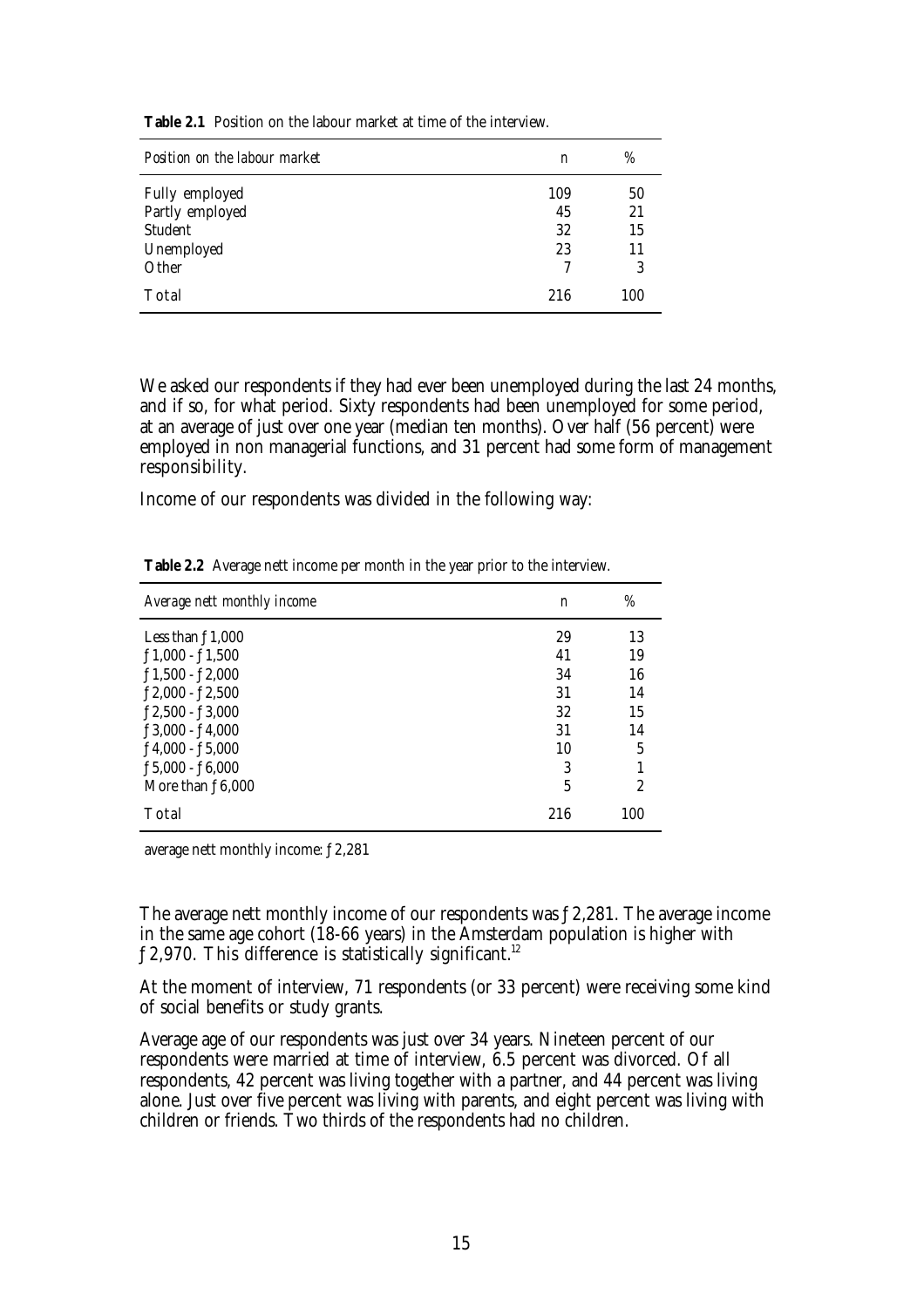**Table 2.1** Position on the labour market at time of the interview.

| *Position on the labour market* | n | % |
|---|---|---|
| Fully employed | 109 | 50 |
| Partly employed | 45 | 21 |
| Student | 32 | 15 |
| Unemployed | 23 | 11 |
| Other | 7 | 3 |
| Total | 216 | 100 |

We asked our respondents if they had ever been unemployed during the last 24 months, and if so, for what period. Sixty respondents had been unemployed for some period, at an average of just over one year (median ten months). Over half (56 percent) were employed in non managerial functions, and 31 percent had some form of management responsibility.

Income of our respondents was divided in the following way:

**Table 2.2** Average nett income per month in the year prior to the interview.

| *Average nett monthly income* | n | % |
|---|---|---|
| Less than ƒ1,000 | 29 | 13 |
| ƒ1,000 - ƒ1,500 | 41 | 19 |
| ƒ1,500 - ƒ2,000 | 34 | 16 |
| ƒ2,000 - ƒ2,500 | 31 | 14 |
| ƒ2,500 - ƒ3,000 | 32 | 15 |
| ƒ3,000 - ƒ4,000 | 31 | 14 |
| ƒ4,000 - ƒ5,000 | 10 | 5 |
| ƒ5,000 - ƒ6,000 | 3 | 1 |
| More than ƒ6,000 | 5 | 2 |
| Total | 216 | 100 |

average nett monthly income: ƒ2,281

The average nett monthly income of our respondents was ƒ2,281. The average income in the same age cohort (18-66 years) in the Amsterdam population is higher with ƒ2,970. This difference is statistically significant.[12]

At the moment of interview, 71 respondents (or 33 percent) were receiving some kind of social benefits or study grants.

Average age of our respondents was just over 34 years. Nineteen percent of our respondents were married at time of interview, 6.5 percent was divorced. Of all respondents, 42 percent was living together with a partner, and 44 percent was living alone. Just over five percent was living with parents, and eight percent was living with children or friends. Two thirds of the respondents had no children.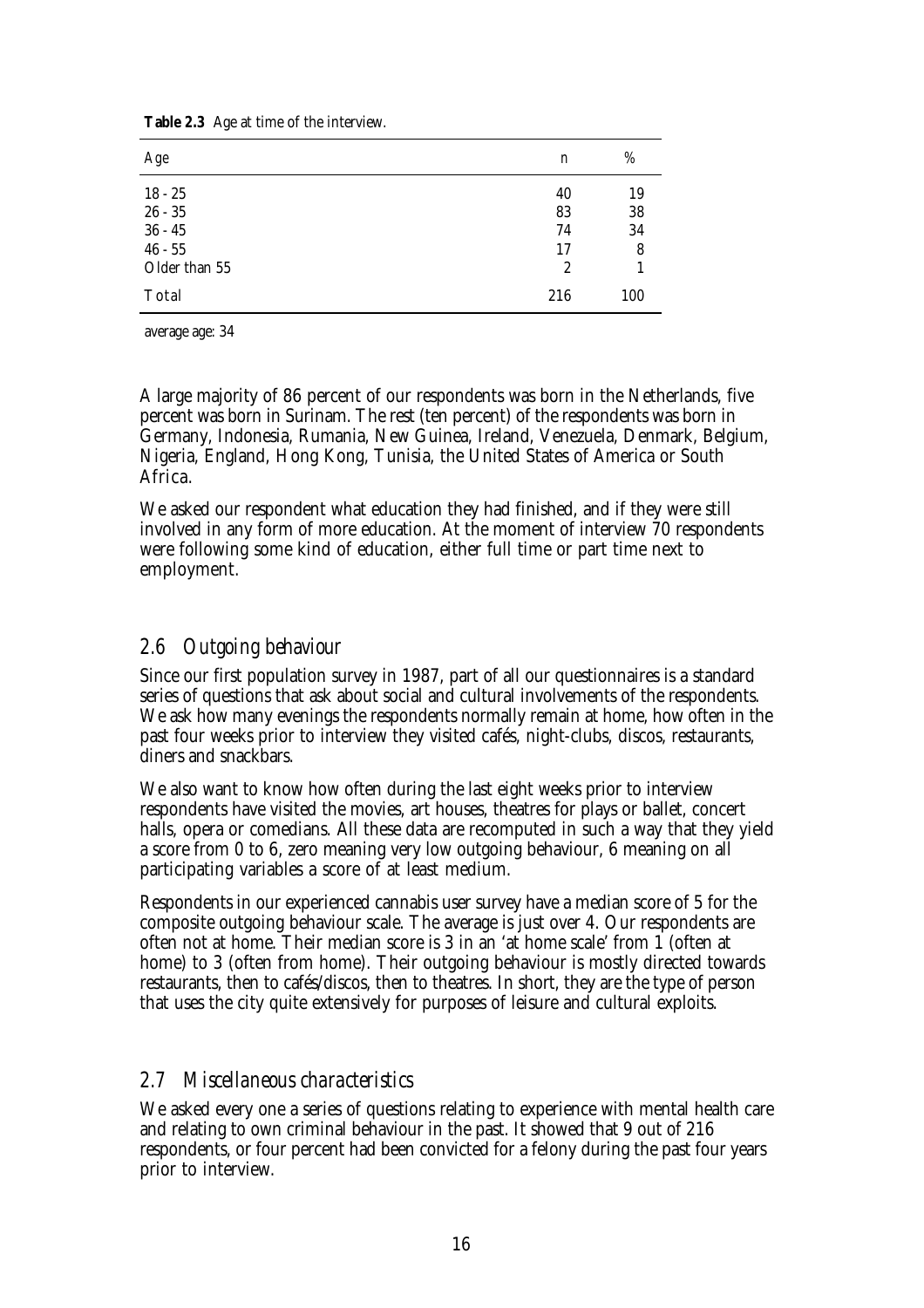**Table 2.3** Age at time of the interview.

| Age | n | % |
|---|---|---|
| 18 - 25 | 40 | 19 |
| 26 - 35 | 83 | 38 |
| 36 - 45 | 74 | 34 |
| 46 - 55 | 17 | 8 |
| Older than 55 | 2 | 1 |
| Total | 216 | 100 |

average age: 34

A large majority of 86 percent of our respondents was born in the Netherlands, five percent was born in Surinam. The rest (ten percent) of the respondents was born in Germany, Indonesia, Rumania, New Guinea, Ireland, Venezuela, Denmark, Belgium, Nigeria, England, Hong Kong, Tunisia, the United States of America or South Africa.

We asked our respondent what education they had finished, and if they were still involved in any form of more education. At the moment of interview 70 respondents were following some kind of education, either full time or part time next to employment.

## *2.6 Outgoing behaviour*

Since our first population survey in 1987, part of all our questionnaires is a standard series of questions that ask about social and cultural involvements of the respondents. We ask how many evenings the respondents normally remain at home, how often in the past four weeks prior to interview they visited cafés, night-clubs, discos, restaurants, diners and snackbars.

We also want to know how often during the last eight weeks prior to interview respondents have visited the movies, art houses, theatres for plays or ballet, concert halls, opera or comedians. All these data are recomputed in such a way that they yield a score from 0 to 6, zero meaning very low outgoing behaviour, 6 meaning on all participating variables a score of at least medium.

Respondents in our experienced cannabis user survey have a median score of 5 for the composite outgoing behaviour scale. The average is just over 4. Our respondents are often not at home. Their median score is 3 in an 'at home scale' from 1 (often at home) to 3 (often from home). Their outgoing behaviour is mostly directed towards restaurants, then to cafés/discos, then to theatres. In short, they are the type of person that uses the city quite extensively for purposes of leisure and cultural exploits.

## *2.7 Miscellaneous characteristics*

We asked every one a series of questions relating to experience with mental health care and relating to own criminal behaviour in the past. It showed that 9 out of 216 respondents, or four percent had been convicted for a felony during the past four years prior to interview.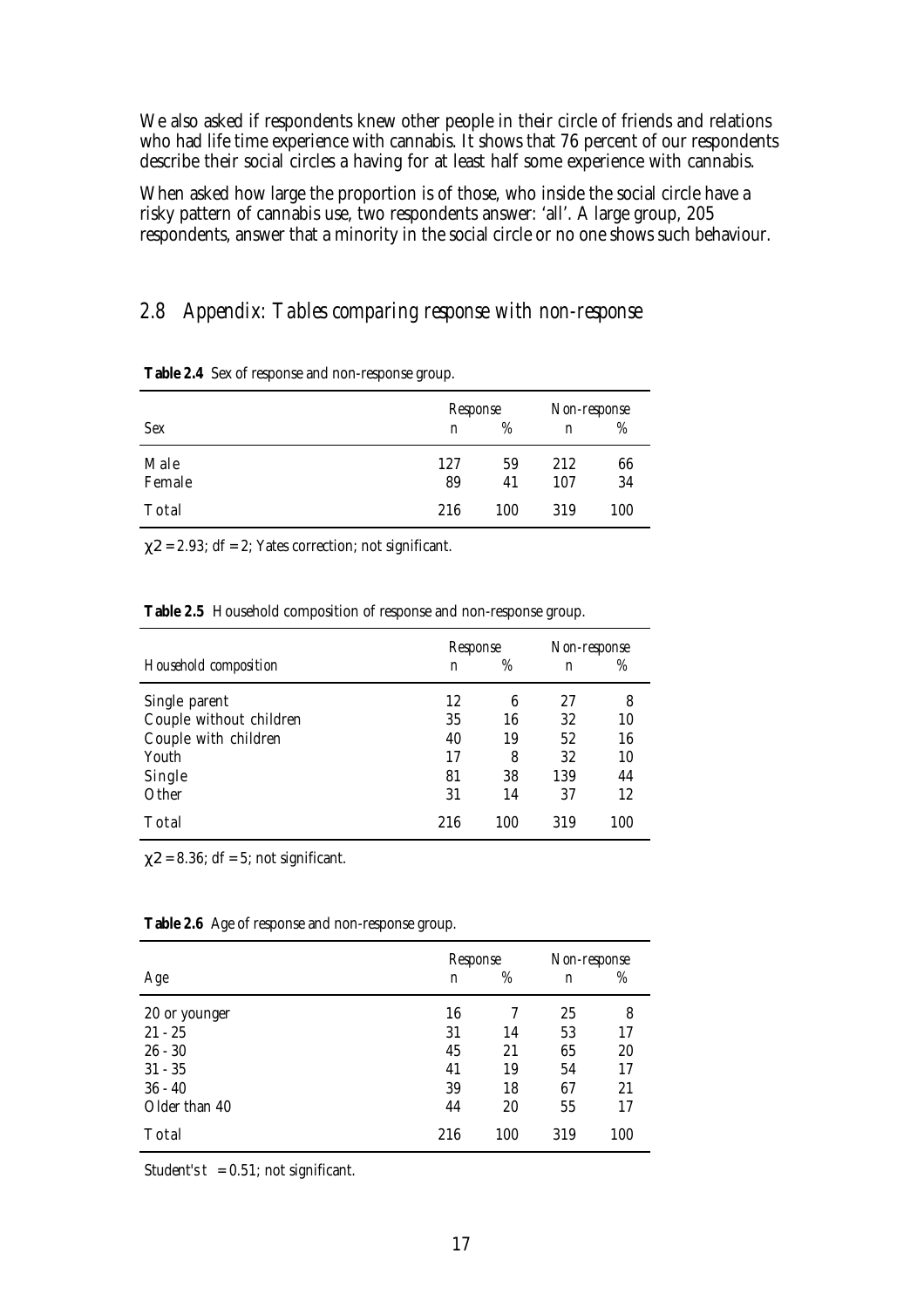We also asked if respondents knew other people in their circle of friends and relations who had life time experience with cannabis. It shows that 76 percent of our respondents describe their social circles a having for at least half some experience with cannabis.

When asked how large the proportion is of those, who inside the social circle have a risky pattern of cannabis use, two respondents answer: 'all'. A large group, 205 respondents, answer that a minority in the social circle or no one shows such behaviour.

## 2.8 *Appendix: Tables comparing response with non-response*

**Table 2.4** Sex of response and non-response group.

| *Sex* | *Response* | | *Non-response* | |
|---|---|---|---|---|
| | *n* | *%* | *n* | *%* |
| Male | 127 | 59 | 212 | 66 |
| Female | 89 | 41 | 107 | 34 |
| Total | 216 | 100 | 319 | 100 |

$\chi 2 = 2.93$; df = 2; Yates correction; not significant.

**Table 2.5** Household composition of response and non-response group.

| *Household composition* | *Response* | | *Non-response* | |
|---|---|---|---|---|
| | *n* | *%* | *n* | *%* |
| Single parent | 12 | 6 | 27 | 8 |
| Couple without children | 35 | 16 | 32 | 10 |
| Couple with children | 40 | 19 | 52 | 16 |
| Youth | 17 | 8 | 32 | 10 |
| Single | 81 | 38 | 139 | 44 |
| Other | 31 | 14 | 37 | 12 |
| Total | 216 | 100 | 319 | 100 |

$\chi 2 = 8.36$; df = 5; not significant.

**Table 2.6** Age of response and non-response group.

| *Age* | *Response* | | *Non-response* | |
|---|---|---|---|---|
| | *n* | *%* | *n* | *%* |
| 20 or younger | 16 | 7 | 25 | 8 |
| 21 - 25 | 31 | 14 | 53 | 17 |
| 26 - 30 | 45 | 21 | 65 | 20 |
| 31 - 35 | 41 | 19 | 54 | 17 |
| 36 - 40 | 39 | 18 | 67 | 21 |
| Older than 40 | 44 | 20 | 55 | 17 |
| Total | 216 | 100 | 319 | 100 |

Student's $t = 0.51$; not significant.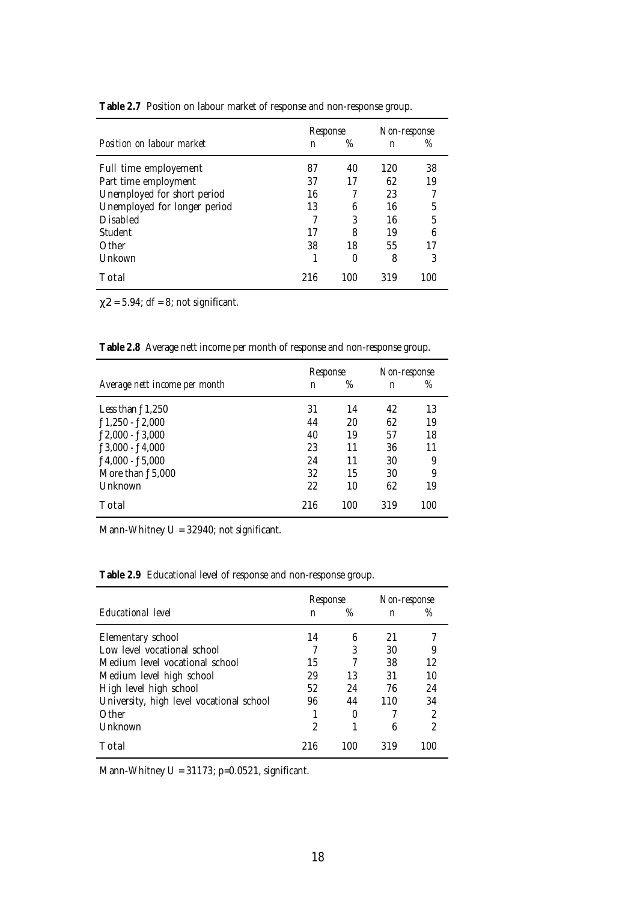**Table 2.7** Position on labour market of response and non-response group.

| *Position on labour market* | *Response* | | *Non-response* | |
|---|---|---|---|---|
| | *n* | *%* | *n* | *%* |
| Full time employement | 87 | 40 | 120 | 38 |
| Part time employment | 37 | 17 | 62 | 19 |
| Unemployed for short period | 16 | 7 | 23 | 7 |
| Unemployed for longer period | 13 | 6 | 16 | 5 |
| Disabled | 7 | 3 | 16 | 5 |
| Student | 17 | 8 | 19 | 6 |
| Other | 38 | 18 | 55 | 17 |
| Unkown | 1 | 0 | 8 | 3 |
| Total | 216 | 100 | 319 | 100 |

$\chi 2 = 5.94$; df = 8; not significant.

**Table 2.8** Average nett income per month of response and non-response group.

| *Average nett income per month* | *Response* | | *Non-response* | |
|---|---|---|---|---|
| | *n* | *%* | *n* | *%* |
| Less than ƒ1,250 | 31 | 14 | 42 | 13 |
| ƒ1,250 - ƒ2,000 | 44 | 20 | 62 | 19 |
| ƒ2,000 - ƒ3,000 | 40 | 19 | 57 | 18 |
| ƒ3,000 - ƒ4,000 | 23 | 11 | 36 | 11 |
| ƒ4,000 - ƒ5,000 | 24 | 11 | 30 | 9 |
| More than ƒ5,000 | 32 | 15 | 30 | 9 |
| Unknown | 22 | 10 | 62 | 19 |
| Total | 216 | 100 | 319 | 100 |

Mann-Whitney U = 32940; not significant.

**Table 2.9** Educational level of response and non-response group.

| *Educational level* | *Response* | | *Non-response* | |
|---|---|---|---|---|
| | *n* | *%* | *n* | *%* |
| Elementary school | 14 | 6 | 21 | 7 |
| Low level vocational school | 7 | 3 | 30 | 9 |
| Medium level vocational school | 15 | 7 | 38 | 12 |
| Medium level high school | 29 | 13 | 31 | 10 |
| High level high school | 52 | 24 | 76 | 24 |
| University, high level vocational school | 96 | 44 | 110 | 34 |
| Other | 1 | 0 | 7 | 2 |
| Unknown | 2 | 1 | 6 | 2 |
| Total | 216 | 100 | 319 | 100 |

Mann-Whitney U = 31173; p=0.0521, significant.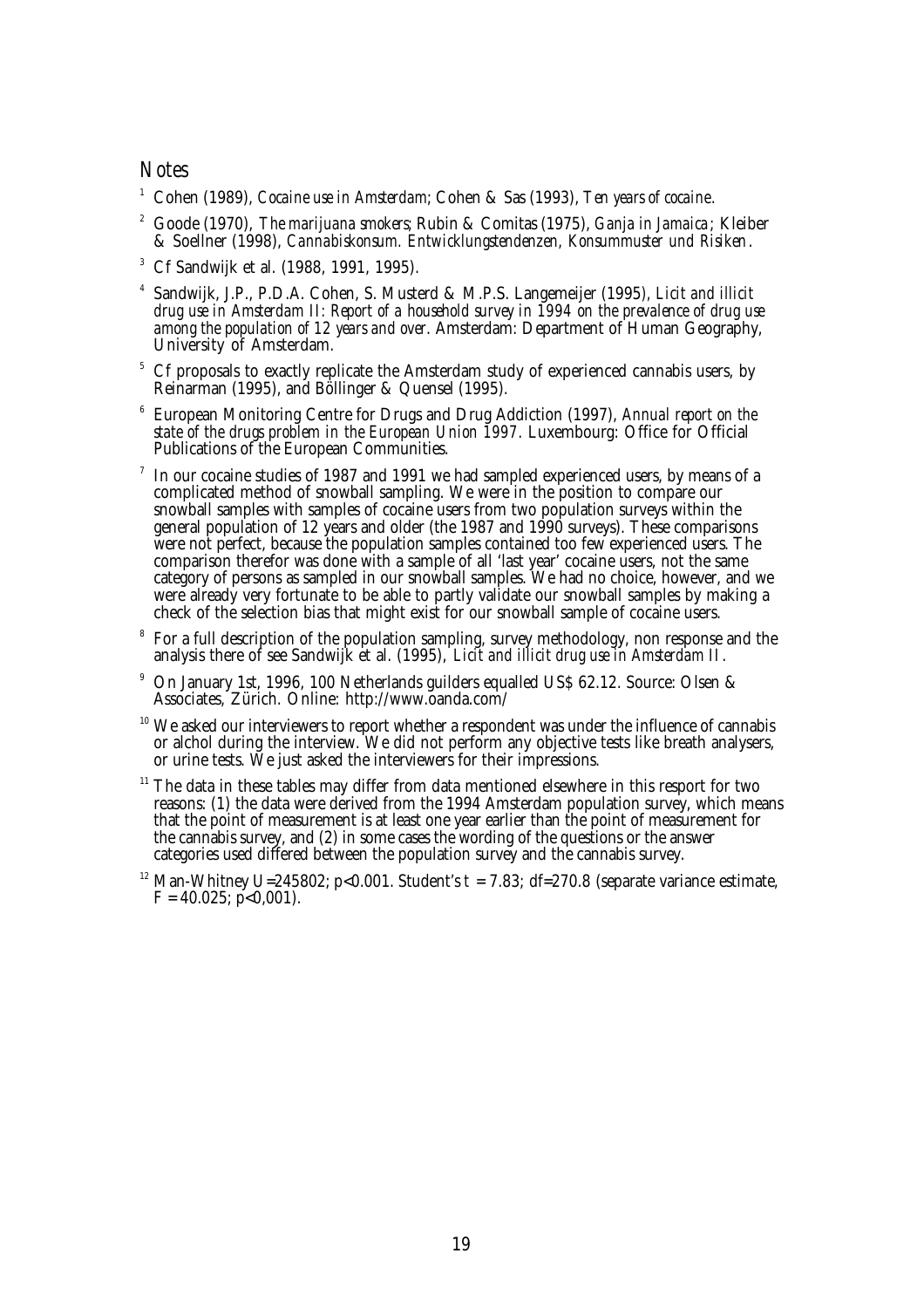## Notes

[1] Cohen (1989), *Cocaine use in Amsterdam*; Cohen & Sas (1993), *Ten years of cocaine*.

[2] Goode (1970), *The marijuana smokers*; Rubin & Comitas (1975), *Ganja in Jamaica*; Kleiber & Soellner (1998), *Cannabiskonsum. Entwicklungstendenzen, Konsummuster und Risiken*.

[3] Cf Sandwijk et al. (1988, 1991, 1995).

[4] Sandwijk, J.P., P.D.A. Cohen, S. Musterd & M.P.S. Langemeijer (1995), *Licit and illicit drug use in Amsterdam II: Report of a household survey in 1994 on the prevalence of drug use among the population of 12 years and over*. Amsterdam: Department of Human Geography, University of Amsterdam.

[5] Cf proposals to exactly replicate the Amsterdam study of experienced cannabis users, by Reinarman (1995), and Böllinger & Quensel (1995).

[6] European Monitoring Centre for Drugs and Drug Addiction (1997), *Annual report on the state of the drugs problem in the European Union 1997*. Luxembourg: Office for Official Publications of the European Communities.

[7] In our cocaine studies of 1987 and 1991 we had sampled experienced users, by means of a complicated method of snowball sampling. We were in the position to compare our snowball samples with samples of cocaine users from two population surveys within the general population of 12 years and older (the 1987 and 1990 surveys). These comparisons were not perfect, because the population samples contained too few experienced users. The comparison therefor was done with a sample of all 'last year' cocaine users, not the same category of persons as sampled in our snowball samples. We had no choice, however, and we were already very fortunate to be able to partly validate our snowball samples by making a check of the selection bias that might exist for our snowball sample of cocaine users.

[8] For a full description of the population sampling, survey methodology, non response and the analysis there of see Sandwijk et al. (1995), *Licit and illicit drug use in Amsterdam II*.

[9] On January 1st, 1996, 100 Netherlands guilders equalled US$ 62.12. Source: Olsen & Associates, Zürich. Online: http://www.oanda.com/

[10] We asked our interviewers to report whether a respondent was under the influence of cannabis or alchol during the interview. We did not perform any objective tests like breath analysers, or urine tests. We just asked the interviewers for their impressions.

[11] The data in these tables may differ from data mentioned elsewhere in this resport for two reasons: (1) the data were derived from the 1994 Amsterdam population survey, which means that the point of measurement is at least one year earlier than the point of measurement for the cannabis survey, and (2) in some cases the wording of the questions or the answer categories used differed between the population survey and the cannabis survey.

[12] Man-Whitney U=245802; $p<0.001$. Student's $t = 7.83$; df=270.8 (separate variance estimate, $F = 40.025$; $p<0,001$).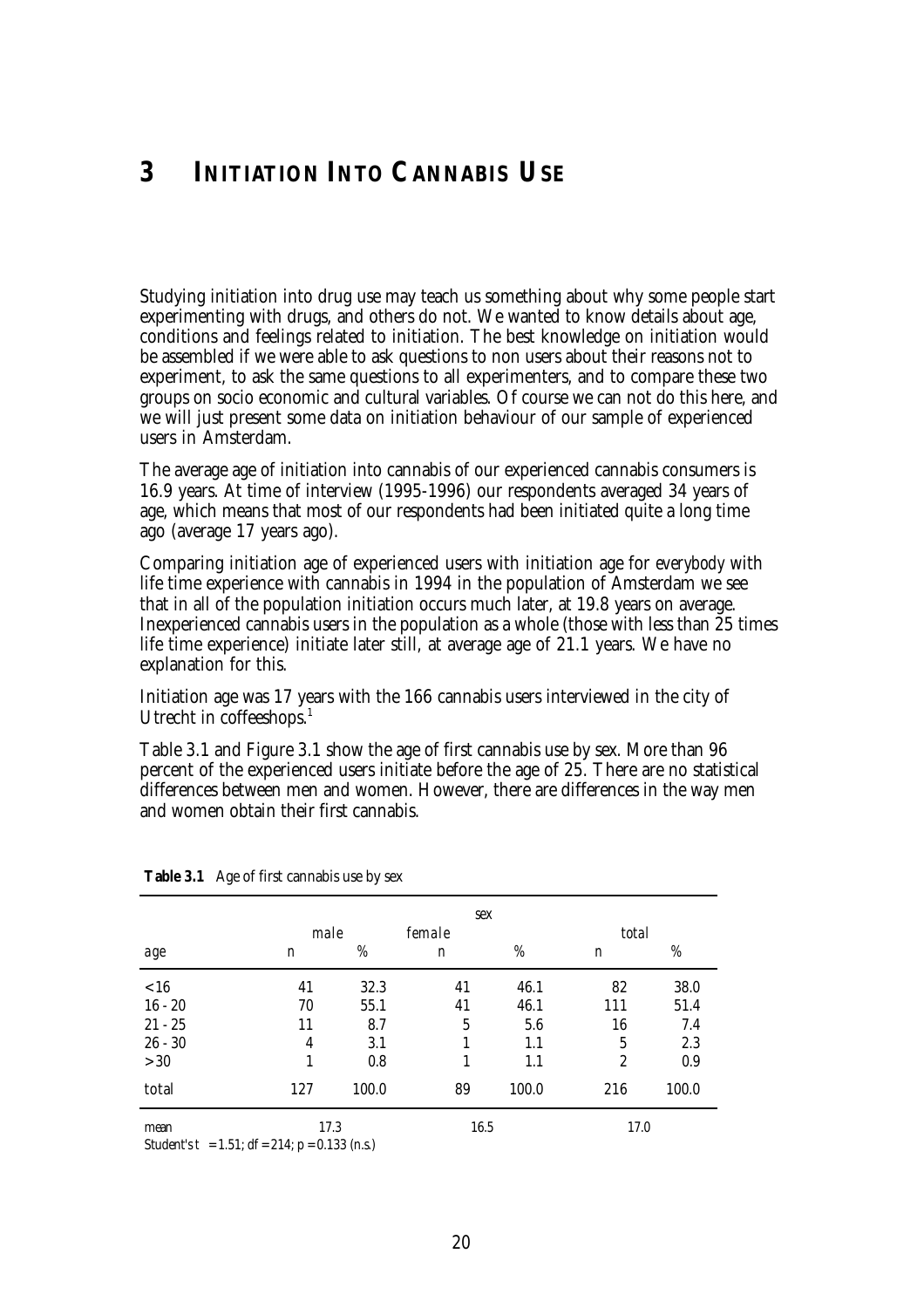# 3 INITIATION INTO CANNABIS USE

Studying initiation into drug use may teach us something about why some people start experimenting with drugs, and others do not. We wanted to know details about age, conditions and feelings related to initiation. The best knowledge on initiation would be assembled if we were able to ask questions to non users about their reasons not to experiment, to ask the same questions to all experimenters, and to compare these two groups on socio economic and cultural variables. Of course we can not do this here, and we will just present some data on initiation behaviour of our sample of experienced users in Amsterdam.

The average age of initiation into cannabis of our experienced cannabis consumers is 16.9 years. At time of interview (1995-1996) our respondents averaged 34 years of age, which means that most of our respondents had been initiated quite a long time ago (average 17 years ago).

Comparing initiation age of experienced users with initiation age for *everybody* with life time experience with cannabis in 1994 in the population of Amsterdam we see that in all of the population initiation occurs much later, at 19.8 years on average. Inexperienced cannabis users in the population as a whole (those with less than 25 times life time experience) initiate later still, at average age of 21.1 years. We have no explanation for this.

Initiation age was 17 years with the 166 cannabis users interviewed in the city of Utrecht in coffeeshops.[1]

Table 3.1 and Figure 3.1 show the age of first cannabis use by sex. More than 96 percent of the experienced users initiate before the age of 25. There are no statistical differences between men and women. However, there are differences in the way men and women obtain their first cannabis.

**Table 3.1** Age of first cannabis use by sex

| | sex | | | | | |
|---|---|---|---|---|---|---|
| | male | | female | | total | |
| age | n | % | n | % | n | % |
| <16 | 41 | 32.3 | 41 | 46.1 | 82 | 38.0 |
| 16 - 20 | 70 | 55.1 | 41 | 46.1 | 111 | 51.4 |
| 21 - 25 | 11 | 8.7 | 5 | 5.6 | 16 | 7.4 |
| 26 - 30 | 4 | 3.1 | 1 | 1.1 | 5 | 2.3 |
| >30 | 1 | 0.8 | 1 | 1.1 | 2 | 0.9 |
| total | 127 | 100.0 | 89 | 100.0 | 216 | 100.0 |
| mean | 17.3 | | 16.5 | | 17.0 | |

Student's $t = 1.51$; $df = 214$; $p = 0.133$ (n.s.)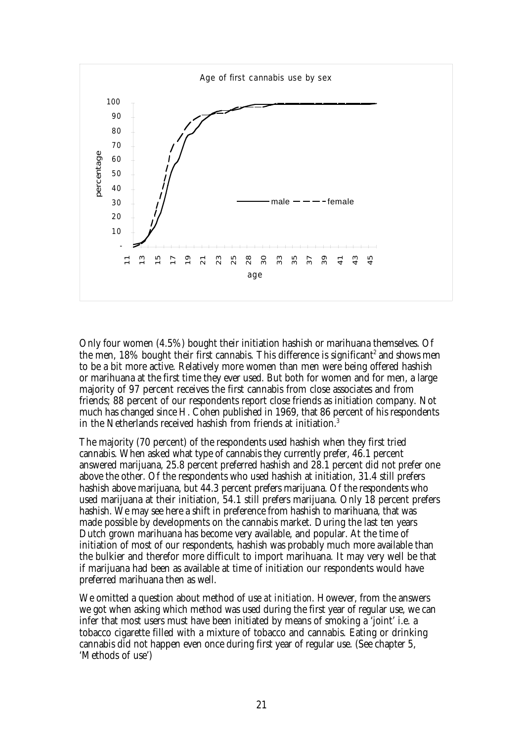Only four women (4.5%) bought their initiation hashish or marihuana themselves. Of the men, 18% bought their first cannabis. This difference is significant[2] and shows men to be a bit more active. Relatively more women than men were being offered hashish or marihuana at the first time they ever used. But both for women and for men, a large majority of 97 percent receives the first cannabis from close associates and from friends; 88 percent of our respondents report close friends as initiation company. Not much has changed since H. Cohen published in 1969, that 86 percent of his respondents in the Netherlands received hashish from friends at initiation.[3]

The majority (70 percent) of the respondents used hashish when they first tried cannabis. When asked what type of cannabis they currently prefer, 46.1 percent answered marijuana, 25.8 percent preferred hashish and 28.1 percent did not prefer one above the other. Of the respondents who used hashish at initiation, 31.4 still prefers hashish above marijuana, but 44.3 percent prefers marijuana. Of the respondents who used marijuana at their initiation, 54.1 still prefers marijuana. Only 18 percent prefers hashish. We may see here a shift in preference from hashish to marihuana, that was made possible by developments on the cannabis market. During the last ten years Dutch grown marihuana has become very available, and popular. At the time of initiation of most of our respondents, hashish was probably much more available than the bulkier and therefor more difficult to import marihuana. It may very well be that if marijuana had been as available at time of initiation our respondents would have preferred marihuana then as well.

We omitted a question about method of use *at initiation*. However, from the answers we got when asking which method was used during the first year of regular use, we can infer that most users must have been initiated by means of smoking a 'joint' i.e. a tobacco cigarette filled with a mixture of tobacco and cannabis. Eating or drinking cannabis did not happen even once during first year of regular use. (See chapter 5, 'Methods of use')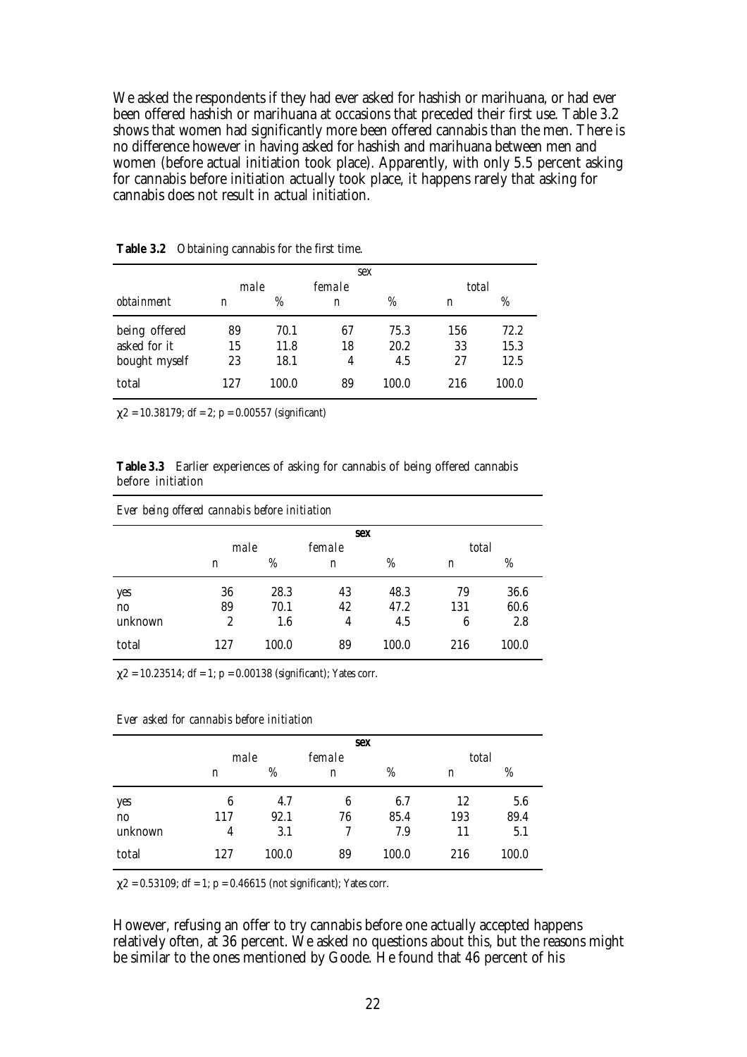We asked the respondents if they had ever asked for hashish or marihuana, or had ever been offered hashish or marihuana at occasions that preceded their first use. Table 3.2 shows that women had significantly more been offered cannabis than the men. There is no difference however in having asked for hashish and marihuana between men and women (before actual initiation took place). Apparently, with only 5.5 percent asking for cannabis before initiation actually took place, it happens rarely that asking for cannabis does not result in actual initiation.

**Table 3.2** Obtaining cannabis for the first time.

| | sex | | | | | |
|---|---|---|---|---|---|---|
| | *male* | | *female* | | *total* | |
| *obtainment* | n | % | n | % | n | % |
| being offered | 89 | 70.1 | 67 | 75.3 | 156 | 72.2 |
| asked for it | 15 | 11.8 | 18 | 20.2 | 33 | 15.3 |
| bought myself | 23 | 18.1 | 4 | 4.5 | 27 | 12.5 |
| total | 127 | 100.0 | 89 | 100.0 | 216 | 100.0 |

$\chi 2 = 10.38179$; df = 2; p = 0.00557 (significant)

**Table 3.3** Earlier experiences of asking for cannabis of being offered cannabis before initiation

*Ever being offered cannabis before initiation*

| | **sex** | | | | | |
|---|---|---|---|---|---|---|
| | *male* | | *female* | | *total* | |
| | n | % | n | % | n | % |
| yes | 36 | 28.3 | 43 | 48.3 | 79 | 36.6 |
| no | 89 | 70.1 | 42 | 47.2 | 131 | 60.6 |
| unknown | 2 | 1.6 | 4 | 4.5 | 6 | 2.8 |
| total | 127 | 100.0 | 89 | 100.0 | 216 | 100.0 |

$\chi 2 = 10.23514$; df = 1; p = 0.00138 (significant); Yates corr.

*Ever asked for cannabis before initiation*

| | **sex** | | | | | |
|---|---|---|---|---|---|---|
| | *male* | | *female* | | *total* | |
| | n | % | n | % | n | % |
| yes | 6 | 4.7 | 6 | 6.7 | 12 | 5.6 |
| no | 117 | 92.1 | 76 | 85.4 | 193 | 89.4 |
| unknown | 4 | 3.1 | 7 | 7.9 | 11 | 5.1 |
| total | 127 | 100.0 | 89 | 100.0 | 216 | 100.0 |

$\chi 2 = 0.53109$; df = 1; p = 0.46615 (not significant); Yates corr.

However, refusing an offer to try cannabis before one actually accepted happens relatively often, at 36 percent. We asked no questions about this, but the reasons might be similar to the ones mentioned by Goode. He found that 46 percent of his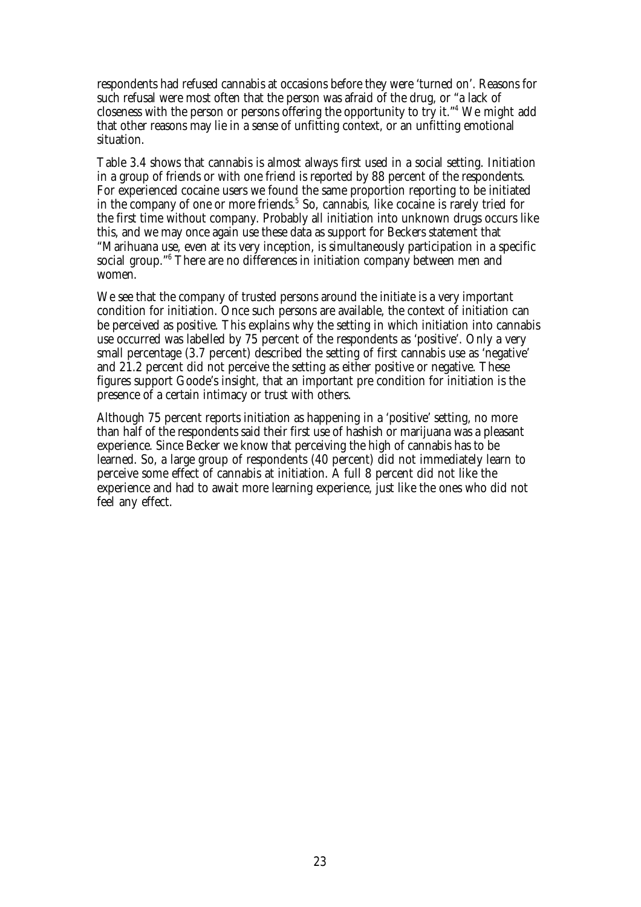respondents had refused cannabis at occasions before they were 'turned on'. Reasons for such refusal were most often that the person was afraid of the drug, or "a lack of closeness with the person or persons offering the opportunity to try it."[4] We might add that other reasons may lie in a sense of unfitting context, or an unfitting emotional situation.

Table 3.4 shows that cannabis is almost always first used in a social setting. Initiation in a group of friends or with one friend is reported by 88 percent of the respondents. For experienced cocaine users we found the same proportion reporting to be initiated in the company of one or more friends.[5] So, cannabis, like cocaine is rarely tried for the first time without company. Probably all initiation into unknown drugs occurs like this, and we may once again use these data as support for Beckers statement that "Marihuana use, even at its very inception, is simultaneously participation in a specific social group."[6] There are no differences in initiation company between men and women.

We see that the company of trusted persons around the initiate is a very important condition for initiation. Once such persons are available, the context of initiation can be perceived as positive. This explains why the setting in which initiation into cannabis use occurred was labelled by 75 percent of the respondents as 'positive'. Only a very small percentage (3.7 percent) described the setting of first cannabis use as 'negative' and 21.2 percent did not perceive the setting as either positive or negative. These figures support Goode's insight, that an important pre condition for initiation is the presence of a certain intimacy or trust with others.

Although 75 percent reports initiation as happening in a 'positive' setting, no more than half of the respondents said their first use of hashish or marijuana was a pleasant experience. Since Becker we know that perceiving the high of cannabis has to be learned. So, a large group of respondents (40 percent) did not immediately learn to perceive some effect of cannabis at initiation. A full 8 percent did not like the experience and had to await more learning experience, just like the ones who did not feel any effect.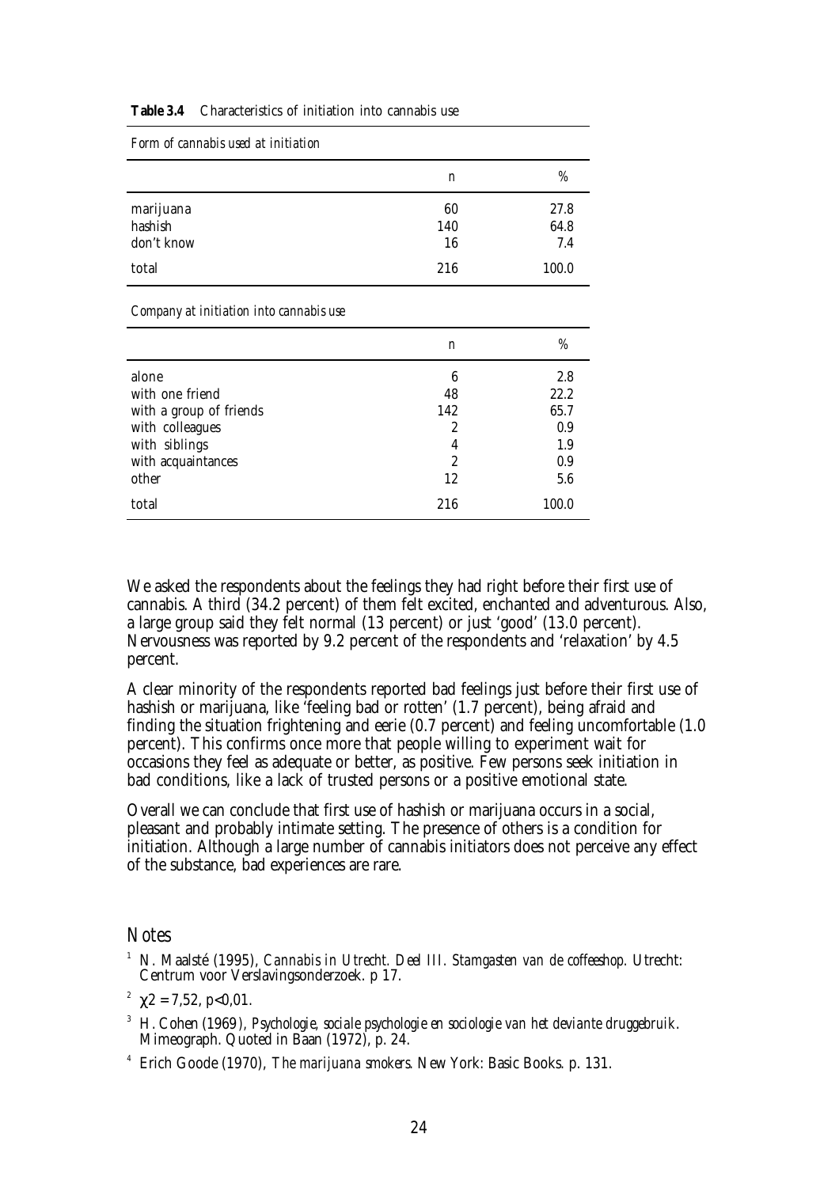**Table 3.4** Characteristics of initiation into cannabis use

*Form of cannabis used at initiation*

| | n | % |
|---|---|---|
| marijuana | 60 | 27.8 |
| hashish | 140 | 64.8 |
| don't know | 16 | 7.4 |
| total | 216 | 100.0 |

*Company at initiation into cannabis use*

| | n | % |
|---|---|---|
| alone | 6 | 2.8 |
| with one friend | 48 | 22.2 |
| with a group of friends | 142 | 65.7 |
| with colleagues | 2 | 0.9 |
| with siblings | 4 | 1.9 |
| with acquaintances | 2 | 0.9 |
| other | 12 | 5.6 |
| total | 216 | 100.0 |

We asked the respondents about the feelings they had right before their first use of cannabis. A third (34.2 percent) of them felt excited, enchanted and adventurous. Also, a large group said they felt normal (13 percent) or just 'good' (13.0 percent). Nervousness was reported by 9.2 percent of the respondents and 'relaxation' by 4.5 percent.

A clear minority of the respondents reported bad feelings just before their first use of hashish or marijuana, like 'feeling bad or rotten' (1.7 percent), being afraid and finding the situation frightening and eerie (0.7 percent) and feeling uncomfortable (1.0 percent). This confirms once more that people willing to experiment wait for occasions they feel as adequate or better, as positive. Few persons seek initiation in bad conditions, like a lack of trusted persons or a positive emotional state.

Overall we can conclude that first use of hashish or marijuana occurs in a social, pleasant and probably intimate setting. The presence of others is a condition for initiation. Although a large number of cannabis initiators does not perceive any effect of the substance, bad experiences are rare.

## Notes

[1] N. Maalsté (1995), *Cannabis in Utrecht. Deel III. Stamgasten van de coffeeshop.* Utrecht: Centrum voor Verslavingsonderzoek. p 17.

[2] $\chi 2 = 7{,}52$, $p<0{,}01$.

[3] H. Cohen (1969), *Psychologie, sociale psychologie en sociologie van het deviante druggebruik*. Mimeograph. Quoted in Baan (1972), p. 24.

[4] Erich Goode (1970), *The marijuana smokers*. New York: Basic Books. p. 131.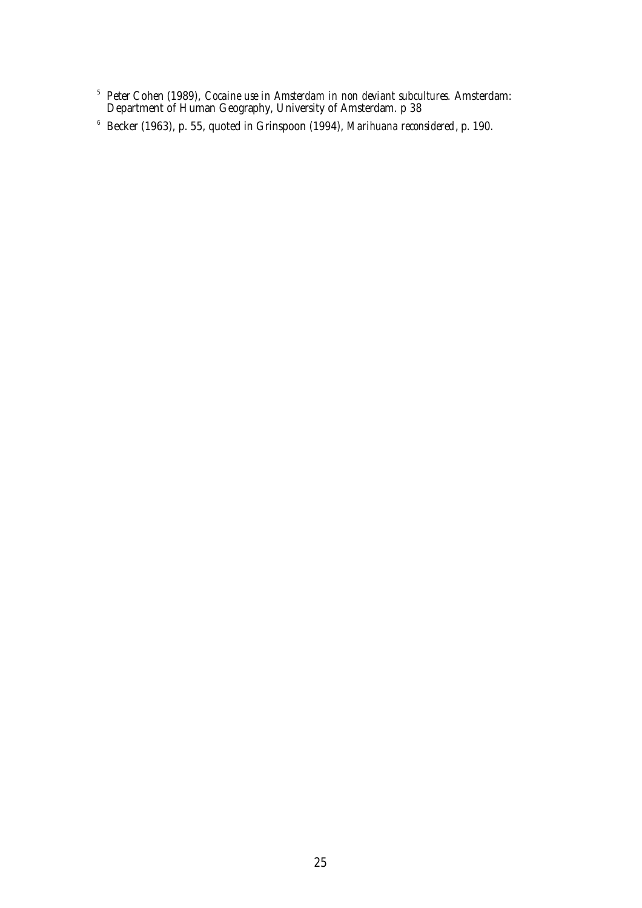[5] Peter Cohen (1989), *Cocaine use in Amsterdam in non deviant subcultures*. Amsterdam: Department of Human Geography, University of Amsterdam. p 38

[6] Becker (1963), p. 55, quoted in Grinspoon (1994), *Marihuana reconsidered*, p. 190.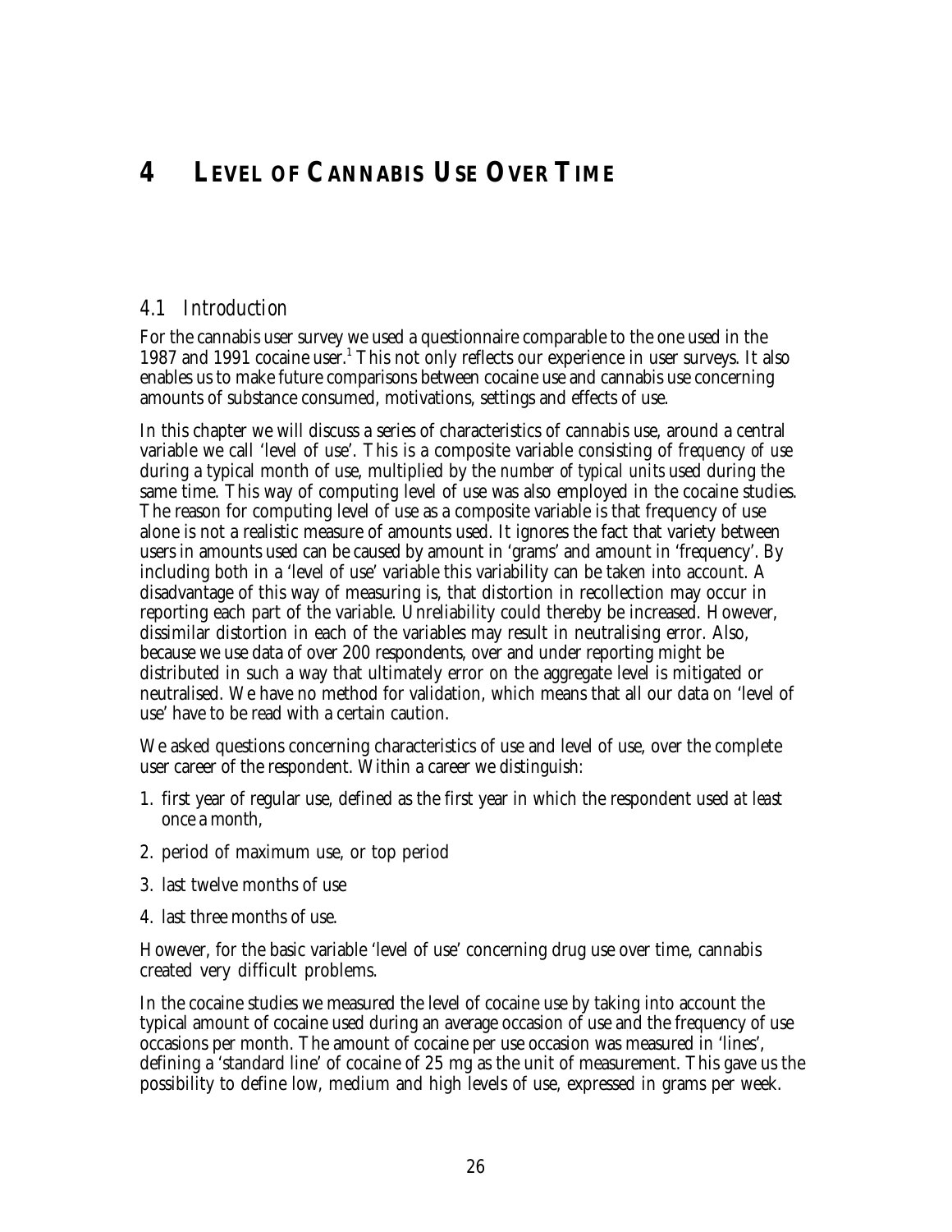# 4 LEVEL OF CANNABIS USE OVER TIME

## 4.1 Introduction

For the cannabis user survey we used a questionnaire comparable to the one used in the 1987 and 1991 cocaine user.[1] This not only reflects our experience in user surveys. It also enables us to make future comparisons between cocaine use and cannabis use concerning amounts of substance consumed, motivations, settings and effects of use.

In this chapter we will discuss a series of characteristics of cannabis use, around a central variable we call 'level of use'. This is a composite variable consisting of *frequency of use* during a typical month of use, multiplied by the *number of typical units* used during the same time. This way of computing level of use was also employed in the cocaine studies. The reason for computing level of use as a composite variable is that frequency of use alone is not a realistic measure of amounts used. It ignores the fact that variety between users in amounts used can be caused by amount in 'grams' and amount in 'frequency'. By including both in a 'level of use' variable this variability can be taken into account. A disadvantage of this way of measuring is, that distortion in recollection may occur in reporting each part of the variable. Unreliability could thereby be increased. However, dissimilar distortion in each of the variables may result in neutralising error. Also, because we use data of over 200 respondents, over and under reporting might be distributed in such a way that ultimately error on the aggregate level is mitigated or neutralised. We have no method for validation, which means that all our data on 'level of use' have to be read with a certain caution.

We asked questions concerning characteristics of use and level of use, over the complete user career of the respondent. Within a career we distinguish:

1. first year of regular use, defined as the first year in which the respondent used *at least* once a month,
2. period of maximum use, or top period
3. last twelve months of use
4. last three months of use.

However, for the basic variable 'level of use' concerning drug use over time, cannabis created very difficult problems.

In the cocaine studies we measured the level of cocaine use by taking into account the typical amount of cocaine used during an average occasion of use and the frequency of use occasions per month. The amount of cocaine per use occasion was measured in 'lines', defining a 'standard line' of cocaine of 25 mg as the unit of measurement. This gave us the possibility to define low, medium and high levels of use, expressed in grams per week.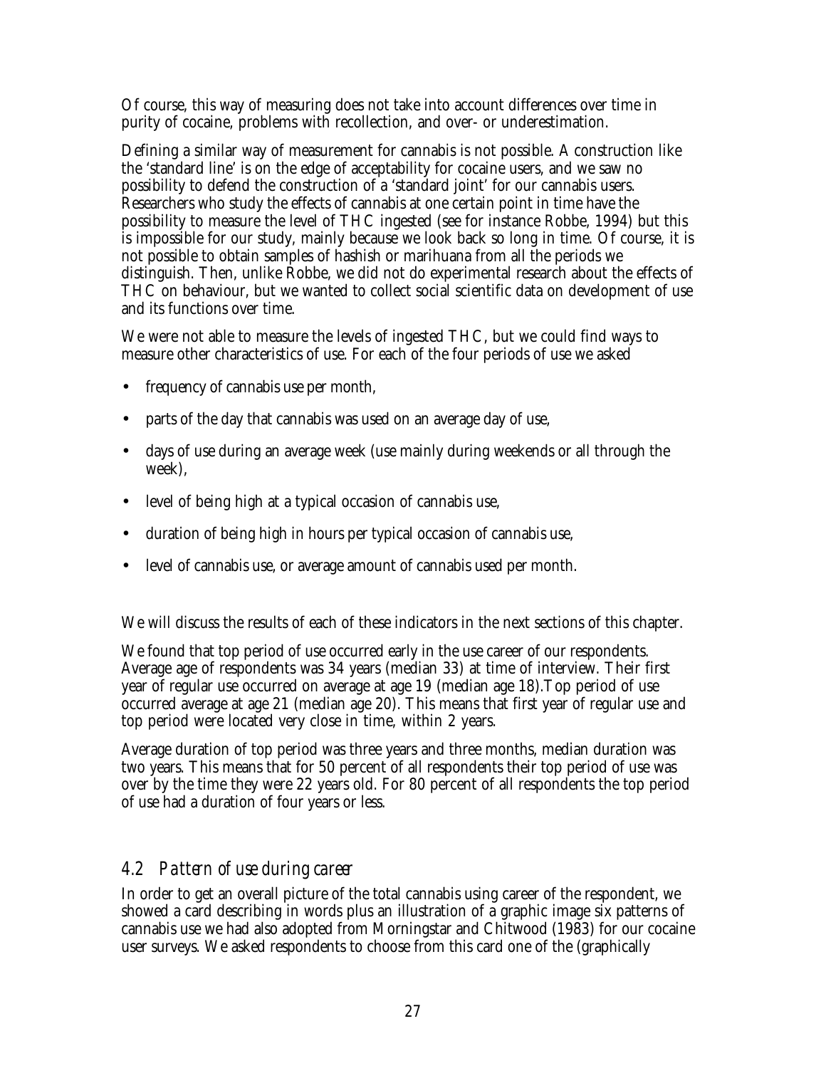Of course, this way of measuring does not take into account differences over time in purity of cocaine, problems with recollection, and over- or underestimation.

Defining a similar way of measurement for cannabis is not possible. A construction like the 'standard line' is on the edge of acceptability for cocaine users, and we saw no possibility to defend the construction of a 'standard joint' for our cannabis users. Researchers who study the effects of cannabis at one certain point in time have the possibility to measure the level of THC ingested (see for instance Robbe, 1994) but this is impossible for our study, mainly because we look back so long in time. Of course, it is not possible to obtain samples of hashish or marihuana from all the periods we distinguish. Then, unlike Robbe, we did not do experimental research about the effects of THC on behaviour, but we wanted to collect social scientific data on development of use and its functions over time.

We were not able to measure the levels of ingested THC, but we could find ways to measure other characteristics of use. For each of the four periods of use we asked

- frequency of cannabis use per month,
- parts of the day that cannabis was used on an average day of use,
- days of use during an average week (use mainly during weekends or all through the week),
- level of being high at a typical occasion of cannabis use,
- duration of being high in hours per typical occasion of cannabis use,
- level of cannabis use, or average amount of cannabis used per month.

We will discuss the results of each of these indicators in the next sections of this chapter.

We found that top period of use occurred early in the use career of our respondents. Average age of respondents was 34 years (median 33) at time of interview. Their first year of regular use occurred on average at age 19 (median age 18).Top period of use occurred average at age 21 (median age 20). This means that first year of regular use and top period were located very close in time, within 2 years.

Average duration of top period was three years and three months, median duration was two years. This means that for 50 percent of all respondents their top period of use was over by the time they were 22 years old. For 80 percent of all respondents the top period of use had a duration of four years or less.

## *4.2 Pattern of use during career*

In order to get an overall picture of the total cannabis using career of the respondent, we showed a card describing in words plus an illustration of a graphic image six patterns of cannabis use we had also adopted from Morningstar and Chitwood (1983) for our cocaine user surveys. We asked respondents to choose from this card one of the (graphically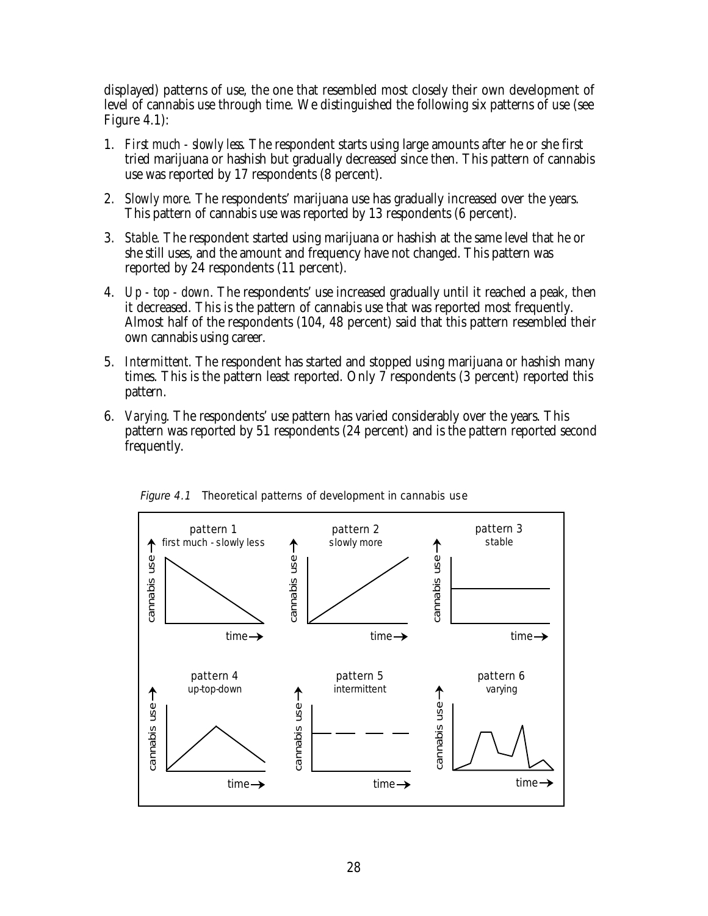displayed) patterns of use, the one that resembled most closely their own development of level of cannabis use through time. We distinguished the following six patterns of use (see Figure 4.1):

1. *First much - slowly less*. The respondent starts using large amounts after he or she first tried marijuana or hashish but gradually decreased since then. This pattern of cannabis use was reported by 17 respondents (8 percent).

2. *Slowly more*. The respondents' marijuana use has gradually increased over the years. This pattern of cannabis use was reported by 13 respondents (6 percent).

3. *Stable*. The respondent started using marijuana or hashish at the same level that he or she still uses, and the amount and frequency have not changed. This pattern was reported by 24 respondents (11 percent).

4. *Up - top - down*. The respondents' use increased gradually until it reached a peak, then it decreased. This is the pattern of cannabis use that was reported most frequently. Almost half of the respondents (104, 48 percent) said that this pattern resembled their own cannabis using career.

5. *Intermittent*. The respondent has started and stopped using marijuana or hashish many times. This is the pattern least reported. Only 7 respondents (3 percent) reported this pattern.

6. *Varying*. The respondents' use pattern has varied considerably over the years. This pattern was reported by 51 respondents (24 percent) and is the pattern reported second frequently.

*Figure 4.1* Theoretical patterns of development in cannabis use

pattern 1 — first much - slowly less; pattern 2 — slowly more; pattern 3 — stable; pattern 4 — up-top-down; pattern 5 — intermittent; pattern 6 — varying. (Axes: cannabis use → ; time →)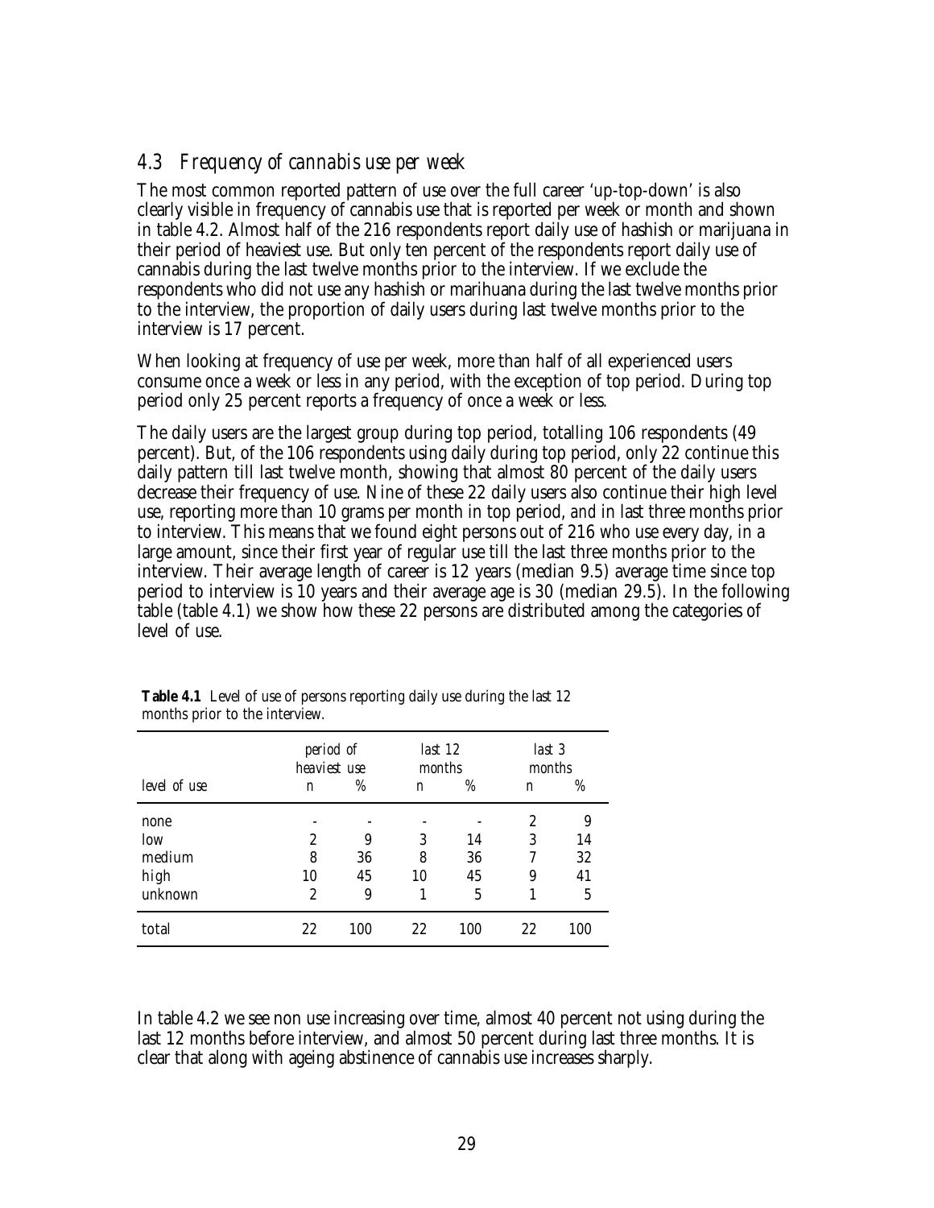### *4.3 Frequency of cannabis use per week*

The most common reported pattern of use over the full career 'up-top-down' is also clearly visible in frequency of cannabis use that is reported per week or month and shown in table 4.2. Almost half of the 216 respondents report daily use of hashish or marijuana in their period of heaviest use. But only ten percent of the respondents report daily use of cannabis during the last twelve months prior to the interview. If we exclude the respondents who did not use any hashish or marihuana during the last twelve months prior to the interview, the proportion of daily users during last twelve months prior to the interview is 17 percent.

When looking at frequency of use per week, more than half of all experienced users consume once a week or less in any period, with the exception of top period. During top period only 25 percent reports a frequency of once a week or less.

The daily users are the largest group during top period, totalling 106 respondents (49 percent). But, of the 106 respondents using daily during top period, only 22 continue this daily pattern till last twelve month, showing that almost 80 percent of the daily users decrease their frequency of use. Nine of these 22 daily users also continue their high level use, reporting more than 10 grams per month in top period, and in last three months prior to interview. This means that we found eight persons out of 216 who use every day, in a large amount, since their first year of regular use till the last three months prior to the interview. Their average length of career is 12 years (median 9.5) average time since top period to interview is 10 years and their average age is 30 (median 29.5). In the following table (table 4.1) we show how these 22 persons are distributed among the categories of level of use.

**Table 4.1** Level of use of persons reporting daily use during the last 12 months prior to the interview.

| | *period of heaviest use* | | *last 12 months* | | *last 3 months* | |
|---|---|---|---|---|---|---|
| *level of use* | *n* | *%* | *n* | *%* | *n* | *%* |
| none | - | - | - | - | 2 | 9 |
| low | 2 | 9 | 3 | 14 | 3 | 14 |
| medium | 8 | 36 | 8 | 36 | 7 | 32 |
| high | 10 | 45 | 10 | 45 | 9 | 41 |
| unknown | 2 | 9 | 1 | 5 | 1 | 5 |
| total | 22 | 100 | 22 | 100 | 22 | 100 |

In table 4.2 we see non use increasing over time, almost 40 percent not using during the last 12 months before interview, and almost 50 percent during last three months. It is clear that along with ageing abstinence of cannabis use increases sharply.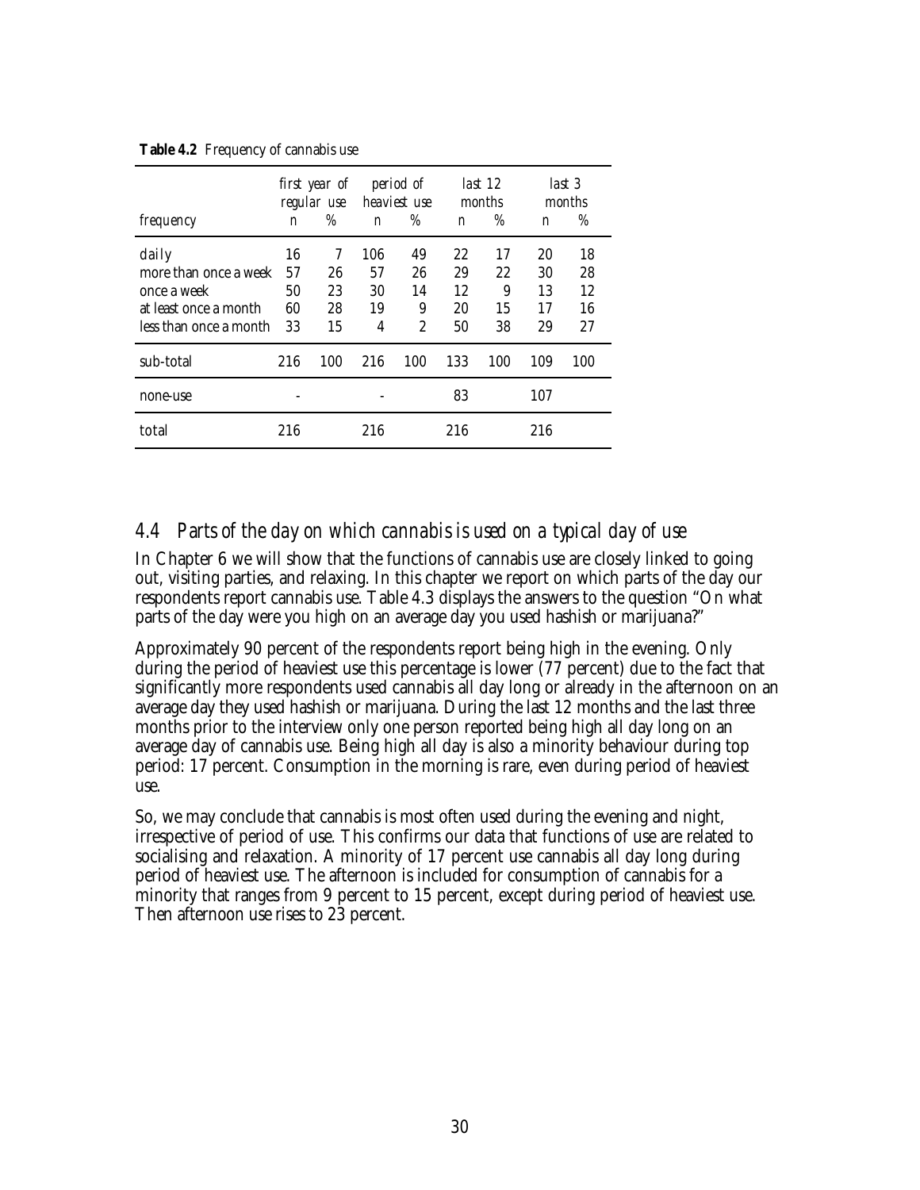**Table 4.2** Frequency of cannabis use

| | first year of regular use | | period of heaviest use | | last 12 months | | last 3 months | |
|---|---|---|---|---|---|---|---|---|
| frequency | n | % | n | % | n | % | n | % |
| daily | 16 | 7 | 106 | 49 | 22 | 17 | 20 | 18 |
| more than once a week | 57 | 26 | 57 | 26 | 29 | 22 | 30 | 28 |
| once a week | 50 | 23 | 30 | 14 | 12 | 9 | 13 | 12 |
| at least once a month | 60 | 28 | 19 | 9 | 20 | 15 | 17 | 16 |
| less than once a month | 33 | 15 | 4 | 2 | 50 | 38 | 29 | 27 |
| sub-total | 216 | 100 | 216 | 100 | 133 | 100 | 109 | 100 |
| none-use | - | | - | | 83 | | 107 | |
| total | 216 | | 216 | | 216 | | 216 | |

## 4.4 Parts of the day on which cannabis is used on a typical day of use

In Chapter 6 we will show that the functions of cannabis use are closely linked to going out, visiting parties, and relaxing. In this chapter we report on which parts of the day our respondents report cannabis use. Table 4.3 displays the answers to the question "On what parts of the day were you high on an average day you used hashish or marijuana?"

Approximately 90 percent of the respondents report being high in the evening. Only during the period of heaviest use this percentage is lower (77 percent) due to the fact that significantly more respondents used cannabis all day long or already in the afternoon on an average day they used hashish or marijuana. During the last 12 months and the last three months prior to the interview only one person reported being high all day long on an average day of cannabis use. Being high all day is also a minority behaviour during top period: 17 percent. Consumption in the morning is rare, even during period of heaviest use.

So, we may conclude that cannabis is most often used during the evening and night, irrespective of period of use. This confirms our data that functions of use are related to socialising and relaxation. A minority of 17 percent use cannabis all day long during period of heaviest use. The afternoon is included for consumption of cannabis for a minority that ranges from 9 percent to 15 percent, except during period of heaviest use. Then afternoon use rises to 23 percent.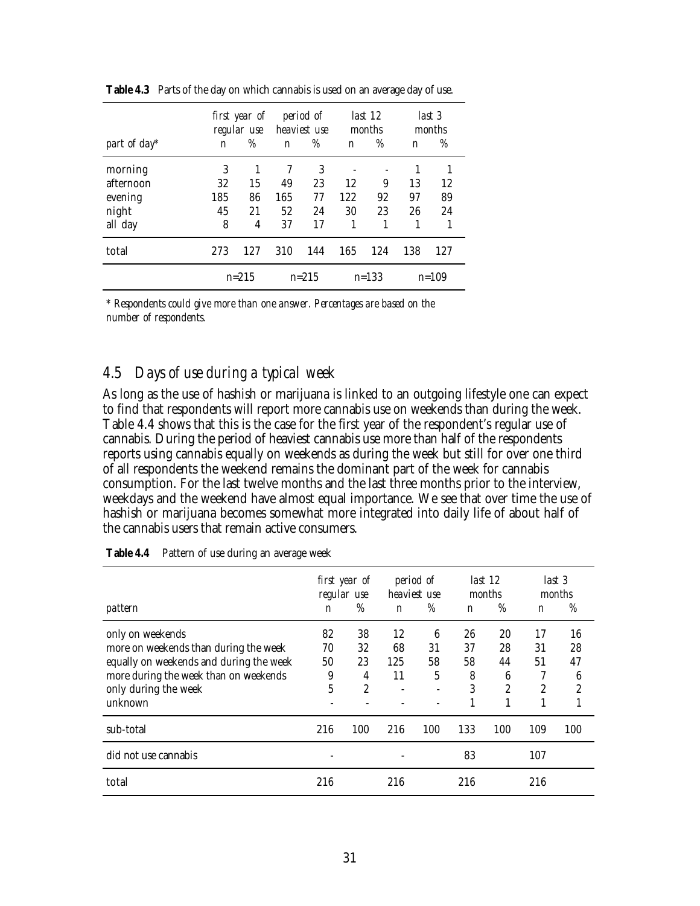**Table 4.3** Parts of the day on which cannabis is used on an average day of use.

| part of day* | *first year of regular use* n | % | *period of heaviest use* n | % | *last 12 months* n | % | *last 3 months* n | % |
|---|---|---|---|---|---|---|---|---|
| morning | 3 | 1 | 7 | 3 | - | - | 1 | 1 |
| afternoon | 32 | 15 | 49 | 23 | 12 | 9 | 13 | 12 |
| evening | 185 | 86 | 165 | 77 | 122 | 92 | 97 | 89 |
| night | 45 | 21 | 52 | 24 | 30 | 23 | 26 | 24 |
| all day | 8 | 4 | 37 | 17 | 1 | 1 | 1 | 1 |
| total | 273 | 127 | 310 | 144 | 165 | 124 | 138 | 127 |
| | n=215 | | n=215 | | n=133 | | n=109 | |

*\* Respondents could give more than one answer. Percentages are based on the number of respondents.*

## *4.5 Days of use during a typical week*

As long as the use of hashish or marijuana is linked to an outgoing lifestyle one can expect to find that respondents will report more cannabis use on weekends than during the week. Table 4.4 shows that this is the case for the first year of the respondent's regular use of cannabis. During the period of heaviest cannabis use more than half of the respondents reports using cannabis equally on weekends as during the week but still for over one third of all respondents the weekend remains the dominant part of the week for cannabis consumption. For the last twelve months and the last three months prior to the interview, weekdays and the weekend have almost equal importance. We see that over time the use of hashish or marijuana becomes somewhat more integrated into daily life of about half of the cannabis users that remain active consumers.

**Table 4.4** Pattern of use during an average week

| pattern | *first year of regular use* n | % | *period of heaviest use* n | % | *last 12 months* n | % | *last 3 months* n | % |
|---|---|---|---|---|---|---|---|---|
| only on weekends | 82 | 38 | 12 | 6 | 26 | 20 | 17 | 16 |
| more on weekends than during the week | 70 | 32 | 68 | 31 | 37 | 28 | 31 | 28 |
| equally on weekends and during the week | 50 | 23 | 125 | 58 | 58 | 44 | 51 | 47 |
| more during the week than on weekends | 9 | 4 | 11 | 5 | 8 | 6 | 7 | 6 |
| only during the week | 5 | 2 | - | - | 3 | 2 | 2 | 2 |
| unknown | - | - | - | - | 1 | 1 | 1 | 1 |
| sub-total | 216 | 100 | 216 | 100 | 133 | 100 | 109 | 100 |
| did not use cannabis | - | | - | | 83 | | 107 | |
| total | 216 | | 216 | | 216 | | 216 | |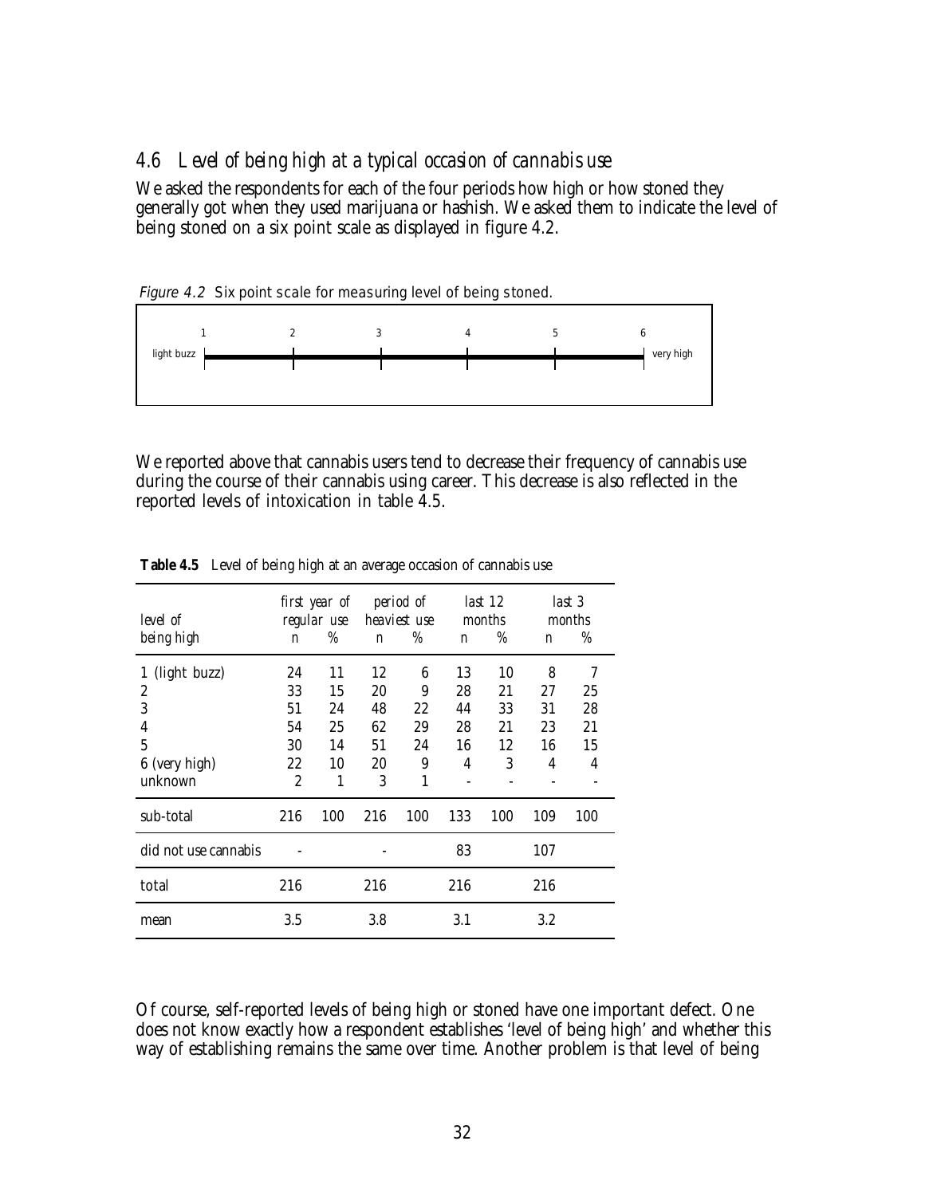## 4.6 Level of being high at a typical occasion of cannabis use

We asked the respondents for each of the four periods how high or how stoned they generally got when they used marijuana or hashish. We asked them to indicate the level of being stoned on a six point scale as displayed in figure 4.2.

*Figure 4.2* Six point scale for measuring level of being stoned.

| | 1 | 2 | 3 | 4 | 5 | 6 | |
|---|---|---|---|---|---|---|---|
| light buzz | | | | | | | very high |

We reported above that cannabis users tend to decrease their frequency of cannabis use during the course of their cannabis using career. This decrease is also reflected in the reported levels of intoxication in table 4.5.

**Table 4.5** Level of being high at an average occasion of cannabis use

| level of being high | first year of regular use n | first year of regular use % | period of heaviest use n | period of heaviest use % | last 12 months n | last 12 months % | last 3 months n | last 3 months % |
|---|---|---|---|---|---|---|---|---|
| 1 (light buzz) | 24 | 11 | 12 | 6 | 13 | 10 | 8 | 7 |
| 2 | 33 | 15 | 20 | 9 | 28 | 21 | 27 | 25 |
| 3 | 51 | 24 | 48 | 22 | 44 | 33 | 31 | 28 |
| 4 | 54 | 25 | 62 | 29 | 28 | 21 | 23 | 21 |
| 5 | 30 | 14 | 51 | 24 | 16 | 12 | 16 | 15 |
| 6 (very high) | 22 | 10 | 20 | 9 | 4 | 3 | 4 | 4 |
| unknown | 2 | 1 | 3 | 1 | - | - | - | - |
| sub-total | 216 | 100 | 216 | 100 | 133 | 100 | 109 | 100 |
| did not use cannabis | - | | - | | 83 | | 107 | |
| total | 216 | | 216 | | 216 | | 216 | |
| mean | 3.5 | | 3.8 | | 3.1 | | 3.2 | |

Of course, self-reported levels of being high or stoned have one important defect. One does not know exactly how a respondent establishes 'level of being high' and whether this way of establishing remains the same over time. Another problem is that level of being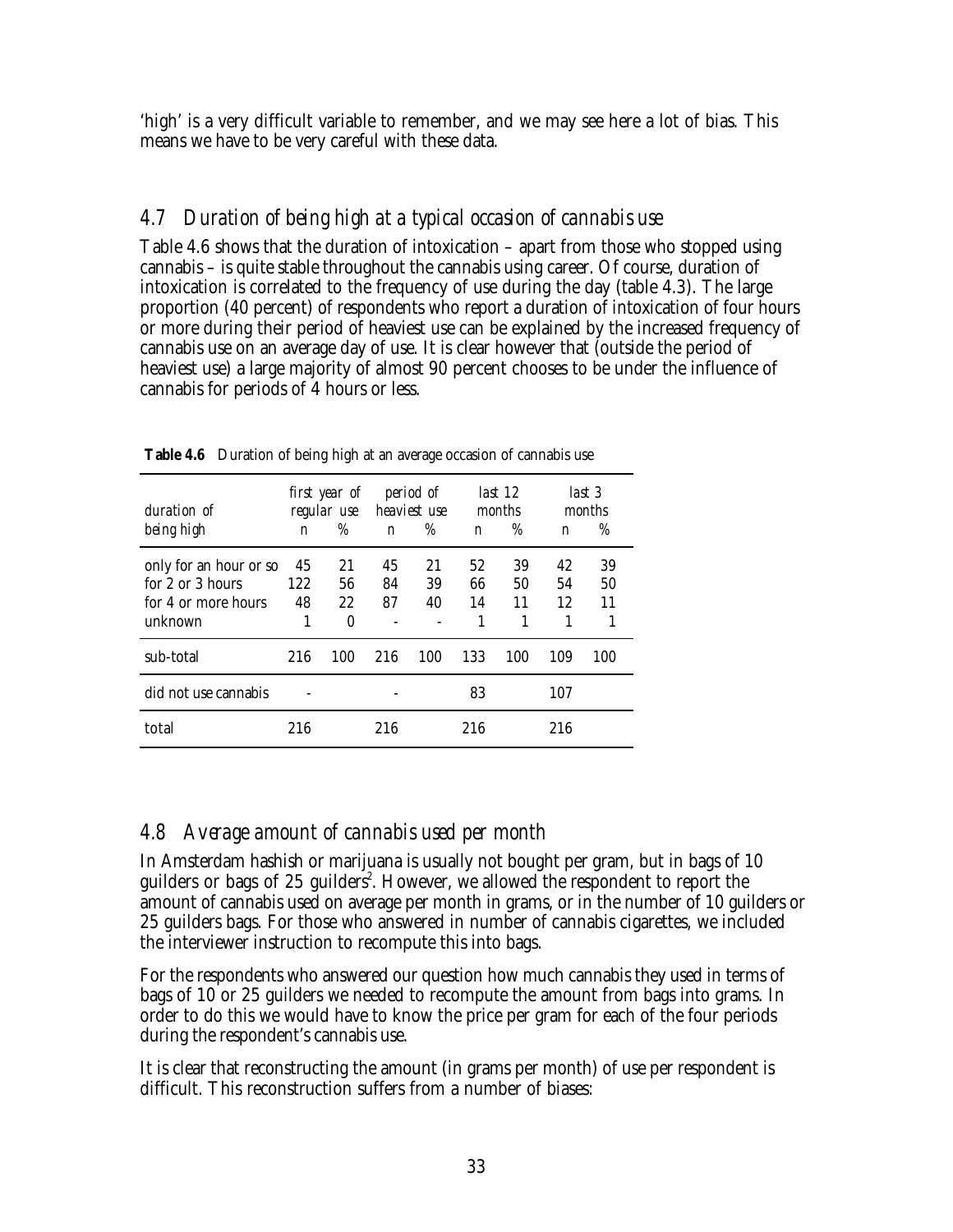'high' is a very difficult variable to remember, and we may see here a lot of bias. This means we have to be very careful with these data.

## *4.7 Duration of being high at a typical occasion of cannabis use*

Table 4.6 shows that the duration of intoxication – apart from those who stopped using cannabis – is quite stable throughout the cannabis using career. Of course, duration of intoxication is correlated to the frequency of use during the day (table 4.3). The large proportion (40 percent) of respondents who report a duration of intoxication of four hours or more during their period of heaviest use can be explained by the increased frequency of cannabis use on an average day of use. It is clear however that (outside the period of heaviest use) a large majority of almost 90 percent chooses to be under the influence of cannabis for periods of 4 hours or less.

**Table 4.6** Duration of being high at an average occasion of cannabis use

| *duration of being high* | *first year of regular use* n | % | *period of heaviest use* n | % | *last 12 months* n | % | *last 3 months* n | % |
|---|---|---|---|---|---|---|---|---|
| only for an hour or so | 45 | 21 | 45 | 21 | 52 | 39 | 42 | 39 |
| for 2 or 3 hours | 122 | 56 | 84 | 39 | 66 | 50 | 54 | 50 |
| for 4 or more hours | 48 | 22 | 87 | 40 | 14 | 11 | 12 | 11 |
| unknown | 1 | 0 | - | - | 1 | 1 | 1 | 1 |
| sub-total | 216 | 100 | 216 | 100 | 133 | 100 | 109 | 100 |
| did not use cannabis | - | | - | | 83 | | 107 | |
| total | 216 | | 216 | | 216 | | 216 | |

## *4.8 Average amount of cannabis used per month*

In Amsterdam hashish or marijuana is usually not bought per gram, but in bags of 10 guilders or bags of 25 guilders[2]. However, we allowed the respondent to report the amount of cannabis used on average per month in grams, or in the number of 10 guilders or 25 guilders bags. For those who answered in number of cannabis cigarettes, we included the interviewer instruction to recompute this into bags.

For the respondents who answered our question how much cannabis they used in terms of bags of 10 or 25 guilders we needed to recompute the amount from bags into grams. In order to do this we would have to know the price per gram for each of the four periods during the respondent's cannabis use.

It is clear that reconstructing the amount (in grams per month) of use per respondent is difficult. This reconstruction suffers from a number of biases: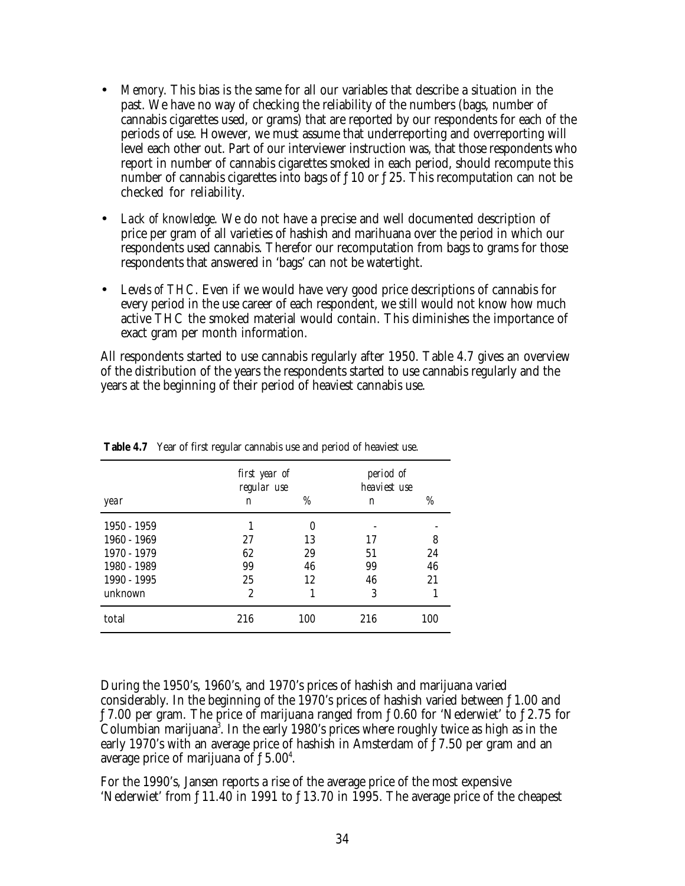- *Memory*. This bias is the same for all our variables that describe a situation in the past. We have no way of checking the reliability of the numbers (bags, number of cannabis cigarettes used, or grams) that are reported by our respondents for each of the periods of use. However, we must assume that underreporting and overreporting will level each other out. Part of our interviewer instruction was, that those respondents who report in number of cannabis cigarettes smoked in each period, should recompute this number of cannabis cigarettes into bags of ƒ10 or ƒ25. This recomputation can not be checked for reliability.

- *Lack of knowledge*. We do not have a precise and well documented description of price per gram of all varieties of hashish and marihuana over the period in which our respondents used cannabis. Therefor our recomputation from bags to grams for those respondents that answered in 'bags' can not be watertight.

- *Levels of THC*. Even if we would have very good price descriptions of cannabis for every period in the use career of each respondent, we still would not know how much active THC the smoked material would contain. This diminishes the importance of exact gram per month information.

All respondents started to use cannabis regularly after 1950. Table 4.7 gives an overview of the distribution of the years the respondents started to use cannabis regularly and the years at the beginning of their period of heaviest cannabis use.

**Table 4.7** Year of first regular cannabis use and period of heaviest use.

| | *first year of regular use* | | *period of heaviest use* | |
|---|---|---|---|---|
| *year* | *n* | *%* | *n* | *%* |
| 1950 - 1959 | 1 | 0 | - | - |
| 1960 - 1969 | 27 | 13 | 17 | 8 |
| 1970 - 1979 | 62 | 29 | 51 | 24 |
| 1980 - 1989 | 99 | 46 | 99 | 46 |
| 1990 - 1995 | 25 | 12 | 46 | 21 |
| unknown | 2 | 1 | 3 | 1 |
| total | 216 | 100 | 216 | 100 |

During the 1950's, 1960's, and 1970's prices of hashish and marijuana varied considerably. In the beginning of the 1970's prices of hashish varied between ƒ1.00 and ƒ7.00 per gram. The price of marijuana ranged from ƒ0.60 for 'Nederwiet' to ƒ2.75 for Columbian marijuana[3]. In the early 1980's prices where roughly twice as high as in the early 1970's with an average price of hashish in Amsterdam of ƒ7.50 per gram and an average price of marijuana of ƒ5.00[4].

For the 1990's, Jansen reports a rise of the average price of the most expensive 'Nederwiet' from ƒ11.40 in 1991 to ƒ13.70 in 1995. The average price of the cheapest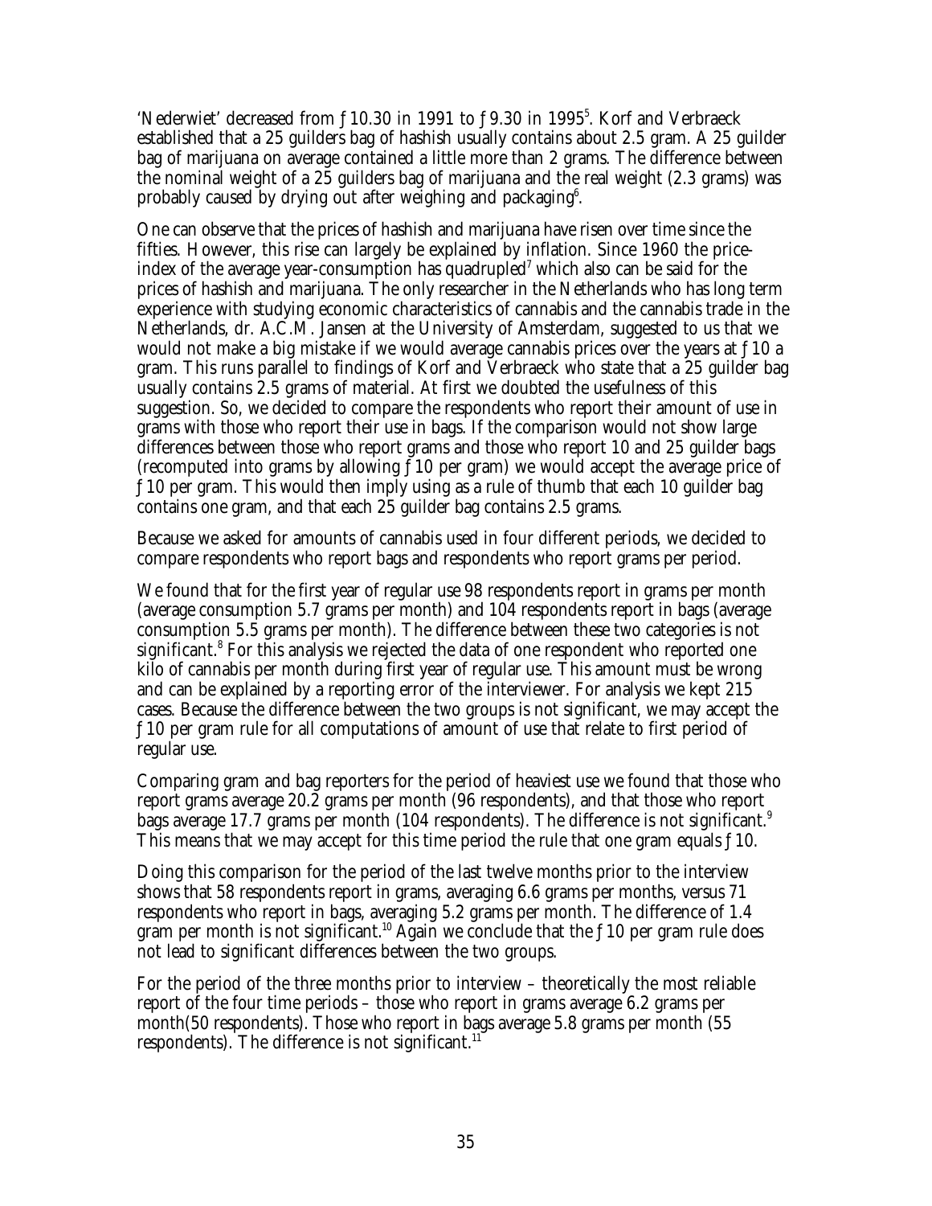'Nederwiet' decreased from ƒ10.30 in 1991 to ƒ9.30 in 1995[5]. Korf and Verbraeck established that a 25 guilders bag of hashish usually contains about 2.5 gram. A 25 guilder bag of marijuana on average contained a little more than 2 grams. The difference between the nominal weight of a 25 guilders bag of marijuana and the real weight (2.3 grams) was probably caused by drying out after weighing and packaging[6].

One can observe that the prices of hashish and marijuana have risen over time since the fifties. However, this rise can largely be explained by inflation. Since 1960 the price-index of the average year-consumption has quadrupled[7] which also can be said for the prices of hashish and marijuana. The only researcher in the Netherlands who has long term experience with studying economic characteristics of cannabis and the cannabis trade in the Netherlands, dr. A.C.M. Jansen at the University of Amsterdam, suggested to us that we would not make a big mistake if we would average cannabis prices over the years at ƒ10 a gram. This runs parallel to findings of Korf and Verbraeck who state that a 25 guilder bag usually contains 2.5 grams of material. At first we doubted the usefulness of this suggestion. So, we decided to compare the respondents who report their amount of use in grams with those who report their use in bags. If the comparison would not show large differences between those who report grams and those who report 10 and 25 guilder bags (recomputed into grams by allowing ƒ10 per gram) we would accept the average price of ƒ10 per gram. This would then imply using as a rule of thumb that each 10 guilder bag contains one gram, and that each 25 guilder bag contains 2.5 grams.

Because we asked for amounts of cannabis used in four different periods, we decided to compare respondents who report bags and respondents who report grams per period.

We found that for the first year of regular use 98 respondents report in grams per month (average consumption 5.7 grams per month) and 104 respondents report in bags (average consumption 5.5 grams per month). The difference between these two categories is not significant.[8] For this analysis we rejected the data of one respondent who reported one kilo of cannabis per month during first year of regular use. This amount must be wrong and can be explained by a reporting error of the interviewer. For analysis we kept 215 cases. Because the difference between the two groups is not significant, we may accept the ƒ10 per gram rule for all computations of amount of use that relate to first period of regular use.

Comparing gram and bag reporters for the period of heaviest use we found that those who report grams average 20.2 grams per month (96 respondents), and that those who report bags average 17.7 grams per month (104 respondents). The difference is not significant.[9] This means that we may accept for this time period the rule that one gram equals ƒ10.

Doing this comparison for the period of the last twelve months prior to the interview shows that 58 respondents report in grams, averaging 6.6 grams per months, versus 71 respondents who report in bags, averaging 5.2 grams per month. The difference of 1.4 gram per month is not significant.[10] Again we conclude that the ƒ10 per gram rule does not lead to significant differences between the two groups.

For the period of the three months prior to interview – theoretically the most reliable report of the four time periods – those who report in grams average 6.2 grams per month(50 respondents). Those who report in bags average 5.8 grams per month (55 respondents). The difference is not significant.[11]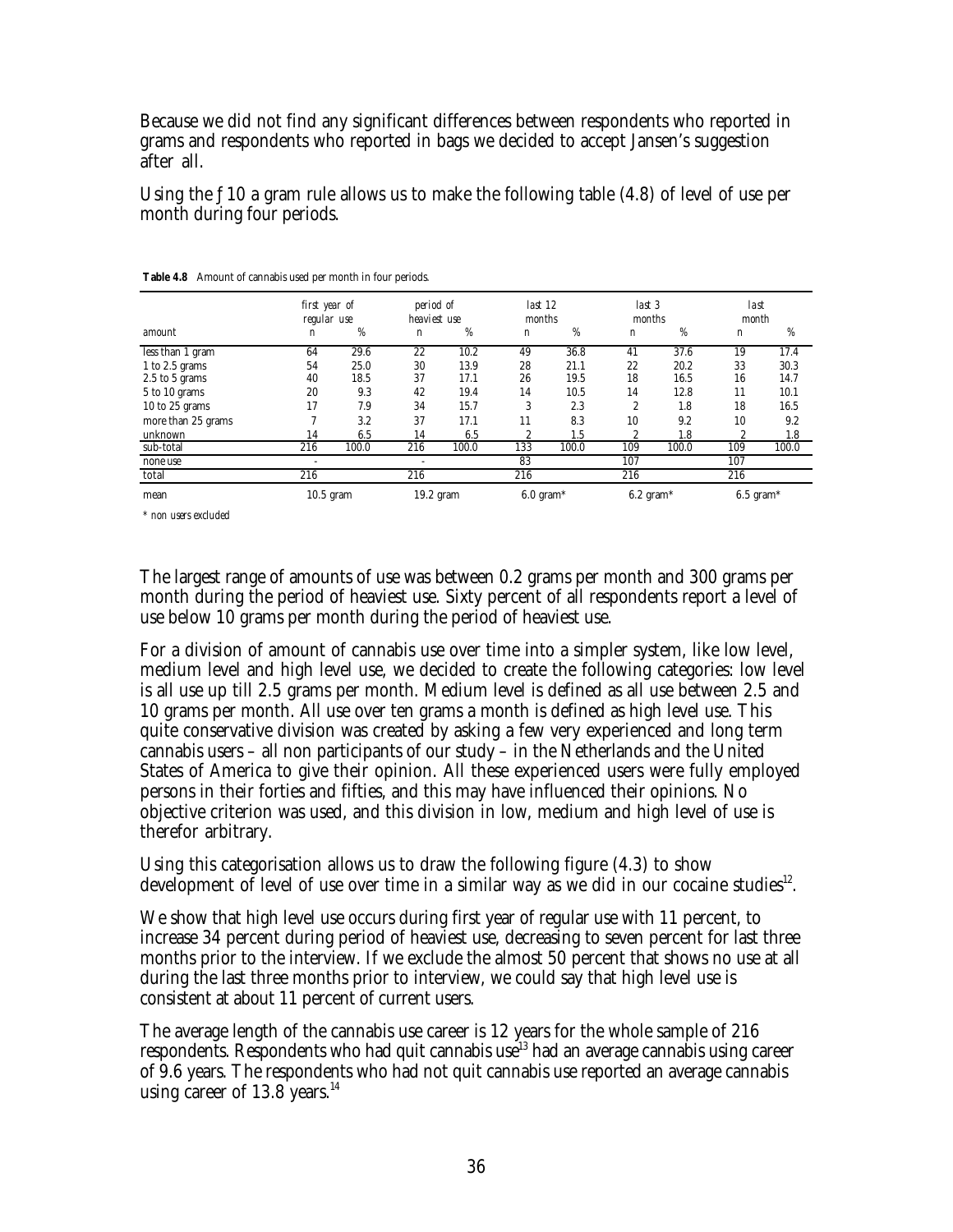Because we did not find any significant differences between respondents who reported in grams and respondents who reported in bags we decided to accept Jansen's suggestion after all.

Using the ƒ 10 a gram rule allows us to make the following table (4.8) of level of use per month during four periods.

**Table 4.8** Amount of cannabis used per month in four periods.

| | first year of regular use | | period of heaviest use | | last 12 months | | last 3 months | | last month | |
|---|---|---|---|---|---|---|---|---|---|---|
| amount | n | % | n | % | n | % | n | % | n | % |
| less than 1 gram | 64 | 29.6 | 22 | 10.2 | 49 | 36.8 | 41 | 37.6 | 19 | 17.4 |
| 1 to 2.5 grams | 54 | 25.0 | 30 | 13.9 | 28 | 21.1 | 22 | 20.2 | 33 | 30.3 |
| 2.5 to 5 grams | 40 | 18.5 | 37 | 17.1 | 26 | 19.5 | 18 | 16.5 | 16 | 14.7 |
| 5 to 10 grams | 20 | 9.3 | 42 | 19.4 | 14 | 10.5 | 14 | 12.8 | 11 | 10.1 |
| 10 to 25 grams | 17 | 7.9 | 34 | 15.7 | 3 | 2.3 | 2 | 1.8 | 18 | 16.5 |
| more than 25 grams | 7 | 3.2 | 37 | 17.1 | 11 | 8.3 | 10 | 9.2 | 10 | 9.2 |
| unknown | 14 | 6.5 | 14 | 6.5 | 2 | 1.5 | 2 | 1.8 | 2 | 1.8 |
| sub-total | 216 | 100.0 | 216 | 100.0 | 133 | 100.0 | 109 | 100.0 | 109 | 100.0 |
| none use | - | | - | | 83 | | 107 | | 107 | |
| total | 216 | | 216 | | 216 | | 216 | | 216 | |
| mean | 10.5 gram | | 19.2 gram | | 6.0 gram* | | 6.2 gram* | | 6.5 gram* | |

\* non users excluded

The largest range of amounts of use was between 0.2 grams per month and 300 grams per month during the period of heaviest use. Sixty percent of all respondents report a level of use below 10 grams per month during the period of heaviest use.

For a division of amount of cannabis use over time into a simpler system, like low level, medium level and high level use, we decided to create the following categories: low level is all use up till 2.5 grams per month. Medium level is defined as all use between 2.5 and 10 grams per month. All use over ten grams a month is defined as high level use. This quite conservative division was created by asking a few very experienced and long term cannabis users – all non participants of our study – in the Netherlands and the United States of America to give their opinion. All these experienced users were fully employed persons in their forties and fifties, and this may have influenced their opinions. No objective criterion was used, and this division in low, medium and high level of use is therefor arbitrary.

Using this categorisation allows us to draw the following figure (4.3) to show development of level of use over time in a similar way as we did in our cocaine studies[12].

We show that high level use occurs during first year of regular use with 11 percent, to increase 34 percent during period of heaviest use, decreasing to seven percent for last three months prior to the interview. If we exclude the almost 50 percent that shows no use at all during the last three months prior to interview, we could say that high level use is consistent at about 11 percent of current users.

The average length of the cannabis use career is 12 years for the whole sample of 216 respondents. Respondents who had quit cannabis use[13] had an average cannabis using career of 9.6 years. The respondents who had not quit cannabis use reported an average cannabis using career of 13.8 years.[14]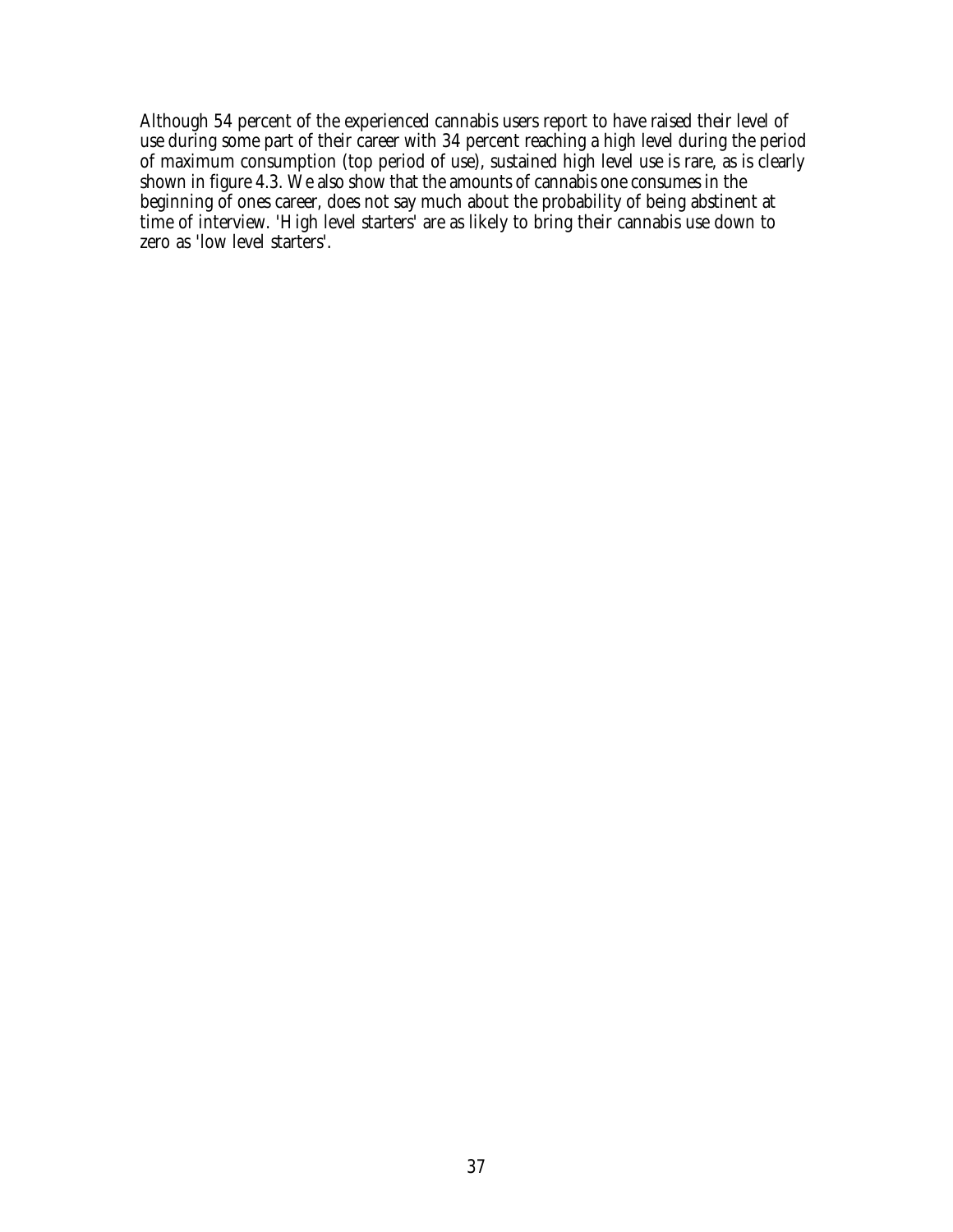Although 54 percent of the experienced cannabis users report to have raised their level of use during some part of their career with 34 percent reaching a high level during the period of maximum consumption (top period of use), sustained high level use is rare, as is clearly shown in figure 4.3. We also show that the amounts of cannabis one consumes in the beginning of ones career, does not say much about the probability of being abstinent at time of interview. 'High level starters' are as likely to bring their cannabis use down to zero as 'low level starters'.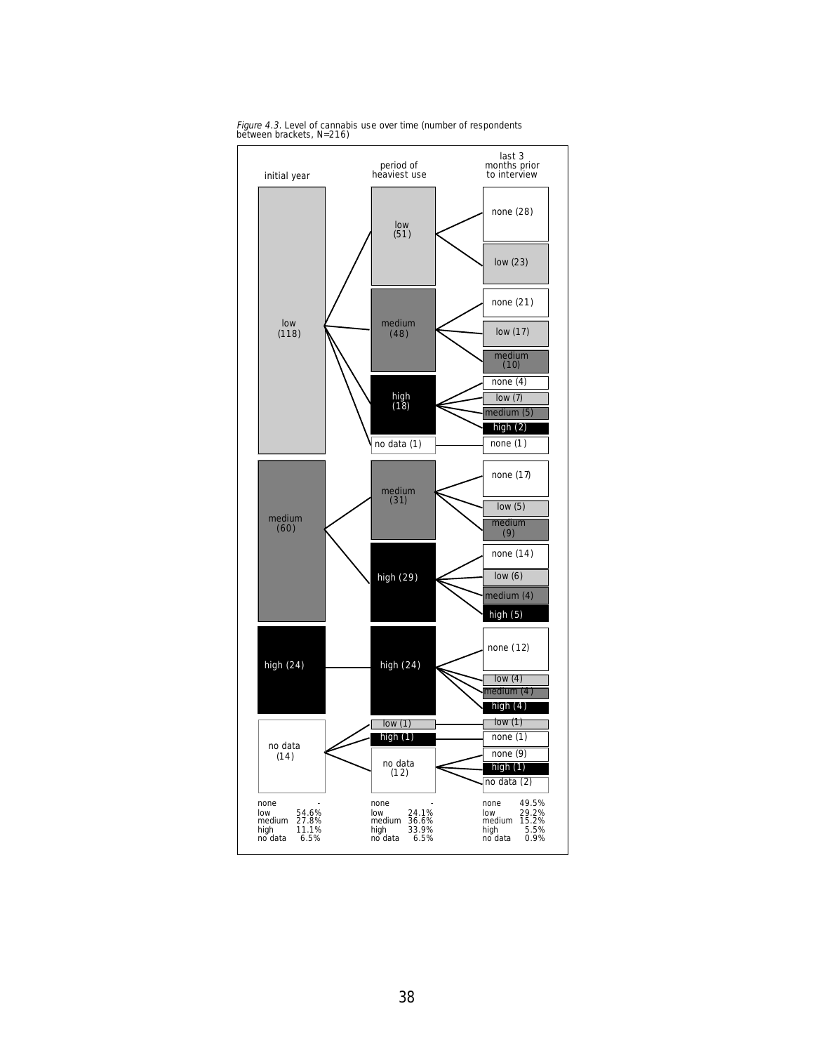*Figure 4.3.* Level of cannabis use over time (number of respondents between brackets, N=216)

| initial year | period of heaviest use | last 3 months prior to interview |
|---|---|---|
| low (118) | low (51) | none (28) |
| | | low (23) |
| | medium (48) | none (21) |
| | | low (17) |
| | | medium (10) |
| | high (18) | none (4) |
| | | low (7) |
| | | medium (5) |
| | | high (2) |
| | no data (1) | none (1) |
| medium (60) | medium (31) | none (17) |
| | | low (5) |
| | | medium (9) |
| | high (29) | none (14) |
| | | low (6) |
| | | medium (4) |
| | | high (5) |
| high (24) | high (24) | none (12) |
| | | low (4) |
| | | medium (4) |
| | | high (4) |
| no data (14) | low (1) | low (1) |
| | high (1) | none (1) |
| | no data (12) | none (9) |
| | | high (1) |
| | | no data (2) |

| | initial year | period of heaviest use | last 3 months prior to interview |
|---|---|---|---|
| none | - | - | 49.5% |
| low | 54.6% | 24.1% | 29.2% |
| medium | 27.8% | 36.6% | 15.2% |
| high | 11.1% | 33.9% | 5.5% |
| no data | 6.5% | 6.5% | 0.9% |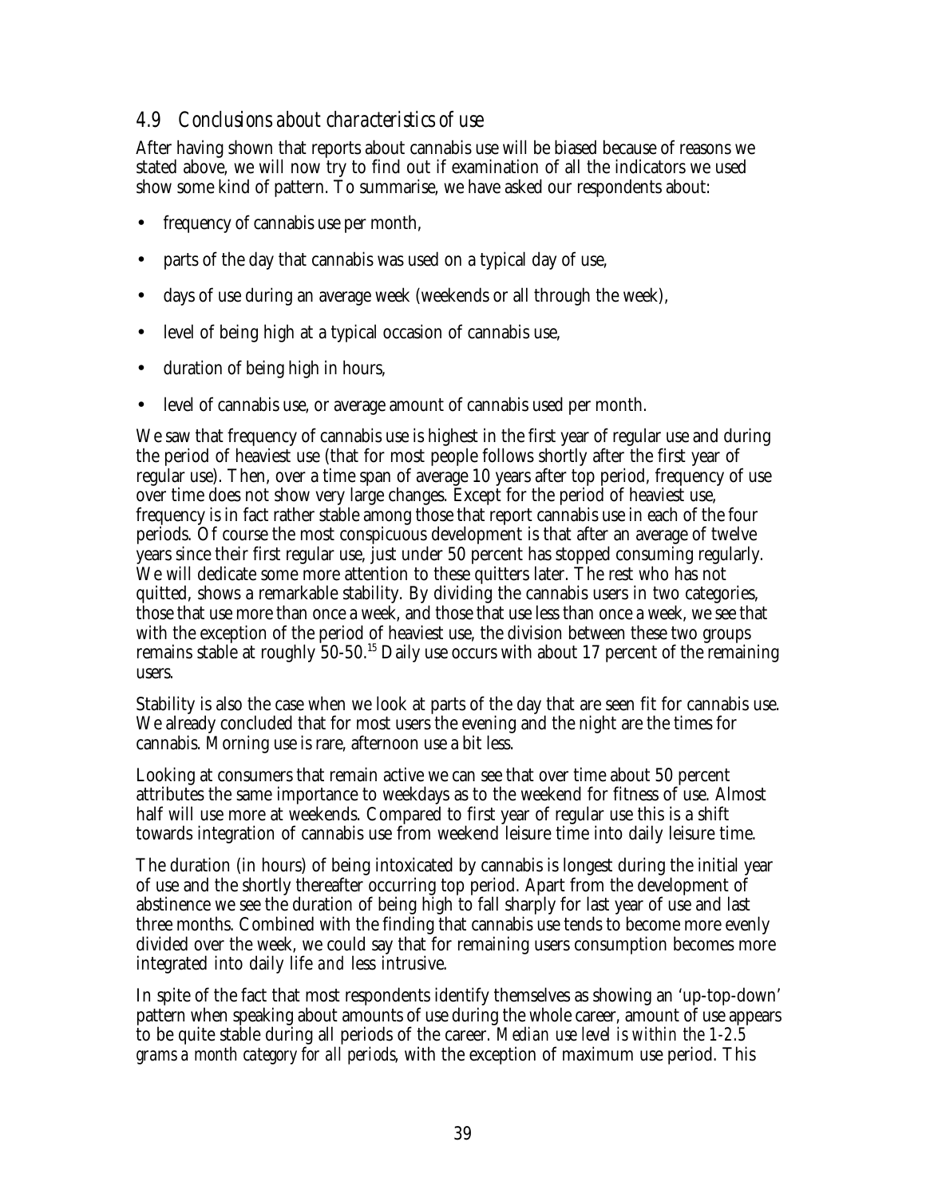### 4.9 Conclusions about characteristics of use

After having shown that reports about cannabis use will be biased because of reasons we stated above, we will now try to find out if examination of all the indicators we used show some kind of pattern. To summarise, we have asked our respondents about:

- frequency of cannabis use per month,
- parts of the day that cannabis was used on a typical day of use,
- days of use during an average week (weekends or all through the week),
- level of being high at a typical occasion of cannabis use,
- duration of being high in hours,
- level of cannabis use, or average amount of cannabis used per month.

We saw that frequency of cannabis use is highest in the first year of regular use and during the period of heaviest use (that for most people follows shortly after the first year of regular use). Then, over a time span of average 10 years after top period, frequency of use over time does not show very large changes. Except for the period of heaviest use, frequency is in fact rather stable among those that report cannabis use in each of the four periods. Of course the most conspicuous development is that after an average of twelve years since their first regular use, just under 50 percent has stopped consuming regularly. We will dedicate some more attention to these quitters later. The rest who has not quitted, shows a remarkable stability. By dividing the cannabis users in two categories, those that use more than once a week, and those that use less than once a week, we see that with the exception of the period of heaviest use, the division between these two groups remains stable at roughly 50-50.[15] Daily use occurs with about 17 percent of the remaining users.

Stability is also the case when we look at parts of the day that are seen fit for cannabis use. We already concluded that for most users the evening and the night are the times for cannabis. Morning use is rare, afternoon use a bit less.

Looking at consumers that remain active we can see that over time about 50 percent attributes the same importance to weekdays as to the weekend for fitness of use. Almost half will use more at weekends. Compared to first year of regular use this is a shift towards integration of cannabis use from weekend leisure time into daily leisure time.

The duration (in hours) of being intoxicated by cannabis is longest during the initial year of use and the shortly thereafter occurring top period. Apart from the development of abstinence we see the duration of being high to fall sharply for last year of use and last three months. Combined with the finding that cannabis use tends to become more evenly divided over the week, we could say that for remaining users consumption becomes more integrated into daily life *and* less intrusive.

In spite of the fact that most respondents identify themselves as showing an 'up-top-down' pattern when speaking about amounts of use during the whole career, amount of use appears to be quite stable during all periods of the career. *Median use level is within the 1-2.5 grams a month category for all periods*, with the exception of maximum use period. This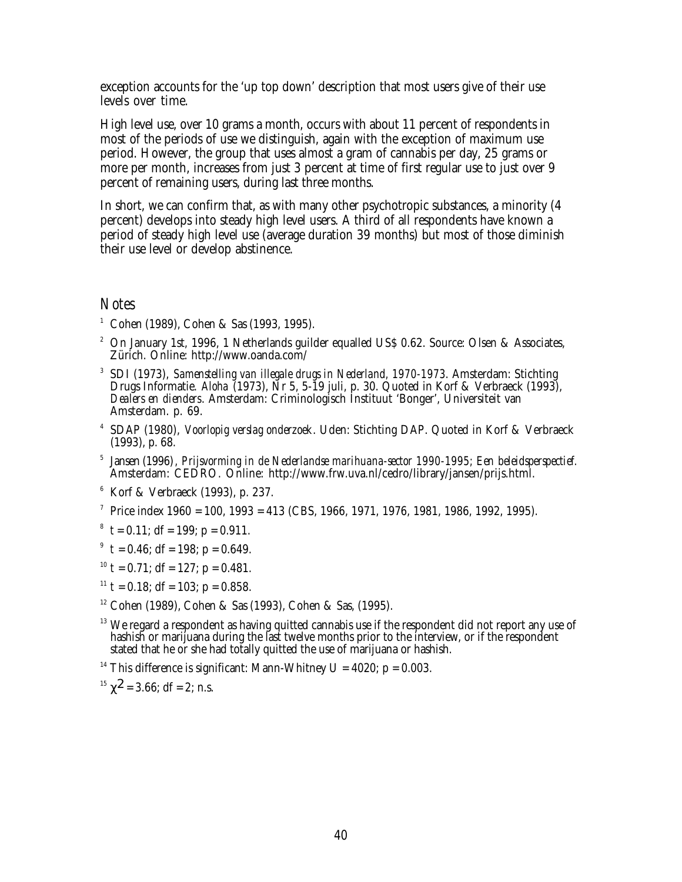exception accounts for the 'up top down' description that most users give of their use levels over time.

High level use, over 10 grams a month, occurs with about 11 percent of respondents in most of the periods of use we distinguish, again with the exception of maximum use period. However, the group that uses almost a gram of cannabis per day, 25 grams or more per month, increases from just 3 percent at time of first regular use to just over 9 percent of remaining users, during last three months.

In short, we can confirm that, as with many other psychotropic substances, a minority (4 percent) develops into steady high level users. A third of all respondents have known a period of steady high level use (average duration 39 months) but most of those diminish their use level or develop abstinence.

## Notes

[1] Cohen (1989), Cohen & Sas (1993, 1995).

[2] On January 1st, 1996, 1 Netherlands guilder equalled US$ 0.62. Source: Olsen & Associates, Zürich. Online: http://www.oanda.com/

[3] SDI (1973), *Samenstelling van illegale drugs in Nederland, 1970-1973*. Amsterdam: Stichting Drugs Informatie. *Aloha* (1973), Nr 5, 5-19 juli, p. 30. Quoted in Korf & Verbraeck (1993), *Dealers en dienders*. Amsterdam: Criminologisch Instituut 'Bonger', Universiteit van Amsterdam. p. 69.

[4] SDAP (1980), *Voorlopig verslag onderzoek*. Uden: Stichting DAP. Quoted in Korf & Verbraeck (1993), p. 68.

[5] Jansen (1996), *Prijsvorming in de Nederlandse marihuana-sector 1990-1995; Een beleidsperspectief*. Amsterdam: CEDRO. Online: http://www.frw.uva.nl/cedro/library/jansen/prijs.html.

[6] Korf & Verbraeck (1993), p. 237.

[7] Price index 1960 = 100, 1993 = 413 (CBS, 1966, 1971, 1976, 1981, 1986, 1992, 1995).

[8] $t = 0.11$; $df = 199$; $p = 0.911$.

[9] $t = 0.46$; $df = 198$; $p = 0.649$.

[10] $t = 0.71$; $df = 127$; $p = 0.481$.

[11] $t = 0.18$; $df = 103$; $p = 0.858$.

[12] Cohen (1989), Cohen & Sas (1993), Cohen & Sas, (1995).

[13] We regard a respondent as having quitted cannabis use if the respondent did not report any use of hashish or marijuana during the last twelve months prior to the interview, or if the respondent stated that he or she had totally quitted the use of marijuana or hashish.

[14] This difference is significant: Mann-Whitney $U = 4020$; $p = 0.003$.

[15] $\chi^2 = 3.66$; $df = 2$; n.s.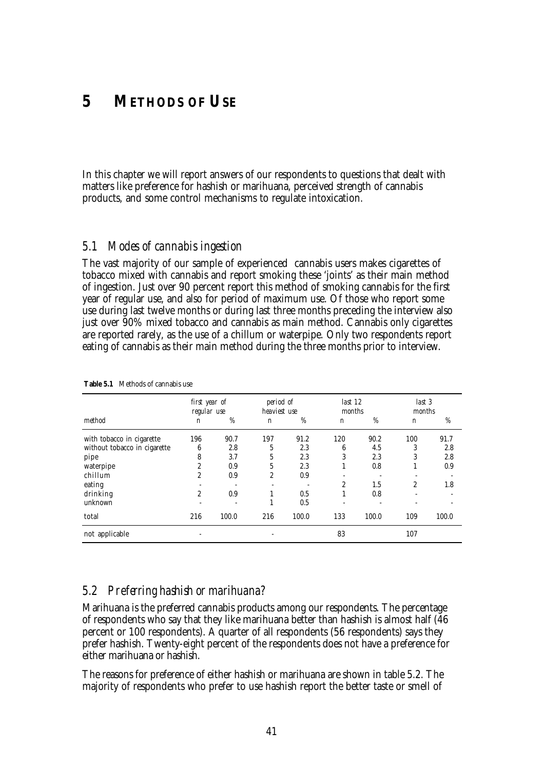# 5 METHODS OF USE

In this chapter we will report answers of our respondents to questions that dealt with matters like preference for hashish or marihuana, perceived strength of cannabis products, and some control mechanisms to regulate intoxication.

## 5.1 Modes of cannabis ingestion

The vast majority of our sample of experienced cannabis users makes cigarettes of tobacco mixed with cannabis and report smoking these 'joints' as their main method of ingestion. Just over 90 percent report this method of smoking cannabis for the first year of regular use, and also for period of maximum use. Of those who report some use during last twelve months or during last three months preceding the interview also just over 90% mixed tobacco and cannabis as main method. Cannabis only cigarettes are reported rarely, as the use of a chillum or waterpipe. Only two respondents report eating of cannabis as their main method during the three months prior to interview.

**Table 5.1** Methods of cannabis use

| | first year of regular use | | period of heaviest use | | last 12 months | | last 3 months | |
|---|---|---|---|---|---|---|---|---|
| method | n | % | n | % | n | % | n | % |
| with tobacco in cigarette | 196 | 90.7 | 197 | 91.2 | 120 | 90.2 | 100 | 91.7 |
| without tobacco in cigarette | 6 | 2.8 | 5 | 2.3 | 6 | 4.5 | 3 | 2.8 |
| pipe | 8 | 3.7 | 5 | 2.3 | 3 | 2.3 | 3 | 2.8 |
| waterpipe | 2 | 0.9 | 5 | 2.3 | 1 | 0.8 | 1 | 0.9 |
| chillum | 2 | 0.9 | 2 | 0.9 | - | - | - | - |
| eating | - | - | - | - | 2 | 1.5 | 2 | 1.8 |
| drinking | 2 | 0.9 | 1 | 0.5 | 1 | 0.8 | - | - |
| unknown | - | - | 1 | 0.5 | - | - | - | - |
| total | 216 | 100.0 | 216 | 100.0 | 133 | 100.0 | 109 | 100.0 |
| not applicable | - | | - | | 83 | | 107 | |

## 5.2 Preferring hashish or marihuana?

Marihuana is the preferred cannabis products among our respondents. The percentage of respondents who say that they like marihuana better than hashish is almost half (46 percent or 100 respondents). A quarter of all respondents (56 respondents) says they prefer hashish. Twenty-eight percent of the respondents does not have a preference for either marihuana or hashish.

The reasons for preference of either hashish or marihuana are shown in table 5.2. The majority of respondents who prefer to use hashish report the better taste or smell of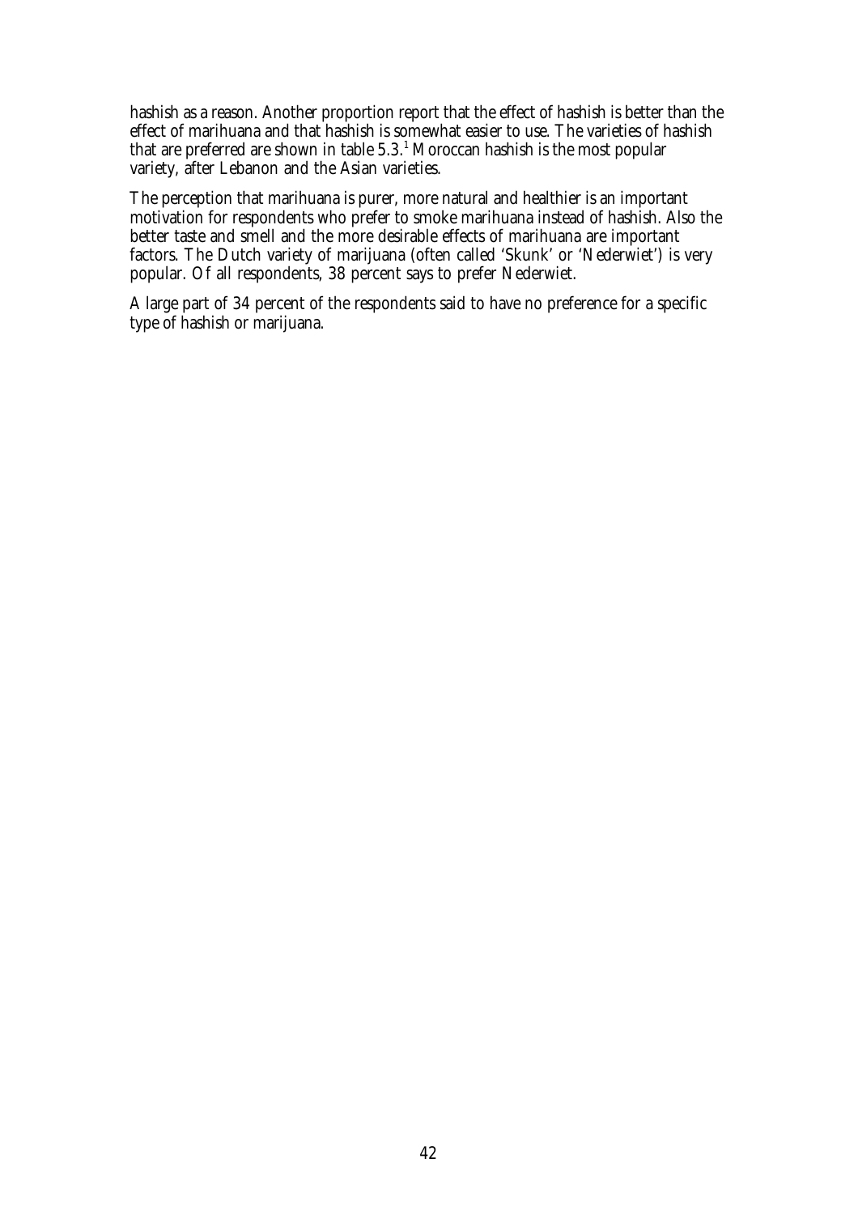hashish as a reason. Another proportion report that the effect of hashish is better than the effect of marihuana and that hashish is somewhat easier to use. The varieties of hashish that are preferred are shown in table 5.3.[1] Moroccan hashish is the most popular variety, after Lebanon and the Asian varieties.

The perception that marihuana is purer, more natural and healthier is an important motivation for respondents who prefer to smoke marihuana instead of hashish. Also the better taste and smell and the more desirable effects of marihuana are important factors. The Dutch variety of marijuana (often called 'Skunk' or 'Nederwiet') is very popular. Of all respondents, 38 percent says to prefer Nederwiet.

A large part of 34 percent of the respondents said to have no preference for a specific type of hashish or marijuana.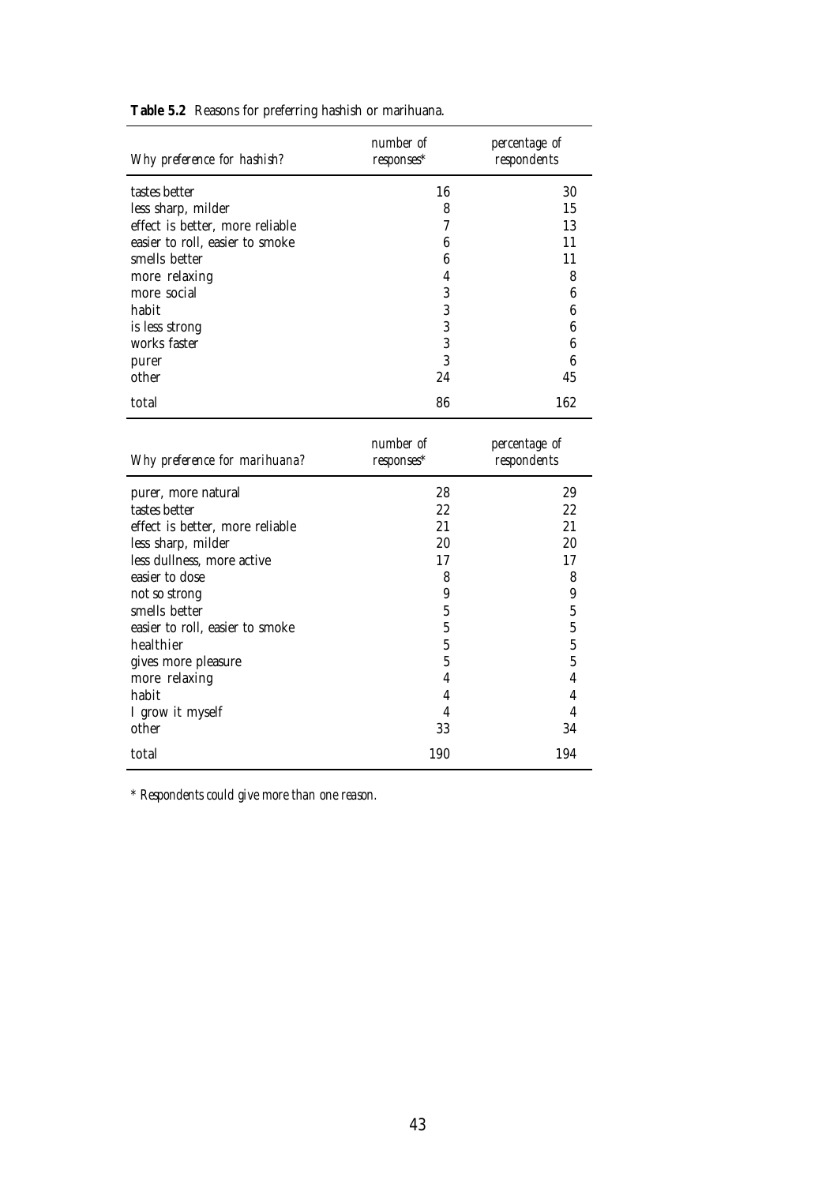**Table 5.2** Reasons for preferring hashish or marihuana.

| *Why preference for hashish?* | *number of responses** | *percentage of respondents* |
|---|---|---|
| tastes better | 16 | 30 |
| less sharp, milder | 8 | 15 |
| effect is better, more reliable | 7 | 13 |
| easier to roll, easier to smoke | 6 | 11 |
| smells better | 6 | 11 |
| more relaxing | 4 | 8 |
| more social | 3 | 6 |
| habit | 3 | 6 |
| is less strong | 3 | 6 |
| works faster | 3 | 6 |
| purer | 3 | 6 |
| other | 24 | 45 |
| total | 86 | 162 |

| *Why preference for marihuana?* | *number of responses** | *percentage of respondents* |
|---|---|---|
| purer, more natural | 28 | 29 |
| tastes better | 22 | 22 |
| effect is better, more reliable | 21 | 21 |
| less sharp, milder | 20 | 20 |
| less dullness, more active | 17 | 17 |
| easier to dose | 8 | 8 |
| not so strong | 9 | 9 |
| smells better | 5 | 5 |
| easier to roll, easier to smoke | 5 | 5 |
| healthier | 5 | 5 |
| gives more pleasure | 5 | 5 |
| more relaxing | 4 | 4 |
| habit | 4 | 4 |
| I grow it myself | 4 | 4 |
| other | 33 | 34 |
| total | 190 | 194 |

*\* Respondents could give more than one reason.*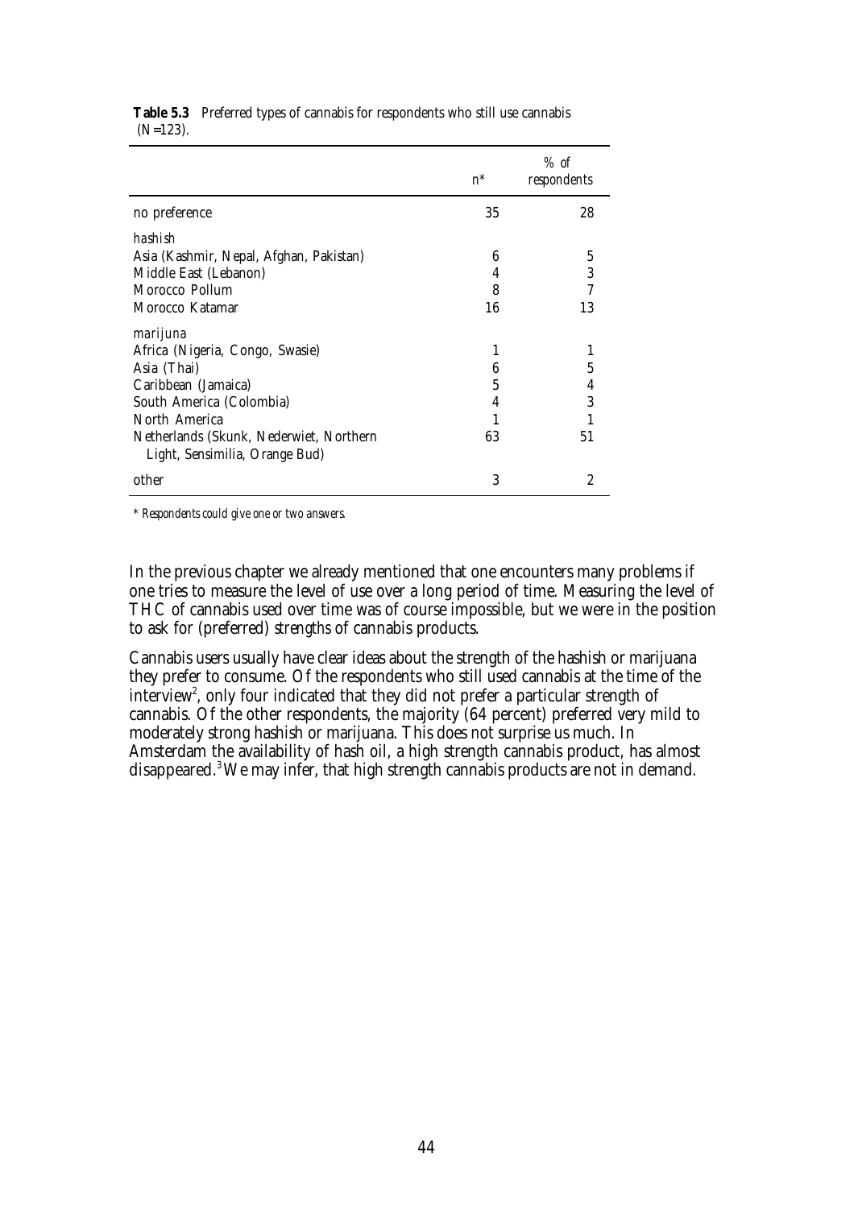**Table 5.3** Preferred types of cannabis for respondents who still use cannabis (N=123).

| | n* | % of respondents |
|---|---|---|
| no preference | 35 | 28 |
| *hashish* | | |
| Asia (Kashmir, Nepal, Afghan, Pakistan) | 6 | 5 |
| Middle East (Lebanon) | 4 | 3 |
| Morocco Pollum | 8 | 7 |
| Morocco Katamar | 16 | 13 |
| *marijuna* | | |
| Africa (Nigeria, Congo, Swasie) | 1 | 1 |
| Asia (Thai) | 6 | 5 |
| Caribbean (Jamaica) | 5 | 4 |
| South America (Colombia) | 4 | 3 |
| North America | 1 | 1 |
| Netherlands (Skunk, Nederwiet, Northern Light, Sensimilia, Orange Bud) | 63 | 51 |
| other | 3 | 2 |

*\* Respondents could give one or two answers.*

In the previous chapter we already mentioned that one encounters many problems if one tries to measure the level of use over a long period of time. Measuring the level of THC of cannabis used over time was of course impossible, but we were in the position to ask for (preferred) *strengths* of cannabis products.

Cannabis users usually have clear ideas about the strength of the hashish or marijuana they prefer to consume. Of the respondents who still used cannabis at the time of the interview[2], only four indicated that they did not prefer a particular strength of cannabis. Of the other respondents, the majority (64 percent) preferred very mild to moderately strong hashish or marijuana. This does not surprise us much. In Amsterdam the availability of hash oil, a high strength cannabis product, has almost disappeared.[3] We may infer, that high strength cannabis products are not in demand.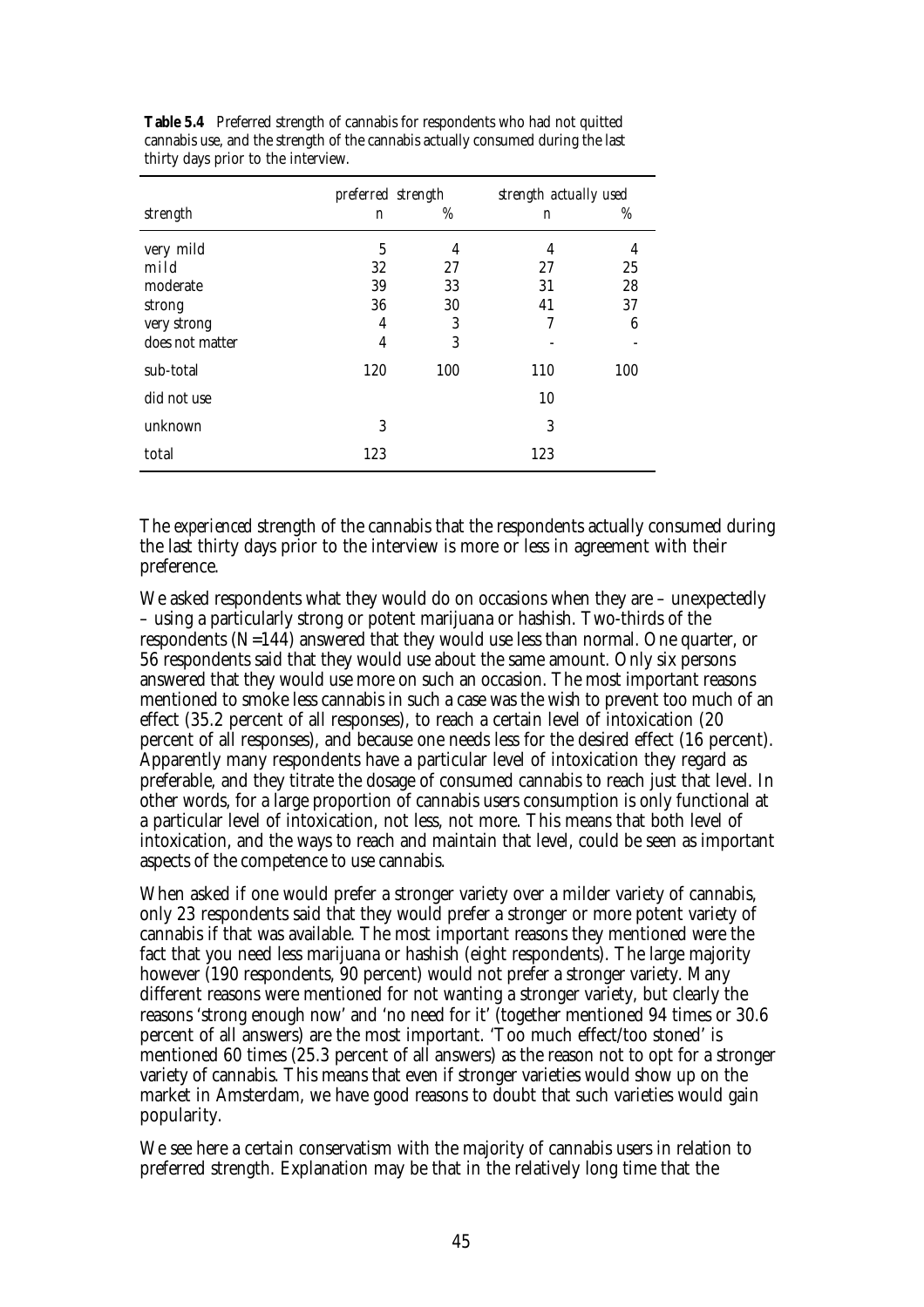**Table 5.4** Preferred strength of cannabis for respondents who had not quitted cannabis use, and the strength of the cannabis actually consumed during the last thirty days prior to the interview.

| | *preferred strength* | | *strength actually used* | |
|---|---|---|---|---|
| *strength* | *n* | *%* | *n* | *%* |
| very mild | 5 | 4 | 4 | 4 |
| mild | 32 | 27 | 27 | 25 |
| moderate | 39 | 33 | 31 | 28 |
| strong | 36 | 30 | 41 | 37 |
| very strong | 4 | 3 | 7 | 6 |
| does not matter | 4 | 3 | - | - |
| sub-total | 120 | 100 | 110 | 100 |
| did not use | | | 10 | |
| unknown | 3 | | 3 | |
| total | 123 | | 123 | |

The *experienced* strength of the cannabis that the respondents actually consumed during the last thirty days prior to the interview is more or less in agreement with their preference.

We asked respondents what they would do on occasions when they are – unexpectedly – using a particularly strong or potent marijuana or hashish. Two-thirds of the respondents (N=144) answered that they would use less than normal. One quarter, or 56 respondents said that they would use about the same amount. Only six persons answered that they would use more on such an occasion. The most important reasons mentioned to smoke less cannabis in such a case was the wish to prevent too much of an effect (35.2 percent of all responses), to reach a certain level of intoxication (20 percent of all responses), and because one needs less for the desired effect (16 percent). Apparently many respondents have a particular level of intoxication they regard as preferable, and they titrate the dosage of consumed cannabis to reach just that level. In other words, for a large proportion of cannabis users consumption is only functional at a particular level of intoxication, not less, not more. This means that both level of intoxication, and the ways to reach and maintain that level, could be seen as important aspects of the competence to use cannabis.

When asked if one would prefer a stronger variety over a milder variety of cannabis, only 23 respondents said that they would prefer a stronger or more potent variety of cannabis if that was available. The most important reasons they mentioned were the fact that you need less marijuana or hashish (eight respondents). The large majority however (190 respondents, 90 percent) would not prefer a stronger variety. Many different reasons were mentioned for not wanting a stronger variety, but clearly the reasons 'strong enough now' and 'no need for it' (together mentioned 94 times or 30.6 percent of all answers) are the most important. 'Too much effect/too stoned' is mentioned 60 times (25.3 percent of all answers) as the reason not to opt for a stronger variety of cannabis. This means that even if stronger varieties would show up on the market in Amsterdam, we have good reasons to doubt that such varieties would gain popularity.

We see here a certain conservatism with the majority of cannabis users in relation to preferred strength. Explanation may be that in the relatively long time that the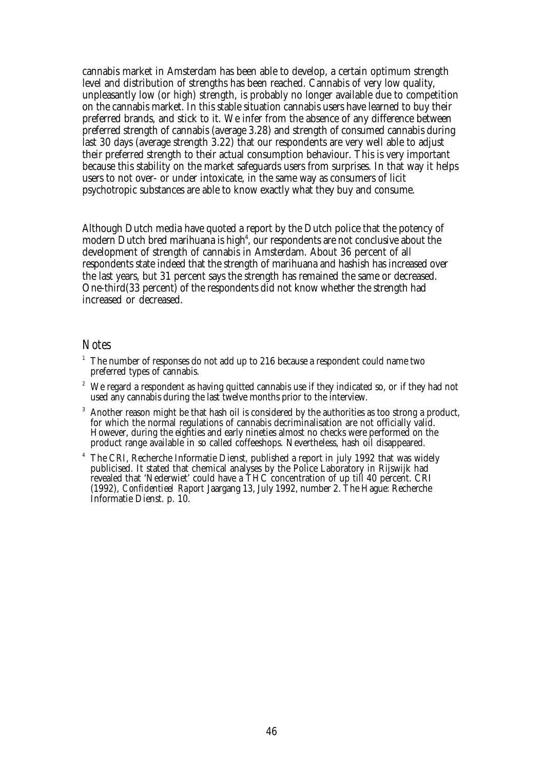cannabis market in Amsterdam has been able to develop, a certain optimum strength level and distribution of strengths has been reached. Cannabis of very low quality, unpleasantly low (or high) strength, is probably no longer available due to competition on the cannabis market. In this stable situation cannabis users have learned to buy their preferred brands, and stick to it. We infer from the absence of any difference between preferred strength of cannabis (average 3.28) and strength of consumed cannabis during last 30 days (average strength 3.22) that our respondents are very well able to adjust their preferred strength to their actual consumption behaviour. This is very important because this stability on the market safeguards users from surprises. In that way it helps users to not over- or under intoxicate, in the same way as consumers of licit psychotropic substances are able to know exactly what they buy and consume.

Although Dutch media have quoted a report by the Dutch police that the potency of modern Dutch bred marihuana is high[4], our respondents are not conclusive about the development of strength of cannabis in Amsterdam. About 36 percent of all respondents state indeed that the strength of marihuana and hashish has increased over the last years, but 31 percent says the strength has remained the same or decreased. One-third(33 percent) of the respondents did not know whether the strength had increased or decreased.

## Notes

[1] The number of responses do not add up to 216 because a respondent could name two preferred types of cannabis.

[2] We regard a respondent as having quitted cannabis use if they indicated so, or if they had not used any cannabis during the last twelve months prior to the interview.

[3] Another reason might be that hash oil is considered by the authorities as too strong a product, for which the normal regulations of cannabis decriminalisation are not officially valid. However, during the eighties and early nineties almost no checks were performed on the product range available in so called coffeeshops. Nevertheless, hash oil disappeared.

[4] The CRI, Recherche Informatie Dienst, published a report in july 1992 that was widely publicised. It stated that chemical analyses by the Police Laboratory in Rijswijk had revealed that 'Nederwiet' could have a THC concentration of up till 40 percent. CRI (1992), *Confidentieel Raport* Jaargang 13, July 1992, number 2. The Hague: Recherche Informatie Dienst. p. 10.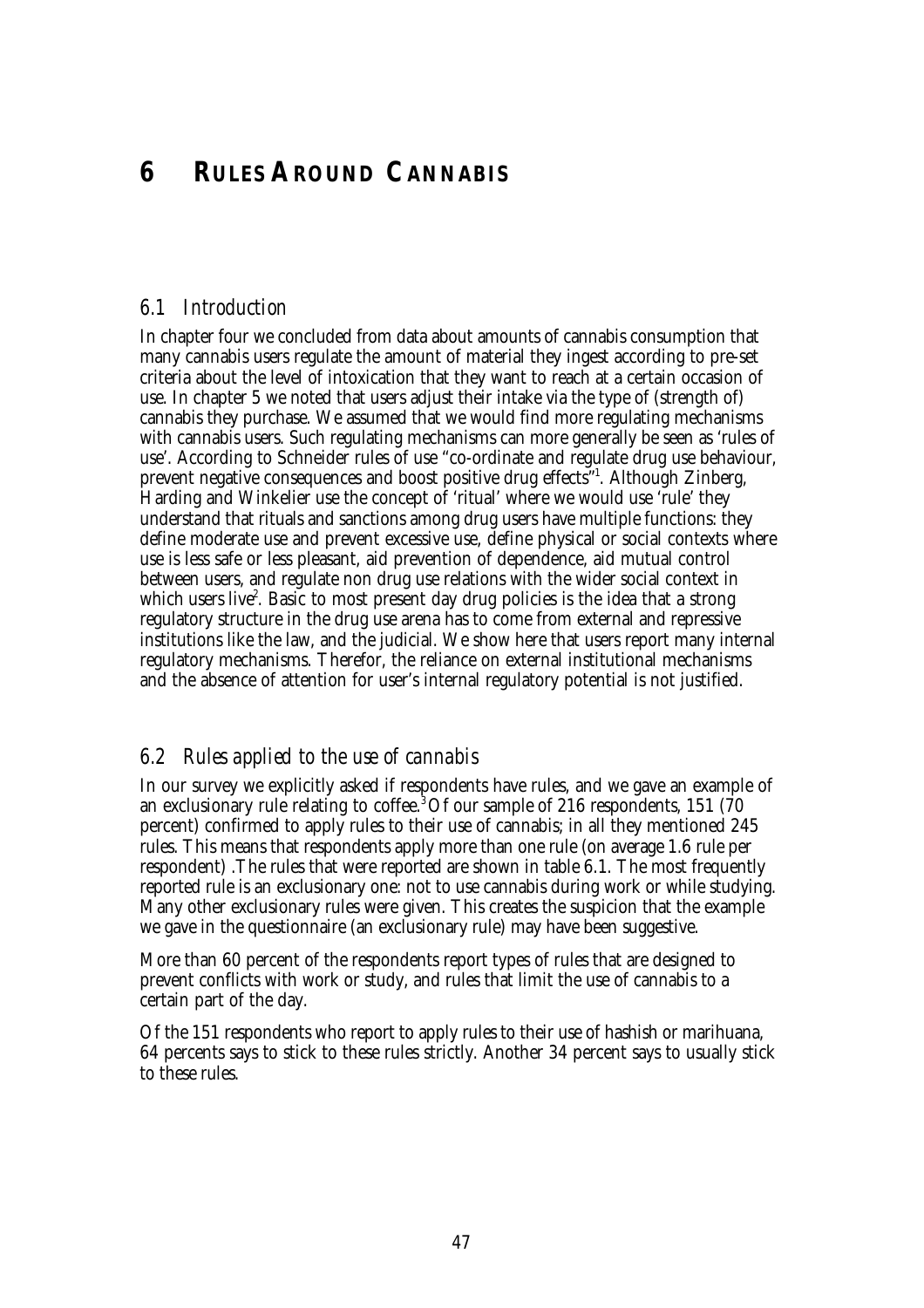# 6 RULES AROUND CANNABIS

## 6.1 Introduction

In chapter four we concluded from data about amounts of cannabis consumption that many cannabis users regulate the amount of material they ingest according to pre-set criteria about the level of intoxication that they want to reach at a certain occasion of use. In chapter 5 we noted that users adjust their intake via the type of (strength of) cannabis they purchase. We assumed that we would find more regulating mechanisms with cannabis users. Such regulating mechanisms can more generally be seen as 'rules of use'. According to Schneider rules of use "co-ordinate and regulate drug use behaviour, prevent negative consequences and boost positive drug effects"[1]. Although Zinberg, Harding and Winkelier use the concept of 'ritual' where we would use 'rule' they understand that rituals and sanctions among drug users have multiple functions: they define moderate use and prevent excessive use, define physical or social contexts where use is less safe or less pleasant, aid prevention of dependence, aid mutual control between users, and regulate non drug use relations with the wider social context in which users live[2]. Basic to most present day drug policies is the idea that a strong regulatory structure in the drug use arena has to come from external and repressive institutions like the law, and the judicial. We show here that users report many internal regulatory mechanisms. Therefor, the reliance on external institutional mechanisms and the absence of attention for user's internal regulatory potential is not justified.

## 6.2 Rules applied to the use of cannabis

In our survey we explicitly asked if respondents have rules, and we gave an example of an exclusionary rule relating to coffee.[3] Of our sample of 216 respondents, 151 (70 percent) confirmed to apply rules to their use of cannabis; in all they mentioned 245 rules. This means that respondents apply more than one rule (on average 1.6 rule per respondent) .The rules that were reported are shown in table 6.1. The most frequently reported rule is an exclusionary one: not to use cannabis during work or while studying. Many other exclusionary rules were given. This creates the suspicion that the example we gave in the questionnaire (an exclusionary rule) may have been suggestive.

More than 60 percent of the respondents report types of rules that are designed to prevent conflicts with work or study, and rules that limit the use of cannabis to a certain part of the day.

Of the 151 respondents who report to apply rules to their use of hashish or marihuana, 64 percents says to stick to these rules strictly. Another 34 percent says to usually stick to these rules.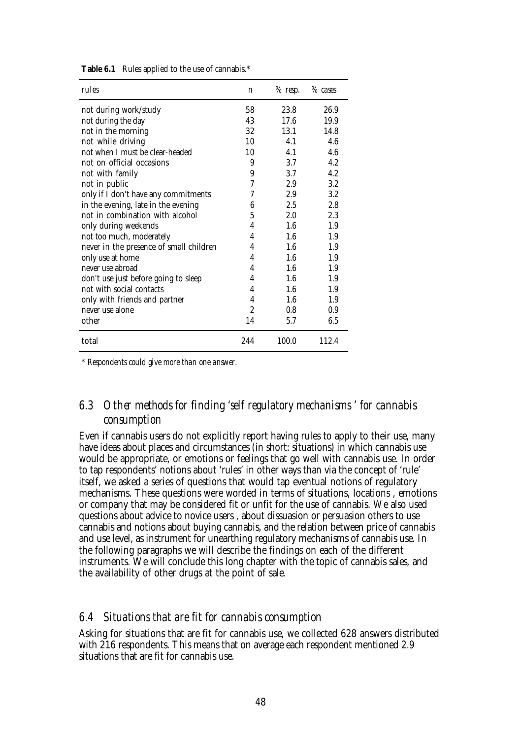**Table 6.1** Rules applied to the use of cannabis.*

| rules | n | % resp. | % cases |
|---|---|---|---|
| not during work/study | 58 | 23.8 | 26.9 |
| not during the day | 43 | 17.6 | 19.9 |
| not in the morning | 32 | 13.1 | 14.8 |
| not while driving | 10 | 4.1 | 4.6 |
| not when I must be clear-headed | 10 | 4.1 | 4.6 |
| not on official occasions | 9 | 3.7 | 4.2 |
| not with family | 9 | 3.7 | 4.2 |
| not in public | 7 | 2.9 | 3.2 |
| only if I don't have any commitments | 7 | 2.9 | 3.2 |
| in the evening, late in the evening | 6 | 2.5 | 2.8 |
| not in combination with alcohol | 5 | 2.0 | 2.3 |
| only during weekends | 4 | 1.6 | 1.9 |
| not too much, moderately | 4 | 1.6 | 1.9 |
| never in the presence of small children | 4 | 1.6 | 1.9 |
| only use at home | 4 | 1.6 | 1.9 |
| never use abroad | 4 | 1.6 | 1.9 |
| don't use just before going to sleep | 4 | 1.6 | 1.9 |
| not with social contacts | 4 | 1.6 | 1.9 |
| only with friends and partner | 4 | 1.6 | 1.9 |
| never use alone | 2 | 0.8 | 0.9 |
| other | 14 | 5.7 | 6.5 |
| total | 244 | 100.0 | 112.4 |

*\* Respondents could give more than one answer.*

## 6.3 Other methods for finding 'self regulatory mechanisms' for cannabis consumption

Even if cannabis users do not explicitly report having rules to apply to their use, many have ideas about places and circumstances (in short: situations) in which cannabis use would be appropriate, or emotions or feelings that go well with cannabis use. In order to tap respondents' notions about 'rules' in other ways than via the concept of 'rule' itself, we asked a series of questions that would tap eventual notions of regulatory mechanisms. These questions were worded in terms of situations, locations , emotions or company that may be considered fit or unfit for the use of cannabis. We also used questions about advice to novice users , about dissuasion or persuasion others to use cannabis and notions about buying cannabis, and the relation between price of cannabis and use level, as instrument for unearthing regulatory mechanisms of cannabis use. In the following paragraphs we will describe the findings on each of the different instruments. We will conclude this long chapter with the topic of cannabis sales, and the availability of other drugs at the point of sale.

## 6.4 Situations that are fit for cannabis consumption

Asking for situations that are fit for cannabis use, we collected 628 answers distributed with 216 respondents. This means that on average each respondent mentioned 2.9 situations that are fit for cannabis use.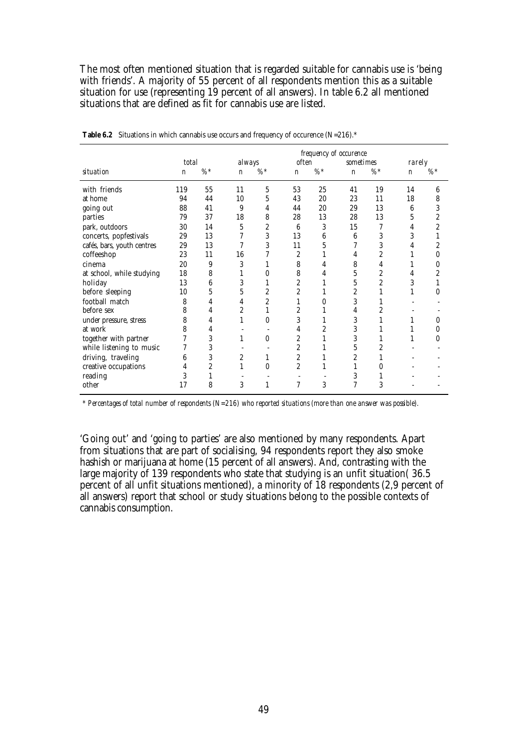The most often mentioned situation that is regarded suitable for cannabis use is 'being with friends'. A majority of 55 percent of all respondents mention this as a suitable situation for use (representing 19 percent of all answers). In table 6.2 all mentioned situations that are defined as fit for cannabis use are listed.

**Table 6.2** Situations in which cannabis use occurs and frequency of occurence (N=216).*

| | | | *frequency of occurence* | | | | | | | |
|---|---|---|---|---|---|---|---|---|---|---|
| | *total* | | *always* | | *often* | | *sometimes* | | *rarely* | |
| *situation* | n | %* | n | %* | n | %* | n | %* | n | %* |
| with friends | 119 | 55 | 11 | 5 | 53 | 25 | 41 | 19 | 14 | 6 |
| at home | 94 | 44 | 10 | 5 | 43 | 20 | 23 | 11 | 18 | 8 |
| going out | 88 | 41 | 9 | 4 | 44 | 20 | 29 | 13 | 6 | 3 |
| parties | 79 | 37 | 18 | 8 | 28 | 13 | 28 | 13 | 5 | 2 |
| park, outdoors | 30 | 14 | 5 | 2 | 6 | 3 | 15 | 7 | 4 | 2 |
| concerts, popfestivals | 29 | 13 | 7 | 3 | 13 | 6 | 6 | 3 | 3 | 1 |
| cafés, bars, youth centres | 29 | 13 | 7 | 3 | 11 | 5 | 7 | 3 | 4 | 2 |
| coffeeshop | 23 | 11 | 16 | 7 | 2 | 1 | 4 | 2 | 1 | 0 |
| cinema | 20 | 9 | 3 | 1 | 8 | 4 | 8 | 4 | 1 | 0 |
| at school, while studying | 18 | 8 | 1 | 0 | 8 | 4 | 5 | 2 | 4 | 2 |
| holiday | 13 | 6 | 3 | 1 | 2 | 1 | 5 | 2 | 3 | 1 |
| before sleeping | 10 | 5 | 5 | 2 | 2 | 1 | 2 | 1 | 1 | 0 |
| football match | 8 | 4 | 4 | 2 | 1 | 0 | 3 | 1 | - | - |
| before sex | 8 | 4 | 2 | 1 | 2 | 1 | 4 | 2 | - | - |
| under pressure, stress | 8 | 4 | 1 | 0 | 3 | 1 | 3 | 1 | 1 | 0 |
| at work | 8 | 4 | - | - | 4 | 2 | 3 | 1 | 1 | 0 |
| together with partner | 7 | 3 | 1 | 0 | 2 | 1 | 3 | 1 | 1 | 0 |
| while listening to music | 7 | 3 | - | - | 2 | 1 | 5 | 2 | - | - |
| driving, traveling | 6 | 3 | 2 | 1 | 2 | 1 | 2 | 1 | - | - |
| creative occupations | 4 | 2 | 1 | 0 | 2 | 1 | 1 | 0 | - | - |
| reading | 3 | 1 | - | - | - | - | 3 | 1 | - | - |
| other | 17 | 8 | 3 | 1 | 7 | 3 | 7 | 3 | - | - |

*\* Percentages of total number of respondents (N=216) who reported situations (more than one answer was possible).*

'Going out' and 'going to parties' are also mentioned by many respondents. Apart from situations that are part of socialising, 94 respondents report they also smoke hashish or marijuana at home (15 percent of all answers). And, contrasting with the large majority of 139 respondents who state that studying is an unfit situation( 36.5 percent of all unfit situations mentioned), a minority of 18 respondents (2,9 percent of all answers) report that school or study situations belong to the possible contexts of cannabis consumption.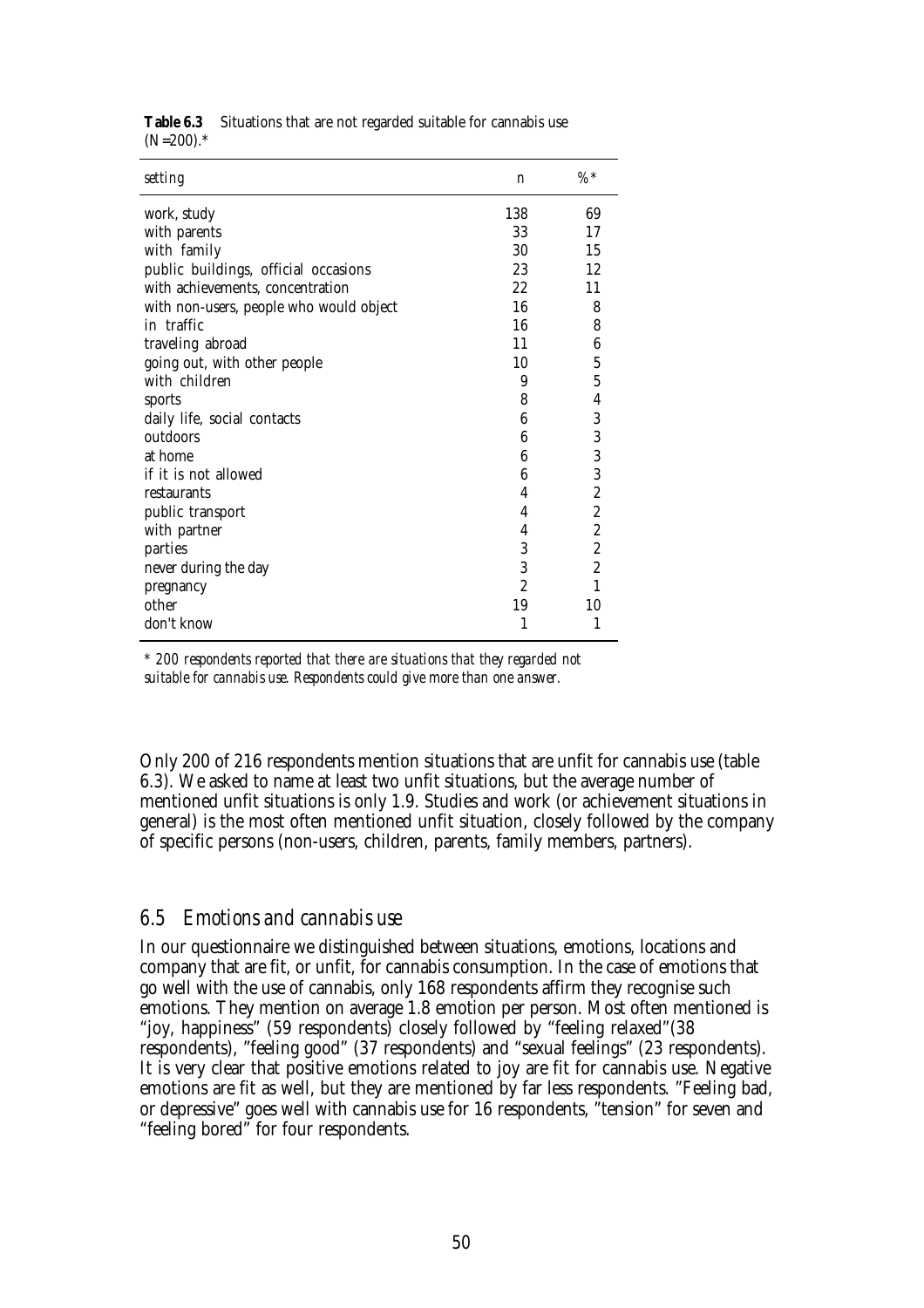**Table 6.3** Situations that are not regarded suitable for cannabis use (N=200).*

| setting | n | %* |
|---|---|---|
| work, study | 138 | 69 |
| with parents | 33 | 17 |
| with family | 30 | 15 |
| public buildings, official occasions | 23 | 12 |
| with achievements, concentration | 22 | 11 |
| with non-users, people who would object | 16 | 8 |
| in traffic | 16 | 8 |
| traveling abroad | 11 | 6 |
| going out, with other people | 10 | 5 |
| with children | 9 | 5 |
| sports | 8 | 4 |
| daily life, social contacts | 6 | 3 |
| outdoors | 6 | 3 |
| at home | 6 | 3 |
| if it is not allowed | 6 | 3 |
| restaurants | 4 | 2 |
| public transport | 4 | 2 |
| with partner | 4 | 2 |
| parties | 3 | 2 |
| never during the day | 3 | 2 |
| pregnancy | 2 | 1 |
| other | 19 | 10 |
| don't know | 1 | 1 |

*\* 200 respondents reported that there are situations that they regarded not suitable for cannabis use. Respondents could give more than one answer.*

Only 200 of 216 respondents mention situations that are unfit for cannabis use (table 6.3). We asked to name at least two unfit situations, but the average number of mentioned unfit situations is only 1.9. Studies and work (or achievement situations in general) is the most often mentioned unfit situation, closely followed by the company of specific persons (non-users, children, parents, family members, partners).

## *6.5 Emotions and cannabis use*

In our questionnaire we distinguished between situations, emotions, locations and company that are fit, or unfit, for cannabis consumption. In the case of emotions that go well with the use of cannabis, only 168 respondents affirm they recognise such emotions. They mention on average 1.8 emotion per person. Most often mentioned is "joy, happiness" (59 respondents) closely followed by "feeling relaxed"(38 respondents), "feeling good" (37 respondents) and "sexual feelings" (23 respondents). It is very clear that positive emotions related to joy are fit for cannabis use. Negative emotions are fit as well, but they are mentioned by far less respondents. "Feeling bad, or depressive" goes well with cannabis use for 16 respondents, "tension" for seven and "feeling bored" for four respondents.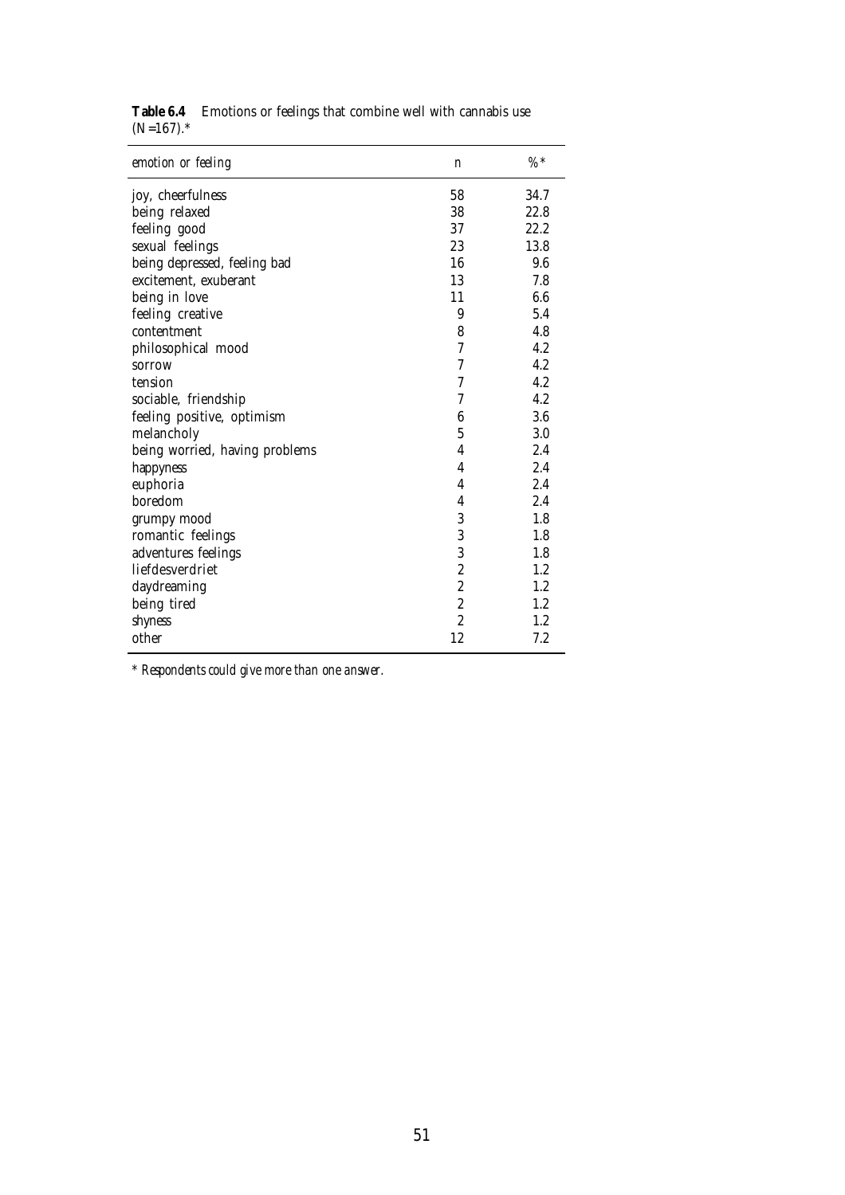**Table 6.4** Emotions or feelings that combine well with cannabis use (N=167).*

| *emotion or feeling* | n | %* |
|---|---|---|
| joy, cheerfulness | 58 | 34.7 |
| being relaxed | 38 | 22.8 |
| feeling good | 37 | 22.2 |
| sexual feelings | 23 | 13.8 |
| being depressed, feeling bad | 16 | 9.6 |
| excitement, exuberant | 13 | 7.8 |
| being in love | 11 | 6.6 |
| feeling creative | 9 | 5.4 |
| contentment | 8 | 4.8 |
| philosophical mood | 7 | 4.2 |
| sorrow | 7 | 4.2 |
| tension | 7 | 4.2 |
| sociable, friendship | 7 | 4.2 |
| feeling positive, optimism | 6 | 3.6 |
| melancholy | 5 | 3.0 |
| being worried, having problems | 4 | 2.4 |
| happyness | 4 | 2.4 |
| euphoria | 4 | 2.4 |
| boredom | 4 | 2.4 |
| grumpy mood | 3 | 1.8 |
| romantic feelings | 3 | 1.8 |
| adventures feelings | 3 | 1.8 |
| liefdesverdriet | 2 | 1.2 |
| daydreaming | 2 | 1.2 |
| being tired | 2 | 1.2 |
| shyness | 2 | 1.2 |
| other | 12 | 7.2 |

*\* Respondents could give more than one answer.*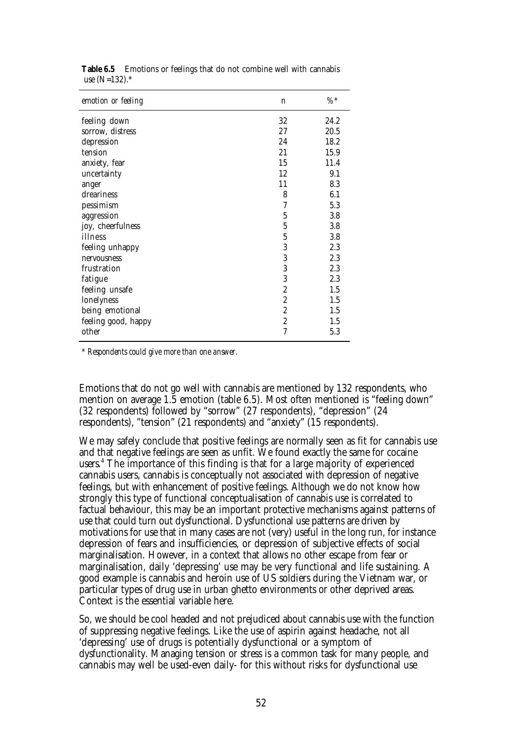**Table 6.5** Emotions or feelings that do not combine well with cannabis use (N=132).*

| *emotion or feeling* | n | %* |
|---|---|---|
| feeling down | 32 | 24.2 |
| sorrow, distress | 27 | 20.5 |
| depression | 24 | 18.2 |
| tension | 21 | 15.9 |
| anxiety, fear | 15 | 11.4 |
| uncertainty | 12 | 9.1 |
| anger | 11 | 8.3 |
| dreariness | 8 | 6.1 |
| pessimism | 7 | 5.3 |
| aggression | 5 | 3.8 |
| joy, cheerfulness | 5 | 3.8 |
| illness | 5 | 3.8 |
| feeling unhappy | 3 | 2.3 |
| nervousness | 3 | 2.3 |
| frustration | 3 | 2.3 |
| fatigue | 3 | 2.3 |
| feeling unsafe | 2 | 1.5 |
| lonelyness | 2 | 1.5 |
| being emotional | 2 | 1.5 |
| feeling good, happy | 2 | 1.5 |
| other | 7 | 5.3 |

*\* Respondents could give more than one answer.*

Emotions that do not go well with cannabis are mentioned by 132 respondents, who mention on average 1.5 emotion (table 6.5). Most often mentioned is "feeling down" (32 respondents) followed by "sorrow" (27 respondents), "depression" (24 respondents), "tension" (21 respondents) and "anxiety" (15 respondents).

We may safely conclude that positive feelings are normally seen as fit for cannabis use and that negative feelings are seen as unfit. We found exactly the same for cocaine users.[4] The importance of this finding is that for a large majority of experienced cannabis users, cannabis is conceptually not associated with depression of negative feelings, but with enhancement of positive feelings. Although we do not know how strongly this type of functional conceptualisation of cannabis use is correlated to factual behaviour, this may be an important protective mechanisms against patterns of use that could turn out dysfunctional. Dysfunctional use patterns are driven by motivations for use that in many cases are not (very) useful in the long run, for instance depression of fears and insufficiencies, or depression of subjective effects of social marginalisation. However, in a context that allows no other escape from fear or marginalisation, daily 'depressing' use may be very functional and life sustaining. A good example is cannabis and heroin use of US soldiers during the Vietnam war, or particular types of drug use in urban ghetto environments or other deprived areas. Context is the essential variable here.

So, we should be cool headed and not prejudiced about cannabis use with the function of suppressing negative feelings. Like the use of aspirin against headache, not all 'depressing' use of drugs is potentially dysfunctional or a symptom of dysfunctionality. Managing tension or stress is a common task for many people, and cannabis may well be used-even daily- for this without risks for dysfunctional use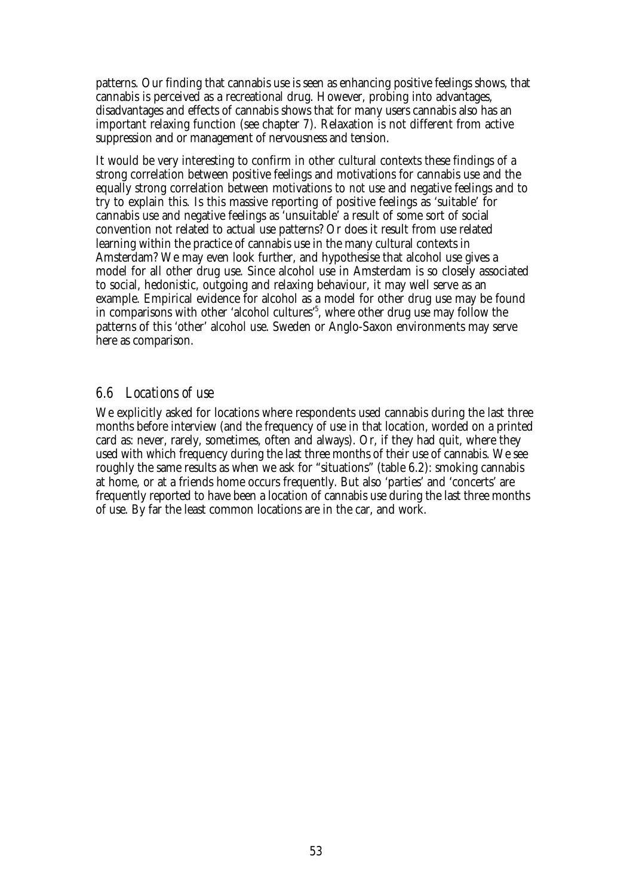patterns. Our finding that cannabis use is seen as enhancing positive feelings shows, that cannabis is perceived as a recreational drug. However, probing into advantages, disadvantages and effects of cannabis shows that for many users cannabis also has an important relaxing function (see chapter 7). Relaxation is not different from active suppression and or management of nervousness and tension.

It would be very interesting to confirm in other cultural contexts these findings of a strong correlation between positive feelings and motivations for cannabis use and the equally strong correlation between motivations to *not* use and negative feelings and to try to explain this. Is this massive reporting of positive feelings as 'suitable' for cannabis use and negative feelings as 'unsuitable' a result of some sort of social convention not related to actual use patterns? Or does it result from use related learning within the practice of cannabis use in the many cultural contexts in Amsterdam? We may even look further, and hypothesise that alcohol use gives a model for all other drug use. Since alcohol use in Amsterdam is so closely associated to social, hedonistic, outgoing and relaxing behaviour, it may well serve as an example. Empirical evidence for alcohol as a model for other drug use may be found in comparisons with other 'alcohol cultures'[5], where other drug use may follow the patterns of this 'other' alcohol use. Sweden or Anglo-Saxon environments may serve here as comparison.

## *6.6 Locations of use*

We explicitly asked for locations where respondents used cannabis during the last three months before interview (and the frequency of use in that location, worded on a printed card as: never, rarely, sometimes, often and always). Or, if they had quit, where they used with which frequency during the last three months of their use of cannabis. We see roughly the same results as when we ask for "situations" (table 6.2): smoking cannabis at home, or at a friends home occurs frequently. But also 'parties' and 'concerts' are frequently reported to have been a location of cannabis use during the last three months of use. By far the least common locations are in the car, and work.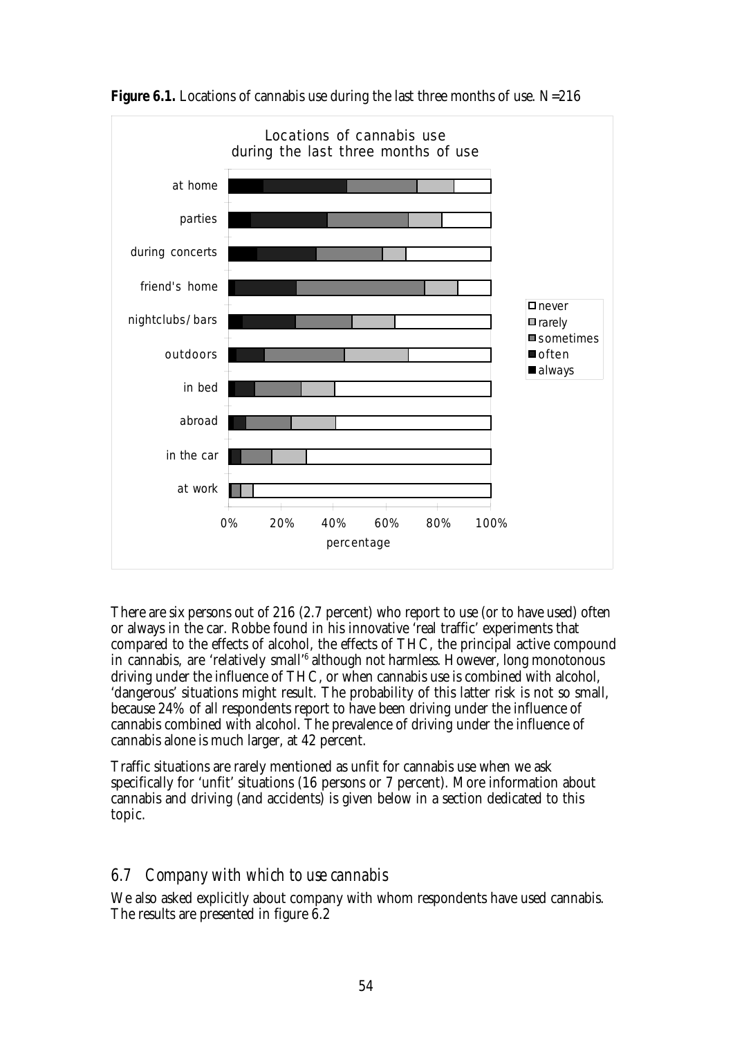**Figure 6.1.** Locations of cannabis use during the last three months of use. N=216

There are six persons out of 216 (2.7 percent) who report to use (or to have used) often or always in the car. Robbe found in his innovative 'real traffic' experiments that compared to the effects of alcohol, the effects of THC, the principal active compound in cannabis, are 'relatively small'[6] although not harmless. However, long monotonous driving under the influence of THC, or when cannabis use is combined with alcohol, 'dangerous' situations might result. The probability of this latter risk is not so small, because 24% of all respondents report to have been driving under the influence of cannabis combined with alcohol. The prevalence of driving under the influence of cannabis alone is much larger, at 42 percent.

Traffic situations are rarely mentioned as unfit for cannabis use when we ask specifically for 'unfit' situations (16 persons or 7 percent). More information about cannabis and driving (and accidents) is given below in a section dedicated to this topic.

## *6.7 Company with which to use cannabis*

We also asked explicitly about company with whom respondents have used cannabis. The results are presented in figure 6.2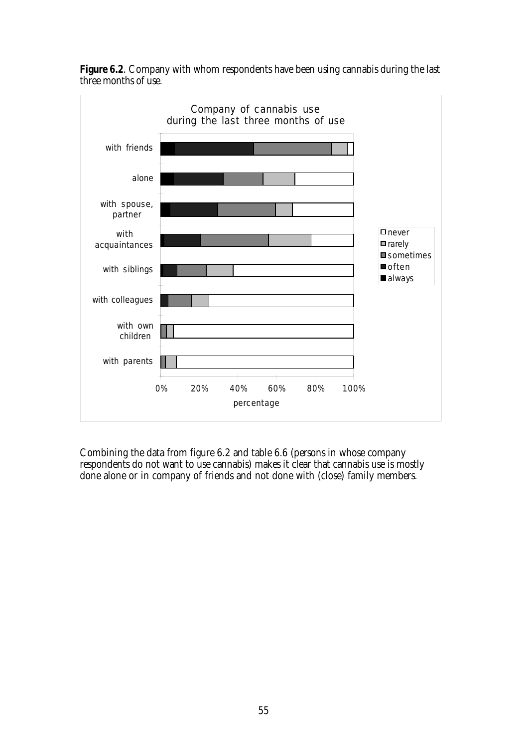**Figure 6.2**. Company with whom respondents have been using cannabis during the last three months of use.

Combining the data from figure 6.2 and table 6.6 (persons in whose company respondents do not want to use cannabis) makes it clear that cannabis use is mostly done alone or in company of friends and not done with (close) family members.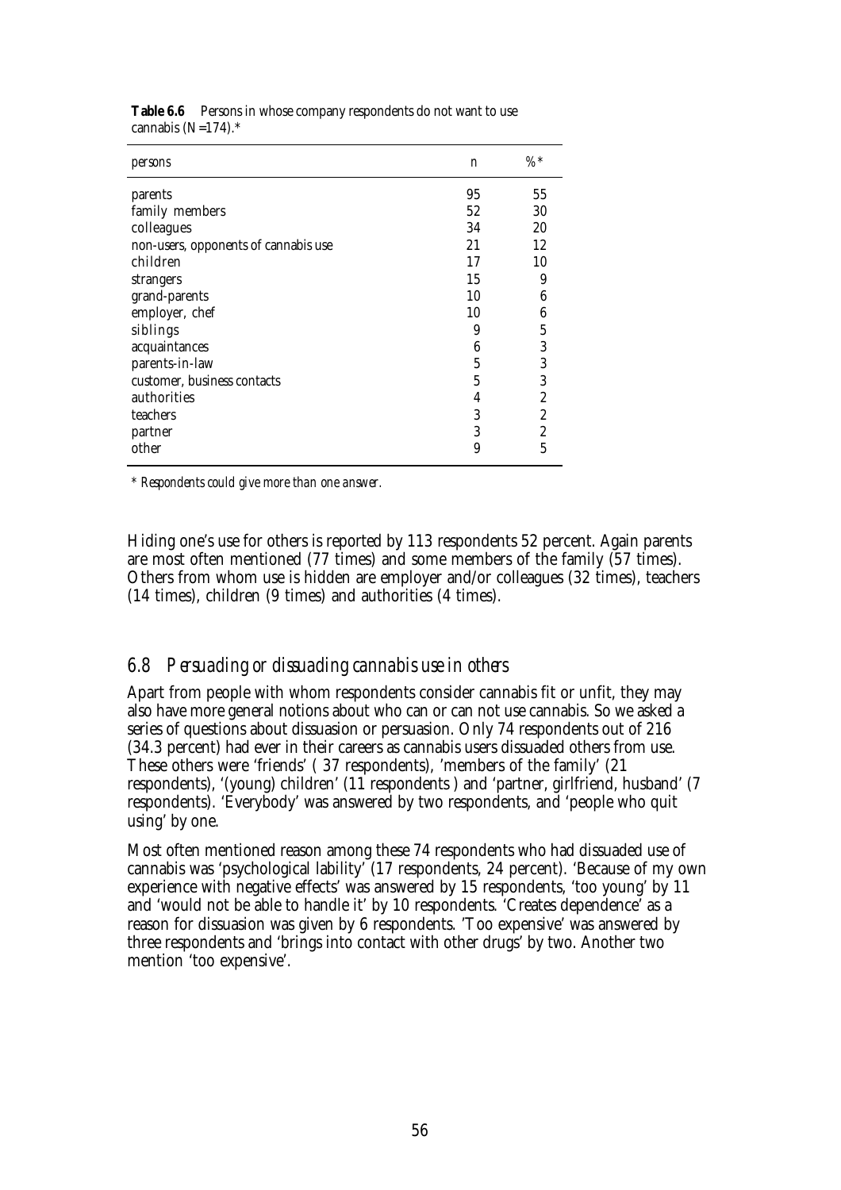**Table 6.6** Persons in whose company respondents do not want to use cannabis (N=174).*

| persons | n | %* |
|---|---|---|
| parents | 95 | 55 |
| family members | 52 | 30 |
| colleagues | 34 | 20 |
| non-users, opponents of cannabis use | 21 | 12 |
| children | 17 | 10 |
| strangers | 15 | 9 |
| grand-parents | 10 | 6 |
| employer, chef | 10 | 6 |
| siblings | 9 | 5 |
| acquaintances | 6 | 3 |
| parents-in-law | 5 | 3 |
| customer, business contacts | 5 | 3 |
| authorities | 4 | 2 |
| teachers | 3 | 2 |
| partner | 3 | 2 |
| other | 9 | 5 |

*\* Respondents could give more than one answer.*

Hiding one's use for others is reported by 113 respondents 52 percent. Again parents are most often mentioned (77 times) and some members of the family (57 times). Others from whom use is hidden are employer and/or colleagues (32 times), teachers (14 times), children (9 times) and authorities (4 times).

## *6.8 Persuading or dissuading cannabis use in others*

Apart from people with whom respondents consider cannabis fit or unfit, they may also have more general notions about who can or can not use cannabis. So we asked a series of questions about dissuasion or persuasion. Only 74 respondents out of 216 (34.3 percent) had ever in their careers as cannabis users dissuaded others from use. These others were 'friends' ( 37 respondents), 'members of the family' (21 respondents), '(young) children' (11 respondents ) and 'partner, girlfriend, husband' (7 respondents). 'Everybody' was answered by two respondents, and 'people who quit using' by one.

Most often mentioned reason among these 74 respondents who had dissuaded use of cannabis was 'psychological lability' (17 respondents, 24 percent). 'Because of my own experience with negative effects' was answered by 15 respondents, 'too young' by 11 and 'would not be able to handle it' by 10 respondents. 'Creates dependence' as a reason for dissuasion was given by 6 respondents. 'Too expensive' was answered by three respondents and 'brings into contact with other drugs' by two. Another two mention 'too expensive'.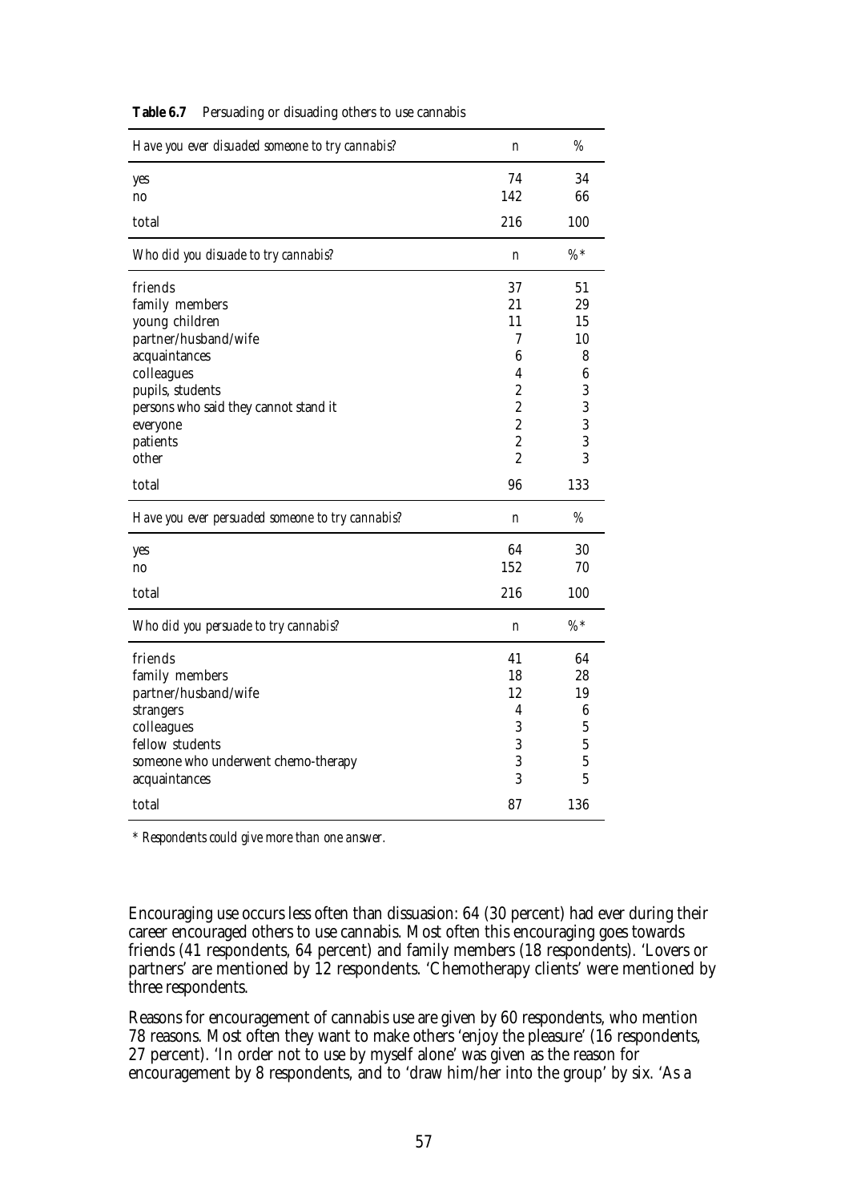**Table 6.7** Persuading or disuading others to use cannabis

| *Have you ever disuaded someone to try cannabis?* | n | % |
|---|---|---|
| yes | 74 | 34 |
| no | 142 | 66 |
| total | 216 | 100 |
| ***Who did you disuade to try cannabis?*** | **n** | **%*** |
| friends | 37 | 51 |
| family members | 21 | 29 |
| young children | 11 | 15 |
| partner/husband/wife | 7 | 10 |
| acquaintances | 6 | 8 |
| colleagues | 4 | 6 |
| pupils, students | 2 | 3 |
| persons who said they cannot stand it | 2 | 3 |
| everyone | 2 | 3 |
| patients | 2 | 3 |
| other | 2 | 3 |
| total | 96 | 133 |
| ***Have you ever persuaded someone to try cannabis?*** | **n** | **%** |
| yes | 64 | 30 |
| no | 152 | 70 |
| total | 216 | 100 |
| ***Who did you persuade to try cannabis?*** | **n** | **%*** |
| friends | 41 | 64 |
| family members | 18 | 28 |
| partner/husband/wife | 12 | 19 |
| strangers | 4 | 6 |
| colleagues | 3 | 5 |
| fellow students | 3 | 5 |
| someone who underwent chemo-therapy | 3 | 5 |
| acquaintances | 3 | 5 |
| total | 87 | 136 |

*\* Respondents could give more than one answer.*

Encouraging use occurs less often than dissuasion: 64 (30 percent) had ever during their career encouraged others to use cannabis. Most often this encouraging goes towards friends (41 respondents, 64 percent) and family members (18 respondents). 'Lovers or partners' are mentioned by 12 respondents. 'Chemotherapy clients' were mentioned by three respondents.

Reasons for encouragement of cannabis use are given by 60 respondents, who mention 78 reasons. Most often they want to make others 'enjoy the pleasure' (16 respondents, 27 percent). 'In order not to use by myself alone' was given as the reason for encouragement by 8 respondents, and to 'draw him/her into the group' by six. 'As a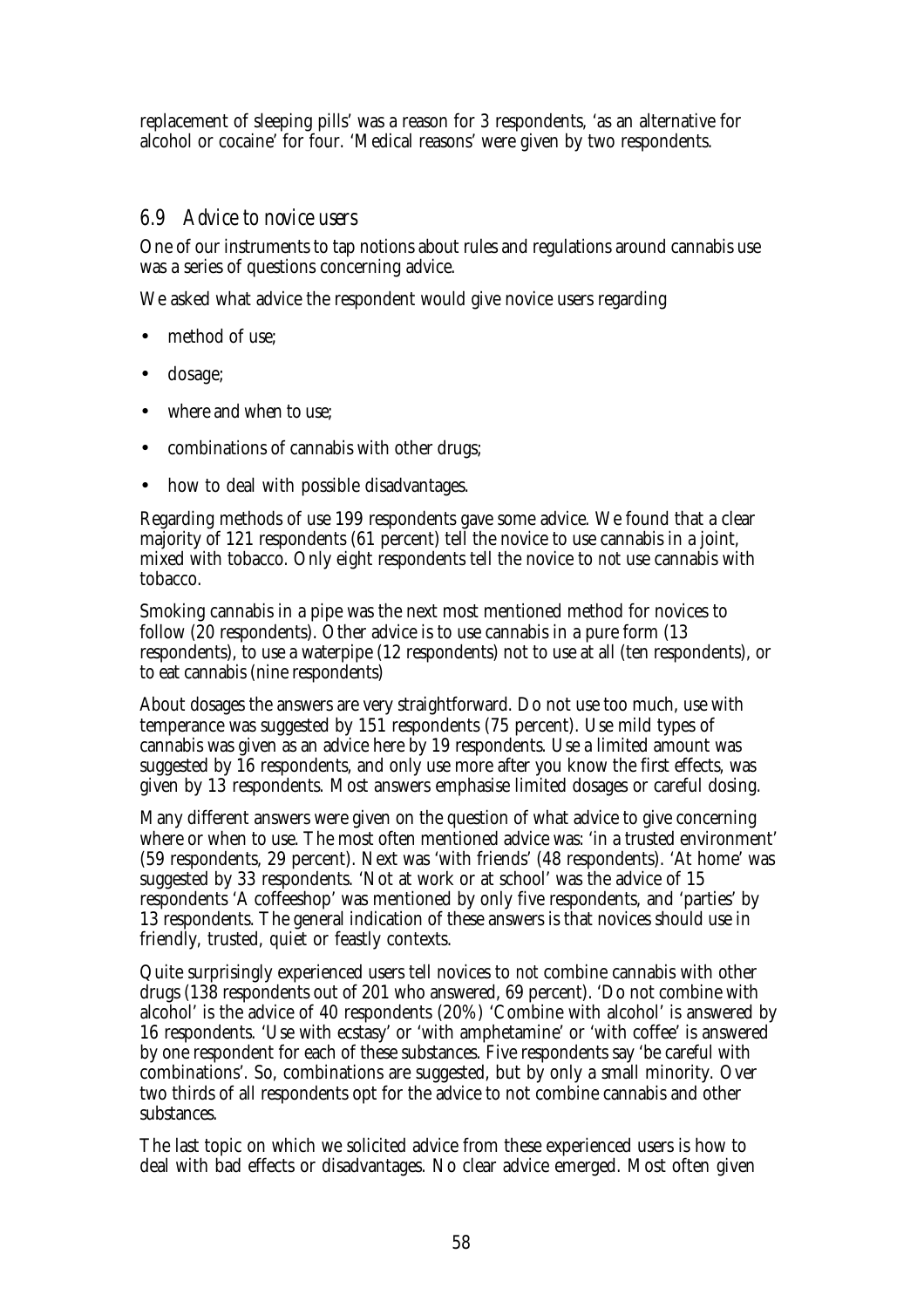replacement of sleeping pills' was a reason for 3 respondents, 'as an alternative for alcohol or cocaine' for four. 'Medical reasons' were given by two respondents.

## *6.9 Advice to novice users*

One of our instruments to tap notions about rules and regulations around cannabis use was a series of questions concerning advice.

We asked what advice the respondent would give novice users regarding

- method of use;
- dosage;
- where and when to use;
- combinations of cannabis with other drugs;
- how to deal with possible disadvantages.

Regarding methods of use 199 respondents gave some advice. We found that a clear majority of 121 respondents (61 percent) tell the novice to use cannabis in a joint, mixed with tobacco. Only eight respondents tell the novice to *not* use cannabis with tobacco.

Smoking cannabis in a pipe was the next most mentioned method for novices to follow (20 respondents). Other advice is to use cannabis in a pure form (13 respondents), to use a waterpipe (12 respondents) not to use at all (ten respondents), or to eat cannabis (nine respondents)

About dosages the answers are very straightforward. Do not use too much, use with temperance was suggested by 151 respondents (75 percent). Use mild types of cannabis was given as an advice here by 19 respondents. Use a limited amount was suggested by 16 respondents, and only use more after you know the first effects, was given by 13 respondents. Most answers emphasise limited dosages or careful dosing.

Many different answers were given on the question of what advice to give concerning where or when to use. The most often mentioned advice was: 'in a trusted environment' (59 respondents, 29 percent). Next was 'with friends' (48 respondents). 'At home' was suggested by 33 respondents. 'Not at work or at school' was the advice of 15 respondents 'A coffeeshop' was mentioned by only five respondents, and 'parties' by 13 respondents. The general indication of these answers is that novices should use in friendly, trusted, quiet or feastly contexts.

Quite surprisingly experienced users tell novices to *not* combine cannabis with other drugs (138 respondents out of 201 who answered, 69 percent). 'Do not combine with alcohol' is the advice of 40 respondents (20%) 'Combine with alcohol' is answered by 16 respondents. 'Use with ecstasy' or 'with amphetamine' or 'with coffee' is answered by one respondent for each of these substances. Five respondents say 'be careful with combinations'. So, combinations are suggested, but by only a small minority. Over two thirds of all respondents opt for the advice to not combine cannabis and other substances.

The last topic on which we solicited advice from these experienced users is how to deal with bad effects or disadvantages. No clear advice emerged. Most often given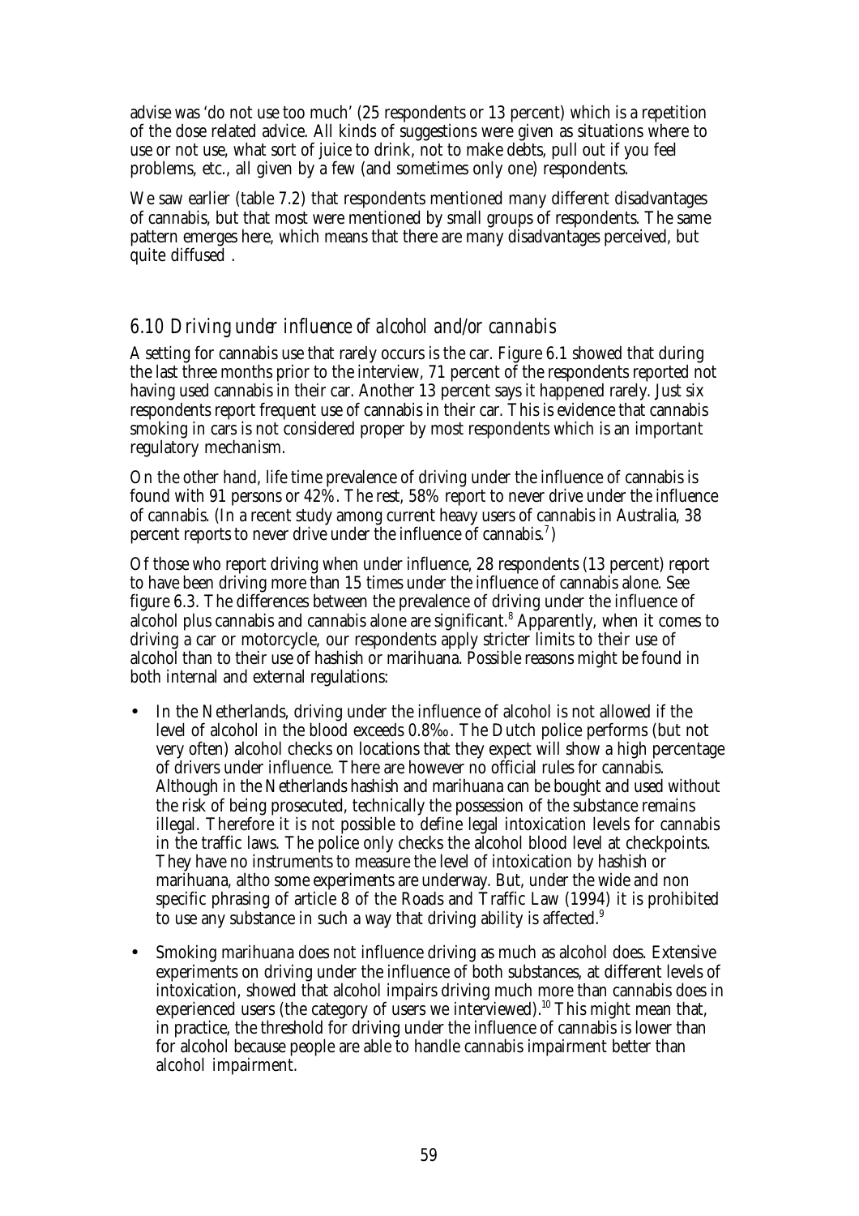advise was 'do not use too much' (25 respondents or 13 percent) which is a repetition of the dose related advice. All kinds of suggestions were given as situations where to use or not use, what sort of juice to drink, not to make debts, pull out if you feel problems, etc., all given by a few (and sometimes only one) respondents.

We saw earlier (table 7.2) that respondents mentioned many different disadvantages of cannabis, but that most were mentioned by small groups of respondents. The same pattern emerges here, which means that there are many disadvantages perceived, but quite diffused .

## *6.10 Driving under influence of alcohol and/or cannabis*

A setting for cannabis use that rarely occurs is the car. Figure 6.1 showed that during the last three months prior to the interview, 71 percent of the respondents reported not having used cannabis in their car. Another 13 percent says it happened rarely. Just six respondents report frequent use of cannabis in their car. This is evidence that cannabis smoking in cars is not considered proper by most respondents which is an important regulatory mechanism.

On the other hand, life time prevalence of driving under the influence of cannabis is found with 91 persons or 42%. The rest, 58% report to never drive under the influence of cannabis. (In a recent study among current heavy users of cannabis in Australia, 38 percent reports to never drive under the influence of cannabis.[7])

Of those who report driving when under influence, 28 respondents (13 percent) report to have been driving more than 15 times under the influence of cannabis alone. See figure 6.3. The differences between the prevalence of driving under the influence of alcohol plus cannabis and cannabis alone are significant.[8] Apparently, when it comes to driving a car or motorcycle, our respondents apply stricter limits to their use of alcohol than to their use of hashish or marihuana. Possible reasons might be found in both internal and external regulations:

- In the Netherlands, driving under the influence of alcohol is not allowed if the level of alcohol in the blood exceeds 0.8‰. The Dutch police performs (but not very often) alcohol checks on locations that they expect will show a high percentage of drivers under influence. There are however no official rules for cannabis. Although in the Netherlands hashish and marihuana can be bought and used without the risk of being prosecuted, technically the possession of the substance remains illegal. Therefore it is not possible to define legal intoxication levels for cannabis in the traffic laws. The police only checks the alcohol blood level at checkpoints. They have no instruments to measure the level of intoxication by hashish or marihuana, altho some experiments are underway. But, under the wide and non specific phrasing of article 8 of the Roads and Traffic Law (1994) it is prohibited to use any substance in such a way that driving ability is affected.[9]
- Smoking marihuana does not influence driving as much as alcohol does. Extensive experiments on driving under the influence of both substances, at different levels of intoxication, showed that alcohol impairs driving much more than cannabis does in experienced users (the category of users we interviewed).[10] This might mean that, in practice, the threshold for driving under the influence of cannabis is lower than for alcohol because people are able to handle cannabis impairment better than alcohol impairment.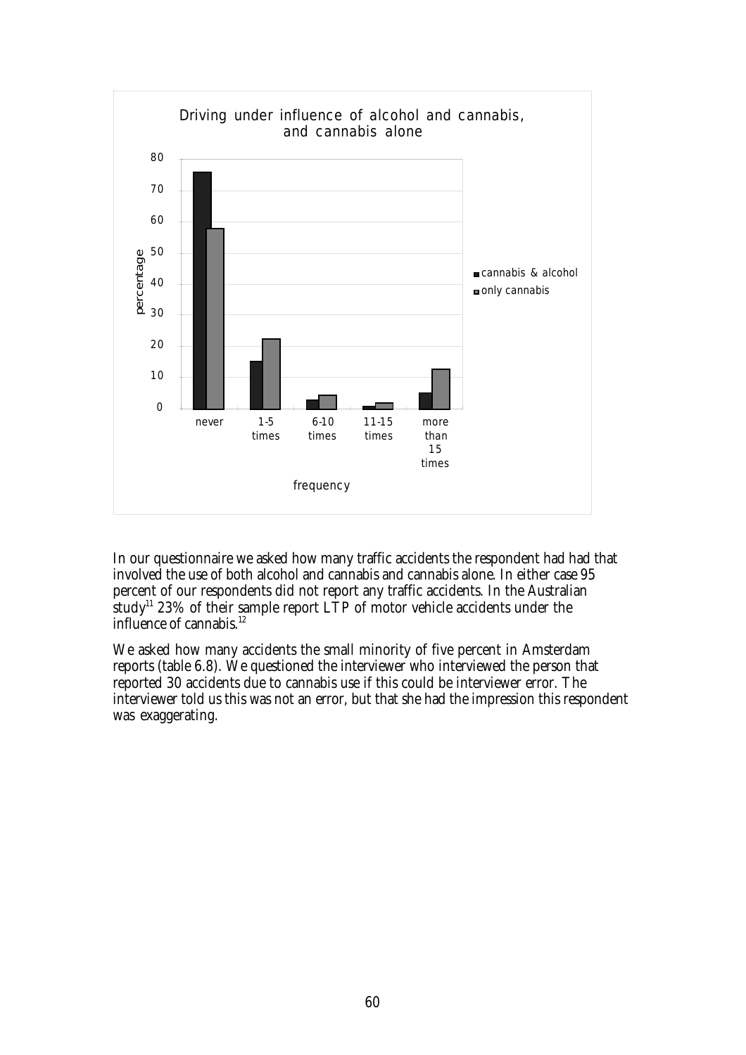In our questionnaire we asked how many traffic accidents the respondent had had that involved the use of both alcohol and cannabis and cannabis alone. In either case 95 percent of our respondents did not report any traffic accidents. In the Australian study[11] 23% of their sample report LTP of motor vehicle accidents under the influence of cannabis.[12]

We asked how many accidents the small minority of five percent in Amsterdam reports (table 6.8). We questioned the interviewer who interviewed the person that reported 30 accidents due to cannabis use if this could be interviewer error. The interviewer told us this was not an error, but that she had the impression this respondent was exaggerating.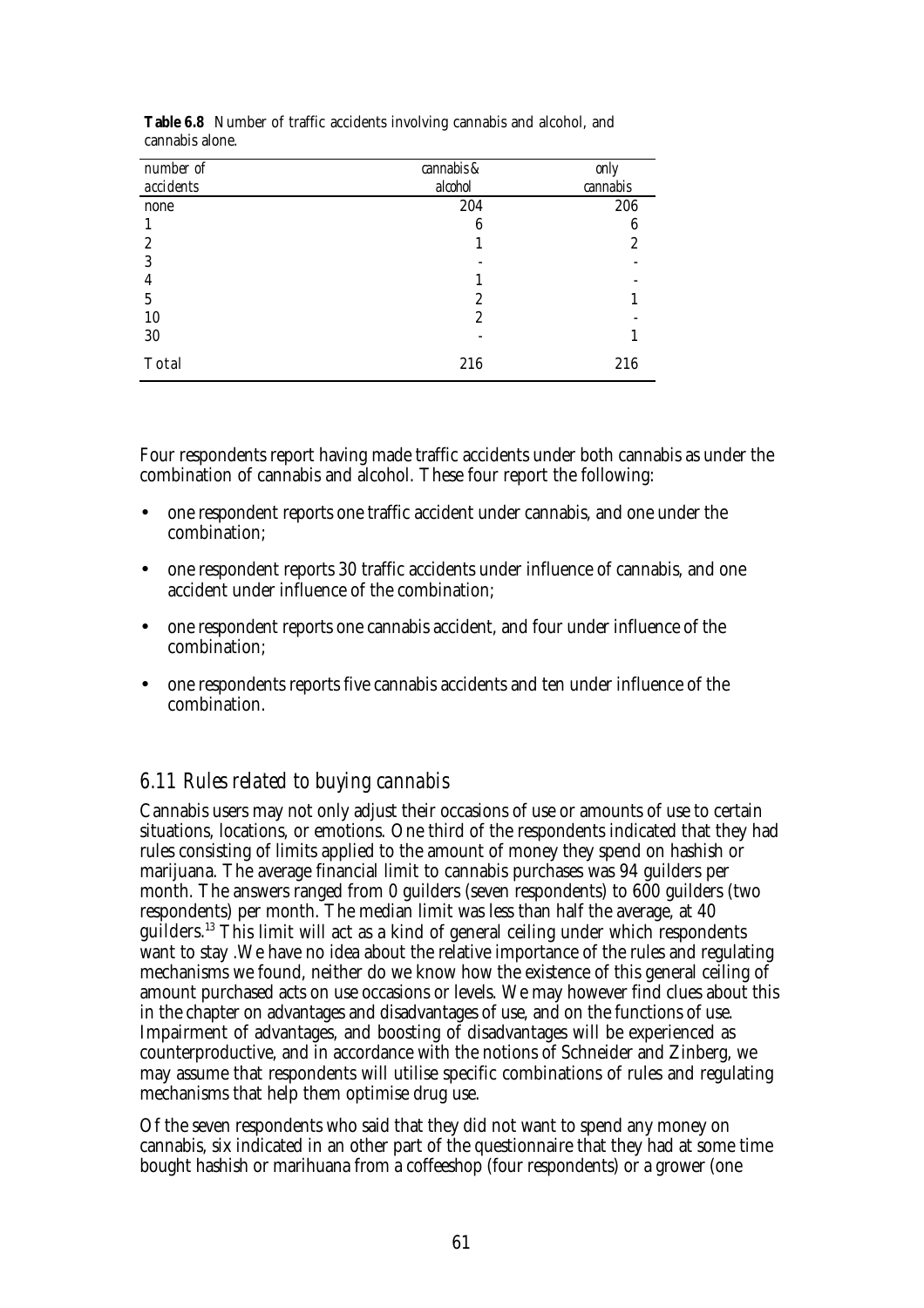**Table 6.8** Number of traffic accidents involving cannabis and alcohol, and cannabis alone.

| number of accidents | cannabis & alcohol | only cannabis |
|---|---|---|
| none | 204 | 206 |
| 1 | 6 | 6 |
| 2 | 1 | 2 |
| 3 | - | - |
| 4 | 1 | - |
| 5 | 2 | 1 |
| 10 | 2 | - |
| 30 | - | 1 |
| Total | 216 | 216 |

Four respondents report having made traffic accidents under both cannabis as under the combination of cannabis and alcohol. These four report the following:

- one respondent reports one traffic accident under cannabis, and one under the combination;
- one respondent reports 30 traffic accidents under influence of cannabis, and one accident under influence of the combination;
- one respondent reports one cannabis accident, and four under influence of the combination;
- one respondents reports five cannabis accidents and ten under influence of the combination.

## *6.11 Rules related to buying cannabis*

Cannabis users may not only adjust their occasions of use or amounts of use to certain situations, locations, or emotions. One third of the respondents indicated that they had rules consisting of limits applied to the amount of money they spend on hashish or marijuana. The average financial limit to cannabis purchases was 94 guilders per month. The answers ranged from 0 guilders (seven respondents) to 600 guilders (two respondents) per month. The median limit was less than half the average, at 40 guilders.[13] This limit will act as a kind of general ceiling under which respondents want to stay .We have no idea about the relative importance of the rules and regulating mechanisms we found, neither do we know how the existence of this general ceiling of amount purchased acts on use occasions or levels. We may however find clues about this in the chapter on advantages and disadvantages of use, and on the functions of use. Impairment of advantages, and boosting of disadvantages will be experienced as counterproductive, and in accordance with the notions of Schneider and Zinberg, we may assume that respondents will utilise specific combinations of rules and regulating mechanisms that help them optimise drug use.

Of the seven respondents who said that they did not want to spend any money on cannabis, six indicated in an other part of the questionnaire that they had at some time bought hashish or marihuana from a coffeeshop (four respondents) or a grower (one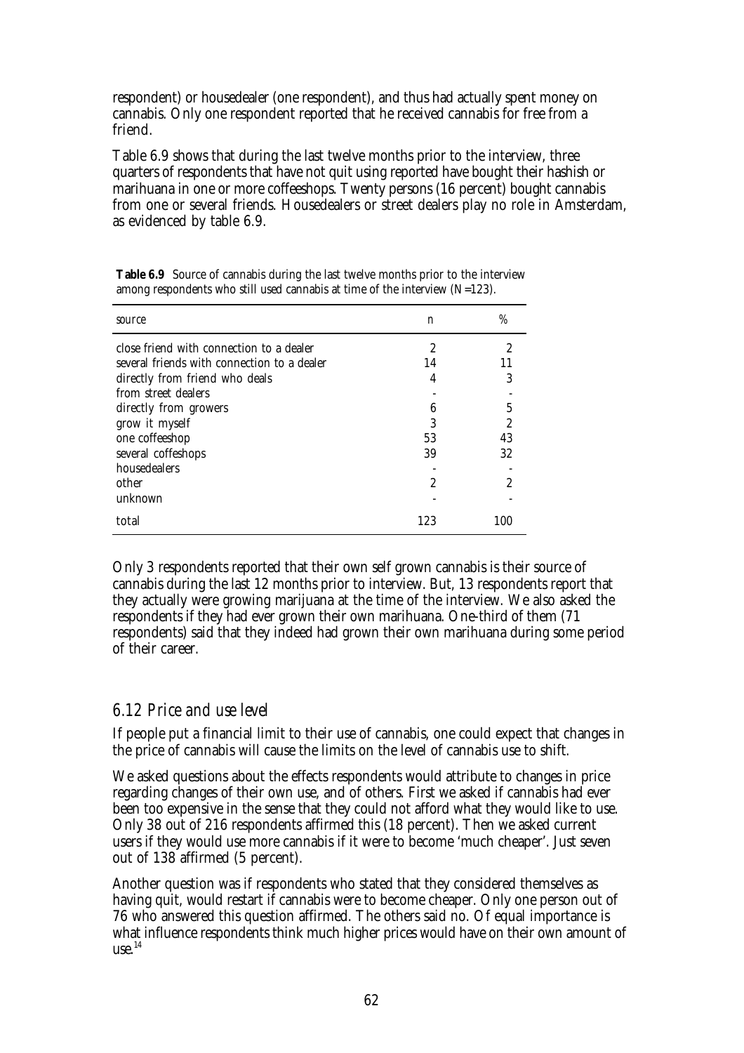respondent) or housedealer (one respondent), and thus had actually spent money on cannabis. Only one respondent reported that he received cannabis for free from a friend.

Table 6.9 shows that during the last twelve months prior to the interview, three quarters of respondents that have not quit using reported have bought their hashish or marihuana in one or more coffeeshops. Twenty persons (16 percent) bought cannabis from one or several friends. Housedealers or street dealers play no role in Amsterdam, as evidenced by table 6.9.

**Table 6.9** Source of cannabis during the last twelve months prior to the interview among respondents who still used cannabis at time of the interview (N=123).

| source | n | % |
|---|---|---|
| close friend with connection to a dealer | 2 | 2 |
| several friends with connection to a dealer | 14 | 11 |
| directly from friend who deals | 4 | 3 |
| from street dealers | - | - |
| directly from growers | 6 | 5 |
| grow it myself | 3 | 2 |
| one coffeeshop | 53 | 43 |
| several coffeshops | 39 | 32 |
| housedealers | - | - |
| other | 2 | 2 |
| unknown | - | - |
| total | 123 | 100 |

Only 3 respondents reported that their own self grown cannabis is their source of cannabis during the last 12 months prior to interview. But, 13 respondents report that they actually were growing marijuana at the time of the interview. We also asked the respondents if they had ever grown their own marihuana. One-third of them (71 respondents) said that they indeed had grown their own marihuana during some period of their career.

## 6.12 Price and use level

If people put a financial limit to their use of cannabis, one could expect that changes in the price of cannabis will cause the limits on the level of cannabis use to shift.

We asked questions about the effects respondents would attribute to changes in price regarding changes of their own use, and of others. First we asked if cannabis had ever been too expensive in the sense that they could not afford what they would like to use. Only 38 out of 216 respondents affirmed this (18 percent). Then we asked current users if they would use more cannabis if it were to become 'much cheaper'. Just seven out of 138 affirmed (5 percent).

Another question was if respondents who stated that they considered themselves as having quit, would restart if cannabis were to become cheaper. Only one person out of 76 who answered this question affirmed. The others said no. Of equal importance is what influence respondents think much higher prices would have on their own amount of use.[14]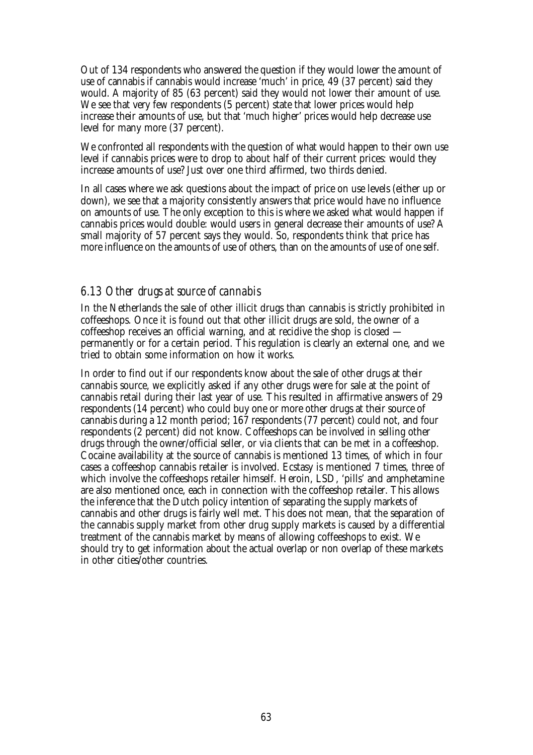Out of 134 respondents who answered the question if they would lower the amount of use of cannabis if cannabis would increase 'much' in price, 49 (37 percent) said they would. A majority of 85 (63 percent) said they would not lower their amount of use. We see that very few respondents (5 percent) state that lower prices would help increase their amounts of use, but that 'much higher' prices would help decrease use level for many more (37 percent).

We confronted all respondents with the question of what would happen to their own use level if cannabis prices were to drop to about half of their current prices: would they increase amounts of use? Just over one third affirmed, two thirds denied.

In all cases where we ask questions about the impact of price on use levels (either up or down), we see that a majority consistently answers that price would have no influence on amounts of use. The only exception to this is where we asked what would happen if cannabis prices would double: would users in general decrease their amounts of use? A small majority of 57 percent says they would. So, respondents think that price has more influence on the amounts of use of others, than on the amounts of use of one self.

## *6.13 Other drugs at source of cannabis*

In the Netherlands the sale of other illicit drugs than cannabis is strictly prohibited in coffeeshops. Once it is found out that other illicit drugs are sold, the owner of a coffeeshop receives an official warning, and at recidive the shop is closed — permanently or for a certain period. This regulation is clearly an external one, and we tried to obtain some information on how it works.

In order to find out if our respondents know about the sale of other drugs at their cannabis source, we explicitly asked if any other drugs were for sale at the point of cannabis retail during their last year of use. This resulted in affirmative answers of 29 respondents (14 percent) who could buy one or more other drugs at their source of cannabis during a 12 month period; 167 respondents (77 percent) could not, and four respondents (2 percent) did not know. Coffeeshops can be involved in selling other drugs through the owner/official seller, or via clients that can be met in a coffeeshop. Cocaine availability at the source of cannabis is mentioned 13 times, of which in four cases a coffeeshop cannabis retailer is involved. Ecstasy is mentioned 7 times, three of which involve the coffeeshops retailer himself. Heroin, LSD, 'pills' and amphetamine are also mentioned once, each in connection with the coffeeshop retailer. This allows the inference that the Dutch policy intention of separating the supply markets of cannabis and other drugs is fairly well met. This does not mean, that the separation of the cannabis supply market from other drug supply markets is caused by a differential treatment of the cannabis market by means of allowing coffeeshops to exist. We should try to get information about the actual overlap or non overlap of these markets in other cities/other countries.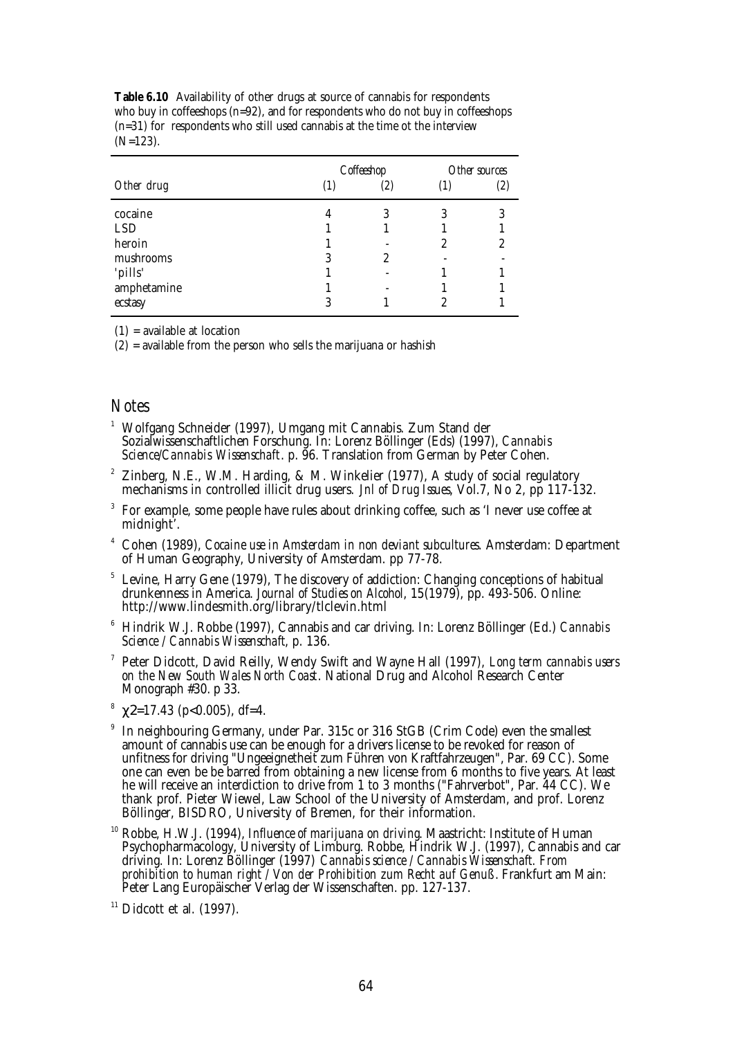**Table 6.10** Availability of other drugs at source of cannabis for respondents who buy in coffeeshops (n=92), and for respondents who do not buy in coffeeshops (n=31) for respondents who still used cannabis at the time ot the interview (N=123).

| | *Coffeeshop* | | *Other sources* | |
|---|---|---|---|---|
| *Other drug* | *(1)* | *(2)* | *(1)* | *(2)* |
| cocaine | 4 | 3 | 3 | 3 |
| LSD | 1 | 1 | 1 | 1 |
| heroin | 1 | - | 2 | 2 |
| mushrooms | 3 | 2 | - | - |
| 'pills' | 1 | - | 1 | 1 |
| amphetamine | 1 | - | 1 | 1 |
| ecstasy | 3 | 1 | 2 | 1 |

(1) = available at location

(2) = available from the person who sells the marijuana or hashish

## Notes

[1] Wolfgang Schneider (1997), Umgang mit Cannabis. Zum Stand der Sozialwissenschaftlichen Forschung. In: Lorenz Böllinger (Eds) (1997), *Cannabis Science/Cannabis Wissenschaft*. p. 96. Translation from German by Peter Cohen.

[2] Zinberg, N.E., W.M. Harding, & M. Winkelier (1977), A study of social regulatory mechanisms in controlled illicit drug users. *Jnl of Drug Issues*, Vol.7, No 2, pp 117-132.

[3] For example, some people have rules about drinking coffee, such as 'I never use coffee at midnight'.

[4] Cohen (1989), *Cocaine use in Amsterdam in non deviant subcultures*. Amsterdam: Department of Human Geography, University of Amsterdam. pp 77-78.

[5] Levine, Harry Gene (1979), The discovery of addiction: Changing conceptions of habitual drunkenness in America. *Journal of Studies on Alcohol*, 15(1979), pp. 493-506. Online: http://www.lindesmith.org/library/tlclevin.html

[6] Hindrik W.J. Robbe (1997), Cannabis and car driving. In: Lorenz Böllinger (Ed.) *Cannabis Science / Cannabis Wissenschaft*, p. 136.

[7] Peter Didcott, David Reilly, Wendy Swift and Wayne Hall (1997), *Long term cannabis users on the New South Wales North Coast*. National Drug and Alcohol Research Center Monograph #30. p 33.

[8] $\chi 2$=17.43 ($p<0.005$), df=4.

[9] In neighbouring Germany, under Par. 315c or 316 StGB (Crim Code) even the smallest amount of cannabis use can be enough for a drivers license to be revoked for reason of unfitness for driving "Ungeeignetheit zum Führen von Kraftfahrzeugen", Par. 69 CC). Some one can even be be barred from obtaining a new license from 6 months to five years. At least he will receive an interdiction to drive from 1 to 3 months ("Fahrverbot", Par. 44 CC). We thank prof. Pieter Wiewel, Law School of the University of Amsterdam, and prof. Lorenz Böllinger, BISDRO, University of Bremen, for their information.

[10] Robbe, H.W.J. (1994), *Influence of marijuana on driving*. Maastricht: Institute of Human Psychopharmacology, University of Limburg. Robbe, Hindrik W.J. (1997), Cannabis and car driving. In: Lorenz Böllinger (1997) *Cannabis science / Cannabis Wissenschaft. From prohibition to human right / Von der Prohibition zum Recht auf Genuß*. Frankfurt am Main: Peter Lang Europäischer Verlag der Wissenschaften. pp. 127-137.

[11] Didcott et al. (1997).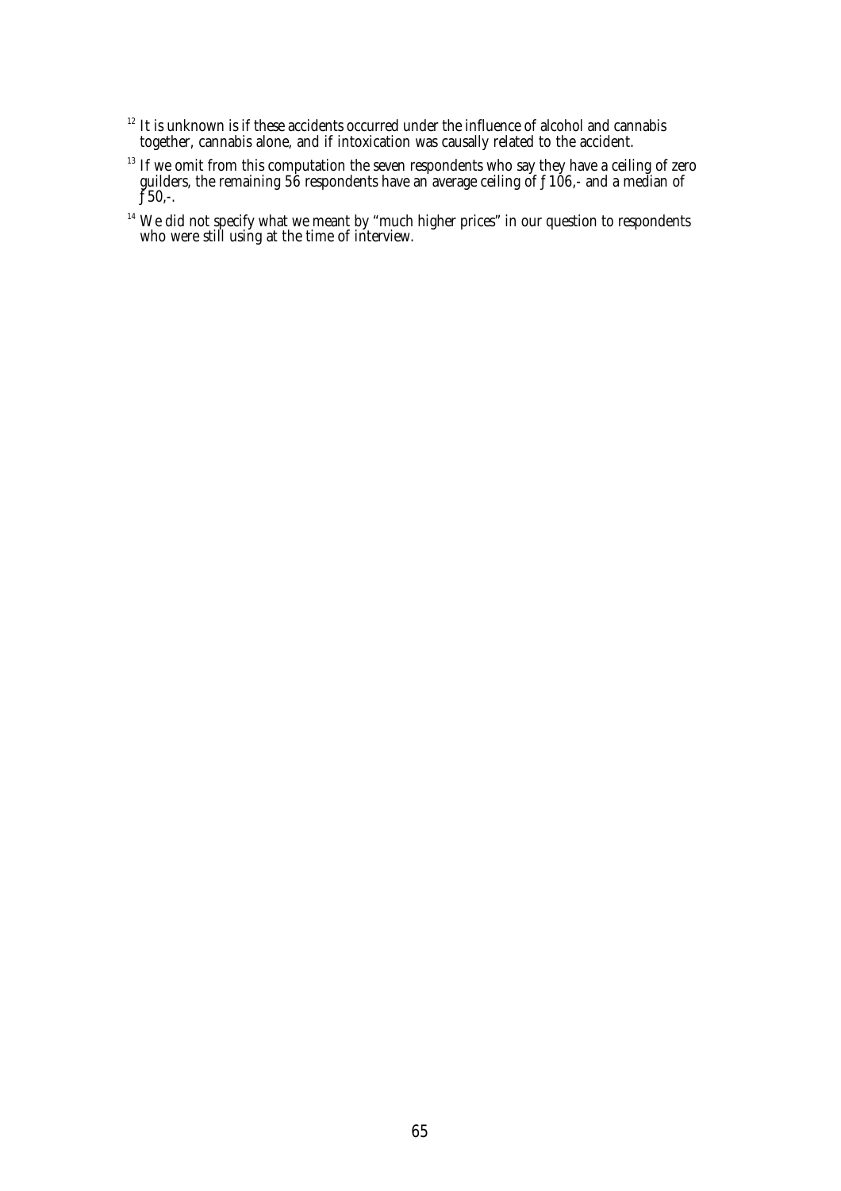[12] It is unknown is if these accidents occurred under the influence of alcohol and cannabis together, cannabis alone, and if intoxication was causally related to the accident.

[13] If we omit from this computation the seven respondents who say they have a ceiling of zero guilders, the remaining 56 respondents have an average ceiling of ƒ 106,- and a median of ƒ 50,-.

[14] We did not specify what we meant by "much higher prices" in our question to respondents who were still using at the time of interview.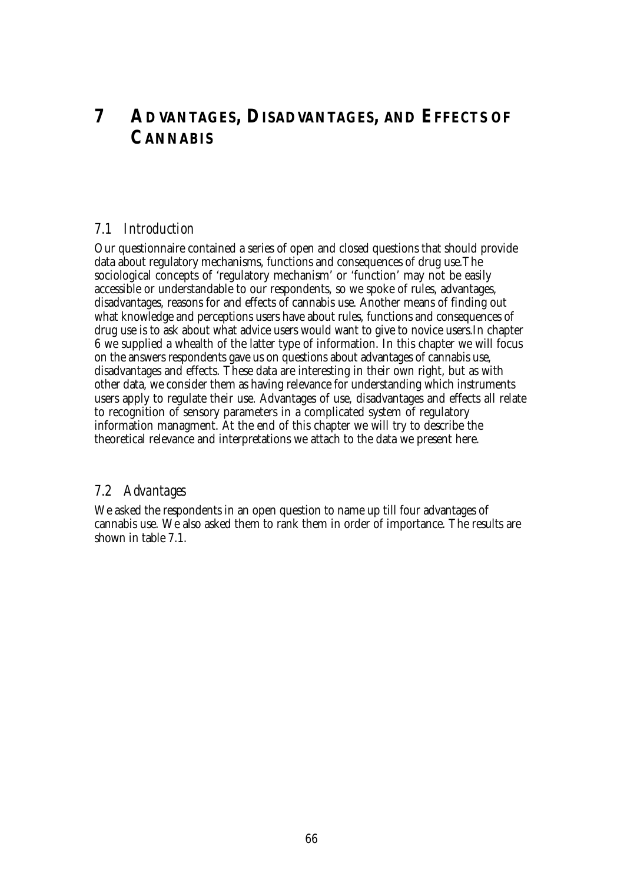# 7 ADVANTAGES, DISADVANTAGES, AND EFFECTS OF CANNABIS

## 7.1 Introduction

Our questionnaire contained a series of open and closed questions that should provide data about regulatory mechanisms, functions and consequences of drug use.The sociological concepts of 'regulatory mechanism' or 'function' may not be easily accessible or understandable to our respondents, so we spoke of rules, advantages, disadvantages, reasons for and effects of cannabis use. Another means of finding out what knowledge and perceptions users have about rules, functions and consequences of drug use is to ask about what advice users would want to give to novice users.In chapter 6 we supplied a whealth of the latter type of information. In this chapter we will focus on the answers respondents gave us on questions about advantages of cannabis use, disadvantages and effects. These data are interesting in their own right, but as with other data, we consider them as having relevance for understanding which instruments users apply to regulate their use. Advantages of use, disadvantages and effects all relate to recognition of sensory parameters in a complicated system of regulatory information managment. At the end of this chapter we will try to describe the theoretical relevance and interpretations we attach to the data we present here.

## 7.2 Advantages

We asked the respondents in an open question to name up till four advantages of cannabis use. We also asked them to rank them in order of importance. The results are shown in table 7.1.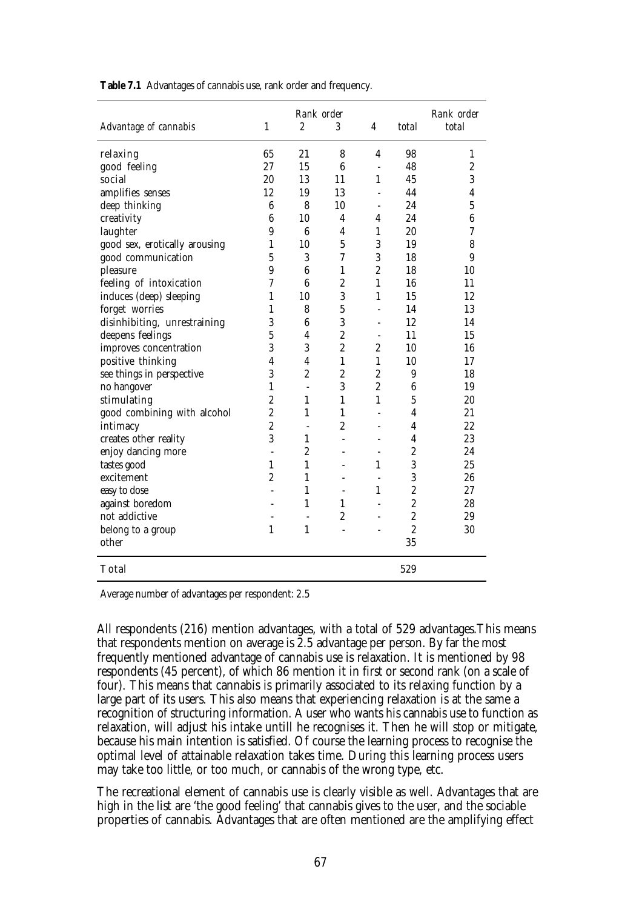**Table 7.1** Advantages of cannabis use, rank order and frequency.

| *Advantage of cannabis* | *Rank order* 1 | 2 | 3 | 4 | *total* | *Rank order total* |
|---|---|---|---|---|---|---|
| relaxing | 65 | 21 | 8 | 4 | 98 | 1 |
| good feeling | 27 | 15 | 6 | - | 48 | 2 |
| social | 20 | 13 | 11 | 1 | 45 | 3 |
| amplifies senses | 12 | 19 | 13 | - | 44 | 4 |
| deep thinking | 6 | 8 | 10 | - | 24 | 5 |
| creativity | 6 | 10 | 4 | 4 | 24 | 6 |
| laughter | 9 | 6 | 4 | 1 | 20 | 7 |
| good sex, erotically arousing | 1 | 10 | 5 | 3 | 19 | 8 |
| good communication | 5 | 3 | 7 | 3 | 18 | 9 |
| pleasure | 9 | 6 | 1 | 2 | 18 | 10 |
| feeling of intoxication | 7 | 6 | 2 | 1 | 16 | 11 |
| induces (deep) sleeping | 1 | 10 | 3 | 1 | 15 | 12 |
| forget worries | 1 | 8 | 5 | - | 14 | 13 |
| disinhibiting, unrestraining | 3 | 6 | 3 | - | 12 | 14 |
| deepens feelings | 5 | 4 | 2 | - | 11 | 15 |
| improves concentration | 3 | 3 | 2 | 2 | 10 | 16 |
| positive thinking | 4 | 4 | 1 | 1 | 10 | 17 |
| see things in perspective | 3 | 2 | 2 | 2 | 9 | 18 |
| no hangover | 1 | - | 3 | 2 | 6 | 19 |
| stimulating | 2 | 1 | 1 | 1 | 5 | 20 |
| good combining with alcohol | 2 | 1 | 1 | - | 4 | 21 |
| intimacy | 2 | - | 2 | - | 4 | 22 |
| creates other reality | 3 | 1 | - | - | 4 | 23 |
| enjoy dancing more | - | 2 | - | - | 2 | 24 |
| tastes good | 1 | 1 | - | 1 | 3 | 25 |
| excitement | 2 | 1 | - | - | 3 | 26 |
| easy to dose | - | 1 | - | 1 | 2 | 27 |
| against boredom | - | 1 | 1 | - | 2 | 28 |
| not addictive | - | - | 2 | - | 2 | 29 |
| belong to a group | 1 | 1 | - | - | 2 | 30 |
| other | | | | | 35 | |
| Total | | | | | 529 | |

Average number of advantages per respondent: 2.5

All respondents (216) mention advantages, with a total of 529 advantages.This means that respondents mention on average is 2.5 advantage per person. By far the most frequently mentioned advantage of cannabis use is relaxation. It is mentioned by 98 respondents (45 percent), of which 86 mention it in first or second rank (on a scale of four). This means that cannabis is primarily associated to its relaxing function by a large part of its users. This also means that experiencing relaxation is at the same a recognition of structuring information. A user who wants his cannabis use to function as relaxation, will adjust his intake untill he recognises it. Then he will stop or mitigate, because his main intention is satisfied. Of course the learning process to recognise the optimal level of attainable relaxation takes time. During this learning process users may take too little, or too much, or cannabis of the wrong type, etc.

The recreational element of cannabis use is clearly visible as well. Advantages that are high in the list are 'the good feeling' that cannabis gives to the user, and the sociable properties of cannabis. Advantages that are often mentioned are the amplifying effect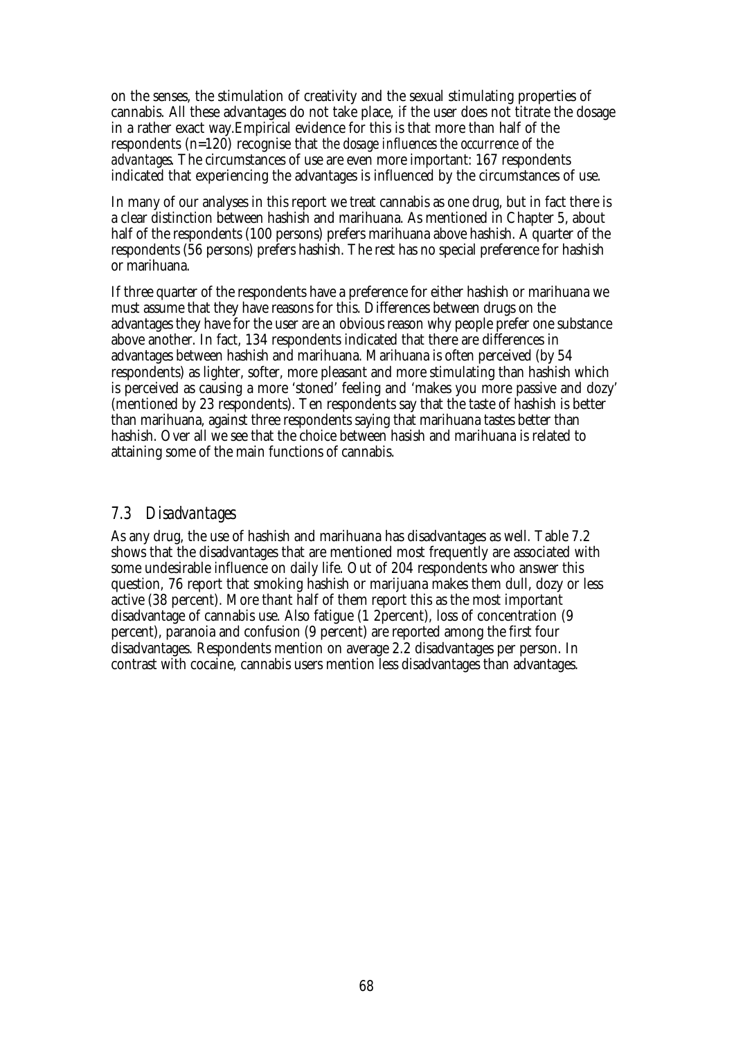on the senses, the stimulation of creativity and the sexual stimulating properties of cannabis. All these advantages do not take place, if the user does not titrate the dosage in a rather exact way.Empirical evidence for this is that more than half of the respondents (n=120) recognise that *the dosage influences the occurrence of the advantages*. The circumstances of use are even more important: 167 respondents indicated that experiencing the advantages is influenced by the circumstances of use.

In many of our analyses in this report we treat cannabis as one drug, but in fact there is a clear distinction between hashish and marihuana. As mentioned in Chapter 5, about half of the respondents (100 persons) prefers marihuana above hashish. A quarter of the respondents (56 persons) prefers hashish. The rest has no special preference for hashish or marihuana.

If three quarter of the respondents have a preference for either hashish or marihuana we must assume that they have reasons for this. Differences between drugs on the advantages they have for the user are an obvious reason why people prefer one substance above another. In fact, 134 respondents indicated that there are differences in advantages between hashish and marihuana. Marihuana is often perceived (by 54 respondents) as lighter, softer, more pleasant and more stimulating than hashish which is perceived as causing a more 'stoned' feeling and 'makes you more passive and dozy' (mentioned by 23 respondents). Ten respondents say that the taste of hashish is better than marihuana, against three respondents saying that marihuana tastes better than hashish. Over all we see that the choice between hasish and marihuana is related to attaining some of the main functions of cannabis.

## *7.3 Disadvantages*

As any drug, the use of hashish and marihuana has disadvantages as well. Table 7.2 shows that the disadvantages that are mentioned most frequently are associated with some undesirable influence on daily life. Out of 204 respondents who answer this question, 76 report that smoking hashish or marijuana makes them dull, dozy or less active (38 percent). More thant half of them report this as the most important disadvantage of cannabis use. Also fatigue (1 2percent), loss of concentration (9 percent), paranoia and confusion (9 percent) are reported among the first four disadvantages. Respondents mention on average 2.2 disadvantages per person. In contrast with cocaine, cannabis users mention less disadvantages than advantages.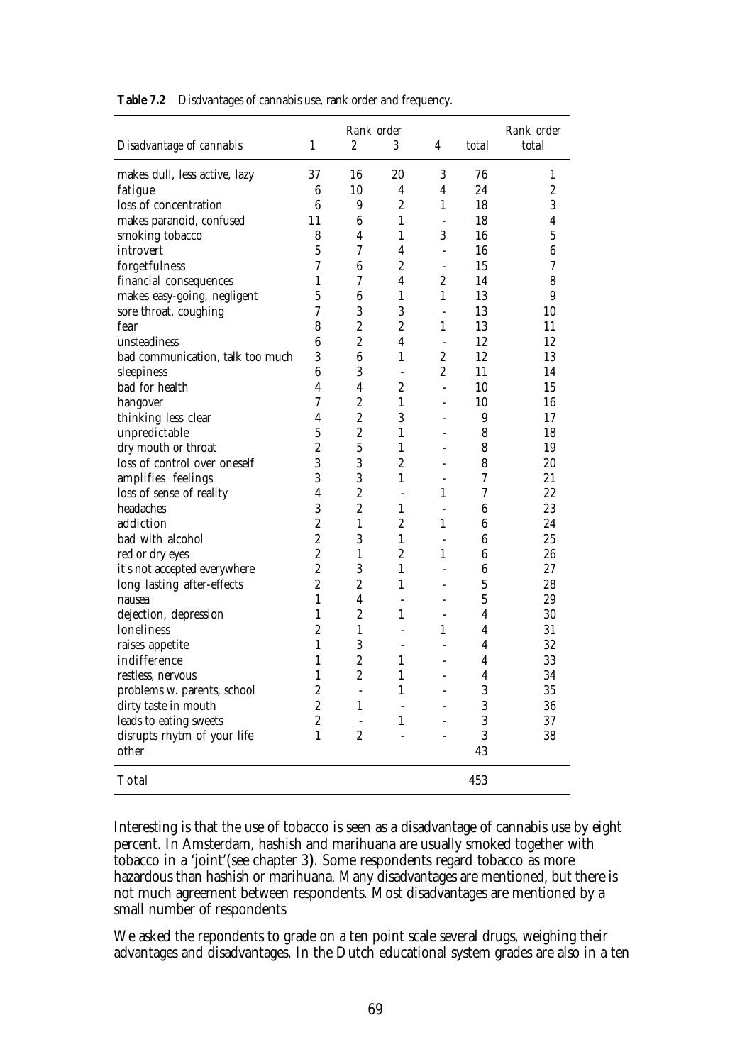**Table 7.2** Disdvantages of cannabis use, rank order and frequency.

| *Disadvantage of cannabis* | *Rank order* 1 | 2 | 3 | 4 | *total* | *Rank order total* |
|---|---|---|---|---|---|---|
| makes dull, less active, lazy | 37 | 16 | 20 | 3 | 76 | 1 |
| fatigue | 6 | 10 | 4 | 4 | 24 | 2 |
| loss of concentration | 6 | 9 | 2 | 1 | 18 | 3 |
| makes paranoid, confused | 11 | 6 | 1 | - | 18 | 4 |
| smoking tobacco | 8 | 4 | 1 | 3 | 16 | 5 |
| introvert | 5 | 7 | 4 | - | 16 | 6 |
| forgetfulness | 7 | 6 | 2 | - | 15 | 7 |
| financial consequences | 1 | 7 | 4 | 2 | 14 | 8 |
| makes easy-going, negligent | 5 | 6 | 1 | 1 | 13 | 9 |
| sore throat, coughing | 7 | 3 | 3 | - | 13 | 10 |
| fear | 8 | 2 | 2 | 1 | 13 | 11 |
| unsteadiness | 6 | 2 | 4 | - | 12 | 12 |
| bad communication, talk too much | 3 | 6 | 1 | 2 | 12 | 13 |
| sleepiness | 6 | 3 | - | 2 | 11 | 14 |
| bad for health | 4 | 4 | 2 | - | 10 | 15 |
| hangover | 7 | 2 | 1 | - | 10 | 16 |
| thinking less clear | 4 | 2 | 3 | - | 9 | 17 |
| unpredictable | 5 | 2 | 1 | - | 8 | 18 |
| dry mouth or throat | 2 | 5 | 1 | - | 8 | 19 |
| loss of control over oneself | 3 | 3 | 2 | - | 8 | 20 |
| amplifies feelings | 3 | 3 | 1 | - | 7 | 21 |
| loss of sense of reality | 4 | 2 | - | 1 | 7 | 22 |
| headaches | 3 | 2 | 1 | - | 6 | 23 |
| addiction | 2 | 1 | 2 | 1 | 6 | 24 |
| bad with alcohol | 2 | 3 | 1 | - | 6 | 25 |
| red or dry eyes | 2 | 1 | 2 | 1 | 6 | 26 |
| it's not accepted everywhere | 2 | 3 | 1 | - | 6 | 27 |
| long lasting after-effects | 2 | 2 | 1 | - | 5 | 28 |
| nausea | 1 | 4 | - | - | 5 | 29 |
| dejection, depression | 1 | 2 | 1 | - | 4 | 30 |
| loneliness | 2 | 1 | - | 1 | 4 | 31 |
| raises appetite | 1 | 3 | - | - | 4 | 32 |
| indifference | 1 | 2 | 1 | - | 4 | 33 |
| restless, nervous | 1 | 2 | 1 | - | 4 | 34 |
| problems w. parents, school | 2 | - | 1 | - | 3 | 35 |
| dirty taste in mouth | 2 | 1 | - | - | 3 | 36 |
| leads to eating sweets | 2 | - | 1 | - | 3 | 37 |
| disrupts rhytm of your life | 1 | 2 | - | - | 3 | 38 |
| other | | | | | 43 | |
| Total | | | | | 453 | |

Interesting is that the use of tobacco is seen as a disadvantage of cannabis use by eight percent. In Amsterdam, hashish and marihuana are usually smoked together with tobacco in a 'joint'(see chapter 3**)**. Some respondents regard tobacco as more hazardous than hashish or marihuana. Many disadvantages are mentioned, but there is not much agreement between respondents. Most disadvantages are mentioned by a small number of respondents

We asked the repondents to grade on a ten point scale several drugs, weighing their advantages and disadvantages. In the Dutch educational system grades are also in a ten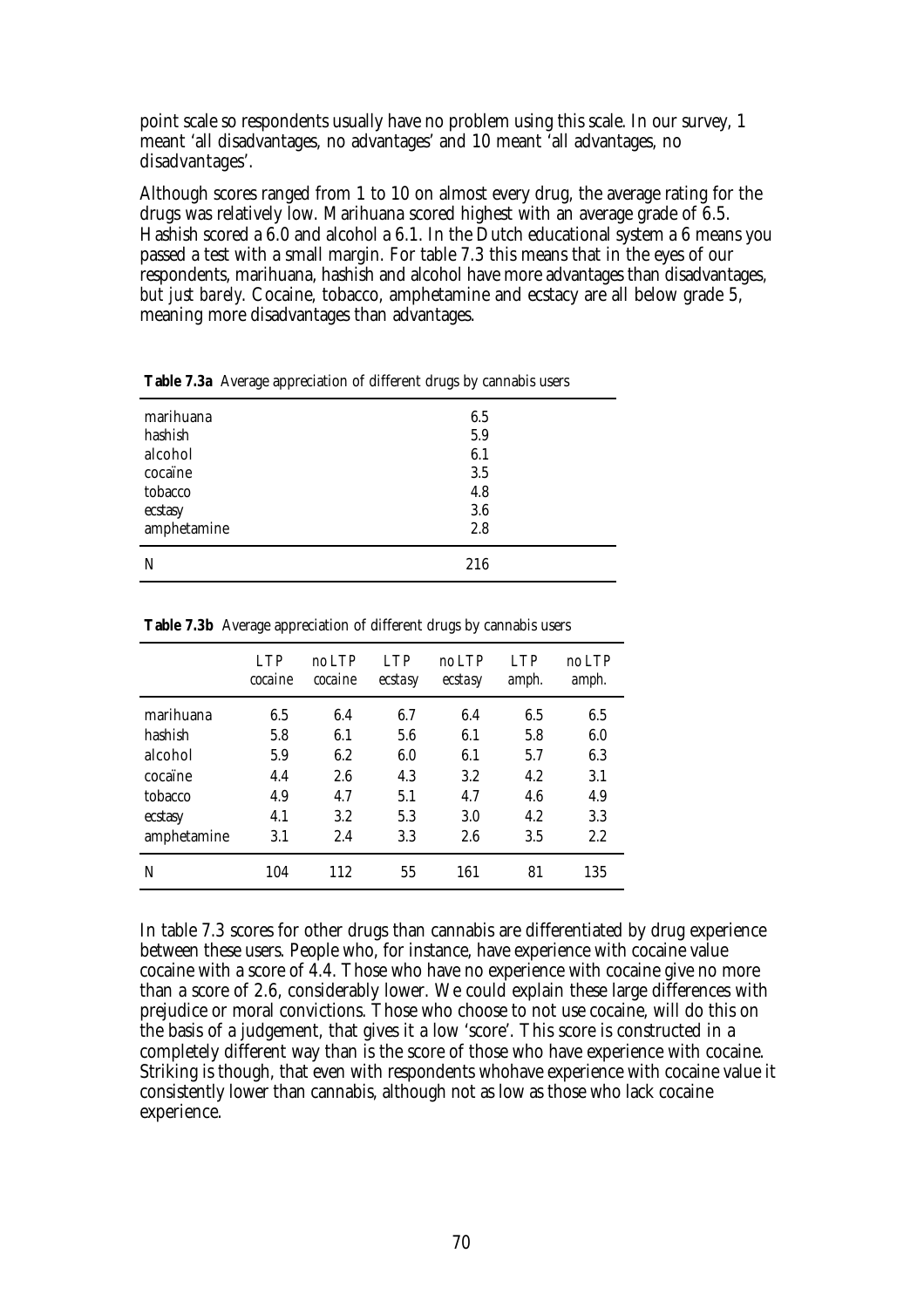point scale so respondents usually have no problem using this scale. In our survey, 1 meant 'all disadvantages, no advantages' and 10 meant 'all advantages, no disadvantages'.

Although scores ranged from 1 to 10 on almost every drug, the average rating for the drugs was relatively low. Marihuana scored highest with an average grade of 6.5. Hashish scored a 6.0 and alcohol a 6.1. In the Dutch educational system a 6 means you passed a test with a small margin. For table 7.3 this means that in the eyes of our respondents, marihuana, hashish and alcohol have more advantages than disadvantages, *but just barely.* Cocaine, tobacco, amphetamine and ecstacy are all below grade 5, meaning more disadvantages than advantages.

**Table 7.3a** Average appreciation of different drugs by cannabis users

| | |
|---|---|
| marihuana | 6.5 |
| hashish | 5.9 |
| alcohol | 6.1 |
| cocaïne | 3.5 |
| tobacco | 4.8 |
| ecstasy | 3.6 |
| amphetamine | 2.8 |
| N | 216 |

**Table 7.3b** Average appreciation of different drugs by cannabis users

| | LTP cocaine | no LTP cocaine | LTP ecstasy | no LTP ecstasy | LTP amph. | no LTP amph. |
|---|---|---|---|---|---|---|
| marihuana | 6.5 | 6.4 | 6.7 | 6.4 | 6.5 | 6.5 |
| hashish | 5.8 | 6.1 | 5.6 | 6.1 | 5.8 | 6.0 |
| alcohol | 5.9 | 6.2 | 6.0 | 6.1 | 5.7 | 6.3 |
| cocaïne | 4.4 | 2.6 | 4.3 | 3.2 | 4.2 | 3.1 |
| tobacco | 4.9 | 4.7 | 5.1 | 4.7 | 4.6 | 4.9 |
| ecstasy | 4.1 | 3.2 | 5.3 | 3.0 | 4.2 | 3.3 |
| amphetamine | 3.1 | 2.4 | 3.3 | 2.6 | 3.5 | 2.2 |
| N | 104 | 112 | 55 | 161 | 81 | 135 |

In table 7.3 scores for other drugs than cannabis are differentiated by drug experience between these users. People who, for instance, have experience with cocaine value cocaine with a score of 4.4. Those who have no experience with cocaine give no more than a score of 2.6, considerably lower. We could explain these large differences with prejudice or moral convictions. Those who choose to not use cocaine, will do this on the basis of a judgement, that gives it a low 'score'. This score is constructed in a completely different way than is the score of those who have experience with cocaine. Striking is though, that even with respondents whohave experience with cocaine value it consistently lower than cannabis, although not as low as those who lack cocaine experience.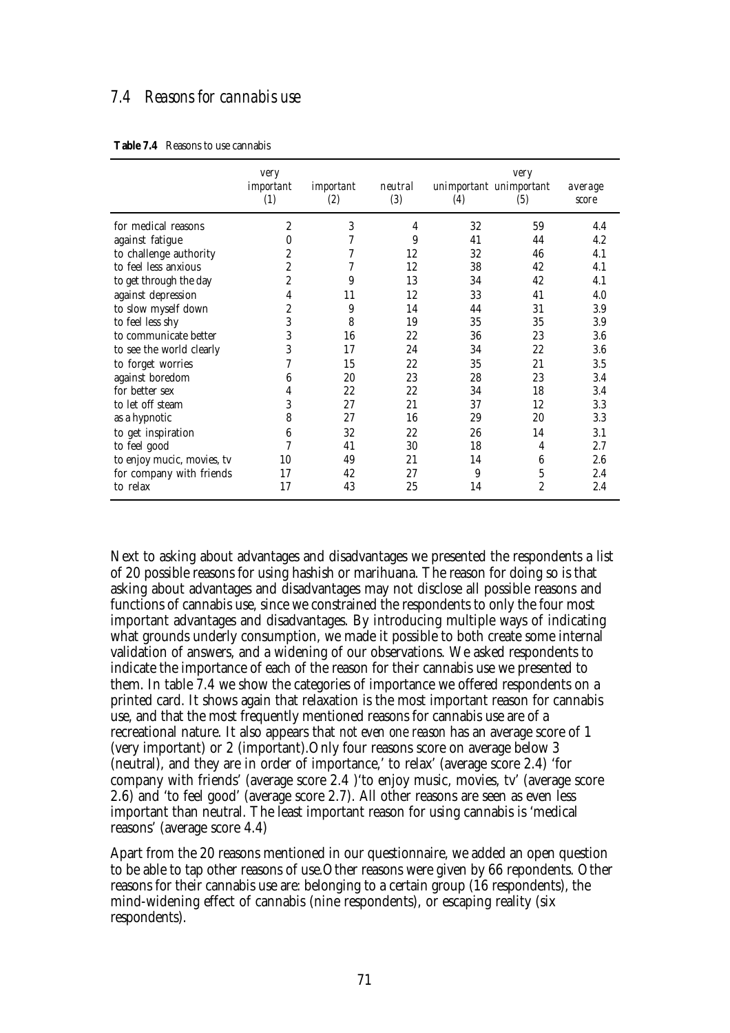## 7.4 Reasons for cannabis use

**Table 7.4** Reasons to use cannabis

| | very important (1) | important (2) | neutral (3) | unimportant (4) | very unimportant (5) | average score |
|---|---|---|---|---|---|---|
| for medical reasons | 2 | 3 | 4 | 32 | 59 | 4.4 |
| against fatigue | 0 | 7 | 9 | 41 | 44 | 4.2 |
| to challenge authority | 2 | 7 | 12 | 32 | 46 | 4.1 |
| to feel less anxious | 2 | 7 | 12 | 38 | 42 | 4.1 |
| to get through the day | 2 | 9 | 13 | 34 | 42 | 4.1 |
| against depression | 4 | 11 | 12 | 33 | 41 | 4.0 |
| to slow myself down | 2 | 9 | 14 | 44 | 31 | 3.9 |
| to feel less shy | 3 | 8 | 19 | 35 | 35 | 3.9 |
| to communicate better | 3 | 16 | 22 | 36 | 23 | 3.6 |
| to see the world clearly | 3 | 17 | 24 | 34 | 22 | 3.6 |
| to forget worries | 7 | 15 | 22 | 35 | 21 | 3.5 |
| against boredom | 6 | 20 | 23 | 28 | 23 | 3.4 |
| for better sex | 4 | 22 | 22 | 34 | 18 | 3.4 |
| to let off steam | 3 | 27 | 21 | 37 | 12 | 3.3 |
| as a hypnotic | 8 | 27 | 16 | 29 | 20 | 3.3 |
| to get inspiration | 6 | 32 | 22 | 26 | 14 | 3.1 |
| to feel good | 7 | 41 | 30 | 18 | 4 | 2.7 |
| to enjoy mucic, movies, tv | 10 | 49 | 21 | 14 | 6 | 2.6 |
| for company with friends | 17 | 42 | 27 | 9 | 5 | 2.4 |
| to relax | 17 | 43 | 25 | 14 | 2 | 2.4 |

Next to asking about advantages and disadvantages we presented the respondents a list of 20 possible reasons for using hashish or marihuana. The reason for doing so is that asking about advantages and disadvantages may not disclose all possible reasons and functions of cannabis use, since we constrained the respondents to only the four most important advantages and disadvantages. By introducing multiple ways of indicating what grounds underly consumption, we made it possible to both create some internal validation of answers, and a widening of our observations. We asked respondents to indicate the importance of each of the reason for their cannabis use we presented to them. In table 7.4 we show the categories of importance we offered respondents on a printed card. It shows again that relaxation is the most important reason for cannabis use, and that the most frequently mentioned reasons for cannabis use are of a recreational nature. It also appears that *not even one reason* has an average score of 1 (very important) or 2 (important).Only four reasons score on average below 3 (neutral), and they are in order of importance,' to relax' (average score 2.4) 'for company with friends' (average score 2.4 )'to enjoy music, movies, tv' (average score 2.6) and 'to feel good' (average score 2.7). All other reasons are seen as even less important than neutral. The least important reason for using cannabis is 'medical reasons' (average score 4.4)

Apart from the 20 reasons mentioned in our questionnaire, we added an open question to be able to tap other reasons of use.Other reasons were given by 66 repondents. Other reasons for their cannabis use are: belonging to a certain group (16 respondents), the mind-widening effect of cannabis (nine respondents), or escaping reality (six respondents).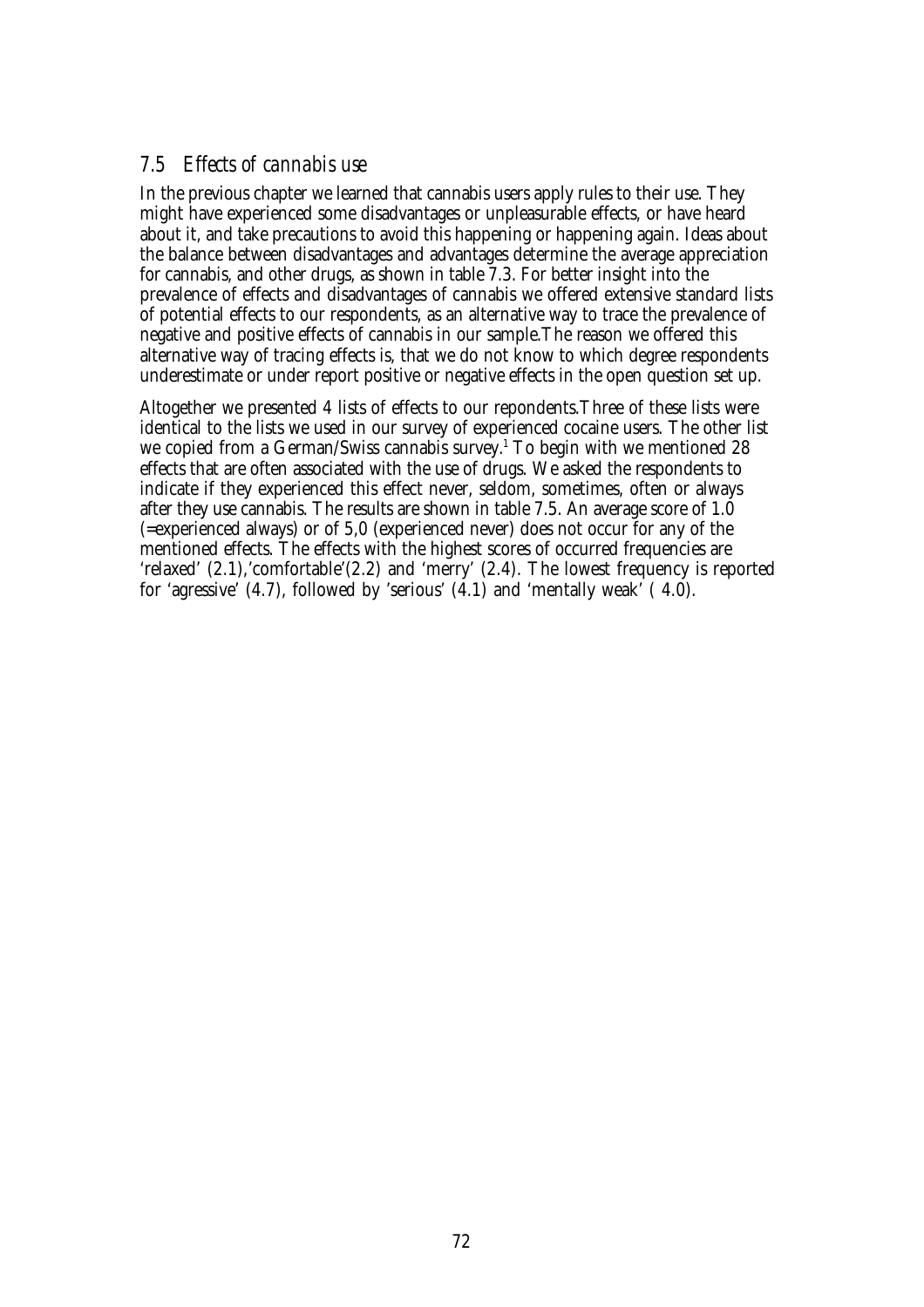## *7.5 Effects of cannabis use*

In the previous chapter we learned that cannabis users apply rules to their use. They might have experienced some disadvantages or unpleasurable effects, or have heard about it, and take precautions to avoid this happening or happening again. Ideas about the balance between disadvantages and advantages determine the average appreciation for cannabis, and other drugs, as shown in table 7.3. For better insight into the prevalence of effects and disadvantages of cannabis we offered extensive standard lists of potential effects to our respondents, as an alternative way to trace the prevalence of negative and positive effects of cannabis in our sample.The reason we offered this alternative way of tracing effects is, that we do not know to which degree respondents underestimate or under report positive or negative effects in the open question set up.

Altogether we presented 4 lists of effects to our repondents.Three of these lists were identical to the lists we used in our survey of experienced cocaine users. The other list we copied from a German/Swiss cannabis survey.[1] To begin with we mentioned 28 effects that are often associated with the use of drugs. We asked the respondents to indicate if they experienced this effect never, seldom, sometimes, often or always after they use cannabis. The results are shown in table 7.5. An average score of 1.0 (=experienced always) or of 5,0 (experienced never) does not occur for any of the mentioned effects. The effects with the highest scores of occurred frequencies are 'relaxed' (2.1),'comfortable'(2.2) and 'merry' (2.4). The lowest frequency is reported for 'agressive' (4.7), followed by 'serious' (4.1) and 'mentally weak' ( 4.0).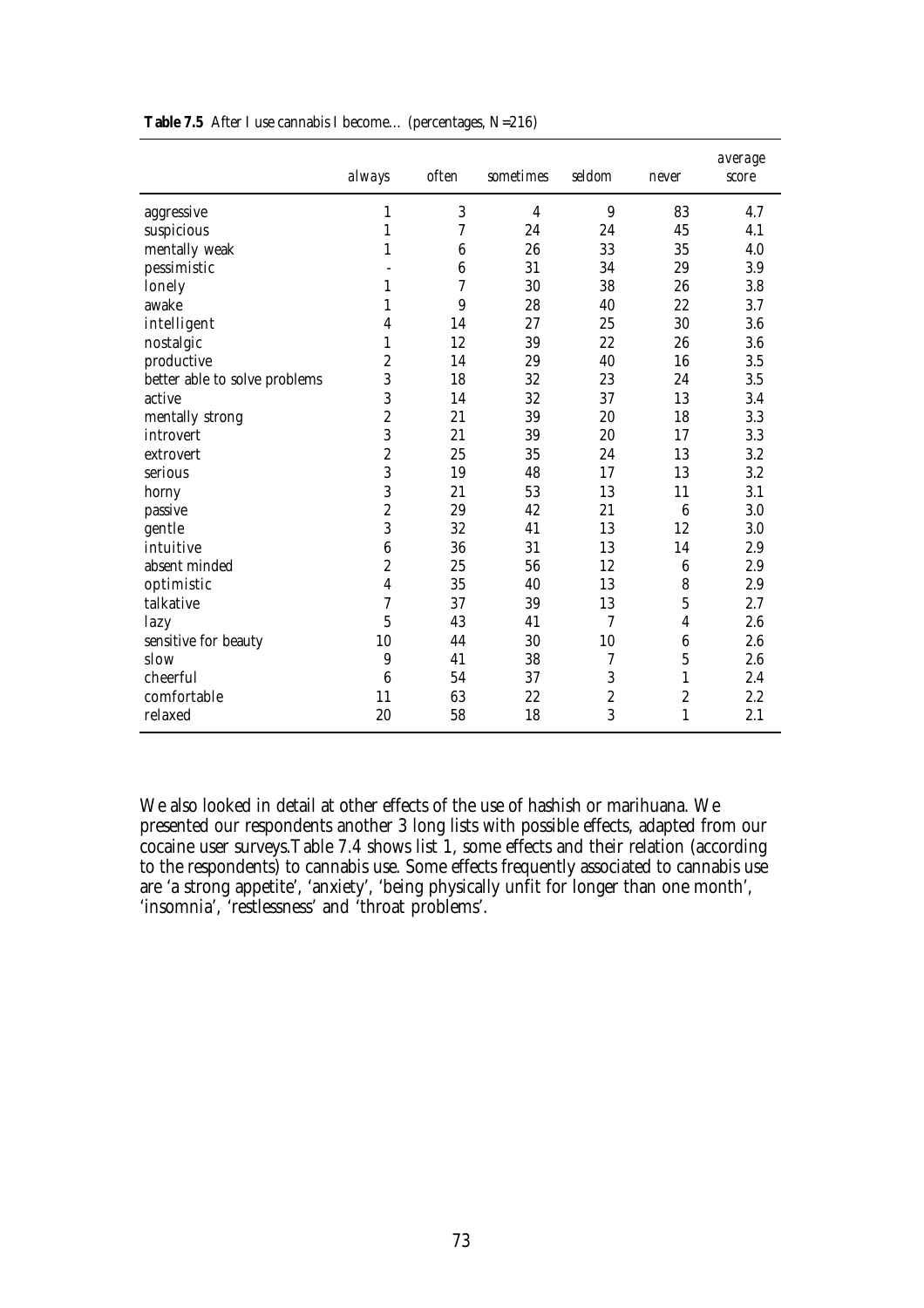**Table 7.5** After I use cannabis I become… (percentages, N=216)

| | *always* | *often* | *sometimes* | *seldom* | *never* | *average score* |
|---|---|---|---|---|---|---|
| aggressive | 1 | 3 | 4 | 9 | 83 | 4.7 |
| suspicious | 1 | 7 | 24 | 24 | 45 | 4.1 |
| mentally weak | 1 | 6 | 26 | 33 | 35 | 4.0 |
| pessimistic | - | 6 | 31 | 34 | 29 | 3.9 |
| lonely | 1 | 7 | 30 | 38 | 26 | 3.8 |
| awake | 1 | 9 | 28 | 40 | 22 | 3.7 |
| intelligent | 4 | 14 | 27 | 25 | 30 | 3.6 |
| nostalgic | 1 | 12 | 39 | 22 | 26 | 3.6 |
| productive | 2 | 14 | 29 | 40 | 16 | 3.5 |
| better able to solve problems | 3 | 18 | 32 | 23 | 24 | 3.5 |
| active | 3 | 14 | 32 | 37 | 13 | 3.4 |
| mentally strong | 2 | 21 | 39 | 20 | 18 | 3.3 |
| introvert | 3 | 21 | 39 | 20 | 17 | 3.3 |
| extrovert | 2 | 25 | 35 | 24 | 13 | 3.2 |
| serious | 3 | 19 | 48 | 17 | 13 | 3.2 |
| horny | 3 | 21 | 53 | 13 | 11 | 3.1 |
| passive | 2 | 29 | 42 | 21 | 6 | 3.0 |
| gentle | 3 | 32 | 41 | 13 | 12 | 3.0 |
| intuitive | 6 | 36 | 31 | 13 | 14 | 2.9 |
| absent minded | 2 | 25 | 56 | 12 | 6 | 2.9 |
| optimistic | 4 | 35 | 40 | 13 | 8 | 2.9 |
| talkative | 7 | 37 | 39 | 13 | 5 | 2.7 |
| lazy | 5 | 43 | 41 | 7 | 4 | 2.6 |
| sensitive for beauty | 10 | 44 | 30 | 10 | 6 | 2.6 |
| slow | 9 | 41 | 38 | 7 | 5 | 2.6 |
| cheerful | 6 | 54 | 37 | 3 | 1 | 2.4 |
| comfortable | 11 | 63 | 22 | 2 | 2 | 2.2 |
| relaxed | 20 | 58 | 18 | 3 | 1 | 2.1 |

We also looked in detail at other effects of the use of hashish or marihuana. We presented our respondents another 3 long lists with possible effects, adapted from our cocaine user surveys.Table 7.4 shows list 1, some effects and their relation (according to the respondents) to cannabis use. Some effects frequently associated to cannabis use are 'a strong appetite', 'anxiety', 'being physically unfit for longer than one month', 'insomnia', 'restlessness' and 'throat problems'.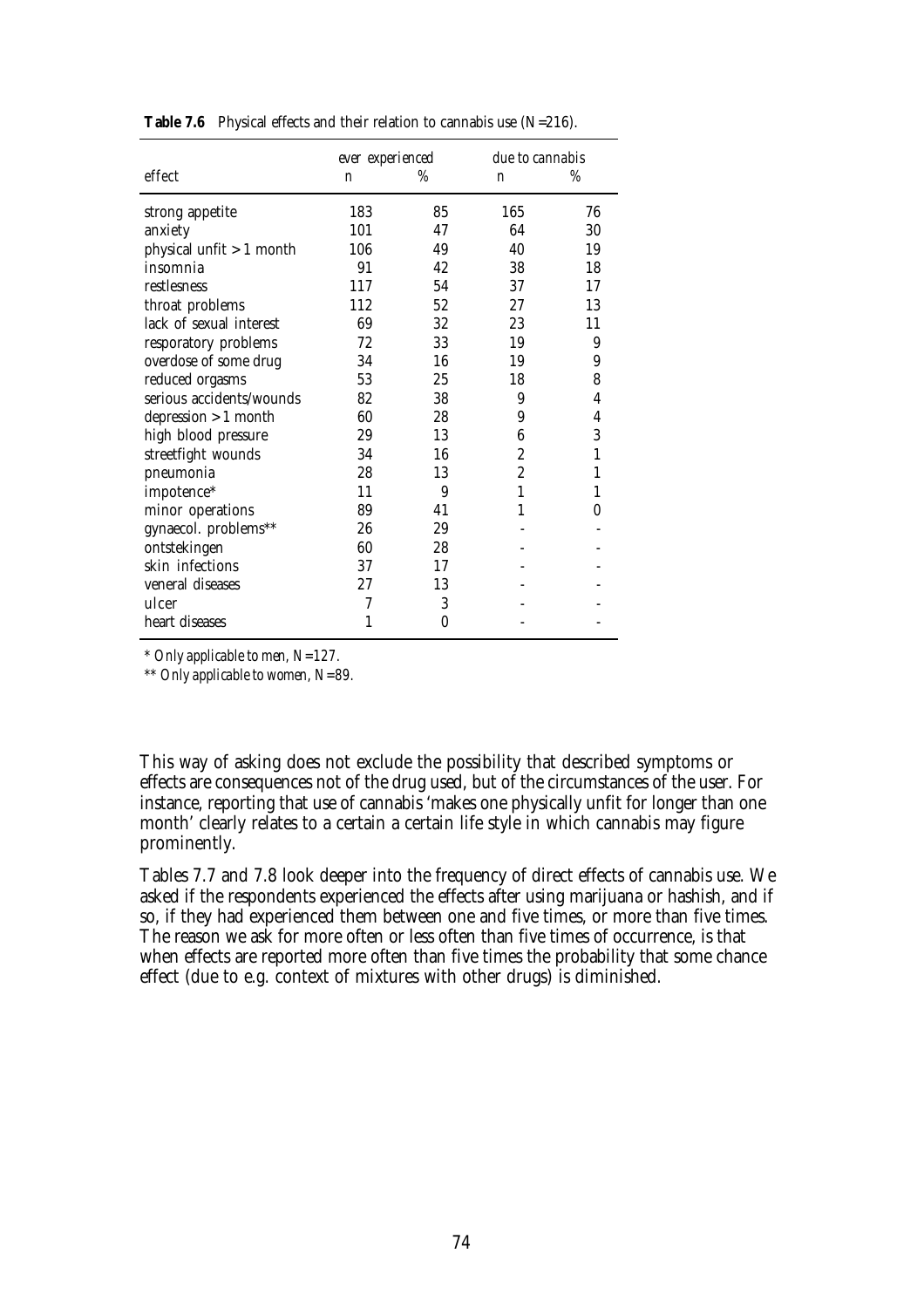**Table 7.6** Physical effects and their relation to cannabis use (N=216).

| effect | *ever experienced* | | *due to cannabis* | |
|---|---|---|---|---|
| | n | % | n | % |
| strong appetite | 183 | 85 | 165 | 76 |
| anxiety | 101 | 47 | 64 | 30 |
| physical unfit > 1 month | 106 | 49 | 40 | 19 |
| insomnia | 91 | 42 | 38 | 18 |
| restlesness | 117 | 54 | 37 | 17 |
| throat problems | 112 | 52 | 27 | 13 |
| lack of sexual interest | 69 | 32 | 23 | 11 |
| resporatory problems | 72 | 33 | 19 | 9 |
| overdose of some drug | 34 | 16 | 19 | 9 |
| reduced orgasms | 53 | 25 | 18 | 8 |
| serious accidents/wounds | 82 | 38 | 9 | 4 |
| depression > 1 month | 60 | 28 | 9 | 4 |
| high blood pressure | 29 | 13 | 6 | 3 |
| streetfight wounds | 34 | 16 | 2 | 1 |
| pneumonia | 28 | 13 | 2 | 1 |
| impotence* | 11 | 9 | 1 | 1 |
| minor operations | 89 | 41 | 1 | 0 |
| gynaecol. problems** | 26 | 29 | - | - |
| ontstekingen | 60 | 28 | - | - |
| skin infections | 37 | 17 | - | - |
| veneral diseases | 27 | 13 | - | - |
| ulcer | 7 | 3 | - | - |
| heart diseases | 1 | 0 | - | - |

*\* Only applicable to men, N=127.*

*\*\* Only applicable to women, N=89.*

This way of asking does not exclude the possibility that described symptoms or effects are consequences not of the drug used, but of the circumstances of the user. For instance, reporting that use of cannabis 'makes one physically unfit for longer than one month' clearly relates to a certain a certain life style in which cannabis may figure prominently.

Tables 7.7 and 7.8 look deeper into the frequency of direct effects of cannabis use. We asked if the respondents experienced the effects after using marijuana or hashish, and if so, if they had experienced them between one and five times, or more than five times. The reason we ask for more often or less often than five times of occurrence, is that when effects are reported more often than five times the probability that some chance effect (due to e.g. context of mixtures with other drugs) is diminished.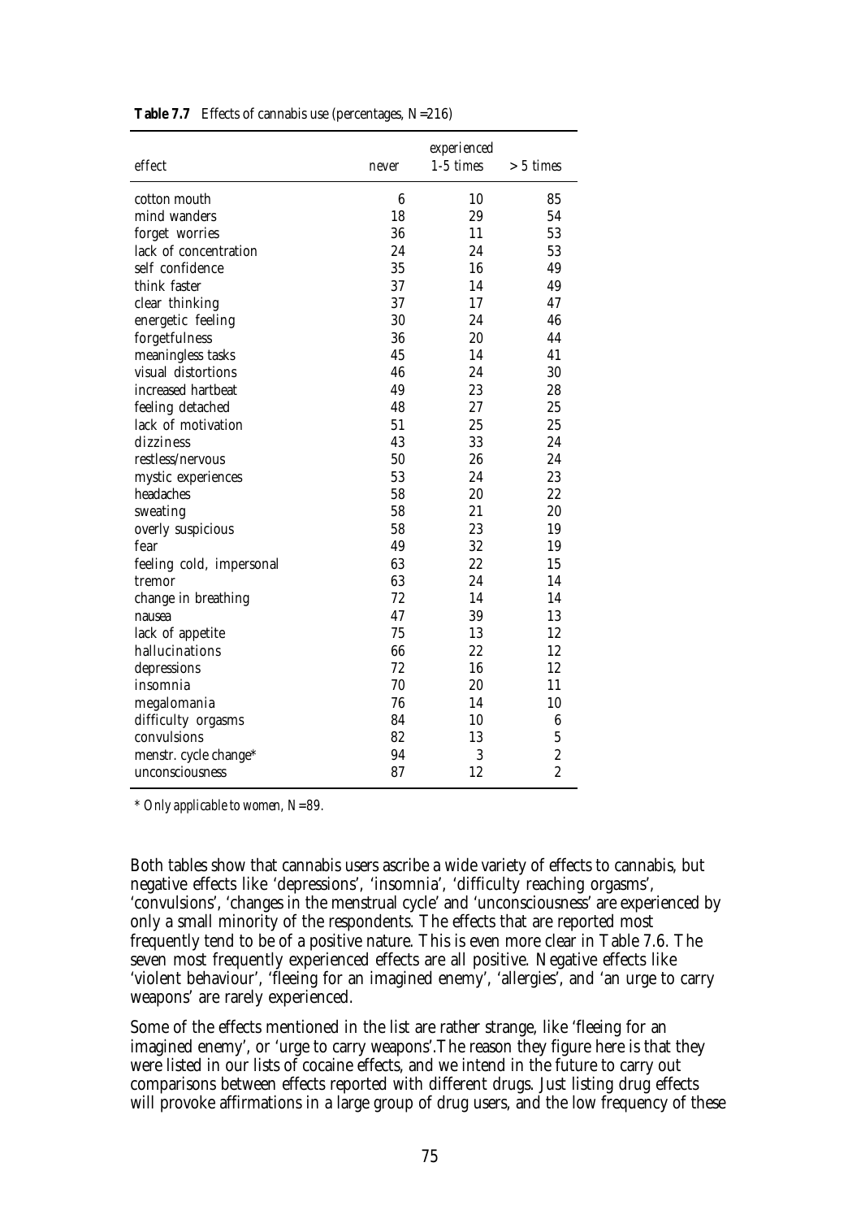**Table 7.7** Effects of cannabis use (percentages, N=216)

| effect | never | experienced 1-5 times | > 5 times |
|---|---|---|---|
| cotton mouth | 6 | 10 | 85 |
| mind wanders | 18 | 29 | 54 |
| forget worries | 36 | 11 | 53 |
| lack of concentration | 24 | 24 | 53 |
| self confidence | 35 | 16 | 49 |
| think faster | 37 | 14 | 49 |
| clear thinking | 37 | 17 | 47 |
| energetic feeling | 30 | 24 | 46 |
| forgetfulness | 36 | 20 | 44 |
| meaningless tasks | 45 | 14 | 41 |
| visual distortions | 46 | 24 | 30 |
| increased hartbeat | 49 | 23 | 28 |
| feeling detached | 48 | 27 | 25 |
| lack of motivation | 51 | 25 | 25 |
| dizziness | 43 | 33 | 24 |
| restless/nervous | 50 | 26 | 24 |
| mystic experiences | 53 | 24 | 23 |
| headaches | 58 | 20 | 22 |
| sweating | 58 | 21 | 20 |
| overly suspicious | 58 | 23 | 19 |
| fear | 49 | 32 | 19 |
| feeling cold, impersonal | 63 | 22 | 15 |
| tremor | 63 | 24 | 14 |
| change in breathing | 72 | 14 | 14 |
| nausea | 47 | 39 | 13 |
| lack of appetite | 75 | 13 | 12 |
| hallucinations | 66 | 22 | 12 |
| depressions | 72 | 16 | 12 |
| insomnia | 70 | 20 | 11 |
| megalomania | 76 | 14 | 10 |
| difficulty orgasms | 84 | 10 | 6 |
| convulsions | 82 | 13 | 5 |
| menstr. cycle change* | 94 | 3 | 2 |
| unconsciousness | 87 | 12 | 2 |

*\* Only applicable to women, N=89.*

Both tables show that cannabis users ascribe a wide variety of effects to cannabis, but negative effects like 'depressions', 'insomnia', 'difficulty reaching orgasms', 'convulsions', 'changes in the menstrual cycle' and 'unconsciousness' are experienced by only a small minority of the respondents. The effects that are reported most frequently tend to be of a positive nature. This is even more clear in Table 7.6. The seven most frequently experienced effects are all positive. Negative effects like 'violent behaviour', 'fleeing for an imagined enemy', 'allergies', and 'an urge to carry weapons' are rarely experienced.

Some of the effects mentioned in the list are rather strange, like 'fleeing for an imagined enemy', or 'urge to carry weapons'.The reason they figure here is that they were listed in our lists of cocaine effects, and we intend in the future to carry out comparisons between effects reported with different drugs. Just listing drug effects will provoke affirmations in a large group of drug users, and the low frequency of these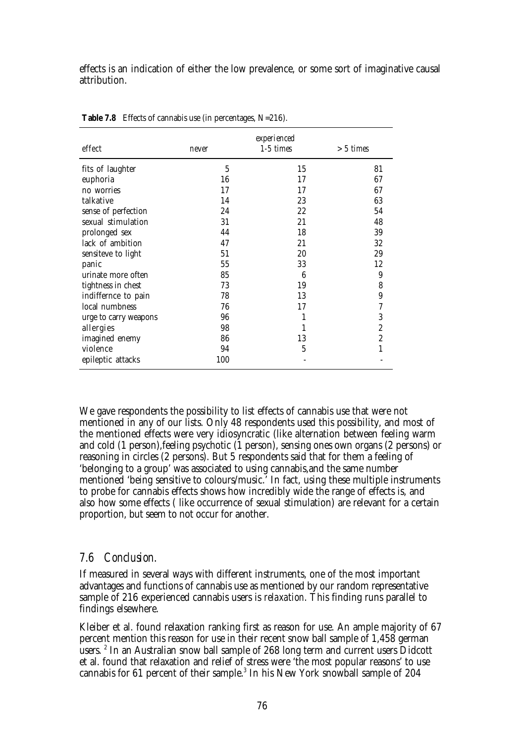effects is an indication of either the low prevalence, or some sort of imaginative causal attribution.

**Table 7.8** Effects of cannabis use (in percentages, N=216).

| | | *experienced* | |
|---|---|---|---|
| *effect* | *never* | *1-5 times* | *> 5 times* |
| fits of laughter | 5 | 15 | 81 |
| euphoria | 16 | 17 | 67 |
| no worries | 17 | 17 | 67 |
| talkative | 14 | 23 | 63 |
| sense of perfection | 24 | 22 | 54 |
| sexual stimulation | 31 | 21 | 48 |
| prolonged sex | 44 | 18 | 39 |
| lack of ambition | 47 | 21 | 32 |
| sensiteve to light | 51 | 20 | 29 |
| panic | 55 | 33 | 12 |
| urinate more often | 85 | 6 | 9 |
| tightness in chest | 73 | 19 | 8 |
| indiffernce to pain | 78 | 13 | 9 |
| local numbness | 76 | 17 | 7 |
| urge to carry weapons | 96 | 1 | 3 |
| allergies | 98 | 1 | 2 |
| imagined enemy | 86 | 13 | 2 |
| violence | 94 | 5 | 1 |
| epileptic attacks | 100 | - | - |

We gave respondents the possibility to list effects of cannabis use that were not mentioned in any of our lists. Only 48 respondents used this possibility, and most of the mentioned effects were very idiosyncratic (like alternation between feeling warm and cold (1 person),feeling psychotic (1 person), sensing ones own organs (2 persons) or reasoning in circles (2 persons). But 5 respondents said that for them a feeling of 'belonging to a group' was associated to using cannabis,and the same number mentioned 'being sensitive to colours/music.' In fact, using these multiple instruments to probe for cannabis effects shows how incredibly wide the range of effects is, and also how some effects ( like occurrence of sexual stimulation) are relevant for a certain proportion, but seem to not occur for another.

## *7.6 Conclusion.*

If measured in several ways with different instruments, one of the most important advantages and functions of cannabis use as mentioned by our random representative sample of 216 experienced cannabis users is *relaxation*. This finding runs parallel to findings elsewhere.

Kleiber et al. found relaxation ranking first as reason for use. An ample majority of 67 percent mention this reason for use in their recent snow ball sample of 1,458 german users. [2] In an Australian snow ball sample of 268 long term and current users Didcott et al. found that relaxation and relief of stress were 'the most popular reasons' to use cannabis for 61 percent of their sample.[3] In his New York snowball sample of 204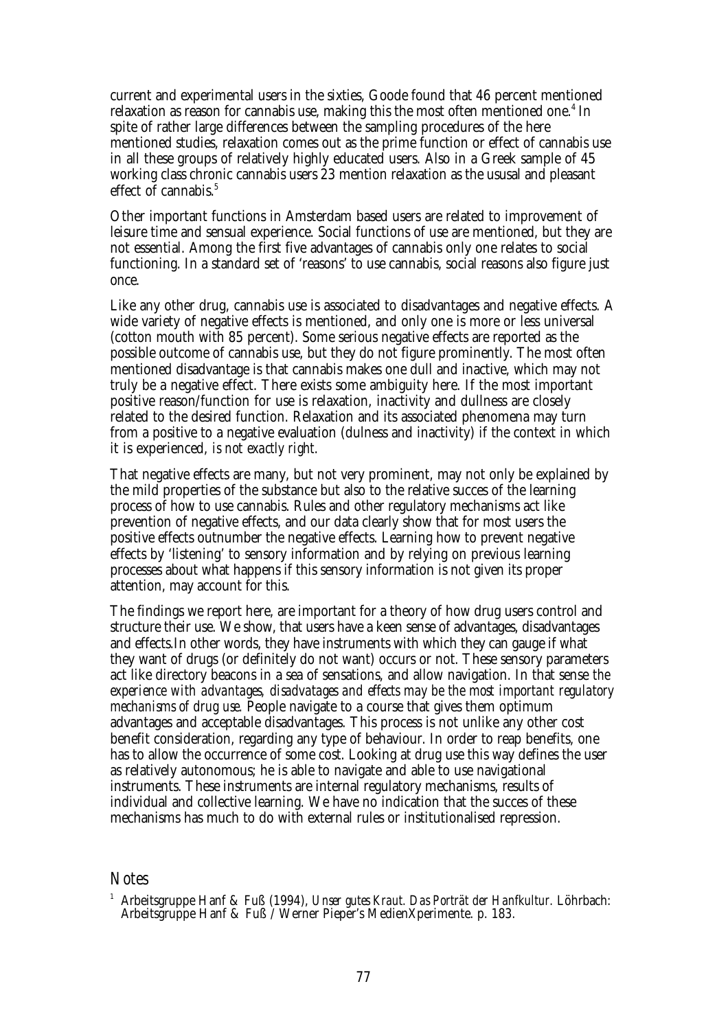current and experimental users in the sixties, Goode found that 46 percent mentioned relaxation as reason for cannabis use, making this the most often mentioned one.[4] In spite of rather large differences between the sampling procedures of the here mentioned studies, relaxation comes out as the prime function or effect of cannabis use in all these groups of relatively highly educated users. Also in a Greek sample of 45 working class chronic cannabis users 23 mention relaxation as the ususal and pleasant effect of cannabis.[5]

Other important functions in Amsterdam based users are related to improvement of leisure time and sensual experience. Social functions of use are mentioned, but they are not essential. Among the first five advantages of cannabis only one relates to social functioning. In a standard set of 'reasons' to use cannabis, social reasons also figure just once.

Like any other drug, cannabis use is associated to disadvantages and negative effects. A wide variety of negative effects is mentioned, and only one is more or less universal (cotton mouth with 85 percent). Some serious negative effects are reported as the possible outcome of cannabis use, but they do not figure prominently. The most often mentioned disadvantage is that cannabis makes one dull and inactive, which may not truly be a negative effect. There exists some ambiguity here. If the most important positive reason/function for use is relaxation, inactivity and dullness are closely related to the desired function. Relaxation and its associated phenomena may turn from a positive to a negative evaluation (dulness and inactivity) if the context in which it is experienced, *is not exactly right*.

That negative effects are many, but not very prominent, may not only be explained by the mild properties of the substance but also to the relative succes of the learning process of how to use cannabis. Rules and other regulatory mechanisms act like prevention of negative effects, and our data clearly show that for most users the positive effects outnumber the negative effects. Learning how to prevent negative effects by 'listening' to sensory information and by relying on previous learning processes about what happens if this sensory information is not given its proper attention, may account for this.

The findings we report here, are important for a theory of how drug users control and structure their use. We show, that users have a keen sense of advantages, disadvantages and effects.In other words, they have instruments with which they can gauge if what they want of drugs (or definitely do not want) occurs or not. These sensory parameters act like directory beacons in a sea of sensations, and allow navigation. In that sense *the experience with advantages, disadvatages and effects may be the most important regulatory mechanisms of drug use.* People navigate to a course that gives them optimum advantages and acceptable disadvantages. This process is not unlike any other cost benefit consideration, regarding any type of behaviour. In order to reap benefits, one has to allow the occurrence of some cost. Looking at drug use this way defines the user as relatively autonomous; he is able to navigate and able to use navigational instruments. These instruments are internal regulatory mechanisms, results of individual and collective learning. We have no indication that the succes of these mechanisms has much to do with external rules or institutionalised repression.

## Notes

[1] Arbeitsgruppe Hanf & Fuß (1994), *Unser gutes Kraut. Das Porträt der Hanfkultur.* Löhrbach: Arbeitsgruppe Hanf & Fuß / Werner Pieper's MedienXperimente. p. 183.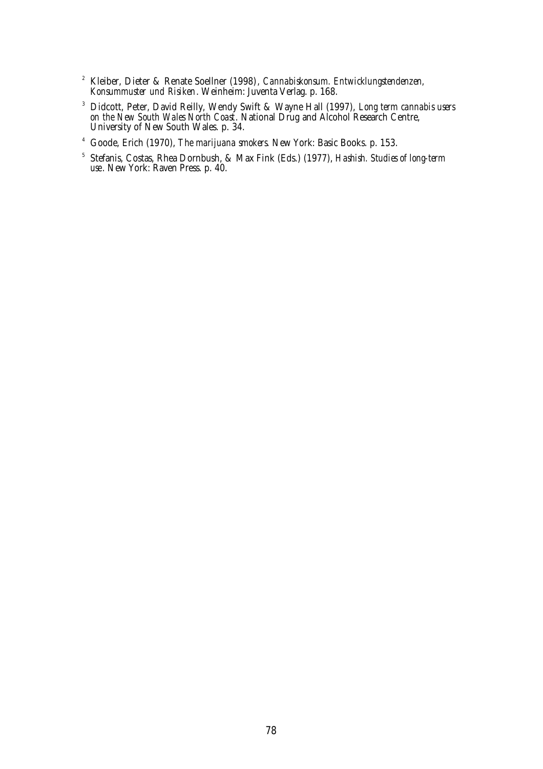[2] Kleiber, Dieter & Renate Soellner (1998), *Cannabiskonsum. Entwicklungstendenzen, Konsummuster und Risiken*. Weinheim: Juventa Verlag. p. 168.

[3] Didcott, Peter, David Reilly, Wendy Swift & Wayne Hall (1997), *Long term cannabis users on the New South Wales North Coast*. National Drug and Alcohol Research Centre, University of New South Wales. p. 34.

[4] Goode, Erich (1970), *The marijuana smokers*. New York: Basic Books. p. 153.

[5] Stefanis, Costas, Rhea Dornbush, & Max Fink (Eds.) (1977), *Hashish. Studies of long-term use*. New York: Raven Press. p. 40.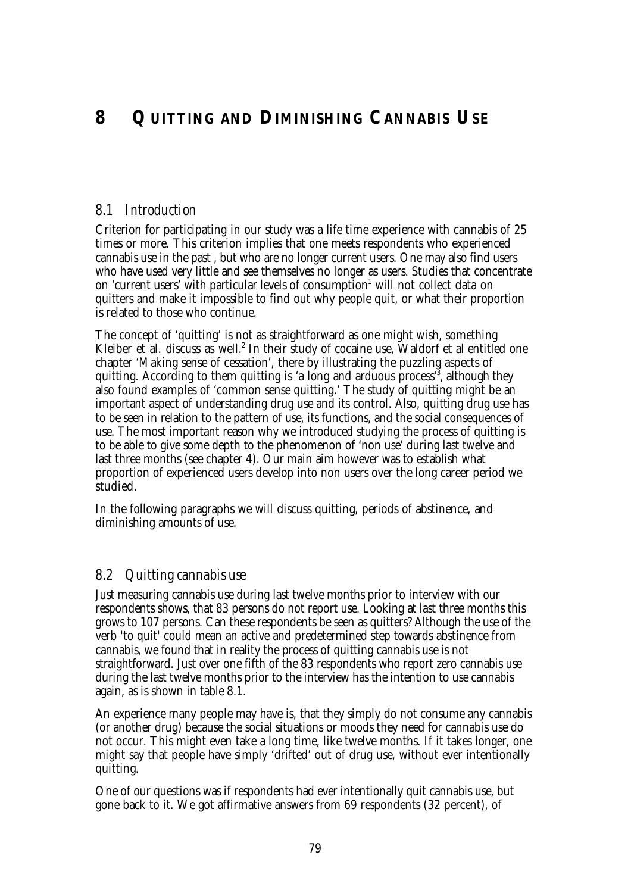# 8 QUITTING AND DIMINISHING CANNABIS USE

## 8.1 Introduction

Criterion for participating in our study was a life time experience with cannabis of 25 times or more. This criterion implies that one meets respondents who experienced cannabis use in the past , but who are no longer current users. One may also find users who have used very little and see themselves no longer as users. Studies that concentrate on 'current users' with particular levels of consumption[1] will not collect data on quitters and make it impossible to find out why people quit, or what their proportion is related to those who continue.

The concept of 'quitting' is not as straightforward as one might wish, something Kleiber et al. discuss as well.[2] In their study of cocaine use, Waldorf et al entitled one chapter 'Making sense of cessation', there by illustrating the puzzling aspects of quitting. According to them quitting is 'a long and arduous process'[3], although they also found examples of 'common sense quitting.' The study of quitting might be an important aspect of understanding drug use and its control. Also, quitting drug use has to be seen in relation to the pattern of use, its functions, and the social consequences of use. The most important reason why we introduced studying the process of quitting is to be able to give some depth to the phenomenon of 'non use' during last twelve and last three months (see chapter 4). Our main aim however was to establish what proportion of experienced users develop into non users over the long career period we studied.

In the following paragraphs we will discuss quitting, periods of abstinence, and diminishing amounts of use.

## 8.2 Quitting cannabis use

Just measuring cannabis use during last twelve months prior to interview with our respondents shows, that 83 persons do not report use. Looking at last three months this grows to 107 persons. Can these respondents be seen as quitters? Although the use of the verb 'to quit' could mean an active and predetermined step towards abstinence from cannabis, we found that in reality the process of quitting cannabis use is not straightforward. Just over one fifth of the 83 respondents who report zero cannabis use during the last twelve months prior to the interview has the intention to use cannabis again, as is shown in table 8.1.

An experience many people may have is, that they simply do not consume any cannabis (or another drug) because the social situations or moods they need for cannabis use do not occur. This might even take a long time, like twelve months. If it takes longer, one might say that people have simply 'drifted' out of drug use, without ever intentionally quitting.

One of our questions was if respondents had ever intentionally quit cannabis use, but gone back to it. We got affirmative answers from 69 respondents (32 percent), of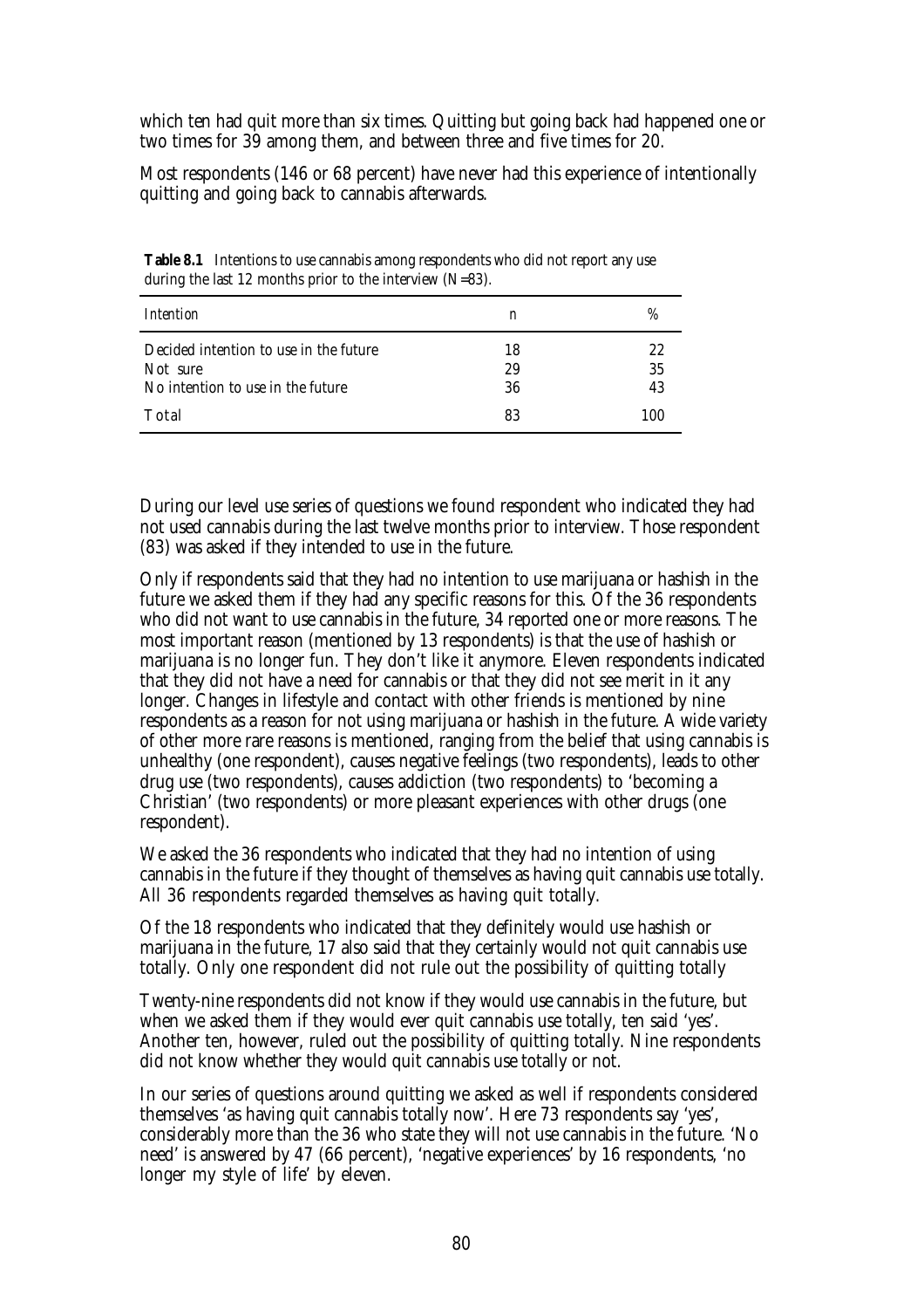which ten had quit more than six times. Quitting but going back had happened one or two times for 39 among them, and between three and five times for 20.

Most respondents (146 or 68 percent) have never had this experience of intentionally quitting and going back to cannabis afterwards.

**Table 8.1** Intentions to use cannabis among respondents who did not report any use during the last 12 months prior to the interview (N=83).

| *Intention* | *n* | *%* |
|---|---|---|
| Decided intention to use in the future | 18 | 22 |
| Not sure | 29 | 35 |
| No intention to use in the future | 36 | 43 |
| Total | 83 | 100 |

During our level use series of questions we found respondent who indicated they had not used cannabis during the last twelve months prior to interview. Those respondent (83) was asked if they intended to use in the future.

Only if respondents said that they had no intention to use marijuana or hashish in the future we asked them if they had any specific reasons for this. Of the 36 respondents who did not want to use cannabis in the future, 34 reported one or more reasons. The most important reason (mentioned by 13 respondents) is that the use of hashish or marijuana is no longer fun. They don't like it anymore. Eleven respondents indicated that they did not have a need for cannabis or that they did not see merit in it any longer. Changes in lifestyle and contact with other friends is mentioned by nine respondents as a reason for not using marijuana or hashish in the future. A wide variety of other more rare reasons is mentioned, ranging from the belief that using cannabis is unhealthy (one respondent), causes negative feelings (two respondents), leads to other drug use (two respondents), causes addiction (two respondents) to 'becoming a Christian' (two respondents) or more pleasant experiences with other drugs (one respondent).

We asked the 36 respondents who indicated that they had no intention of using cannabis in the future if they thought of themselves as having quit cannabis use totally. All 36 respondents regarded themselves as having quit totally.

Of the 18 respondents who indicated that they definitely would use hashish or marijuana in the future, 17 also said that they certainly would not quit cannabis use totally. Only one respondent did not rule out the possibility of quitting totally

Twenty-nine respondents did not know if they would use cannabis in the future, but when we asked them if they would ever quit cannabis use totally, ten said 'yes'. Another ten, however, ruled out the possibility of quitting totally. Nine respondents did not know whether they would quit cannabis use totally or not.

In our series of questions around quitting we asked as well if respondents considered themselves 'as having quit cannabis totally now'. Here 73 respondents say 'yes', considerably more than the 36 who state they will not use cannabis in the future. 'No need' is answered by 47 (66 percent), 'negative experiences' by 16 respondents, 'no longer my style of life' by eleven.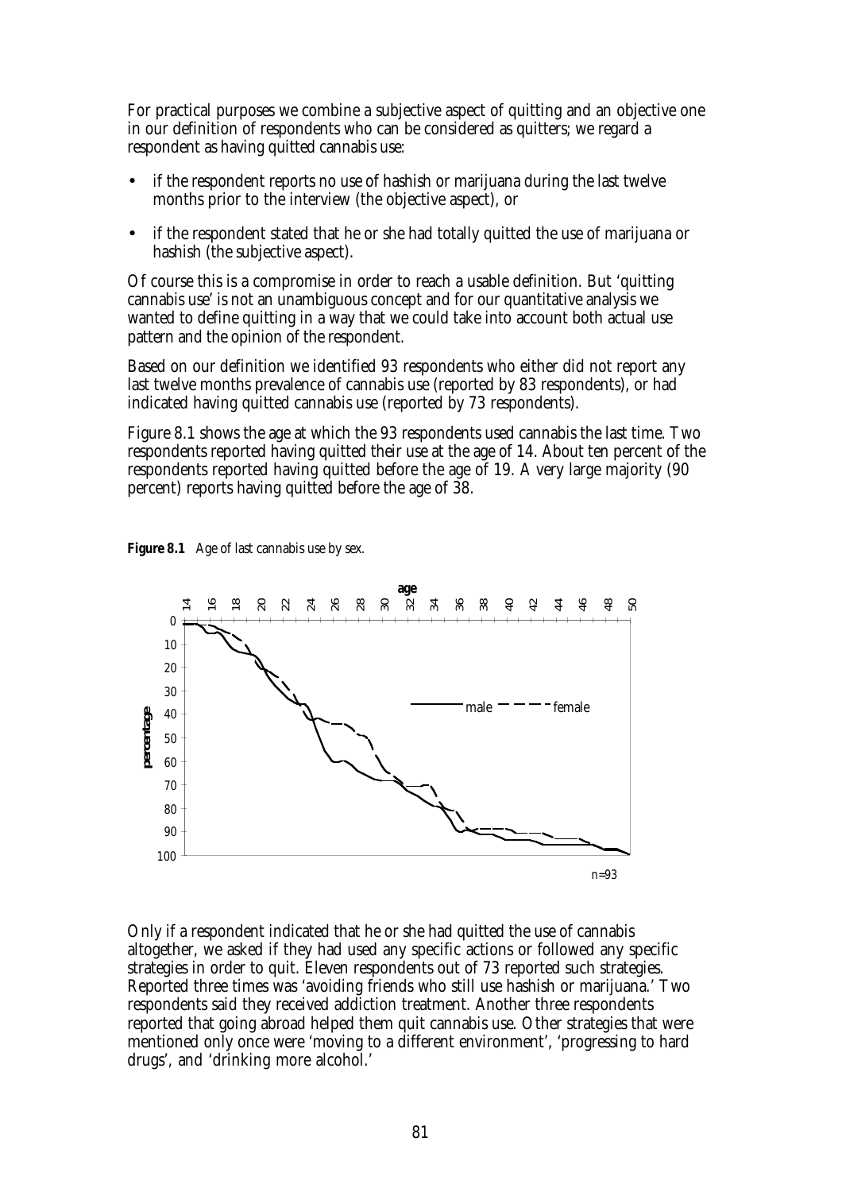For practical purposes we combine a subjective aspect of quitting and an objective one in our definition of respondents who can be considered as quitters; we regard a respondent as having quitted cannabis use:

- if the respondent reports no use of hashish or marijuana during the last twelve months prior to the interview (the objective aspect), or
- if the respondent stated that he or she had totally quitted the use of marijuana or hashish (the subjective aspect).

Of course this is a compromise in order to reach a usable definition. But 'quitting cannabis use' is not an unambiguous concept and for our quantitative analysis we wanted to define quitting in a way that we could take into account both actual use pattern and the opinion of the respondent.

Based on our definition we identified 93 respondents who either did not report any last twelve months prevalence of cannabis use (reported by 83 respondents), or had indicated having quitted cannabis use (reported by 73 respondents).

Figure 8.1 shows the age at which the 93 respondents used cannabis the last time. Two respondents reported having quitted their use at the age of 14. About ten percent of the respondents reported having quitted before the age of 19. A very large majority (90 percent) reports having quitted before the age of 38.

**Figure 8.1** Age of last cannabis use by sex.

Only if a respondent indicated that he or she had quitted the use of cannabis altogether, we asked if they had used any specific actions or followed any specific strategies in order to quit. Eleven respondents out of 73 reported such strategies. Reported three times was 'avoiding friends who still use hashish or marijuana.' Two respondents said they received addiction treatment. Another three respondents reported that going abroad helped them quit cannabis use. Other strategies that were mentioned only once were 'moving to a different environment', 'progressing to hard drugs', and 'drinking more alcohol.'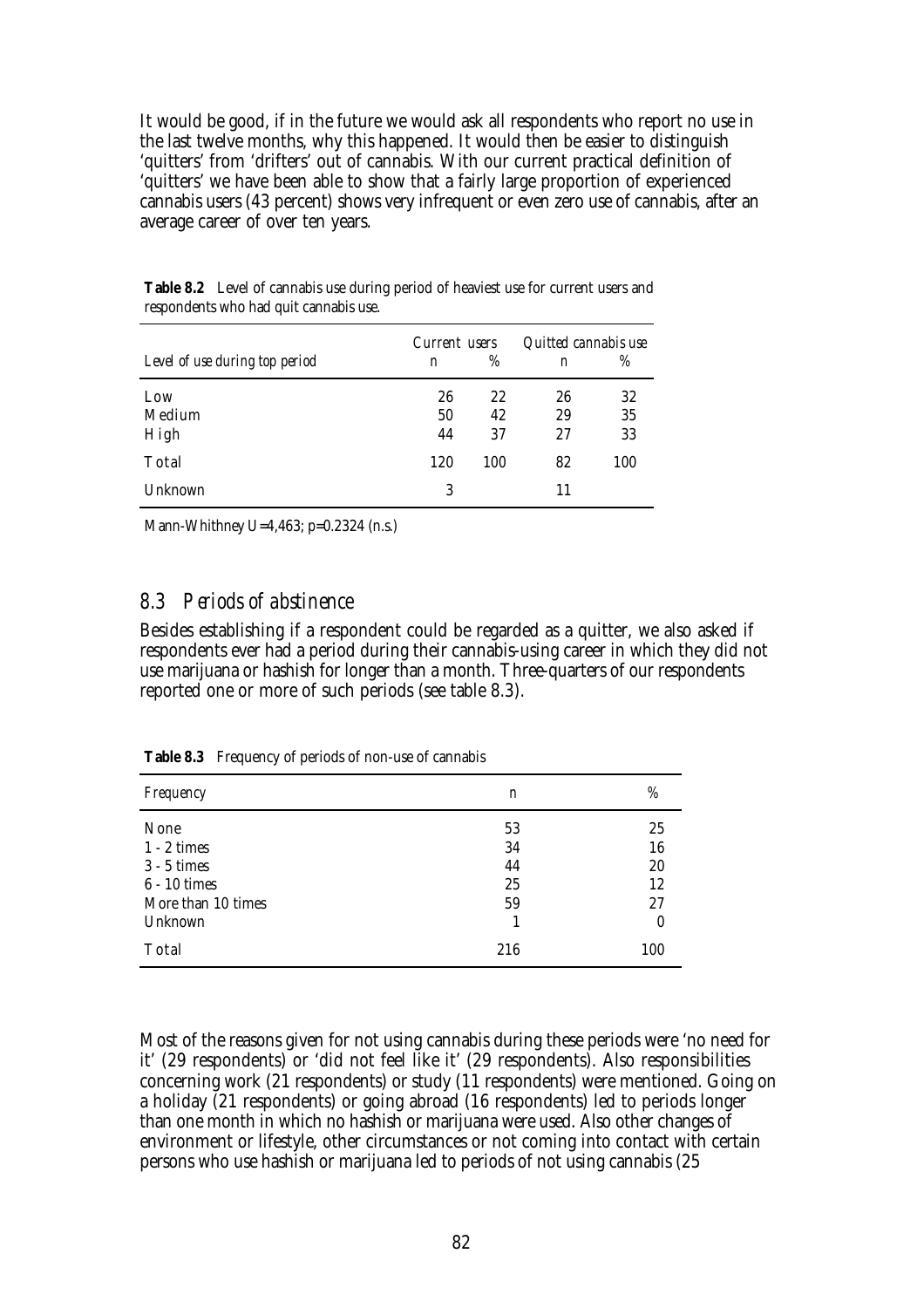It would be good, if in the future we would ask all respondents who report no use in the last twelve months, why this happened. It would then be easier to distinguish 'quitters' from 'drifters' out of cannabis. With our current practical definition of 'quitters' we have been able to show that a fairly large proportion of experienced cannabis users (43 percent) shows very infrequent or even zero use of cannabis, after an average career of over ten years.

**Table 8.2** Level of cannabis use during period of heaviest use for current users and respondents who had quit cannabis use.

| Level of use during top period | Current users | | Quitted cannabis use | |
|---|---|---|---|---|
| | n | % | n | % |
| Low | 26 | 22 | 26 | 32 |
| Medium | 50 | 42 | 29 | 35 |
| High | 44 | 37 | 27 | 33 |
| Total | 120 | 100 | 82 | 100 |
| Unknown | 3 | | 11 | |

Mann-Whithney U=4,463; p=0.2324 (n.s.)

## 8.3 *Periods of abstinence*

Besides establishing if a respondent could be regarded as a quitter, we also asked if respondents ever had a period during their cannabis-using career in which they did not use marijuana or hashish for longer than a month. Three-quarters of our respondents reported one or more of such periods (see table 8.3).

**Table 8.3** Frequency of periods of non-use of cannabis

| Frequency | n | % |
|---|---|---|
| None | 53 | 25 |
| 1 - 2 times | 34 | 16 |
| 3 - 5 times | 44 | 20 |
| 6 - 10 times | 25 | 12 |
| More than 10 times | 59 | 27 |
| Unknown | 1 | 0 |
| Total | 216 | 100 |

Most of the reasons given for not using cannabis during these periods were 'no need for it' (29 respondents) or 'did not feel like it' (29 respondents). Also responsibilities concerning work (21 respondents) or study (11 respondents) were mentioned. Going on a holiday (21 respondents) or going abroad (16 respondents) led to periods longer than one month in which no hashish or marijuana were used. Also other changes of environment or lifestyle, other circumstances or not coming into contact with certain persons who use hashish or marijuana led to periods of not using cannabis (25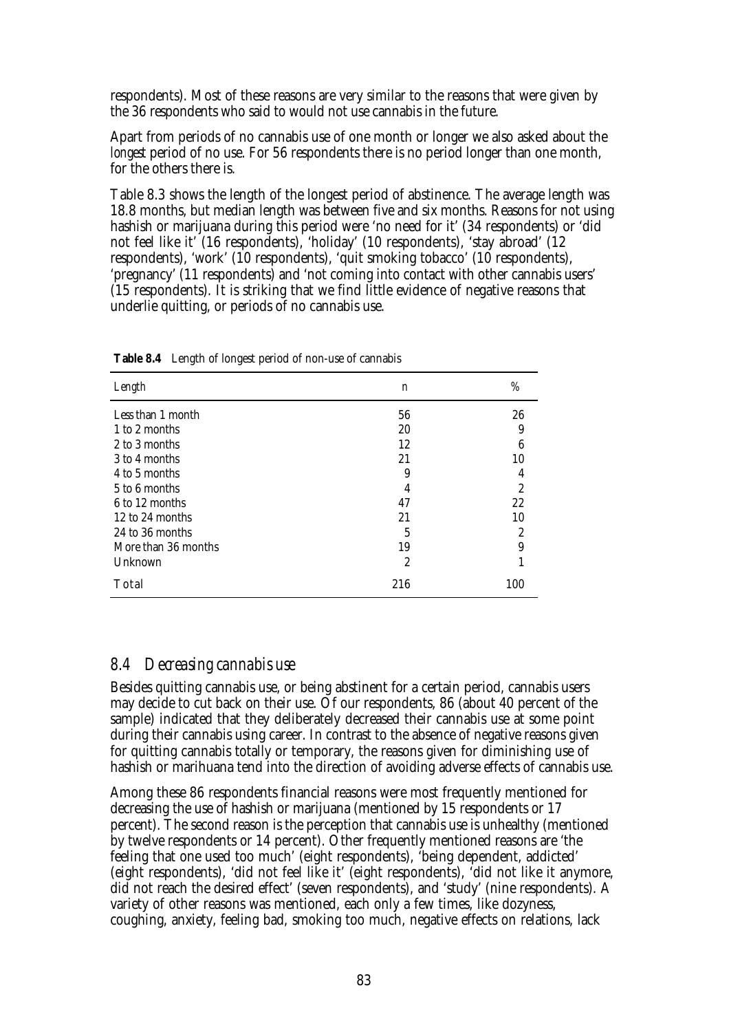respondents). Most of these reasons are very similar to the reasons that were given by the 36 respondents who said to would not use cannabis in the future.

Apart from periods of no cannabis use of one month or longer we also asked about the *longest* period of no use. For 56 respondents there is no period longer than one month, for the others there is.

Table 8.3 shows the length of the longest period of abstinence. The average length was 18.8 months, but median length was between five and six months. Reasons for not using hashish or marijuana during this period were 'no need for it' (34 respondents) or 'did not feel like it' (16 respondents), 'holiday' (10 respondents), 'stay abroad' (12 respondents), 'work' (10 respondents), 'quit smoking tobacco' (10 respondents), 'pregnancy' (11 respondents) and 'not coming into contact with other cannabis users' (15 respondents). It is striking that we find little evidence of negative reasons that underlie quitting, or periods of no cannabis use.

**Table 8.4** Length of longest period of non-use of cannabis

| Length | n | % |
|---|---|---|
| Less than 1 month | 56 | 26 |
| 1 to 2 months | 20 | 9 |
| 2 to 3 months | 12 | 6 |
| 3 to 4 months | 21 | 10 |
| 4 to 5 months | 9 | 4 |
| 5 to 6 months | 4 | 2 |
| 6 to 12 months | 47 | 22 |
| 12 to 24 months | 21 | 10 |
| 24 to 36 months | 5 | 2 |
| More than 36 months | 19 | 9 |
| Unknown | 2 | 1 |
| Total | 216 | 100 |

## 8.4 *Decreasing cannabis use*

Besides quitting cannabis use, or being abstinent for a certain period, cannabis users may decide to cut back on their use. Of our respondents, 86 (about 40 percent of the sample) indicated that they deliberately decreased their cannabis use at some point during their cannabis using career. In contrast to the absence of negative reasons given for quitting cannabis totally or temporary, the reasons given for diminishing use of hashish or marihuana tend into the direction of avoiding adverse effects of cannabis use.

Among these 86 respondents financial reasons were most frequently mentioned for decreasing the use of hashish or marijuana (mentioned by 15 respondents or 17 percent). The second reason is the perception that cannabis use is unhealthy (mentioned by twelve respondents or 14 percent). Other frequently mentioned reasons are 'the feeling that one used too much' (eight respondents), 'being dependent, addicted' (eight respondents), 'did not feel like it' (eight respondents), 'did not like it anymore, did not reach the desired effect' (seven respondents), and 'study' (nine respondents). A variety of other reasons was mentioned, each only a few times, like dozyness, coughing, anxiety, feeling bad, smoking too much, negative effects on relations, lack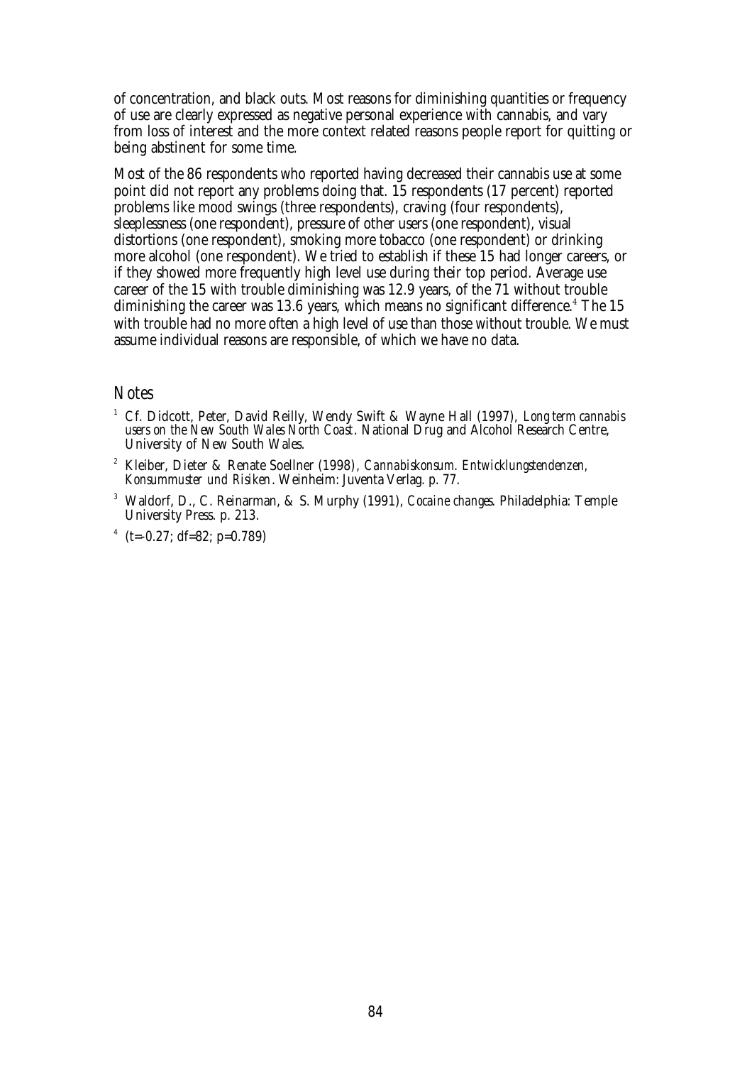of concentration, and black outs. Most reasons for diminishing quantities or frequency of use are clearly expressed as negative personal experience with cannabis, and vary from loss of interest and the more context related reasons people report for quitting or being abstinent for some time.

Most of the 86 respondents who reported having decreased their cannabis use at some point did not report any problems doing that. 15 respondents (17 percent) reported problems like mood swings (three respondents), craving (four respondents), sleeplessness (one respondent), pressure of other users (one respondent), visual distortions (one respondent), smoking more tobacco (one respondent) or drinking more alcohol (one respondent). We tried to establish if these 15 had longer careers, or if they showed more frequently high level use during their top period. Average use career of the 15 with trouble diminishing was 12.9 years, of the 71 without trouble diminishing the career was 13.6 years, which means no significant difference.[4] The 15 with trouble had no more often a high level of use than those without trouble. We must assume individual reasons are responsible, of which we have no data.

## Notes

[1] Cf. Didcott, Peter, David Reilly, Wendy Swift & Wayne Hall (1997), *Long term cannabis users on the New South Wales North Coast*. National Drug and Alcohol Research Centre, University of New South Wales.

[2] Kleiber, Dieter & Renate Soellner (1998), *Cannabiskonsum. Entwicklungstendenzen, Konsummuster und Risiken*. Weinheim: Juventa Verlag. p. 77.

[3] Waldorf, D., C. Reinarman, & S. Murphy (1991), *Cocaine changes*. Philadelphia: Temple University Press. p. 213.

[4] ($t=-0.27$; $df=82$; $p=0.789$)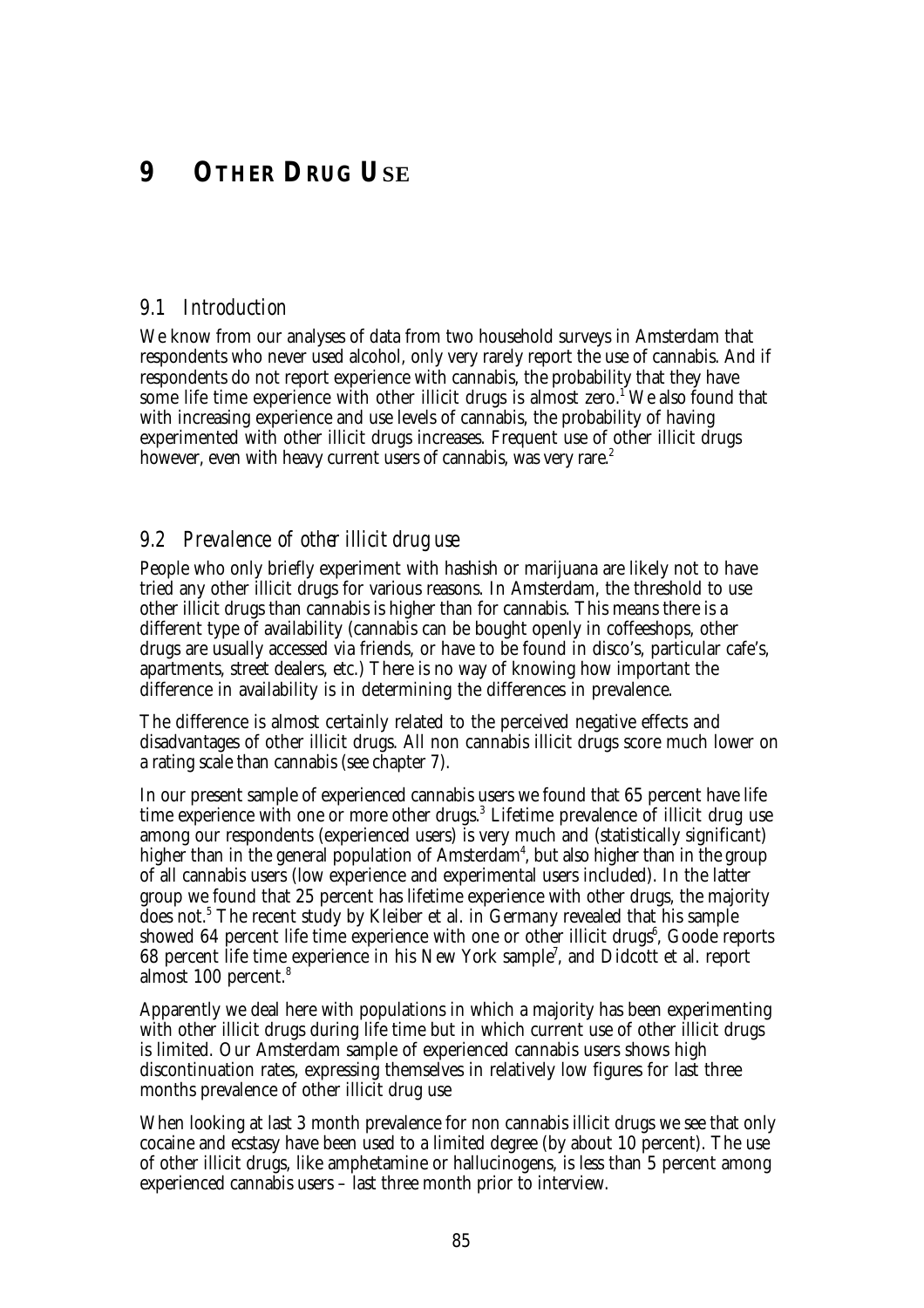# 9 OTHER DRUG USE

## 9.1 Introduction

We know from our analyses of data from two household surveys in Amsterdam that respondents who never used alcohol, only very rarely report the use of cannabis. And if respondents do not report experience with cannabis, the probability that they have some life time experience with other illicit drugs is almost zero.[1] We also found that with increasing experience and use levels of cannabis, the probability of having experimented with other illicit drugs increases. Frequent use of other illicit drugs however, even with heavy current users of cannabis, was very rare.[2]

## 9.2 Prevalence of other illicit drug use

People who only briefly experiment with hashish or marijuana are likely not to have tried any other illicit drugs for various reasons. In Amsterdam, the threshold to use other illicit drugs than cannabis is higher than for cannabis. This means there is a different type of availability (cannabis can be bought openly in coffeeshops, other drugs are usually accessed via friends, or have to be found in disco's, particular cafe's, apartments, street dealers, etc.) There is no way of knowing how important the difference in availability is in determining the differences in prevalence.

The difference is almost certainly related to the perceived negative effects and disadvantages of other illicit drugs. All non cannabis illicit drugs score much lower on a rating scale than cannabis (see chapter 7).

In our present sample of experienced cannabis users we found that 65 percent have life time experience with one or more other drugs.[3] Lifetime prevalence of illicit drug use among our respondents (experienced users) is very much and (statistically significant) higher than in the general population of Amsterdam[4], but also higher than in the group of all cannabis users (low experience and experimental users included). In the latter group we found that 25 percent has lifetime experience with other drugs, the majority does not.[5] The recent study by Kleiber et al. in Germany revealed that his sample showed 64 percent life time experience with one or other illicit drugs[6], Goode reports 68 percent life time experience in his New York sample[7], and Didcott et al. report almost 100 percent.[8]

Apparently we deal here with populations in which a majority has been experimenting with other illicit drugs during life time but in which current use of other illicit drugs is limited. Our Amsterdam sample of experienced cannabis users shows high discontinuation rates, expressing themselves in relatively low figures for last three months prevalence of other illicit drug use

When looking at last 3 month prevalence for non cannabis illicit drugs we see that only cocaine and ecstasy have been used to a limited degree (by about 10 percent). The use of other illicit drugs, like amphetamine or hallucinogens, is less than 5 percent among experienced cannabis users – last three month prior to interview.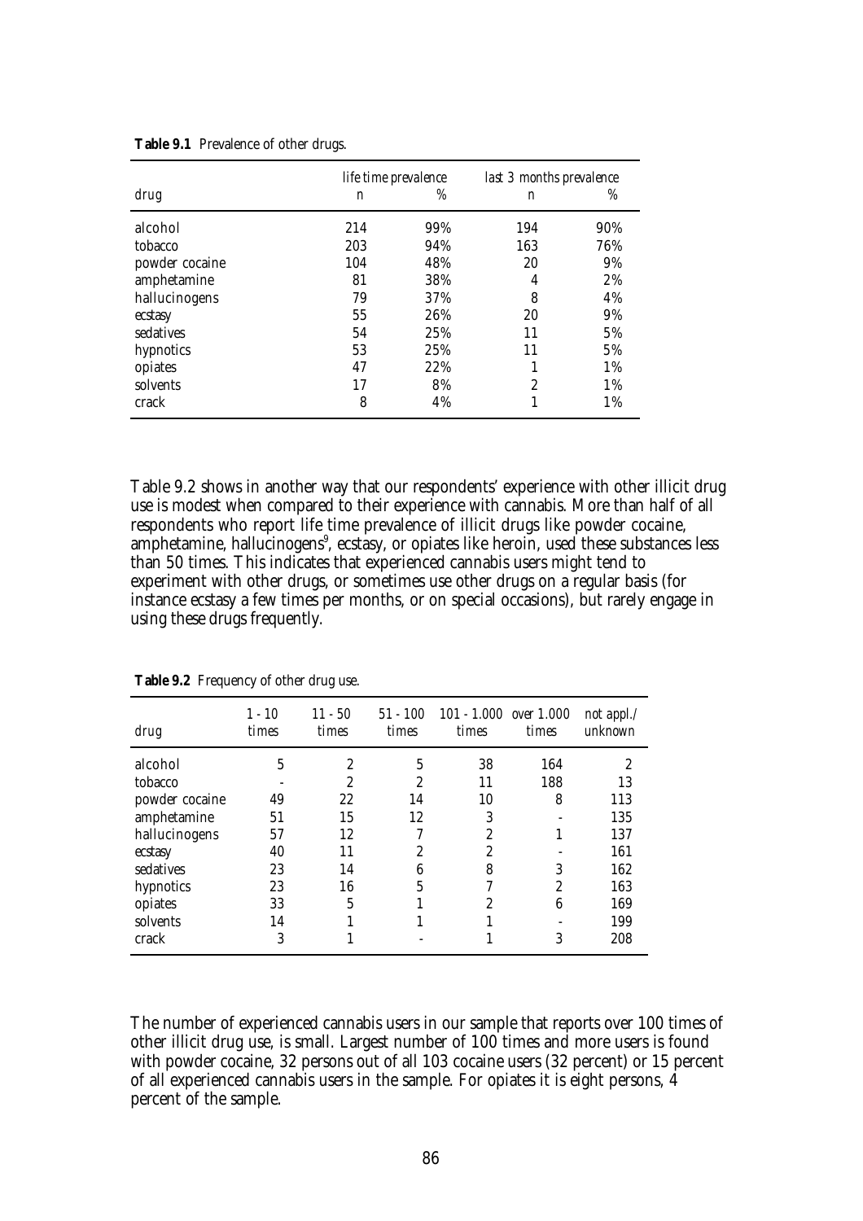**Table 9.1** Prevalence of other drugs.

| drug | life time prevalence n | % | last 3 months prevalence n | % |
|---|---|---|---|---|
| alcohol | 214 | 99% | 194 | 90% |
| tobacco | 203 | 94% | 163 | 76% |
| powder cocaine | 104 | 48% | 20 | 9% |
| amphetamine | 81 | 38% | 4 | 2% |
| hallucinogens | 79 | 37% | 8 | 4% |
| ecstasy | 55 | 26% | 20 | 9% |
| sedatives | 54 | 25% | 11 | 5% |
| hypnotics | 53 | 25% | 11 | 5% |
| opiates | 47 | 22% | 1 | 1% |
| solvents | 17 | 8% | 2 | 1% |
| crack | 8 | 4% | 1 | 1% |

Table 9.2 shows in another way that our respondents' experience with other illicit drug use is modest when compared to their experience with cannabis. More than half of all respondents who report life time prevalence of illicit drugs like powder cocaine, amphetamine, hallucinogens[9], ecstasy, or opiates like heroin, used these substances less than 50 times. This indicates that experienced cannabis users might tend to experiment with other drugs, or sometimes use other drugs on a regular basis (for instance ecstasy a few times per months, or on special occasions), but rarely engage in using these drugs frequently.

**Table 9.2** Frequency of other drug use.

| drug | 1 - 10 times | 11 - 50 times | 51 - 100 times | 101 - 1.000 times | over 1.000 times | not appl./ unknown |
|---|---|---|---|---|---|---|
| alcohol | 5 | 2 | 5 | 38 | 164 | 2 |
| tobacco | - | 2 | 2 | 11 | 188 | 13 |
| powder cocaine | 49 | 22 | 14 | 10 | 8 | 113 |
| amphetamine | 51 | 15 | 12 | 3 | - | 135 |
| hallucinogens | 57 | 12 | 7 | 2 | 1 | 137 |
| ecstasy | 40 | 11 | 2 | 2 | - | 161 |
| sedatives | 23 | 14 | 6 | 8 | 3 | 162 |
| hypnotics | 23 | 16 | 5 | 7 | 2 | 163 |
| opiates | 33 | 5 | 1 | 2 | 6 | 169 |
| solvents | 14 | 1 | 1 | 1 | - | 199 |
| crack | 3 | 1 | - | 1 | 3 | 208 |

The number of experienced cannabis users in our sample that reports over 100 times of other illicit drug use, is small. Largest number of 100 times and more users is found with powder cocaine, 32 persons out of all 103 cocaine users (32 percent) or 15 percent of all experienced cannabis users in the sample. For opiates it is eight persons, 4 percent of the sample.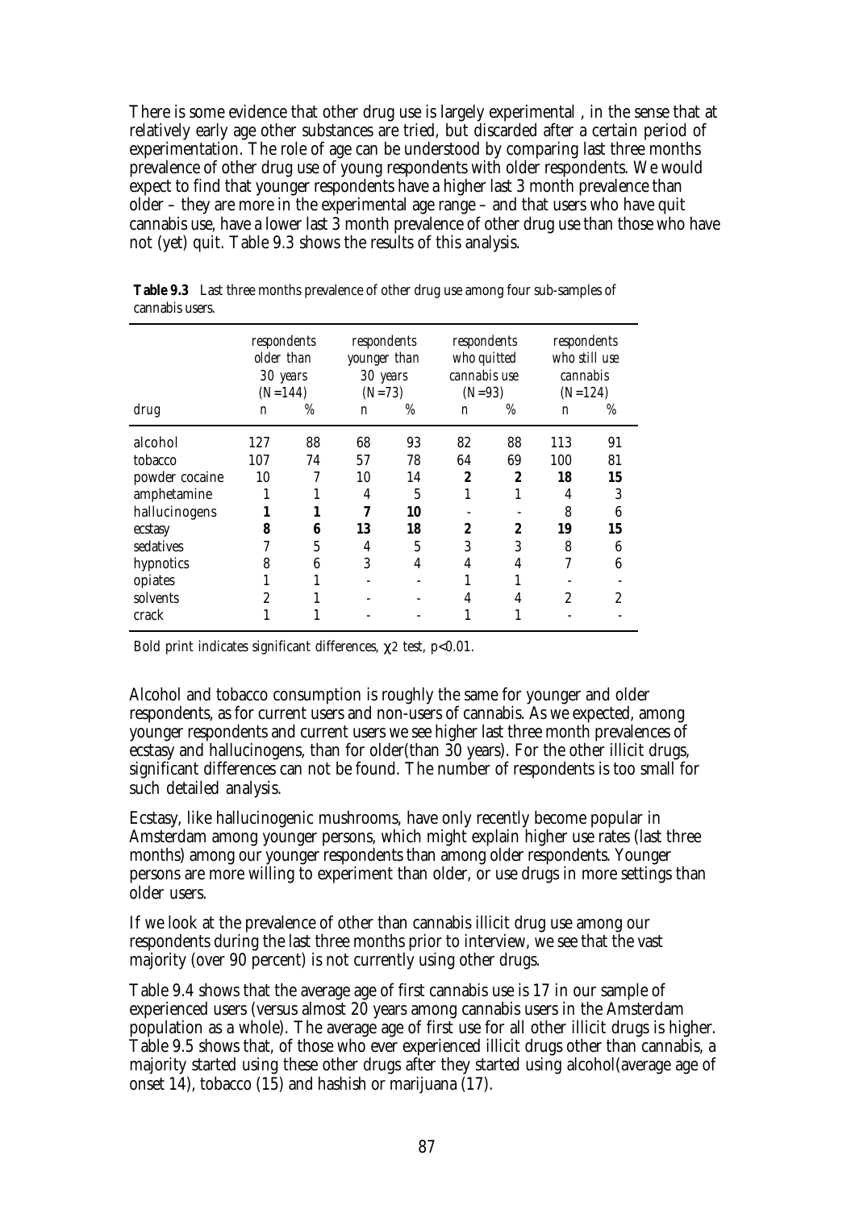There is some evidence that other drug use is largely experimental , in the sense that at relatively early age other substances are tried, but discarded after a certain period of experimentation. The role of age can be understood by comparing last three months prevalence of other drug use of young respondents with older respondents. We would expect to find that younger respondents have a higher last 3 month prevalence than older – they are more in the experimental age range – and that users who have quit cannabis use, have a lower last 3 month prevalence of other drug use than those who have not (yet) quit. Table 9.3 shows the results of this analysis.

**Table 9.3** Last three months prevalence of other drug use among four sub-samples of cannabis users.

| | *respondents older than 30 years (N=144)* | | *respondents younger than 30 years (N=73)* | | *respondents who quitted cannabis use (N=93)* | | *respondents who still use cannabis (N=124)* | |
|---|---|---|---|---|---|---|---|---|
| drug | n | % | n | % | n | % | n | % |
| alcohol | 127 | 88 | 68 | 93 | 82 | 88 | 113 | 91 |
| tobacco | 107 | 74 | 57 | 78 | 64 | 69 | 100 | 81 |
| powder cocaine | 10 | 7 | 10 | 14 | **2** | **2** | **18** | **15** |
| amphetamine | 1 | 1 | 4 | 5 | 1 | 1 | 4 | 3 |
| hallucinogens | **1** | **1** | **7** | **10** | - | - | 8 | 6 |
| ecstasy | **8** | **6** | **13** | **18** | **2** | **2** | **19** | **15** |
| sedatives | 7 | 5 | 4 | 5 | 3 | 3 | 8 | 6 |
| hypnotics | 8 | 6 | 3 | 4 | 4 | 4 | 7 | 6 |
| opiates | 1 | 1 | - | - | 1 | 1 | - | - |
| solvents | 2 | 1 | - | - | 4 | 4 | 2 | 2 |
| crack | 1 | 1 | - | - | 1 | 1 | - | - |

Bold print indicates significant differences, $\chi 2$ test, $p<0.01$.

Alcohol and tobacco consumption is roughly the same for younger and older respondents, as for current users and non-users of cannabis. As we expected, among younger respondents and current users we see higher last three month prevalences of ecstasy and hallucinogens, than for older(than 30 years). For the other illicit drugs, significant differences can not be found. The number of respondents is too small for such detailed analysis.

Ecstasy, like hallucinogenic mushrooms, have only recently become popular in Amsterdam among younger persons, which might explain higher use rates (last three months) among our younger respondents than among older respondents. Younger persons are more willing to experiment than older, or use drugs in more settings than older users.

If we look at the prevalence of other than cannabis illicit drug use among our respondents during the last three months prior to interview, we see that the vast majority (over 90 percent) is not currently using other drugs.

Table 9.4 shows that the average age of first cannabis use is 17 in our sample of experienced users (versus almost 20 years among cannabis users in the Amsterdam population as a whole). The average age of first use for all other illicit drugs is higher. Table 9.5 shows that, of those who ever experienced illicit drugs other than cannabis, a majority started using these other drugs after they started using alcohol(average age of onset 14), tobacco (15) and hashish or marijuana (17).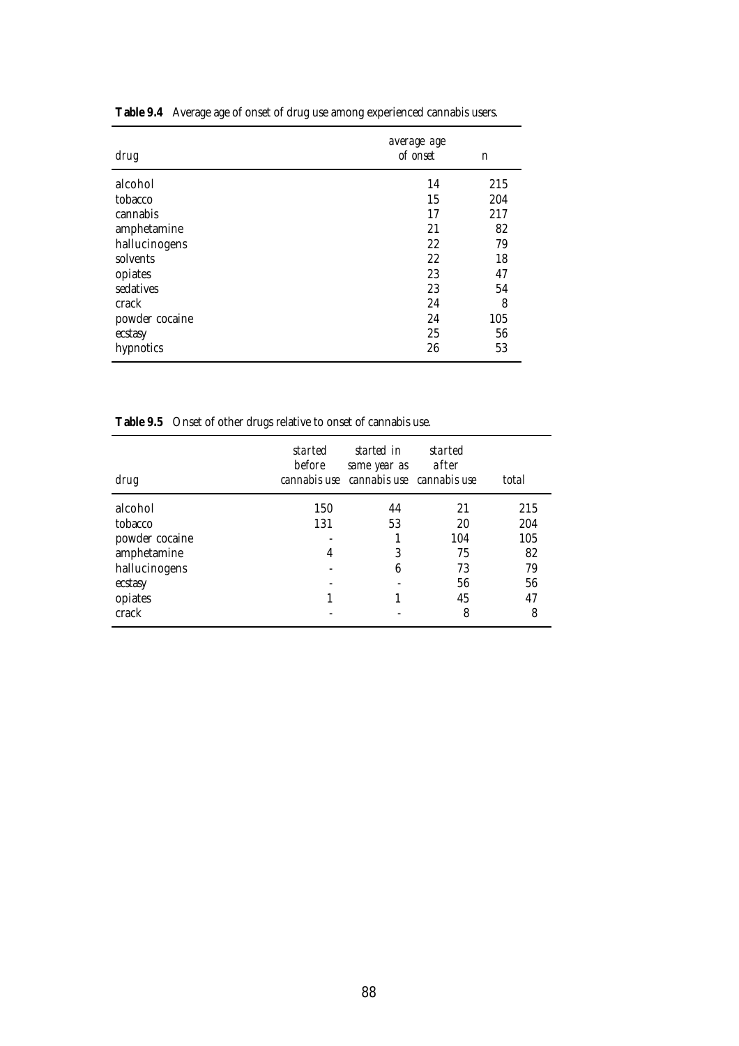**Table 9.4** Average age of onset of drug use among experienced cannabis users.

| drug | average age of onset | n |
|---|---|---|
| alcohol | 14 | 215 |
| tobacco | 15 | 204 |
| cannabis | 17 | 217 |
| amphetamine | 21 | 82 |
| hallucinogens | 22 | 79 |
| solvents | 22 | 18 |
| opiates | 23 | 47 |
| sedatives | 23 | 54 |
| crack | 24 | 8 |
| powder cocaine | 24 | 105 |
| ecstasy | 25 | 56 |
| hypnotics | 26 | 53 |

**Table 9.5** Onset of other drugs relative to onset of cannabis use.

| drug | started before cannabis use | started in same year as cannabis use | started after cannabis use | total |
|---|---|---|---|---|
| alcohol | 150 | 44 | 21 | 215 |
| tobacco | 131 | 53 | 20 | 204 |
| powder cocaine | - | 1 | 104 | 105 |
| amphetamine | 4 | 3 | 75 | 82 |
| hallucinogens | - | 6 | 73 | 79 |
| ecstasy | - | - | 56 | 56 |
| opiates | 1 | 1 | 45 | 47 |
| crack | - | - | 8 | 8 |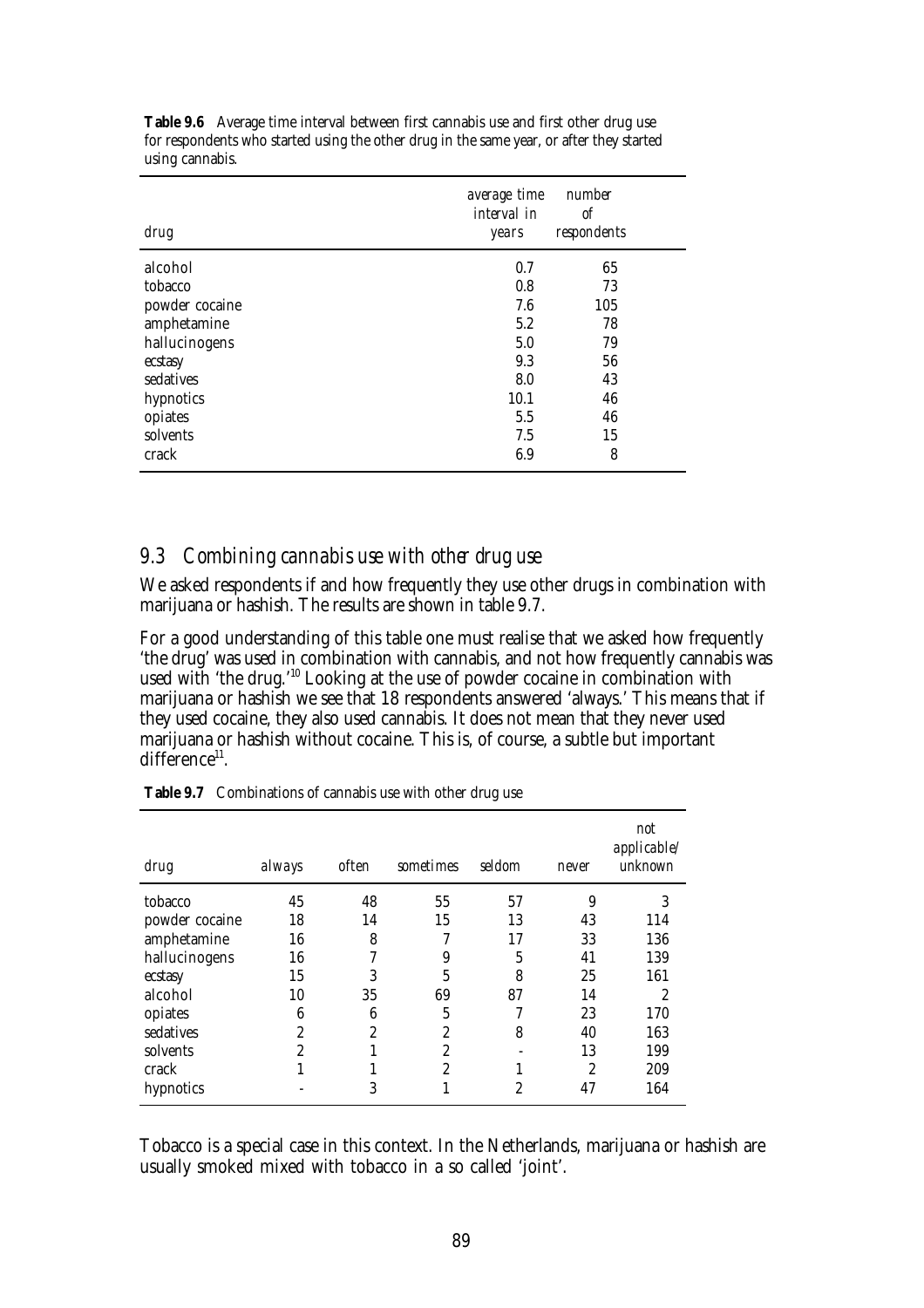**Table 9.6** Average time interval between first cannabis use and first other drug use for respondents who started using the other drug in the same year, or after they started using cannabis.

| *drug* | *average time interval in years* | *number of respondents* |
|---|---|---|
| alcohol | 0.7 | 65 |
| tobacco | 0.8 | 73 |
| powder cocaine | 7.6 | 105 |
| amphetamine | 5.2 | 78 |
| hallucinogens | 5.0 | 79 |
| ecstasy | 9.3 | 56 |
| sedatives | 8.0 | 43 |
| hypnotics | 10.1 | 46 |
| opiates | 5.5 | 46 |
| solvents | 7.5 | 15 |
| crack | 6.9 | 8 |

## *9.3 Combining cannabis use with other drug use*

We asked respondents if and how frequently they use other drugs in combination with marijuana or hashish. The results are shown in table 9.7.

For a good understanding of this table one must realise that we asked how frequently 'the drug' was used in combination with cannabis, and not how frequently cannabis was used with 'the drug.'[10] Looking at the use of powder cocaine in combination with marijuana or hashish we see that 18 respondents answered 'always.' This means that if they used cocaine, they also used cannabis. It does not mean that they never used marijuana or hashish without cocaine. This is, of course, a subtle but important difference[11].

**Table 9.7** Combinations of cannabis use with other drug use

| *drug* | *always* | *often* | *sometimes* | *seldom* | *never* | *not applicable/ unknown* |
|---|---|---|---|---|---|---|
| tobacco | 45 | 48 | 55 | 57 | 9 | 3 |
| powder cocaine | 18 | 14 | 15 | 13 | 43 | 114 |
| amphetamine | 16 | 8 | 7 | 17 | 33 | 136 |
| hallucinogens | 16 | 7 | 9 | 5 | 41 | 139 |
| ecstasy | 15 | 3 | 5 | 8 | 25 | 161 |
| alcohol | 10 | 35 | 69 | 87 | 14 | 2 |
| opiates | 6 | 6 | 5 | 7 | 23 | 170 |
| sedatives | 2 | 2 | 2 | 8 | 40 | 163 |
| solvents | 2 | 1 | 2 | - | 13 | 199 |
| crack | 1 | 1 | 2 | 1 | 2 | 209 |
| hypnotics | - | 3 | 1 | 2 | 47 | 164 |

Tobacco is a special case in this context. In the Netherlands, marijuana or hashish are usually smoked mixed with tobacco in a so called 'joint'.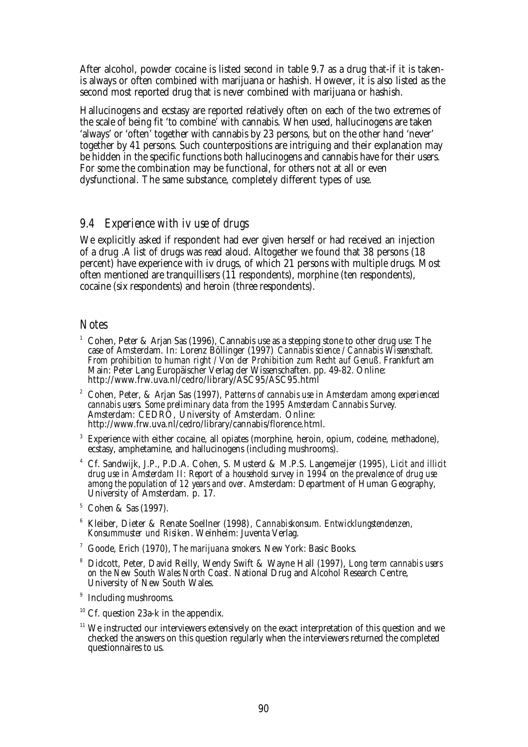After alcohol, powder cocaine is listed second in table 9.7 as a drug that-if it is taken-is always or often combined with marijuana or hashish. However, it is also listed as the second most reported drug that is *never* combined with marijuana or hashish.

Hallucinogens and ecstasy are reported relatively often on each of the two extremes of the scale of being fit 'to combine' with cannabis. When used, hallucinogens are taken 'always' or 'often' together with cannabis by 23 persons, but on the other hand 'never' together by 41 persons. Such counterpositions are intriguing and their explanation may be hidden in the specific functions both hallucinogens and cannabis have for their users. For some the combination may be functional, for others not at all or even dysfunctional. The same substance, completely different types of use.

## 9.4 Experience with iv use of drugs

We explicitly asked if respondent had ever given herself or had received an injection of a drug .A list of drugs was read aloud. Altogether we found that 38 persons (18 percent) have experience with iv drugs, of which 21 persons with multiple drugs. Most often mentioned are tranquillisers (11 respondents), morphine (ten respondents), cocaine (six respondents) and heroin (three respondents).

## Notes

[1] Cohen, Peter & Arjan Sas (1996), Cannabis use as a stepping stone to other drug use: The case of Amsterdam. In: Lorenz Böllinger (1997) *Cannabis science / Cannabis Wissenschaft. From prohibition to human right / Von der Prohibition zum Recht auf Genuß*. Frankfurt am Main: Peter Lang Europäischer Verlag der Wissenschaften. pp. 49-82. Online: http://www.frw.uva.nl/cedro/library/ASC95/ASC95.html

[2] Cohen, Peter, & Arjan Sas (1997), *Patterns of cannabis use in Amsterdam among experienced cannabis users. Some preliminary data from the 1995 Amsterdam Cannabis Survey.* Amsterdam: CEDRO, University of Amsterdam. Online: http://www.frw.uva.nl/cedro/library/cannabis/florence.html.

[3] Experience with either cocaine, all opiates (morphine, heroin, opium, codeine, methadone), ecstasy, amphetamine, and hallucinogens (including mushrooms).

[4] Cf. Sandwijk, J.P., P.D.A. Cohen, S. Musterd & M.P.S. Langemeijer (1995), *Licit and illicit drug use in Amsterdam II: Report of a household survey in 1994 on the prevalence of drug use among the population of 12 years and over.* Amsterdam: Department of Human Geography, University of Amsterdam. p. 17.

[5] Cohen & Sas (1997).

[6] Kleiber, Dieter & Renate Soellner (1998), *Cannabiskonsum. Entwicklungstendenzen, Konsummuster und Risiken*. Weinheim: Juventa Verlag.

[7] Goode, Erich (1970), *The marijuana smokers.* New York: Basic Books.

[8] Didcott, Peter, David Reilly, Wendy Swift & Wayne Hall (1997), *Long term cannabis users on the New South Wales North Coast*. National Drug and Alcohol Research Centre, University of New South Wales.

[9] Including mushrooms.

[10] Cf. question 23a-k in the appendix.

[11] We instructed our interviewers extensively on the exact interpretation of this question and we checked the answers on this question regularly when the interviewers returned the completed questionnaires to us.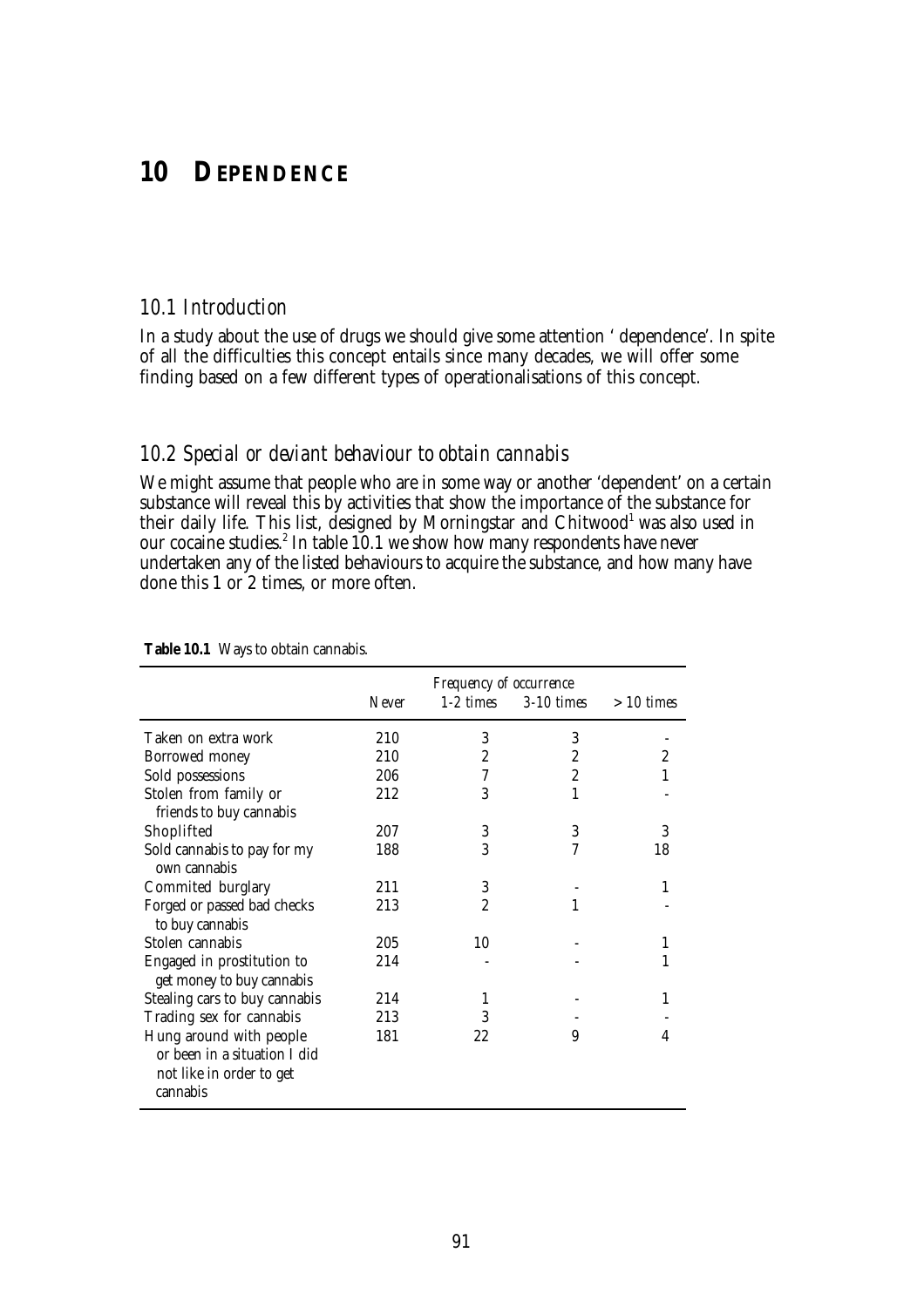# 10 DEPENDENCE

## *10.1 Introduction*

In a study about the use of drugs we should give some attention ' dependence'. In spite of all the difficulties this concept entails since many decades, we will offer some finding based on a few different types of operationalisations of this concept.

## *10.2 Special or deviant behaviour to obtain cannabis*

We might assume that people who are in some way or another 'dependent' on a certain substance will reveal this by activities that show the importance of the substance for their daily life. This list, designed by Morningstar and Chitwood[1] was also used in our cocaine studies.[2] In table 10.1 we show how many respondents have never undertaken any of the listed behaviours to acquire the substance, and how many have done this 1 or 2 times, or more often.

**Table 10.1** Ways to obtain cannabis.

| | *Frequency of occurrence* | | | |
|---|---|---|---|---|
| | *Never* | *1-2 times* | *3-10 times* | *> 10 times* |
| Taken on extra work | 210 | 3 | 3 | - |
| Borrowed money | 210 | 2 | 2 | 2 |
| Sold possessions | 206 | 7 | 2 | 1 |
| Stolen from family or friends to buy cannabis | 212 | 3 | 1 | - |
| Shoplifted | 207 | 3 | 3 | 3 |
| Sold cannabis to pay for my own cannabis | 188 | 3 | 7 | 18 |
| Commited burglary | 211 | 3 | - | 1 |
| Forged or passed bad checks to buy cannabis | 213 | 2 | 1 | - |
| Stolen cannabis | 205 | 10 | - | 1 |
| Engaged in prostitution to get money to buy cannabis | 214 | - | - | 1 |
| Stealing cars to buy cannabis | 214 | 1 | - | 1 |
| Trading sex for cannabis | 213 | 3 | - | - |
| Hung around with people or been in a situation I did not like in order to get cannabis | 181 | 22 | 9 | 4 |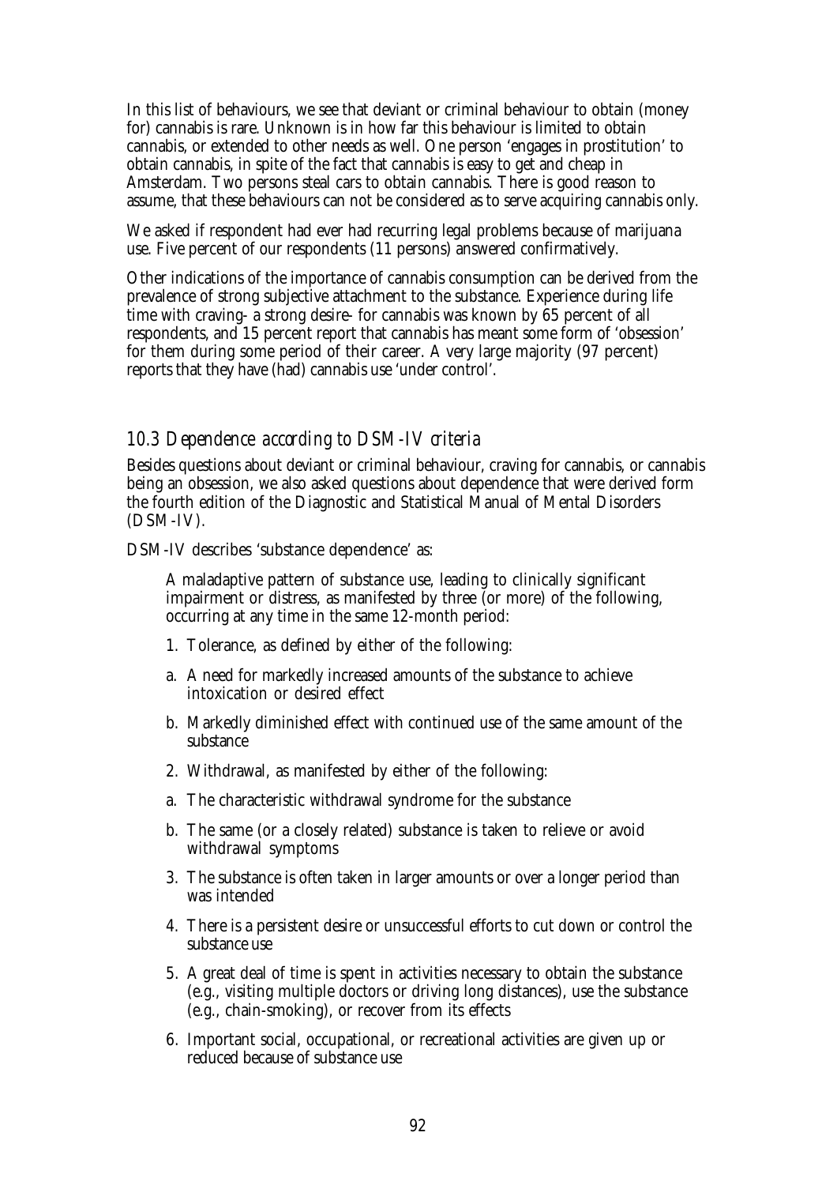In this list of behaviours, we see that deviant or criminal behaviour to obtain (money for) cannabis is rare. Unknown is in how far this behaviour is limited to obtain cannabis, or extended to other needs as well. One person 'engages in prostitution' to obtain cannabis, in spite of the fact that cannabis is easy to get and cheap in Amsterdam. Two persons steal cars to obtain cannabis. There is good reason to assume, that these behaviours can not be considered as to serve acquiring cannabis only.

We asked if respondent had ever had recurring legal problems because of marijuana use. Five percent of our respondents (11 persons) answered confirmatively.

Other indications of the importance of cannabis consumption can be derived from the prevalence of strong subjective attachment to the substance. Experience during life time with craving- a strong desire- for cannabis was known by 65 percent of all respondents, and 15 percent report that cannabis has meant some form of 'obsession' for them during some period of their career. A very large majority (97 percent) reports that they have (had) cannabis use 'under control'.

## *10.3 Dependence according to DSM-IV criteria*

Besides questions about deviant or criminal behaviour, craving for cannabis, or cannabis being an obsession, we also asked questions about dependence that were derived form the fourth edition of the Diagnostic and Statistical Manual of Mental Disorders (DSM-IV).

DSM-IV describes 'substance dependence' as:

> A maladaptive pattern of substance use, leading to clinically significant impairment or distress, as manifested by three (or more) of the following, occurring at any time in the same 12-month period:
>
> 1. Tolerance, as defined by either of the following:
>
> a. A need for markedly increased amounts of the substance to achieve intoxication or desired effect
>
> b. Markedly diminished effect with continued use of the same amount of the substance
>
> 2. Withdrawal, as manifested by either of the following:
>
> a. The characteristic withdrawal syndrome for the substance
>
> b. The same (or a closely related) substance is taken to relieve or avoid withdrawal symptoms
>
> 3. The substance is often taken in larger amounts or over a longer period than was intended
>
> 4. There is a persistent desire or unsuccessful efforts to cut down or control the substance use
>
> 5. A great deal of time is spent in activities necessary to obtain the substance (e.g., visiting multiple doctors or driving long distances), use the substance (e.g., chain-smoking), or recover from its effects
>
> 6. Important social, occupational, or recreational activities are given up or reduced because of substance use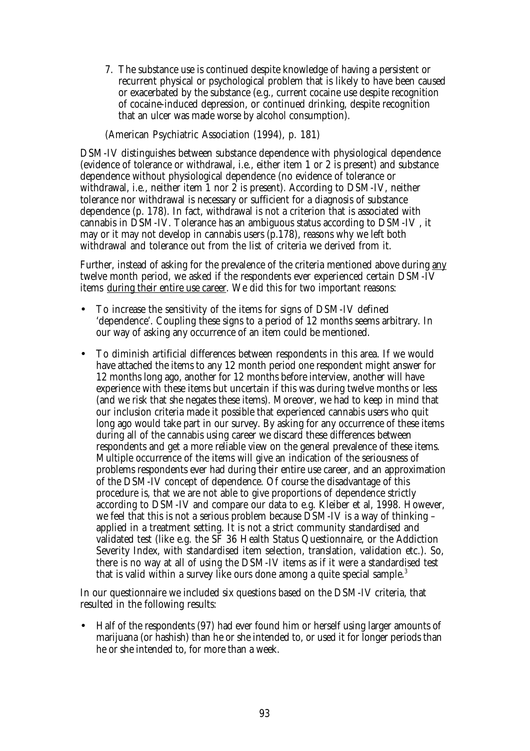7. The substance use is continued despite knowledge of having a persistent or recurrent physical or psychological problem that is likely to have been caused or exacerbated by the substance (e.g., current cocaine use despite recognition of cocaine-induced depression, or continued drinking, despite recognition that an ulcer was made worse by alcohol consumption).

(American Psychiatric Association (1994), p. 181)

DSM-IV distinguishes between substance dependence with physiological dependence (evidence of tolerance or withdrawal, i.e., either item 1 or 2 is present) and substance dependence without physiological dependence (no evidence of tolerance or withdrawal, i.e., neither item 1 nor 2 is present). According to DSM-IV, neither tolerance nor withdrawal is necessary or sufficient for a diagnosis of substance dependence (p. 178). In fact, withdrawal is not a criterion that is associated with cannabis in DSM-IV. Tolerance has an ambiguous status according to DSM-IV , it may or it may not develop in cannabis users (p.178), reasons why we left both withdrawal and tolerance out from the list of criteria we derived from it.

Further, instead of asking for the prevalence of the criteria mentioned above during <u>any</u> twelve month period, we asked if the respondents ever experienced certain DSM-IV items <u>during their entire use career</u>. We did this for two important reasons:

- To increase the sensitivity of the items for signs of DSM-IV defined 'dependence'. Coupling these signs to a period of 12 months seems arbitrary. In our way of asking any occurrence of an item could be mentioned.
- To diminish artificial differences between respondents in this area. If we would have attached the items to any 12 month period one respondent might answer for 12 months long ago, another for 12 months before interview, another will have experience with these items but uncertain if this was during twelve months or less (and we risk that she negates these items). Moreover, we had to keep in mind that our inclusion criteria made it possible that experienced cannabis users who quit long ago would take part in our survey. By asking for any occurrence of these items during all of the cannabis using career we discard these differences between respondents and get a more reliable view on the general prevalence of these items. Multiple occurrence of the items will give an indication of the seriousness of problems respondents ever had during their entire use career, and an approximation of the DSM-IV concept of dependence. Of course the disadvantage of this procedure is, that we are not able to give proportions of dependence strictly according to DSM-IV and compare our data to e.g. Kleiber et al, 1998. However, we feel that this is not a serious problem because DSM-IV is a way of thinking – applied in a treatment setting. It is not a strict community standardised and validated test (like e.g. the SF 36 Health Status Questionnaire, or the Addiction Severity Index, with standardised item selection, translation, validation etc.). So, there is no way at all of using the DSM-IV items as if it were a standardised test that is valid within a survey like ours done among a quite special sample.[3]

In our questionnaire we included six questions based on the DSM-IV criteria, that resulted in the following results:

- Half of the respondents (97) had ever found him or herself using larger amounts of marijuana (or hashish) than he or she intended to, or used it for longer periods than he or she intended to, for more than a week.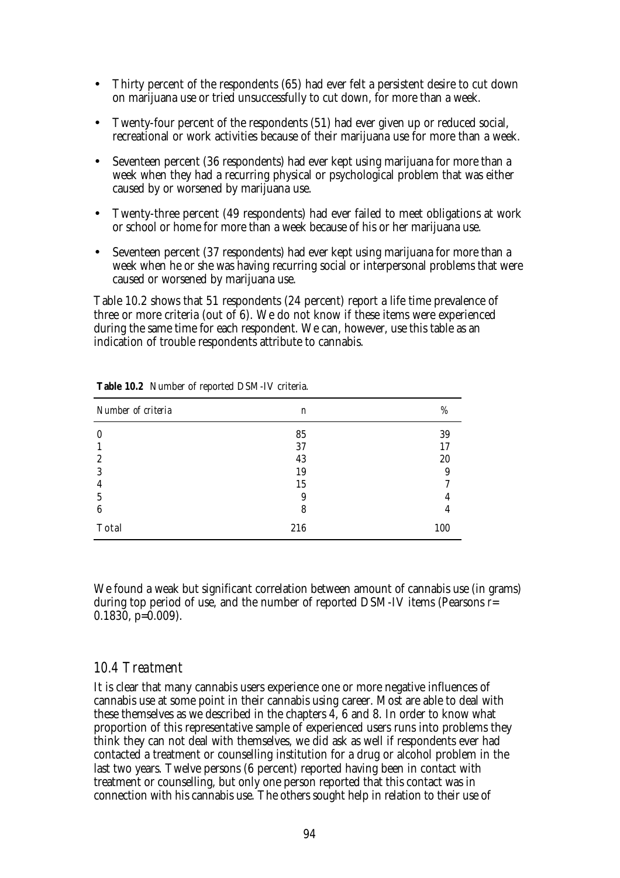- Thirty percent of the respondents (65) had ever felt a persistent desire to cut down on marijuana use or tried unsuccessfully to cut down, for more than a week.
- Twenty-four percent of the respondents (51) had ever given up or reduced social, recreational or work activities because of their marijuana use for more than a week.
- Seventeen percent (36 respondents) had ever kept using marijuana for more than a week when they had a recurring physical or psychological problem that was either caused by or worsened by marijuana use.
- Twenty-three percent (49 respondents) had ever failed to meet obligations at work or school or home for more than a week because of his or her marijuana use.
- Seventeen percent (37 respondents) had ever kept using marijuana for more than a week when he or she was having recurring social or interpersonal problems that were caused or worsened by marijuana use.

Table 10.2 shows that 51 respondents (24 percent) report a life time prevalence of three or more criteria (out of 6). We do not know if these items were experienced during the same time for each respondent. We can, however, use this table as an indication of trouble respondents attribute to cannabis.

**Table 10.2** *Number of reported DSM-IV criteria.*

| *Number of criteria* | *n* | *%* |
|---|---|---|
| 0 | 85 | 39 |
| 1 | 37 | 17 |
| 2 | 43 | 20 |
| 3 | 19 | 9 |
| 4 | 15 | 7 |
| 5 | 9 | 4 |
| 6 | 8 | 4 |
| Total | 216 | 100 |

We found a weak but significant correlation between amount of cannabis use (in grams) during top period of use, and the number of reported DSM-IV items (Pearsons $r = 0.1830$, $p=0.009$).

## 10.4 Treatment

It is clear that many cannabis users experience one or more negative influences of cannabis use at some point in their cannabis using career. Most are able to deal with these themselves as we described in the chapters 4, 6 and 8. In order to know what proportion of this representative sample of experienced users runs into problems they think they can not deal with themselves, we did ask as well if respondents ever had contacted a treatment or counselling institution for a drug or alcohol problem in the last two years. Twelve persons (6 percent) reported having been in contact with treatment or counselling, but only one person reported that this contact was in connection with his cannabis use. The others sought help in relation to their use of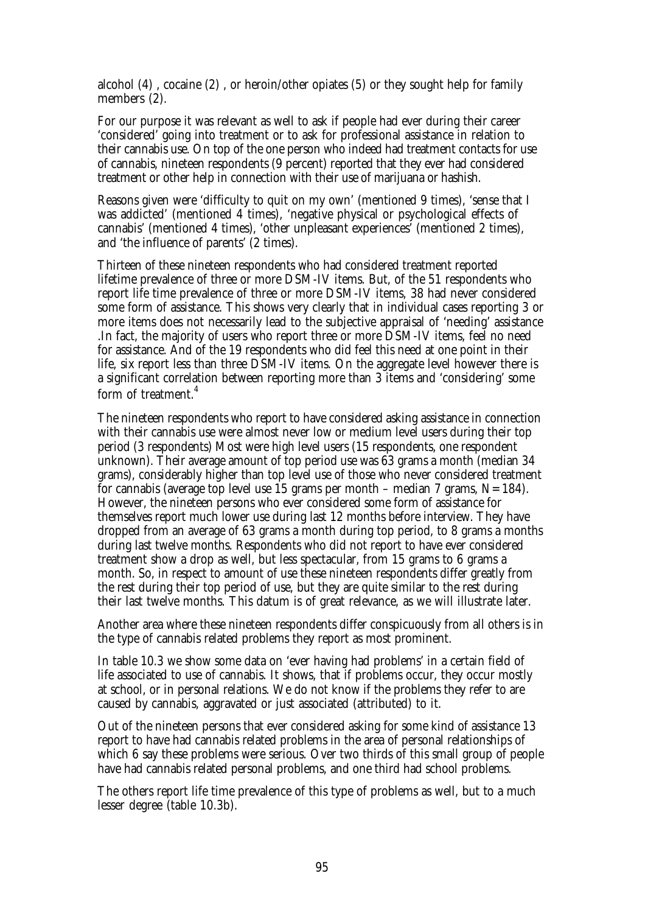alcohol (4) , cocaine (2) , or heroin/other opiates (5) or they sought help for family members (2).

For our purpose it was relevant as well to ask if people had ever during their career 'considered' going into treatment or to ask for professional assistance in relation to their cannabis use. On top of the one person who indeed had treatment contacts for use of cannabis, nineteen respondents (9 percent) reported that they ever had considered treatment or other help in connection with their use of marijuana or hashish.

Reasons given were 'difficulty to quit on my own' (mentioned 9 times), 'sense that I was addicted' (mentioned 4 times), 'negative physical or psychological effects of cannabis' (mentioned 4 times), 'other unpleasant experiences' (mentioned 2 times), and 'the influence of parents' (2 times).

Thirteen of these nineteen respondents who had considered treatment reported lifetime prevalence of three or more DSM-IV items. But, of the 51 respondents who report life time prevalence of three or more DSM-IV items, 38 had never considered some form of assistance. This shows very clearly that in individual cases reporting 3 or more items does not necessarily lead to the subjective appraisal of 'needing' assistance .In fact, the majority of users who report three or more DSM-IV items, feel no need for assistance. And of the 19 respondents who did feel this need at one point in their life, six report less than three DSM-IV items. On the aggregate level however there is a significant correlation between reporting more than 3 items and 'considering' some form of treatment.[4]

The nineteen respondents who report to have considered asking assistance in connection with their cannabis use were almost never low or medium level users during their top period (3 respondents) Most were high level users (15 respondents, one respondent unknown). Their average amount of top period use was 63 grams a month (median 34 grams), considerably higher than top level use of those who never considered treatment for cannabis (average top level use 15 grams per month – median 7 grams, N=184). However, the nineteen persons who ever considered some form of assistance for themselves report much lower use during last 12 months before interview. They have dropped from an average of 63 grams a month during top period, to 8 grams a months during last twelve months. Respondents who did not report to have ever considered treatment show a drop as well, but less spectacular, from 15 grams to 6 grams a month. So, in respect to amount of use these nineteen respondents differ greatly from the rest during their top period of use, but they are quite similar to the rest during their last twelve months. This datum is of great relevance, as we will illustrate later.

Another area where these nineteen respondents differ conspicuously from all others is in the type of cannabis related problems they report as most prominent.

In table 10.3 we show some data on 'ever having had problems' in a certain field of life associated to use of cannabis. It shows, that if problems occur, they occur mostly at school, or in personal relations. We do not know if the problems they refer to are caused by cannabis, aggravated or just associated (attributed) to it.

Out of the nineteen persons that ever considered asking for some kind of assistance 13 report to have had cannabis related problems in the area of personal relationships of which 6 say these problems were serious. Over two thirds of this small group of people have had cannabis related personal problems, and one third had school problems.

The others report life time prevalence of this type of problems as well, but to a much lesser degree (table 10.3b).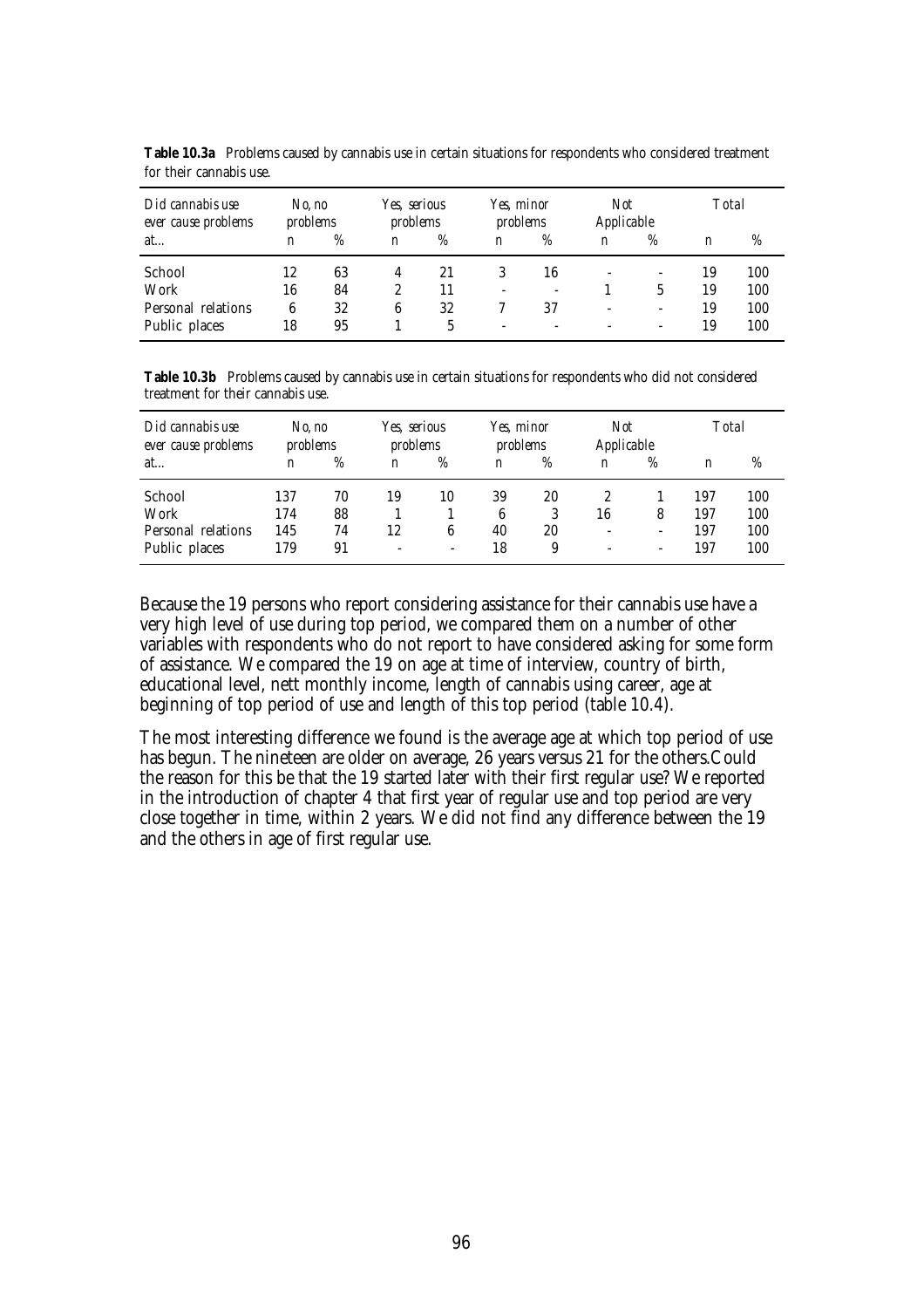**Table 10.3a** Problems caused by cannabis use in certain situations for respondents who considered treatment for their cannabis use.

| *Did cannabis use ever cause problems at...* | *No, no problems* | | *Yes, serious problems* | | *Yes, minor problems* | | *Not Applicable* | | *Total* | |
|---|---|---|---|---|---|---|---|---|---|---|
| | n | % | n | % | n | % | n | % | n | % |
| School | 12 | 63 | 4 | 21 | 3 | 16 | - | - | 19 | 100 |
| Work | 16 | 84 | 2 | 11 | - | - | 1 | 5 | 19 | 100 |
| Personal relations | 6 | 32 | 6 | 32 | 7 | 37 | - | - | 19 | 100 |
| Public places | 18 | 95 | 1 | 5 | - | - | - | - | 19 | 100 |

**Table 10.3b** Problems caused by cannabis use in certain situations for respondents who did not considered treatment for their cannabis use.

| *Did cannabis use ever cause problems at...* | *No, no problems* | | *Yes, serious problems* | | *Yes, minor problems* | | *Not Applicable* | | *Total* | |
|---|---|---|---|---|---|---|---|---|---|---|
| | n | % | n | % | n | % | n | % | n | % |
| School | 137 | 70 | 19 | 10 | 39 | 20 | 2 | 1 | 197 | 100 |
| Work | 174 | 88 | 1 | 1 | 6 | 3 | 16 | 8 | 197 | 100 |
| Personal relations | 145 | 74 | 12 | 6 | 40 | 20 | - | - | 197 | 100 |
| Public places | 179 | 91 | - | - | 18 | 9 | - | - | 197 | 100 |

Because the 19 persons who report considering assistance for their cannabis use have a very high level of use during top period, we compared them on a number of other variables with respondents who do not report to have considered asking for some form of assistance. We compared the 19 on age at time of interview, country of birth, educational level, nett monthly income, length of cannabis using career, age at beginning of top period of use and length of this top period (table 10.4).

The most interesting difference we found is the average age at which top period of use has begun. The nineteen are older on average, 26 years versus 21 for the others.Could the reason for this be that the 19 started later with their first regular use? We reported in the introduction of chapter 4 that first year of regular use and top period are very close together in time, within 2 years. We did not find any difference between the 19 and the others in age of first regular use.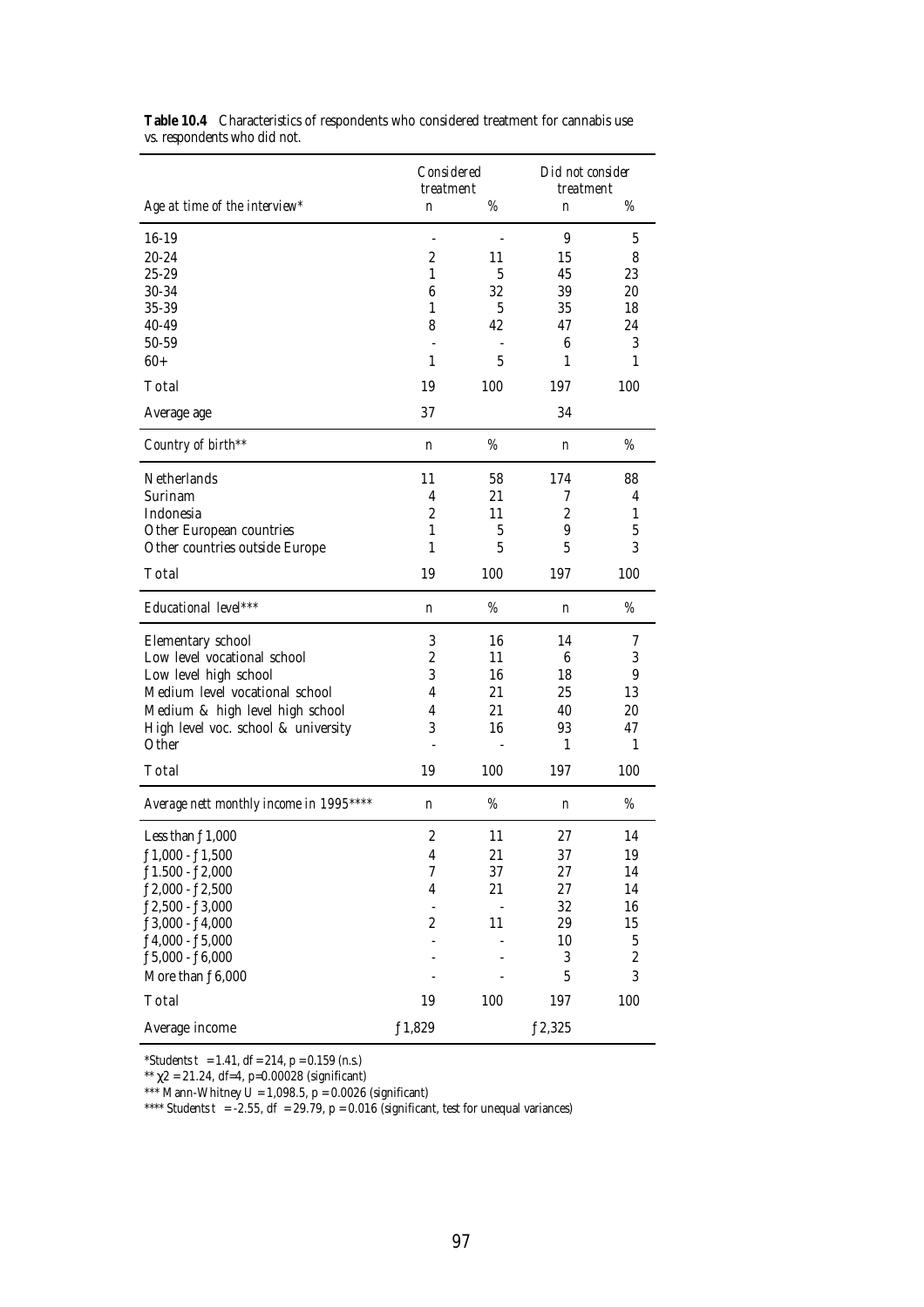**Table 10.4** Characteristics of respondents who considered treatment for cannabis use vs. respondents who did not.

| | Considered treatment | | Did not consider treatment | |
|---|---|---|---|---|
| *Age at time of the interview\** | n | % | n | % |
| 16-19 | - | - | 9 | 5 |
| 20-24 | 2 | 11 | 15 | 8 |
| 25-29 | 1 | 5 | 45 | 23 |
| 30-34 | 6 | 32 | 39 | 20 |
| 35-39 | 1 | 5 | 35 | 18 |
| 40-49 | 8 | 42 | 47 | 24 |
| 50-59 | - | - | 6 | 3 |
| 60+ | 1 | 5 | 1 | 1 |
| Total | 19 | 100 | 197 | 100 |
| Average age | 37 | | 34 | |
| *Country of birth\*\** | n | % | n | % |
| Netherlands | 11 | 58 | 174 | 88 |
| Surinam | 4 | 21 | 7 | 4 |
| Indonesia | 2 | 11 | 2 | 1 |
| Other European countries | 1 | 5 | 9 | 5 |
| Other countries outside Europe | 1 | 5 | 5 | 3 |
| Total | 19 | 100 | 197 | 100 |
| *Educational level\*\*\** | n | % | n | % |
| Elementary school | 3 | 16 | 14 | 7 |
| Low level vocational school | 2 | 11 | 6 | 3 |
| Low level high school | 3 | 16 | 18 | 9 |
| Medium level vocational school | 4 | 21 | 25 | 13 |
| Medium & high level high school | 4 | 21 | 40 | 20 |
| High level voc. school & university | 3 | 16 | 93 | 47 |
| Other | - | - | 1 | 1 |
| Total | 19 | 100 | 197 | 100 |
| *Average nett monthly income in 1995\*\*\*\** | n | % | n | % |
| Less than ƒ1,000 | 2 | 11 | 27 | 14 |
| ƒ1,000 - ƒ1,500 | 4 | 21 | 37 | 19 |
| ƒ1.500 - ƒ2,000 | 7 | 37 | 27 | 14 |
| ƒ2,000 - ƒ2,500 | 4 | 21 | 27 | 14 |
| ƒ2,500 - ƒ3,000 | - | - | 32 | 16 |
| ƒ3,000 - ƒ4,000 | 2 | 11 | 29 | 15 |
| ƒ4,000 - ƒ5,000 | - | - | 10 | 5 |
| ƒ5,000 - ƒ6,000 | - | - | 3 | 2 |
| More than ƒ6,000 | - | - | 5 | 3 |
| Total | 19 | 100 | 197 | 100 |
| Average income | ƒ1,829 | | ƒ2,325 | |

\*Students $t = 1.41$, $df = 214$, $p = 0.159$ (n.s.)

\*\* $\chi 2 = 21.24$, $df=4$, $p=0.00028$ (significant)

\*\*\* Mann-Whitney $U = 1{,}098.5$, $p = 0.0026$ (significant)

\*\*\*\* Students $t = -2.55$, $df = 29.79$, $p = 0.016$ (significant, test for unequal variances)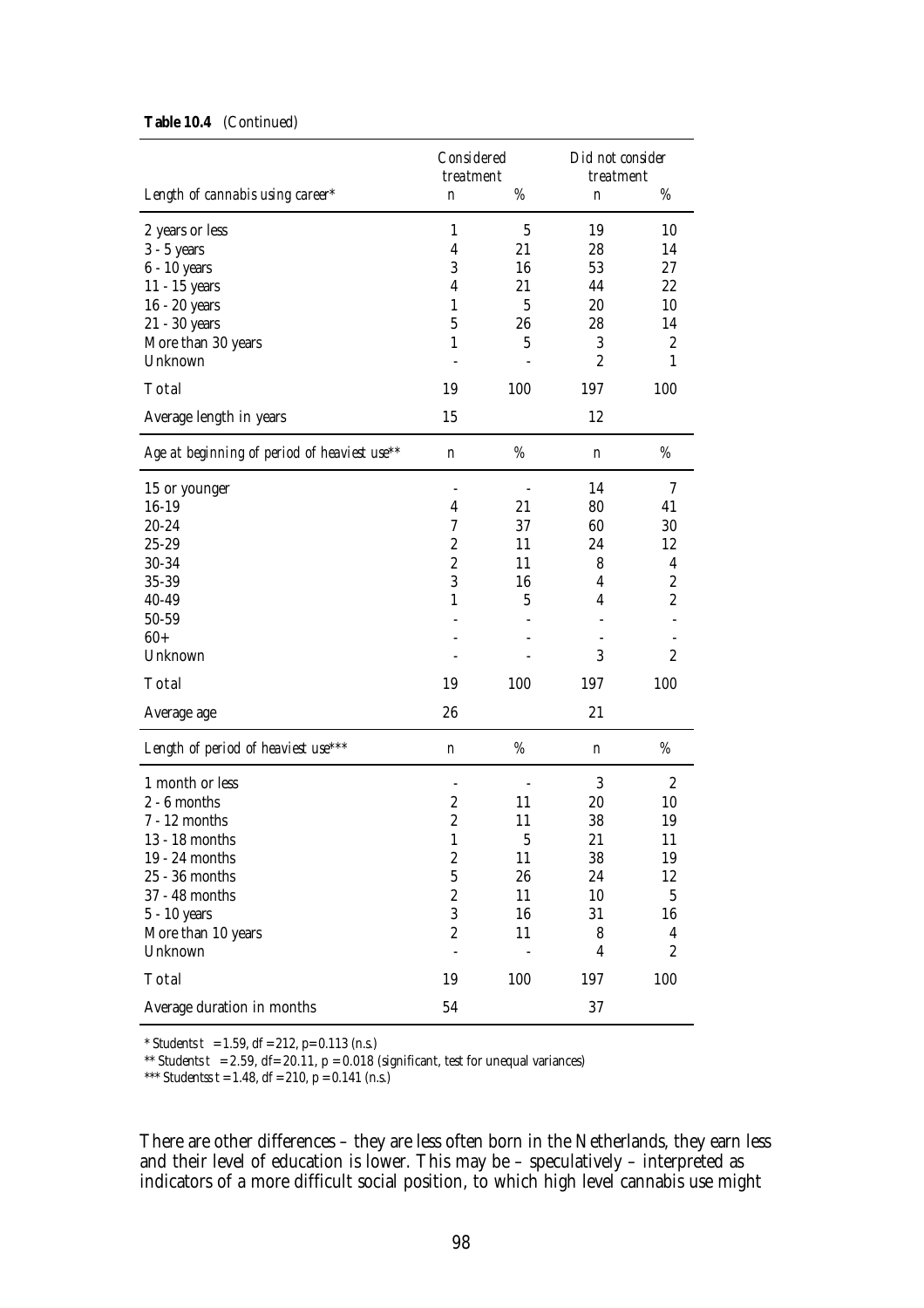**Table 10.4** (Continued)

| *Length of cannabis using career** | *Considered treatment* n | % | *Did not consider treatment* n | % |
|---|---|---|---|---|
| 2 years or less | 1 | 5 | 19 | 10 |
| 3 - 5 years | 4 | 21 | 28 | 14 |
| 6 - 10 years | 3 | 16 | 53 | 27 |
| 11 - 15 years | 4 | 21 | 44 | 22 |
| 16 - 20 years | 1 | 5 | 20 | 10 |
| 21 - 30 years | 5 | 26 | 28 | 14 |
| More than 30 years | 1 | 5 | 3 | 2 |
| Unknown | - | - | 2 | 1 |
| Total | 19 | 100 | 197 | 100 |
| Average length in years | 15 | | 12 | |
| *Age at beginning of period of heaviest use*** | n | % | n | % |
| 15 or younger | - | - | 14 | 7 |
| 16-19 | 4 | 21 | 80 | 41 |
| 20-24 | 7 | 37 | 60 | 30 |
| 25-29 | 2 | 11 | 24 | 12 |
| 30-34 | 2 | 11 | 8 | 4 |
| 35-39 | 3 | 16 | 4 | 2 |
| 40-49 | 1 | 5 | 4 | 2 |
| 50-59 | - | - | - | - |
| 60+ | - | - | - | - |
| Unknown | - | - | 3 | 2 |
| Total | 19 | 100 | 197 | 100 |
| Average age | 26 | | 21 | |
| *Length of period of heaviest use**** | n | % | n | % |
| 1 month or less | - | - | 3 | 2 |
| 2 - 6 months | 2 | 11 | 20 | 10 |
| 7 - 12 months | 2 | 11 | 38 | 19 |
| 13 - 18 months | 1 | 5 | 21 | 11 |
| 19 - 24 months | 2 | 11 | 38 | 19 |
| 25 - 36 months | 5 | 26 | 24 | 12 |
| 37 - 48 months | 2 | 11 | 10 | 5 |
| 5 - 10 years | 3 | 16 | 31 | 16 |
| More than 10 years | 2 | 11 | 8 | 4 |
| Unknown | - | - | 4 | 2 |
| Total | 19 | 100 | 197 | 100 |
| Average duration in months | 54 | | 37 | |

\* Students $t = 1.59$, $df = 212$, $p = 0.113$ (n.s.)

\*\* Students $t = 2.59$, $df = 20.11$, $p = 0.018$ (significant, test for unequal variances)

\*\*\* Studentss $t = 1.48$, $df = 210$, $p = 0.141$ (n.s.)

There are other differences – they are less often born in the Netherlands, they earn less and their level of education is lower. This may be – speculatively – interpreted as indicators of a more difficult social position, to which high level cannabis use might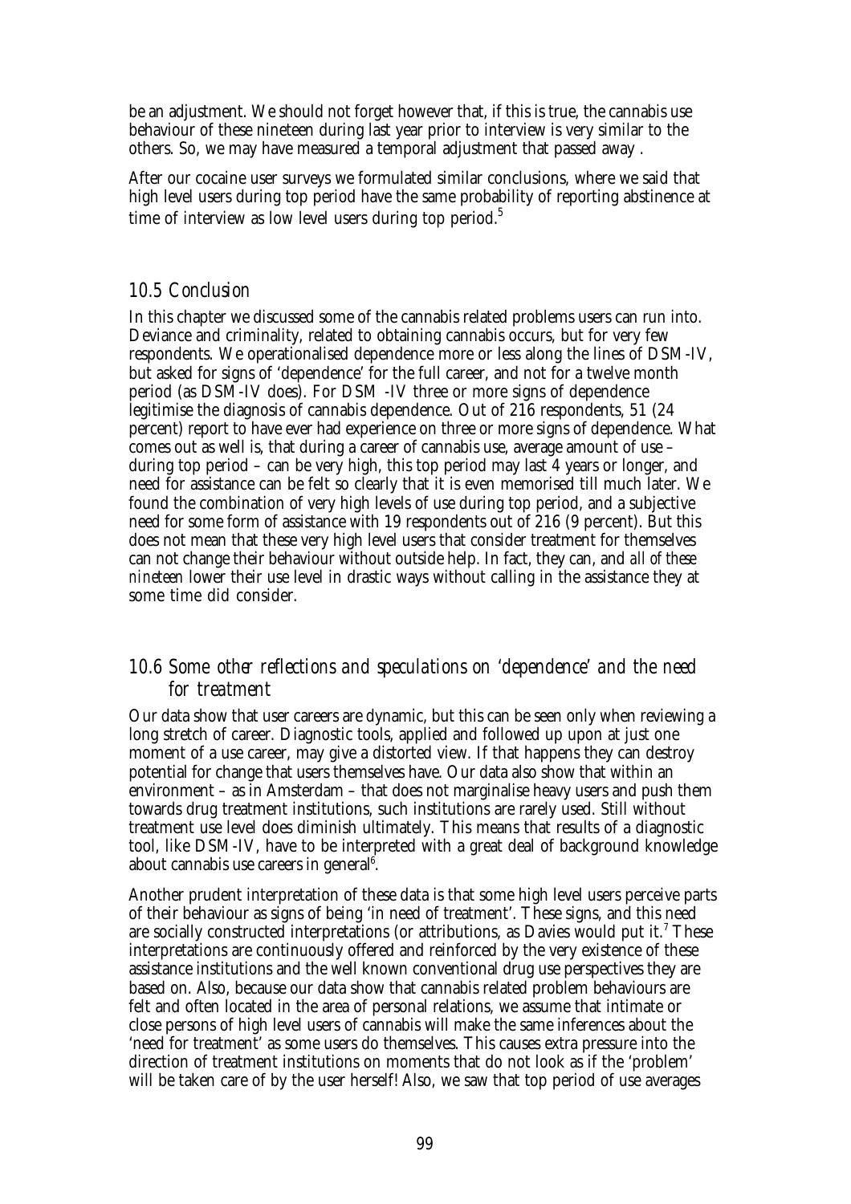be an adjustment. We should not forget however that, if this is true, the cannabis use behaviour of these nineteen during last year prior to interview is very similar to the others. So, we may have measured a temporal adjustment that passed away .

After our cocaine user surveys we formulated similar conclusions, where we said that high level users during top period have the same probability of reporting abstinence at time of interview as low level users during top period.[5]

## *10.5 Conclusion*

In this chapter we discussed some of the cannabis related problems users can run into. Deviance and criminality, related to obtaining cannabis occurs, but for very few respondents. We operationalised dependence more or less along the lines of DSM-IV, but asked for signs of 'dependence' for the full career, and not for a twelve month period (as DSM-IV does). For DSM -IV three or more signs of dependence legitimise the diagnosis of cannabis dependence. Out of 216 respondents, 51 (24 percent) report to have ever had experience on three or more signs of dependence. What comes out as well is, that during a career of cannabis use, average amount of use – during top period – can be very high, this top period may last 4 years or longer, and need for assistance can be felt so clearly that it is even memorised till much later. We found the combination of very high levels of use during top period, and a subjective need for some form of assistance with 19 respondents out of 216 (9 percent). But this does not mean that these very high level users that consider treatment for themselves can not change their behaviour without outside help. In fact, they can, and *all of these nineteen* lower their use level in drastic ways without calling in the assistance they at some time did consider.

## *10.6 Some other reflections and speculations on 'dependence' and the need for treatment*

Our data show that user careers are dynamic, but this can be seen only when reviewing a long stretch of career. Diagnostic tools, applied and followed up upon at just one moment of a use career, may give a distorted view. If that happens they can destroy potential for change that users themselves have. Our data also show that within an environment – as in Amsterdam – that does not marginalise heavy users and push them towards drug treatment institutions, such institutions are rarely used. Still without treatment use level does diminish ultimately. This means that results of a diagnostic tool, like DSM-IV, have to be interpreted with a great deal of background knowledge about cannabis use careers in general[6].

Another prudent interpretation of these data is that some high level users perceive parts of their behaviour as signs of being 'in need of treatment'. These signs, and this need are socially constructed interpretations (or attributions, as Davies would put it.[7] These interpretations are continuously offered and reinforced by the very existence of these assistance institutions and the well known conventional drug use perspectives they are based on. Also, because our data show that cannabis related problem behaviours are felt and often located in the area of personal relations, we assume that intimate or close persons of high level users of cannabis will make the same inferences about the 'need for treatment' as some users do themselves. This causes extra pressure into the direction of treatment institutions on moments that do not look as if the 'problem' will be taken care of by the user herself! Also, we saw that top period of use averages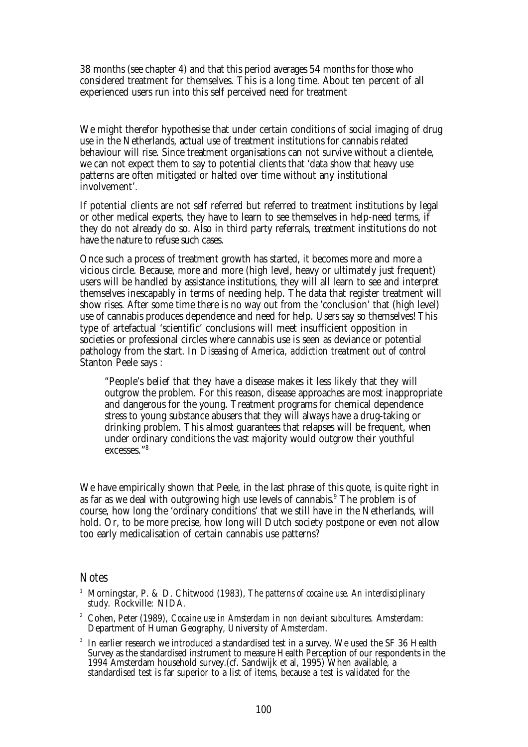38 months (see chapter 4) and that this period averages 54 months for those who considered treatment for themselves. This is a long time. About ten percent of all experienced users run into this self perceived need for treatment

We might therefor hypothesise that under certain conditions of social imaging of drug use in the Netherlands, actual use of treatment institutions for cannabis related behaviour will rise. Since treatment organisations can not survive without a clientele, we can not expect them to say to potential clients that 'data show that heavy use patterns are often mitigated or halted over time without any institutional involvement'.

If potential clients are not self referred but referred to treatment institutions by legal or other medical experts, they have to learn to see themselves in help-need terms, if they do not already do so. Also in third party referrals, treatment institutions do not have the nature to refuse such cases.

Once such a process of treatment growth has started, it becomes more and more a vicious circle. Because, more and more (high level, heavy or ultimately just frequent) users will be handled by assistance institutions, they will all learn to see and interpret themselves inescapably in terms of needing help. The data that register treatment will show rises. After some time there is no way out from the 'conclusion' that (high level) use of cannabis produces dependence and need for help. Users say so themselves! This type of artefactual 'scientific' conclusions will meet insufficient opposition in societies or professional circles where cannabis use is seen as deviance or potential pathology from the start. In *Diseasing of America, addiction treatment out of control* Stanton Peele says :

> "People's belief that they have a disease makes it less likely that they will outgrow the problem. For this reason, disease approaches are most inappropriate and dangerous for the young. Treatment programs for chemical dependence stress to young substance abusers that they will always have a drug-taking or drinking problem. This almost guarantees that relapses will be frequent, when under ordinary conditions the vast majority would outgrow their youthful excesses."[8]

We have empirically shown that Peele, in the last phrase of this quote, is quite right in as far as we deal with outgrowing high use levels of cannabis.[9] The problem is of course, how long the 'ordinary conditions' that we still have in the Netherlands, will hold. Or, to be more precise, how long will Dutch society postpone or even not allow too early medicalisation of certain cannabis use patterns?

## Notes

1. Morningstar, P. & D. Chitwood (1983), *The patterns of cocaine use. An interdisciplinary study*. Rockville: NIDA.
2. Cohen, Peter (1989), *Cocaine use in Amsterdam in non deviant subcultures*. Amsterdam: Department of Human Geography, University of Amsterdam.
3. In earlier research we introduced a standardised test in a survey. We used the SF 36 Health Survey as the standardised instrument to measure Health Perception of our respondents in the 1994 Amsterdam household survey.(cf. Sandwijk et al, 1995) When available, a standardised test is far superior to a list of items, because a test is validated for the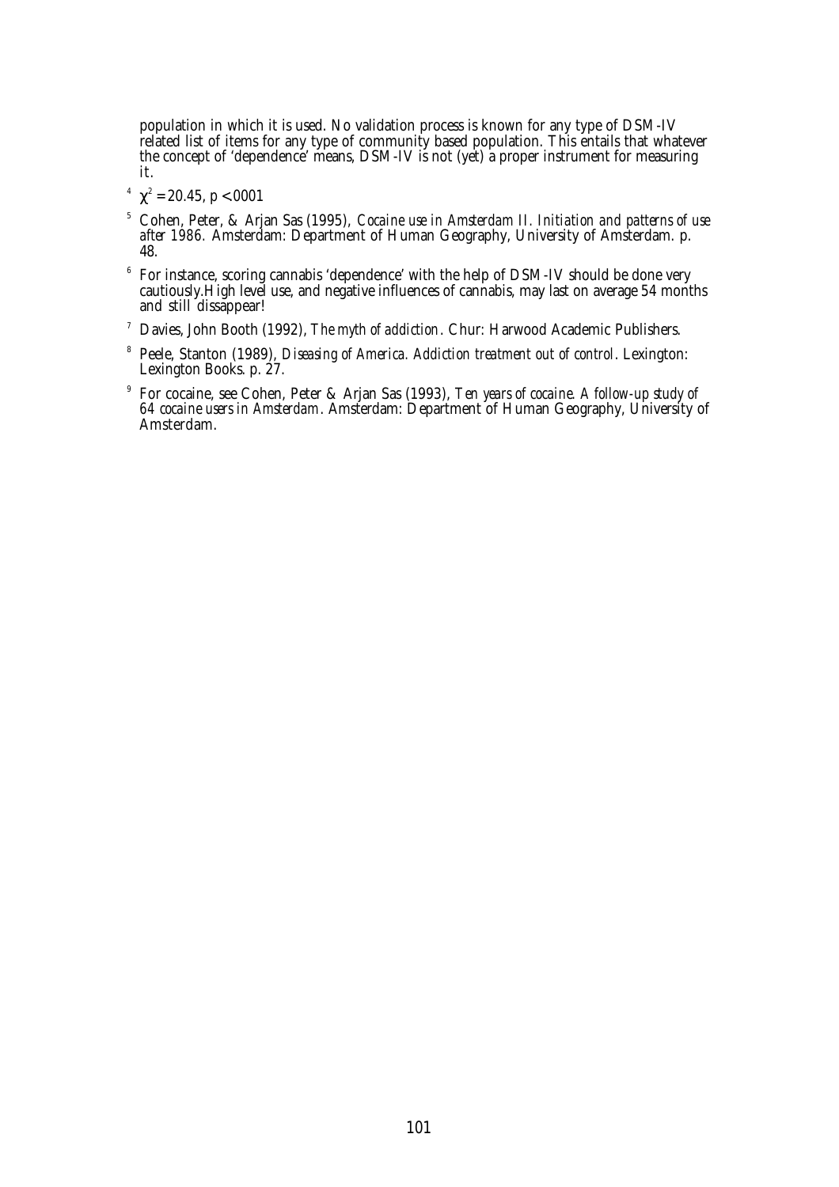population in which it is used. No validation process is known for any type of DSM-IV related list of items for any type of community based population. This entails that whatever the concept of 'dependence' means, DSM-IV is not (yet) a proper instrument for measuring it.

[4] $\chi^2 = 20.45$, $p < .0001$

[5] Cohen, Peter, & Arjan Sas (1995), *Cocaine use in Amsterdam II. Initiation and patterns of use after 1986.* Amsterdam: Department of Human Geography, University of Amsterdam. p. 48.

[6] For instance, scoring cannabis 'dependence' with the help of DSM-IV should be done very cautiously.High level use, and negative influences of cannabis, may last on average 54 months and still dissappear!

[7] Davies, John Booth (1992), *The myth of addiction.* Chur: Harwood Academic Publishers.

[8] Peele, Stanton (1989), *Diseasing of America. Addiction treatment out of control.* Lexington: Lexington Books. p. 27.

[9] For cocaine, see Cohen, Peter & Arjan Sas (1993), *Ten years of cocaine. A follow-up study of 64 cocaine users in Amsterdam.* Amsterdam: Department of Human Geography, University of Amsterdam.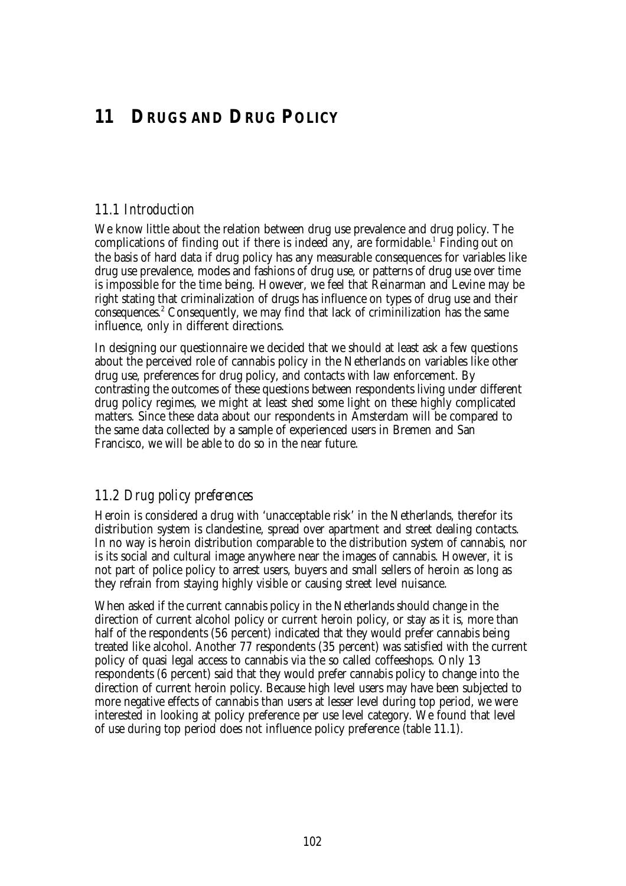# 11 DRUGS AND DRUG POLICY

## 11.1 Introduction

We know little about the relation between drug use prevalence and drug policy. The complications of finding out if there is indeed any, are formidable.[1] Finding out on the basis of hard data if drug policy has any measurable consequences for variables like drug use prevalence, modes and fashions of drug use, or patterns of drug use over time is impossible for the time being. However, we feel that Reinarman and Levine may be right stating that criminalization of drugs has influence on types of drug use and their consequences.[2] Consequently, we may find that lack of crimininilization has the same influence, only in different directions.

In designing our questionnaire we decided that we should at least ask a few questions about the perceived role of cannabis policy in the Netherlands on variables like other drug use, preferences for drug policy, and contacts with law enforcement. By contrasting the outcomes of these questions between respondents living under different drug policy regimes, we might at least shed some light on these highly complicated matters. Since these data about our respondents in Amsterdam will be compared to the same data collected by a sample of experienced users in Bremen and San Francisco, we will be able to do so in the near future.

## 11.2 Drug policy preferences

Heroin is considered a drug with 'unacceptable risk' in the Netherlands, therefor its distribution system is clandestine, spread over apartment and street dealing contacts. In no way is heroin distribution comparable to the distribution system of cannabis, nor is its social and cultural image anywhere near the images of cannabis. However, it is not part of police policy to arrest users, buyers and small sellers of heroin as long as they refrain from staying highly visible or causing street level nuisance.

When asked if the current cannabis policy in the Netherlands should change in the direction of current alcohol policy or current heroin policy, or stay as it is, more than half of the respondents (56 percent) indicated that they would prefer cannabis being treated like alcohol. Another 77 respondents (35 percent) was satisfied with the current policy of quasi legal access to cannabis via the so called coffeeshops. Only 13 respondents (6 percent) said that they would prefer cannabis policy to change into the direction of current heroin policy. Because high level users may have been subjected to more negative effects of cannabis than users at lesser level during top period, we were interested in looking at policy preference per use level category. We found that level of use during top period does not influence policy preference (table 11.1).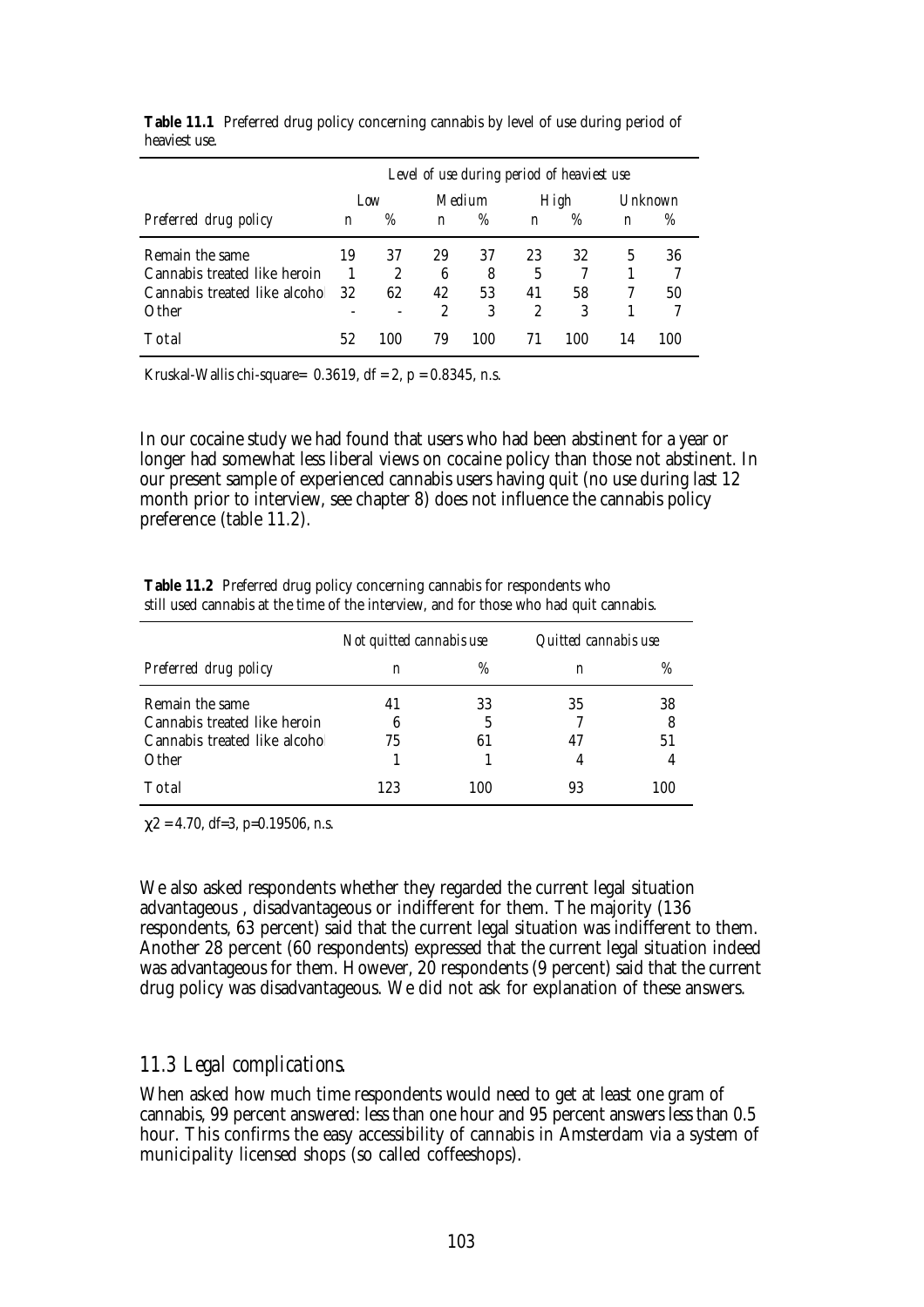**Table 11.1** Preferred drug policy concerning cannabis by level of use during period of heaviest use.

| | *Level of use during period of heaviest use* | | | | | | | |
|---|---|---|---|---|---|---|---|---|
| | *Low* | | *Medium* | | *High* | | *Unknown* | |
| *Preferred drug policy* | *n* | *%* | *n* | *%* | *n* | *%* | *n* | *%* |
| Remain the same | 19 | 37 | 29 | 37 | 23 | 32 | 5 | 36 |
| Cannabis treated like heroin | 1 | 2 | 6 | 8 | 5 | 7 | 1 | 7 |
| Cannabis treated like alcohol | 32 | 62 | 42 | 53 | 41 | 58 | 7 | 50 |
| Other | - | - | 2 | 3 | 2 | 3 | 1 | 7 |
| Total | 52 | 100 | 79 | 100 | 71 | 100 | 14 | 100 |

Kruskal-Wallis chi-square= 0.3619, df = 2, p = 0.8345, n.s.

In our cocaine study we had found that users who had been abstinent for a year or longer had somewhat less liberal views on cocaine policy than those not abstinent. In our present sample of experienced cannabis users having quit (no use during last 12 month prior to interview, see chapter 8) does not influence the cannabis policy preference (table 11.2).

**Table 11.2** Preferred drug policy concerning cannabis for respondents who still used cannabis at the time of the interview, and for those who had quit cannabis.

| | *Not quitted cannabis use* | | *Quitted cannabis use* | |
|---|---|---|---|---|
| *Preferred drug policy* | *n* | *%* | *n* | *%* |
| Remain the same | 41 | 33 | 35 | 38 |
| Cannabis treated like heroin | 6 | 5 | 7 | 8 |
| Cannabis treated like alcohol | 75 | 61 | 47 | 51 |
| Other | 1 | 1 | 4 | 4 |
| Total | 123 | 100 | 93 | 100 |

$\chi 2$ = 4.70, df=3, p=0.19506, n.s.

We also asked respondents whether they regarded the current legal situation advantageous , disadvantageous or indifferent for them. The majority (136 respondents, 63 percent) said that the current legal situation was indifferent to them. Another 28 percent (60 respondents) expressed that the current legal situation indeed was advantageous for them. However, 20 respondents (9 percent) said that the current drug policy was disadvantageous. We did not ask for explanation of these answers.

## *11.3 Legal complications.*

When asked how much time respondents would need to get at least one gram of cannabis, 99 percent answered: less than one hour and 95 percent answers less than 0.5 hour. This confirms the easy accessibility of cannabis in Amsterdam via a system of municipality licensed shops (so called coffeeshops).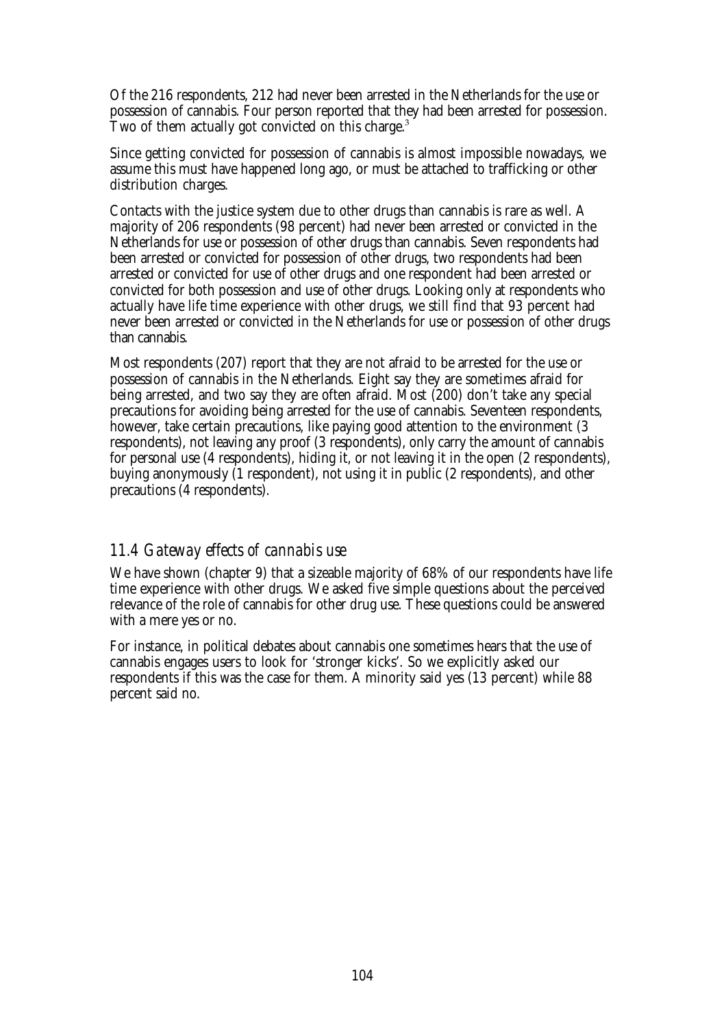Of the 216 respondents, 212 had never been arrested in the Netherlands for the use or possession of cannabis. Four person reported that they had been arrested for possession. Two of them actually got convicted on this charge.[3]

Since getting convicted for possession of cannabis is almost impossible nowadays, we assume this must have happened long ago, or must be attached to trafficking or other distribution charges.

Contacts with the justice system due to other drugs than cannabis is rare as well. A majority of 206 respondents (98 percent) had never been arrested or convicted in the Netherlands for use or possession of other drugs than cannabis. Seven respondents had been arrested or convicted for possession of other drugs, two respondents had been arrested or convicted for use of other drugs and one respondent had been arrested or convicted for both possession and use of other drugs. Looking only at respondents who actually have life time experience with other drugs, we still find that 93 percent had never been arrested or convicted in the Netherlands for use or possession of other drugs than cannabis.

Most respondents (207) report that they are not afraid to be arrested for the use or possession of cannabis in the Netherlands. Eight say they are sometimes afraid for being arrested, and two say they are often afraid. Most (200) don't take any special precautions for avoiding being arrested for the use of cannabis. Seventeen respondents, however, take certain precautions, like paying good attention to the environment (3 respondents), not leaving any proof (3 respondents), only carry the amount of cannabis for personal use (4 respondents), hiding it, or not leaving it in the open (2 respondents), buying anonymously (1 respondent), not using it in public (2 respondents), and other precautions (4 respondents).

## *11.4 Gateway effects of cannabis use*

We have shown (chapter 9) that a sizeable majority of 68% of our respondents have life time experience with other drugs. We asked five simple questions about the perceived relevance of the role of cannabis for other drug use. These questions could be answered with a mere yes or no.

For instance, in political debates about cannabis one sometimes hears that the use of cannabis engages users to look for 'stronger kicks'. So we explicitly asked our respondents if this was the case for them. A minority said yes (13 percent) while 88 percent said no.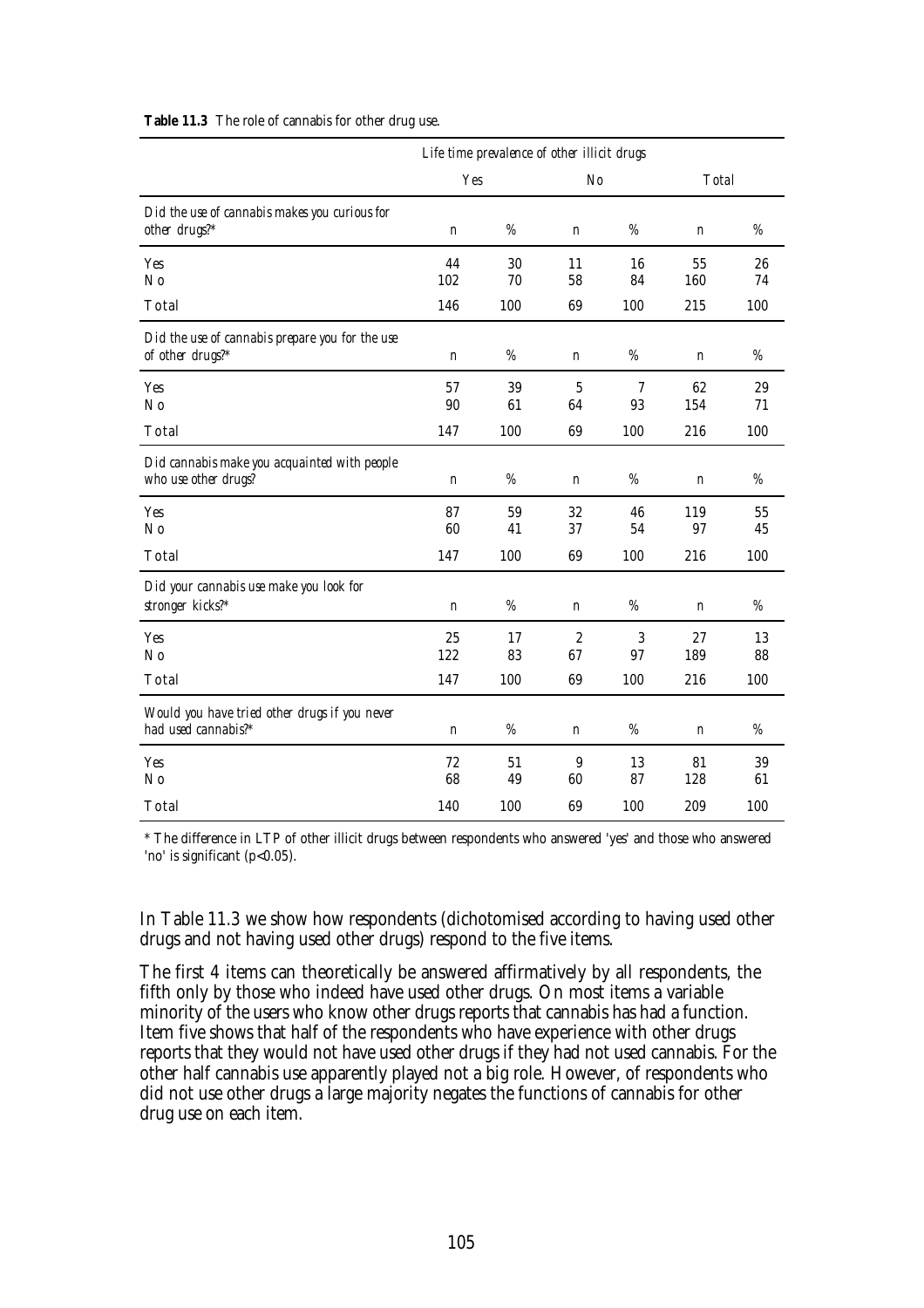**Table 11.3** The role of cannabis for other drug use.

| | *Life time prevalence of other illicit drugs* | | | | | |
|---|---|---|---|---|---|---|
| | *Yes* | | *No* | | *Total* | |
| *Did the use of cannabis makes you curious for other drugs?** | n | % | n | % | n | % |
| Yes | 44 | 30 | 11 | 16 | 55 | 26 |
| No | 102 | 70 | 58 | 84 | 160 | 74 |
| Total | 146 | 100 | 69 | 100 | 215 | 100 |
| *Did the use of cannabis prepare you for the use of other drugs?** | n | % | n | % | n | % |
| Yes | 57 | 39 | 5 | 7 | 62 | 29 |
| No | 90 | 61 | 64 | 93 | 154 | 71 |
| Total | 147 | 100 | 69 | 100 | 216 | 100 |
| *Did cannabis make you acquainted with people who use other drugs?* | n | % | n | % | n | % |
| Yes | 87 | 59 | 32 | 46 | 119 | 55 |
| No | 60 | 41 | 37 | 54 | 97 | 45 |
| Total | 147 | 100 | 69 | 100 | 216 | 100 |
| *Did your cannabis use make you look for stronger kicks?** | n | % | n | % | n | % |
| Yes | 25 | 17 | 2 | 3 | 27 | 13 |
| No | 122 | 83 | 67 | 97 | 189 | 88 |
| Total | 147 | 100 | 69 | 100 | 216 | 100 |
| *Would you have tried other drugs if you never had used cannabis?** | n | % | n | % | n | % |
| Yes | 72 | 51 | 9 | 13 | 81 | 39 |
| No | 68 | 49 | 60 | 87 | 128 | 61 |
| Total | 140 | 100 | 69 | 100 | 209 | 100 |

* The difference in LTP of other illicit drugs between respondents who answered 'yes' and those who answered 'no' is significant ($p<0.05$).

In Table 11.3 we show how respondents (dichotomised according to having used other drugs and not having used other drugs) respond to the five items.

The first 4 items can theoretically be answered affirmatively by all respondents, the fifth only by those who indeed have used other drugs. On most items a variable minority of the users who know other drugs reports that cannabis has had a function. Item five shows that half of the respondents who have experience with other drugs reports that they would not have used other drugs if they had not used cannabis. For the other half cannabis use apparently played not a big role. However, of respondents who did not use other drugs a large majority negates the functions of cannabis for other drug use on each item.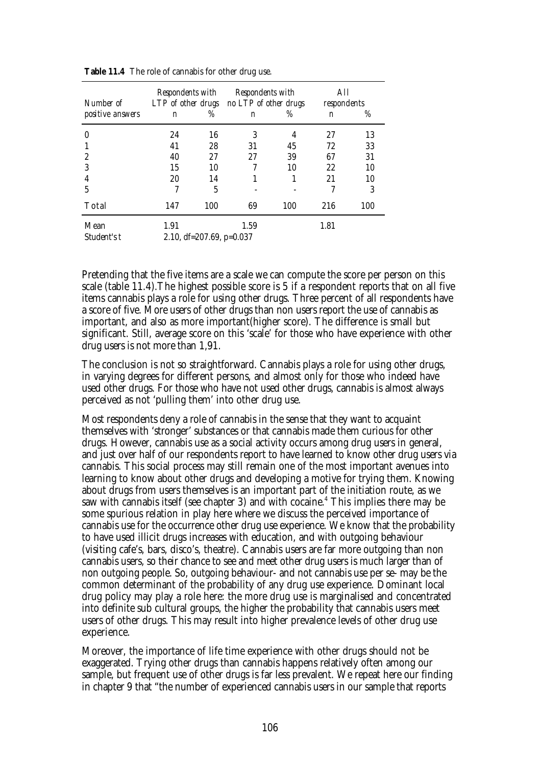**Table 11.4** The role of cannabis for other drug use.

| Number of positive answers | Respondents with LTP of other drugs | | Respondents with no LTP of other drugs | | All respondents | |
|---|---|---|---|---|---|---|
| | n | % | n | % | n | % |
| 0 | 24 | 16 | 3 | 4 | 27 | 13 |
| 1 | 41 | 28 | 31 | 45 | 72 | 33 |
| 2 | 40 | 27 | 27 | 39 | 67 | 31 |
| 3 | 15 | 10 | 7 | 10 | 22 | 10 |
| 4 | 20 | 14 | 1 | 1 | 21 | 10 |
| 5 | 7 | 5 | - | - | 7 | 3 |
| Total | 147 | 100 | 69 | 100 | 216 | 100 |
| Mean | 1.91 | | 1.59 | | 1.81 | |
| Student's t | 2.10, df=207.69, p=0.037 | | | | | |

Pretending that the five items are a scale we can compute the score per person on this scale (table 11.4).The highest possible score is 5 if a respondent reports that on all five items cannabis plays a role for using other drugs. Three percent of all respondents have a score of five. More users of other drugs than non users report the use of cannabis as important, and also as more important(higher score). The difference is small but significant. Still, average score on this 'scale' for those who have experience with other drug users is not more than 1,91.

The conclusion is not so straightforward. Cannabis plays a role for using other drugs, in varying degrees for different persons, and almost only for those who indeed have used other drugs. For those who have not used other drugs, cannabis is almost always perceived as not 'pulling them' into other drug use.

Most respondents deny a role of cannabis in the sense that they want to acquaint themselves with 'stronger' substances or that cannabis made them curious for other drugs. However, cannabis use as a social activity occurs among drug users in general, and just over half of our respondents report to have learned to know other drug users via cannabis. This social process may still remain one of the most important avenues into learning to know about other drugs and developing a motive for trying them. Knowing about drugs from users themselves is an important part of the initiation route, as we saw with cannabis itself (see chapter 3) and with cocaine.[4] This implies there may be some spurious relation in play here where we discuss the perceived importance of cannabis use for the occurrence other drug use experience. We know that the probability to have used illicit drugs increases with education, and with outgoing behaviour (visiting cafe's, bars, disco's, theatre). Cannabis users are far more outgoing than non cannabis users, so their chance to see and meet other drug users is much larger than of non outgoing people. So, outgoing behaviour- and not cannabis use per se- may be the common determinant of the probability of any drug use experience. Dominant local drug policy may play a role here: the more drug use is marginalised and concentrated into definite sub cultural groups, the higher the probability that cannabis users meet users of other drugs. This may result into higher prevalence levels of other drug use experience.

Moreover, the importance of life time experience with other drugs should not be exaggerated. Trying other drugs than cannabis happens relatively often among our sample, but frequent use of other drugs is far less prevalent. We repeat here our finding in chapter 9 that "the number of experienced cannabis users in our sample that reports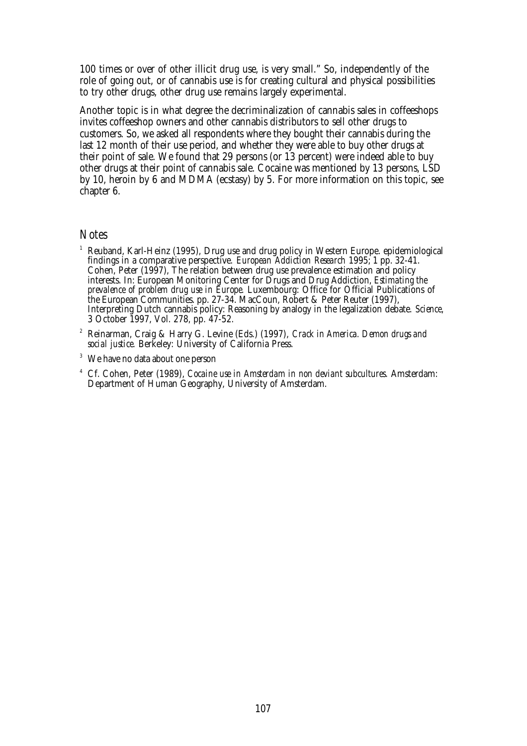100 times or over of other illicit drug use, is very small." So, independently of the role of going out, or of cannabis use is for creating cultural and physical possibilities to try other drugs, other drug use remains largely experimental.

Another topic is in what degree the decriminalization of cannabis sales in coffeeshops invites coffeeshop owners and other cannabis distributors to sell other drugs to customers. So, we asked all respondents where they bought their cannabis during the last 12 month of their use period, and whether they were able to buy other drugs at their point of sale. We found that 29 persons (or 13 percent) were indeed able to buy other drugs at their point of cannabis sale. Cocaine was mentioned by 13 persons, LSD by 10, heroin by 6 and MDMA (ecstasy) by 5. For more information on this topic, see chapter 6.

## Notes

1. Reuband, Karl-Heinz (1995), Drug use and drug policy in Western Europe. epidemiological findings in a comparative perspective. *European Addiction Research* 1995; 1 pp. 32-41. Cohen, Peter (1997), The relation between drug use prevalence estimation and policy interests. In: European Monitoring Center for Drugs and Drug Addiction, *Estimating the prevalence of problem drug use in Europe.* Luxembourg: Office for Official Publications of the European Communities. pp. 27-34. MacCoun, Robert & Peter Reuter (1997), Interpreting Dutch cannabis policy: Reasoning by analogy in the legalization debate. *Science*, 3 October 1997, Vol. 278, pp. 47-52.
2. Reinarman, Craig & Harry G. Levine (Eds.) (1997), *Crack in America. Demon drugs and social justice.* Berkeley: University of California Press.
3. We have no data about one person
4. Cf. Cohen, Peter (1989), *Cocaine use in Amsterdam in non deviant subcultures.* Amsterdam: Department of Human Geography, University of Amsterdam.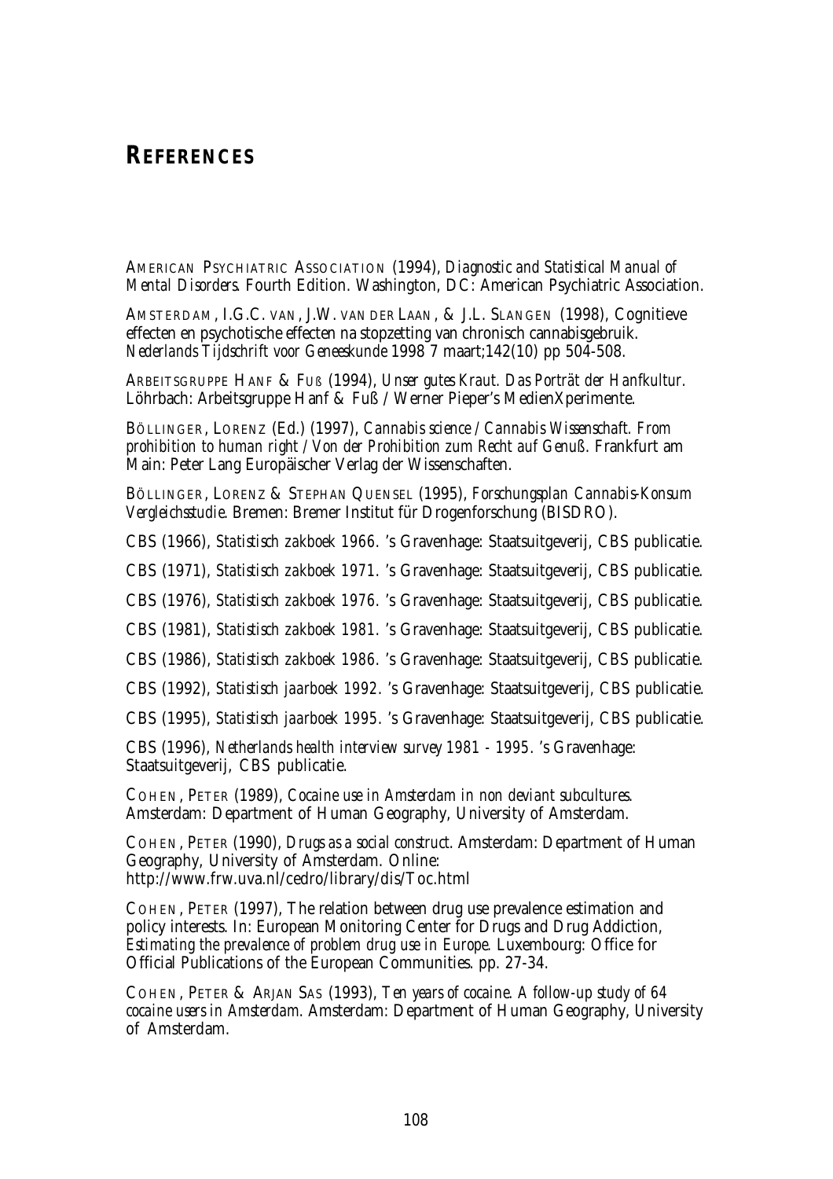# REFERENCES

AMERICAN PSYCHIATRIC ASSOCIATION (1994), *Diagnostic and Statistical Manual of Mental Disorders.* Fourth Edition. Washington, DC: American Psychiatric Association.

AMSTERDAM, I.G.C. VAN, J.W. VAN DER LAAN, & J.L. SLANGEN (1998), Cognitieve effecten en psychotische effecten na stopzetting van chronisch cannabisgebruik. *Nederlands Tijdschrift voor Geneeskunde* 1998 7 maart;142(10) pp 504-508.

ARBEITSGRUPPE HANF & FUß (1994), *Unser gutes Kraut. Das Porträt der Hanfkultur.* Löhrbach: Arbeitsgruppe Hanf & Fuß / Werner Pieper's MedienXperimente.

BÖLLINGER, LORENZ (Ed.) (1997), *Cannabis science / Cannabis Wissenschaft. From prohibition to human right / Von der Prohibition zum Recht auf Genuß.* Frankfurt am Main: Peter Lang Europäischer Verlag der Wissenschaften.

BÖLLINGER, LORENZ & STEPHAN QUENSEL (1995), *Forschungsplan Cannabis-Konsum Vergleichsstudie.* Bremen: Bremer Institut für Drogenforschung (BISDRO).

CBS (1966), *Statistisch zakboek 1966.* 's Gravenhage: Staatsuitgeverij, CBS publicatie.

CBS (1971), *Statistisch zakboek 1971.* 's Gravenhage: Staatsuitgeverij, CBS publicatie.

CBS (1976), *Statistisch zakboek 1976.* 's Gravenhage: Staatsuitgeverij, CBS publicatie.

CBS (1981), *Statistisch zakboek 1981.* 's Gravenhage: Staatsuitgeverij, CBS publicatie.

CBS (1986), *Statistisch zakboek 1986.* 's Gravenhage: Staatsuitgeverij, CBS publicatie.

CBS (1992), *Statistisch jaarboek 1992.* 's Gravenhage: Staatsuitgeverij, CBS publicatie.

CBS (1995), *Statistisch jaarboek 1995.* 's Gravenhage: Staatsuitgeverij, CBS publicatie.

CBS (1996), *Netherlands health interview survey 1981 - 1995.* 's Gravenhage: Staatsuitgeverij, CBS publicatie.

COHEN, PETER (1989), *Cocaine use in Amsterdam in non deviant subcultures.* Amsterdam: Department of Human Geography, University of Amsterdam.

COHEN, PETER (1990), *Drugs as a social construct.* Amsterdam: Department of Human Geography, University of Amsterdam. Online: http://www.frw.uva.nl/cedro/library/dis/Toc.html

COHEN, PETER (1997), The relation between drug use prevalence estimation and policy interests. In: European Monitoring Center for Drugs and Drug Addiction, *Estimating the prevalence of problem drug use in Europe.* Luxembourg: Office for Official Publications of the European Communities. pp. 27-34.

COHEN, PETER & ARJAN SAS (1993), *Ten years of cocaine. A follow-up study of 64 cocaine users in Amsterdam.* Amsterdam: Department of Human Geography, University of Amsterdam.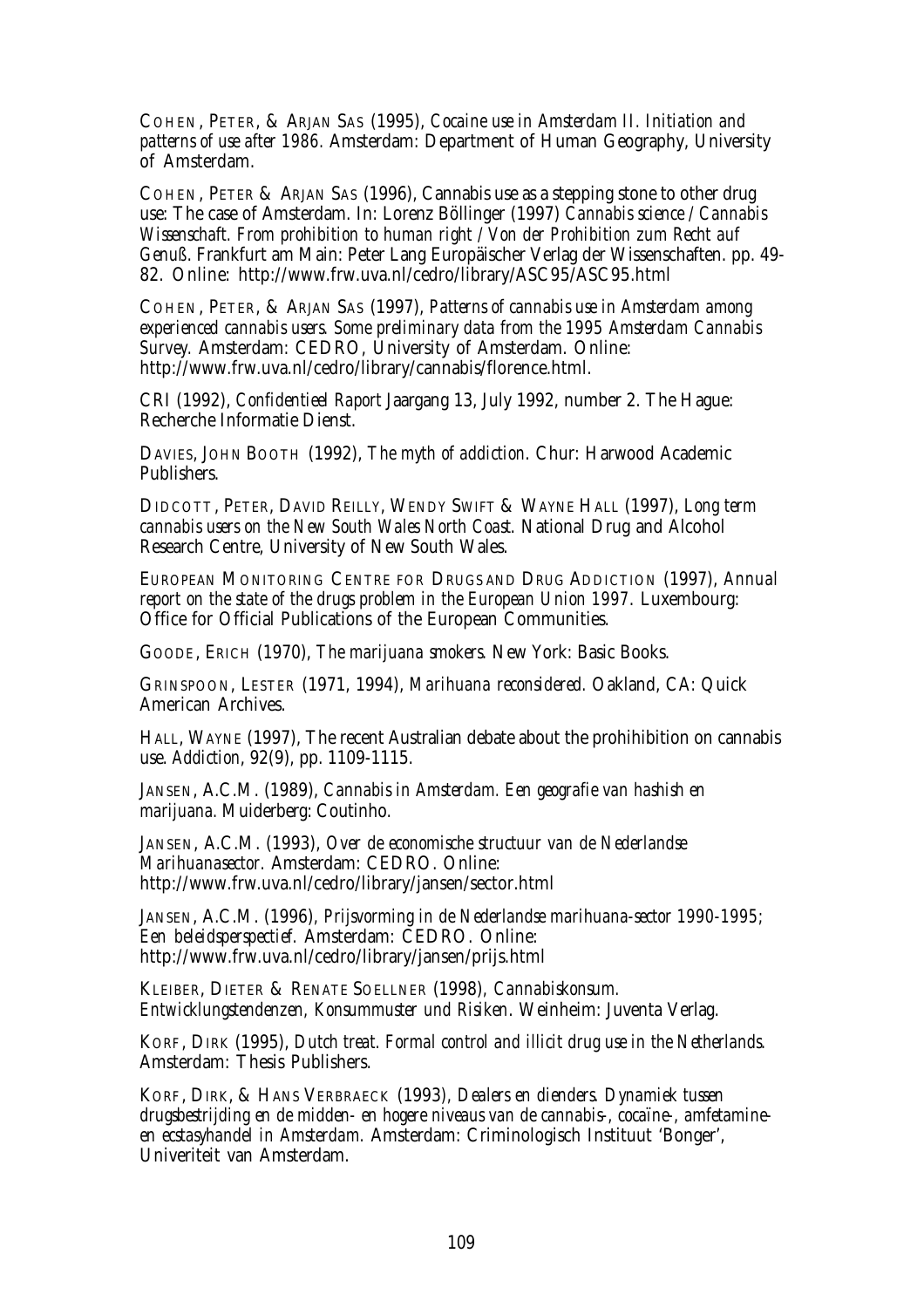COHEN, PETER, & ARJAN SAS (1995), *Cocaine use in Amsterdam II. Initiation and patterns of use after 1986*. Amsterdam: Department of Human Geography, University of Amsterdam.

COHEN, PETER & ARJAN SAS (1996), Cannabis use as a stepping stone to other drug use: The case of Amsterdam. In: Lorenz Böllinger (1997) *Cannabis science / Cannabis Wissenschaft. From prohibition to human right / Von der Prohibition zum Recht auf Genuß*. Frankfurt am Main: Peter Lang Europäischer Verlag der Wissenschaften. pp. 49-82. Online: http://www.frw.uva.nl/cedro/library/ASC95/ASC95.html

COHEN, PETER, & ARJAN SAS (1997), *Patterns of cannabis use in Amsterdam among experienced cannabis users. Some preliminary data from the 1995 Amsterdam Cannabis Survey.* Amsterdam: CEDRO, University of Amsterdam. Online: http://www.frw.uva.nl/cedro/library/cannabis/florence.html.

CRI (1992), *Confidentieel Raport* Jaargang 13, July 1992, number 2. The Hague: Recherche Informatie Dienst.

DAVIES, JOHN BOOTH (1992), *The myth of addiction*. Chur: Harwood Academic Publishers.

DIDCOTT, PETER, DAVID REILLY, WENDY SWIFT & WAYNE HALL (1997), *Long term cannabis users on the New South Wales North Coast*. National Drug and Alcohol Research Centre, University of New South Wales.

EUROPEAN MONITORING CENTRE FOR DRUGS AND DRUG ADDICTION (1997), *Annual report on the state of the drugs problem in the European Union 1997*. Luxembourg: Office for Official Publications of the European Communities.

GOODE, ERICH (1970), *The marijuana smokers*. New York: Basic Books.

GRINSPOON, LESTER (1971, 1994), *Marihuana reconsidered*. Oakland, CA: Quick American Archives.

HALL, WAYNE (1997), The recent Australian debate about the prohihibition on cannabis use. *Addiction*, 92(9), pp. 1109-1115.

JANSEN, A.C.M. (1989), *Cannabis in Amsterdam. Een geografie van hashish en marijuana*. Muiderberg: Coutinho.

JANSEN, A.C.M. (1993), *Over de economische structuur van de Nederlandse Marihuanasector*. Amsterdam: CEDRO. Online: http://www.frw.uva.nl/cedro/library/jansen/sector.html

JANSEN, A.C.M. (1996), *Prijsvorming in de Nederlandse marihuana-sector 1990-1995; Een beleidsperspectief*. Amsterdam: CEDRO. Online: http://www.frw.uva.nl/cedro/library/jansen/prijs.html

KLEIBER, DIETER & RENATE SOELLNER (1998), *Cannabiskonsum. Entwicklungstendenzen, Konsummuster und Risiken*. Weinheim: Juventa Verlag.

KORF, DIRK (1995), *Dutch treat. Formal control and illicit drug use in the Netherlands*. Amsterdam: Thesis Publishers.

KORF, DIRK, & HANS VERBRAECK (1993), *Dealers en dienders. Dynamiek tussen drugsbestrijding en de midden- en hogere niveaus van de cannabis-, cocaïne-, amfetamine- en ecstasyhandel in Amsterdam*. Amsterdam: Criminologisch Instituut 'Bonger', Univeriteit van Amsterdam.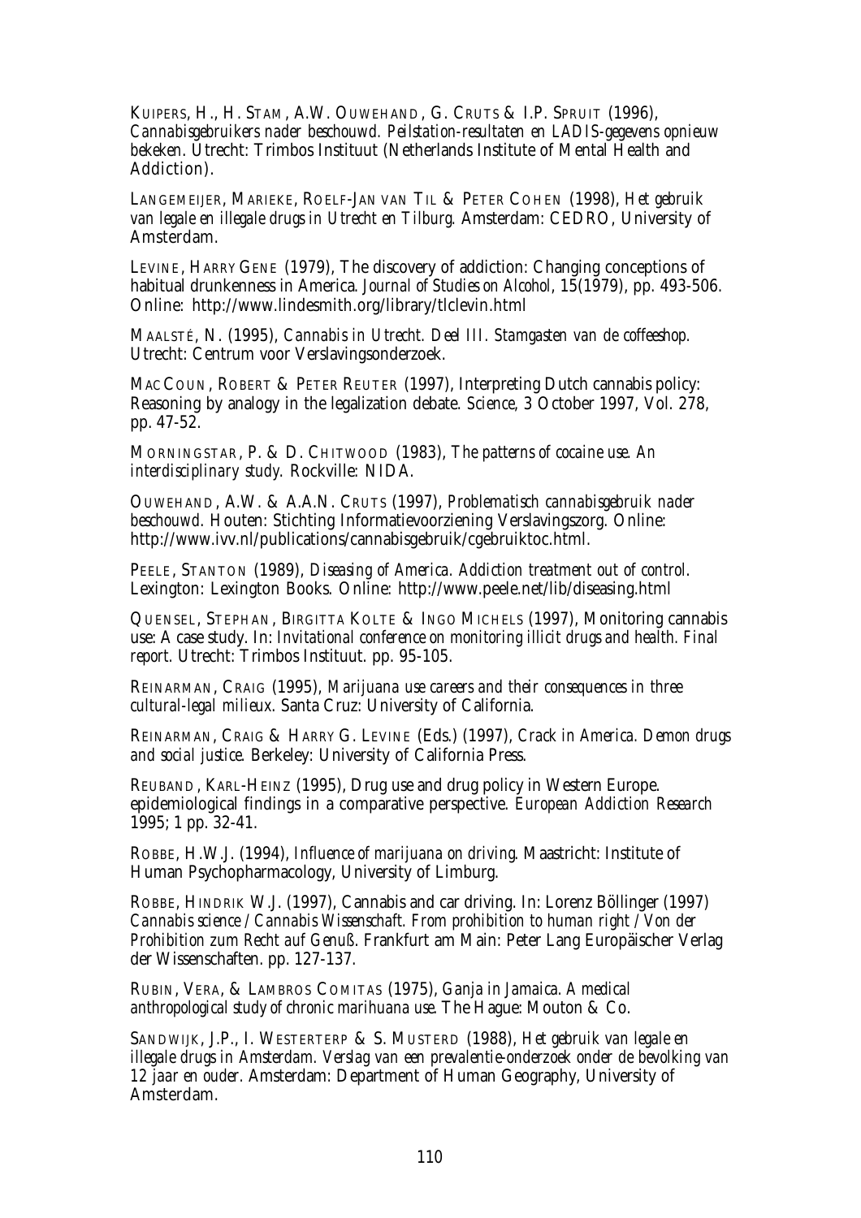KUIPERS, H., H. STAM, A.W. OUWEHAND, G. CRUTS & I.P. SPRUIT (1996), *Cannabisgebruikers nader beschouwd. Peilstation-resultaten en LADIS-gegevens opnieuw bekeken*. Utrecht: Trimbos Instituut (Netherlands Institute of Mental Health and Addiction).

LANGEMEIJER, MARIEKE, ROELF-JAN VAN TIL & PETER COHEN (1998), *Het gebruik van legale en illegale drugs in Utrecht en Tilburg*. Amsterdam: CEDRO, University of Amsterdam.

LEVINE, HARRY GENE (1979), The discovery of addiction: Changing conceptions of habitual drunkenness in America. *Journal of Studies on Alcohol*, 15(1979), pp. 493-506. Online: http://www.lindesmith.org/library/tlclevin.html

MAALSTÉ, N. (1995), *Cannabis in Utrecht. Deel III. Stamgasten van de coffeeshop.* Utrecht: Centrum voor Verslavingsonderzoek.

MACCOUN, ROBERT & PETER REUTER (1997), Interpreting Dutch cannabis policy: Reasoning by analogy in the legalization debate. *Science*, 3 October 1997, Vol. 278, pp. 47-52.

MORNINGSTAR, P. & D. CHITWOOD (1983), *The patterns of cocaine use. An interdisciplinary study*. Rockville: NIDA.

OUWEHAND, A.W. & A.A.N. CRUTS (1997), *Problematisch cannabisgebruik nader beschouwd.* Houten: Stichting Informatievoorziening Verslavingszorg. Online: http://www.ivv.nl/publications/cannabisgebruik/cgebruiktoc.html.

PEELE, STANTON (1989), *Diseasing of America. Addiction treatment out of control.* Lexington: Lexington Books. Online: http://www.peele.net/lib/diseasing.html

QUENSEL, STEPHAN, BIRGITTA KOLTE & INGO MICHELS (1997), Monitoring cannabis use: A case study. In: *Invitational conference on monitoring illicit drugs and health. Final report.* Utrecht: Trimbos Instituut. pp. 95-105.

REINARMAN, CRAIG (1995), *Marijuana use careers and their consequences in three cultural-legal milieux.* Santa Cruz: University of California.

REINARMAN, CRAIG & HARRY G. LEVINE (Eds.) (1997), *Crack in America. Demon drugs and social justice.* Berkeley: University of California Press.

REUBAND, KARL-HEINZ (1995), Drug use and drug policy in Western Europe. epidemiological findings in a comparative perspective. *European Addiction Research* 1995; 1 pp. 32-41.

ROBBE, H.W.J. (1994), *Influence of marijuana on driving*. Maastricht: Institute of Human Psychopharmacology, University of Limburg.

ROBBE, HINDRIK W.J. (1997), Cannabis and car driving. In: Lorenz Böllinger (1997) *Cannabis science / Cannabis Wissenschaft. From prohibition to human right / Von der Prohibition zum Recht auf Genuß*. Frankfurt am Main: Peter Lang Europäischer Verlag der Wissenschaften. pp. 127-137.

RUBIN, VERA, & LAMBROS COMITAS (1975), *Ganja in Jamaica. A medical anthropological study of chronic marihuana use*. The Hague: Mouton & Co.

SANDWIJK, J.P., I. WESTERTERP & S. MUSTERD (1988), *Het gebruik van legale en illegale drugs in Amsterdam. Verslag van een prevalentie-onderzoek onder de bevolking van 12 jaar en ouder*. Amsterdam: Department of Human Geography, University of Amsterdam.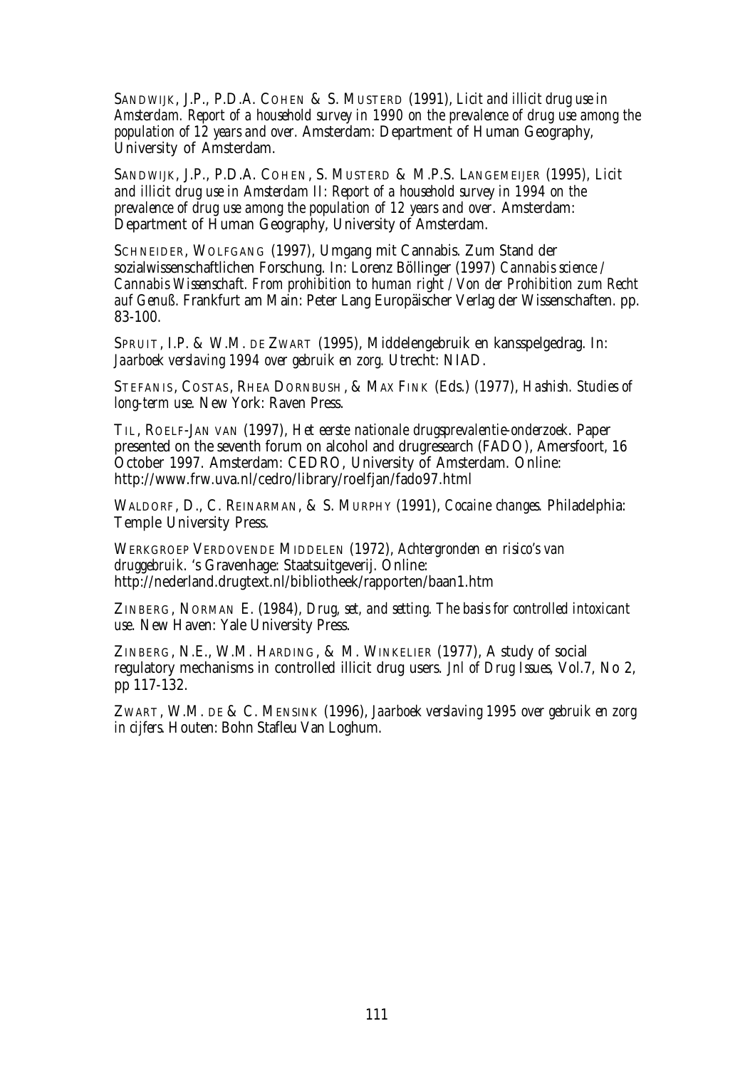SANDWIJK, J.P., P.D.A. COHEN & S. MUSTERD (1991), *Licit and illicit drug use in Amsterdam. Report of a household survey in 1990 on the prevalence of drug use among the population of 12 years and over.* Amsterdam: Department of Human Geography, University of Amsterdam.

SANDWIJK, J.P., P.D.A. COHEN, S. MUSTERD & M.P.S. LANGEMEIJER (1995), *Licit and illicit drug use in Amsterdam II: Report of a household survey in 1994 on the prevalence of drug use among the population of 12 years and over.* Amsterdam: Department of Human Geography, University of Amsterdam.

SCHNEIDER, WOLFGANG (1997), Umgang mit Cannabis. Zum Stand der sozialwissenschaftlichen Forschung. In: Lorenz Böllinger (1997) *Cannabis science / Cannabis Wissenschaft. From prohibition to human right / Von der Prohibition zum Recht auf Genuß.* Frankfurt am Main: Peter Lang Europäischer Verlag der Wissenschaften. pp. 83-100.

SPRUIT, I.P. & W.M. DE ZWART (1995), Middelengebruik en kansspelgedrag. In: *Jaarboek verslaving 1994 over gebruik en zorg.* Utrecht: NIAD.

STEFANIS, COSTAS, RHEA DORNBUSH, & MAX FINK (Eds.) (1977), *Hashish. Studies of long-term use.* New York: Raven Press.

TIL, ROELF-JAN VAN (1997), *Het eerste nationale drugsprevalentie-onderzoek.* Paper presented on the seventh forum on alcohol and drugresearch (FADO), Amersfoort, 16 October 1997. Amsterdam: CEDRO, University of Amsterdam. Online: http://www.frw.uva.nl/cedro/library/roelfjan/fado97.html

WALDORF, D., C. REINARMAN, & S. MURPHY (1991), *Cocaine changes.* Philadelphia: Temple University Press.

WERKGROEP VERDOVENDE MIDDELEN (1972), *Achtergronden en risico's van druggebruik.* 's Gravenhage: Staatsuitgeverij. Online: http://nederland.drugtext.nl/bibliotheek/rapporten/baan1.htm

ZINBERG, NORMAN E. (1984), *Drug, set, and setting. The basis for controlled intoxicant use.* New Haven: Yale University Press.

ZINBERG, N.E., W.M. HARDING, & M. WINKELIER (1977), A study of social regulatory mechanisms in controlled illicit drug users. *Jnl of Drug Issues,* Vol.7, No 2, pp 117-132.

ZWART, W.M. DE & C. MENSINK (1996), *Jaarboek verslaving 1995 over gebruik en zorg in cijfers.* Houten: Bohn Stafleu Van Loghum.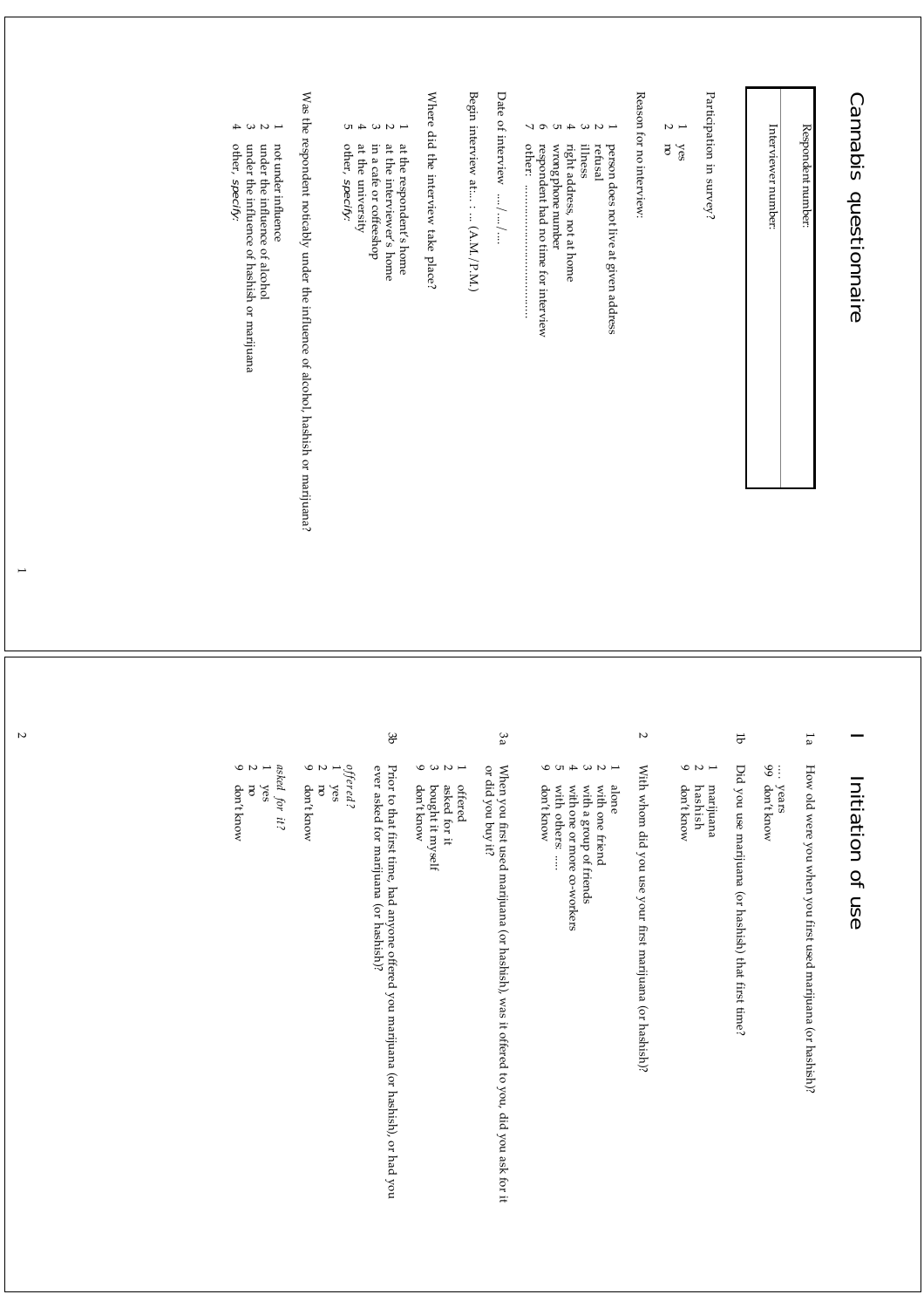# Cannabis questionnaire

| Respondent number: |
|---|
| Interviewer number: |

Participation in survey?

1 yes
2 no

Reason for no interview:

1 person does not live at given address
2 refusal
3 illness
4 right address, not at home
5 wrong phone number
6 respondent had no time for interview
7 other: ................................

Date of interview ..../..../....

Begin interview at:... : ... (A.M./P.M.)

Where did the interview take place?

1 at the respondent's home
2 at the interviewer's home
3 in a cafe or coffeeshop
4 at the university
5 other, *specify*:

Was the respondent noticably under the influence of alcohol, hashish or marijuana?

1 not under influence
2 under the influence of alcohol
3 under the influence of hashish or marijuana
4 other, *specify*:

# I Initiation of use

1a How old were you when you first used marijuana (or hashish)?

.... years
99 don't know

1b Did you use marijuana (or hashish) that first time?

1 marijuana
2 hashish
9 don't know

2 With whom did you use your first marijuana (or hashish)?

1 alone
2 with one friend
3 with a group of friends
4 with one or more co-workers
5 with others: ....
9 don't know

3a When you first used marijuana (or hashish), was it offered to you, did you ask for it or did you buy it?

1 offered
2 asked for it
3 bought it myself
9 don't know

3b Prior to that first time, had anyone offered you marijuana (or hashish), or had you ever asked for marijuana (or hashish)?

*offered?*
1 yes
2 no
9 don't know

*asked for it?*
1 yes
2 no
9 don't know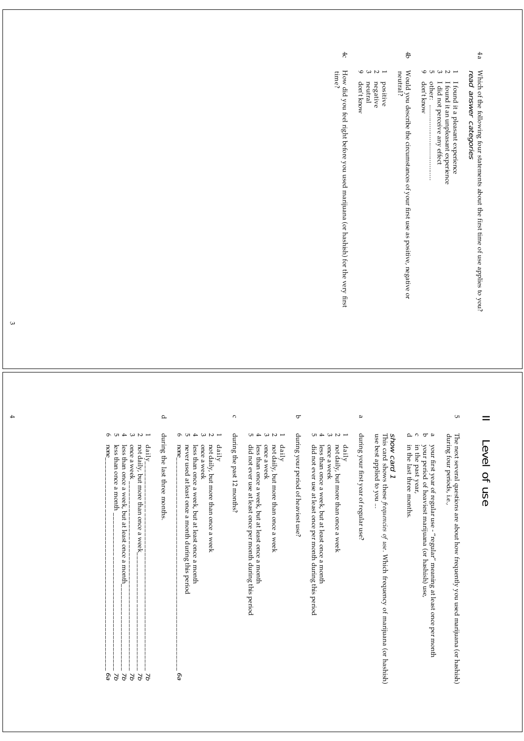4a Which of the following four statements about the first time of use applies to you?
*read answer categories*

1 I found it a pleasant experience
2 I found it an unpleasant experience
3 I did not perceive any effect
5 other: ...................................
9 don't know

4b Would you describe the circumstances of your first use as positive, negative or neutral?

1 positive
2 negative
3 neutral
9 don't know

4c How did you feel right before you used marijuana (or hashish) for the very first time?

# II Level of use

5 The next several questions are about how frequently you used marijuana (or hashish) during four periods, i.e.,

a your first year of regular use - "regular" meaning at least once per month
b your period of heaviest marijuana (or hashish) use,
c in the past year,
d in the last three months.

*show card 1*
This card shows these *frequencies of use*. Which frequency of marijuana (or hashish) use best applied to you ...

a during your first year of regular use?

1 daily
2 not daily, but more than once a week
3 once a week
4 less than once a week, but at least once a month
5 did not ever use at least once per month during this period

b during your period of heaviest use?

1 daily
2 not daily, but more than once a week
3 once a week
4 less than once a week, but at least once a month
5 did not ever use at least once per month during this period

c during the past 12 months?

1 daily
2 not daily, but more than once a week
3 once a week
4 less than once a week, but at least once a month
5 never used at least once a month during this period
6 none ______________________________ *6a*

d during the last three months.

1 daily ______________________________ *7b*
2 not daily, but more than once a week ______ *7b*
3 once a week ______________________________ *7b*
4 less than once a week, but at least once a month ______ *7b*
5 less than once a month ______________________ *7b*
6 none ______________________________ *6a*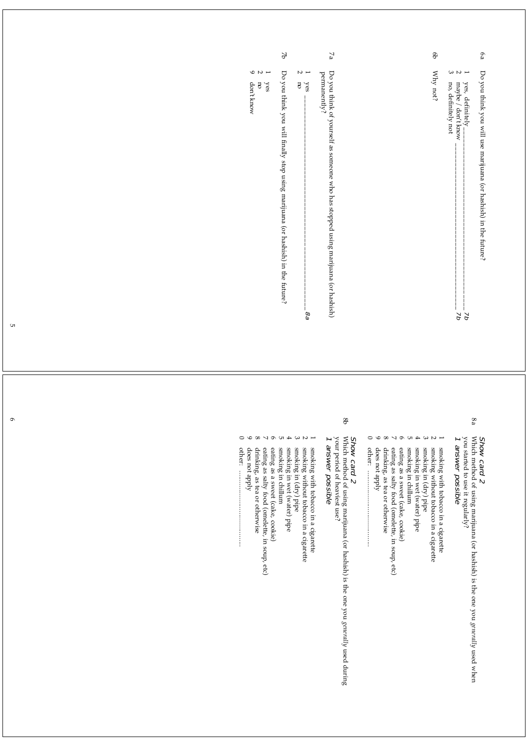6a Do you think you will use marijuana (or hashish) in the future?

1 yes, definitely ________________________________ *7b*
2 maybe / don't know ____________________________ *7b*
3 no, definitely not

6b Why not?

7a Do you think of yourself as someone who has stopped using marijuana (or hashish) permanently?

1 yes ________________________________________________ *8a*
2 no

7b Do you think you will finally stop using marijuana (or hashish) in the future?

1 yes
2 no
9 don't know

8a *Show card 2*
Which method of using marijuana (or hashish) is the one you *generally* used when you started to use it regularly?
*1 answer possible*

1 smoking with tobacco in a cigarette
2 smoking without tobacco in a cigarette
3 smoking in (dry) pipe
4 smoking in wet (water) pipe
5 smoking in chillum
6 eating as a sweet (cake, cookie)
7 eating as salty food (omelette, in soup, etc)
8 drinking, as tea or otherwise
9 does not apply
0 other: ..............................

8b *Show card 2*
Which method of using marijuana (or hashish) is the one you *generally* used during your period of heaviest use?
*1 answer possible*

1 smoking with tobacco in a cigarette
2 smoking without tobacco in a cigarette
3 smoking in (dry) pipe
4 smoking in wet (water) pipe
5 smoking in chillum
6 eating as a sweet (cake, cookie)
7 eating as salty food (omelette, in soup, etc)
8 drinking, as tea or otherwise
9 does not apply
0 other: ..............................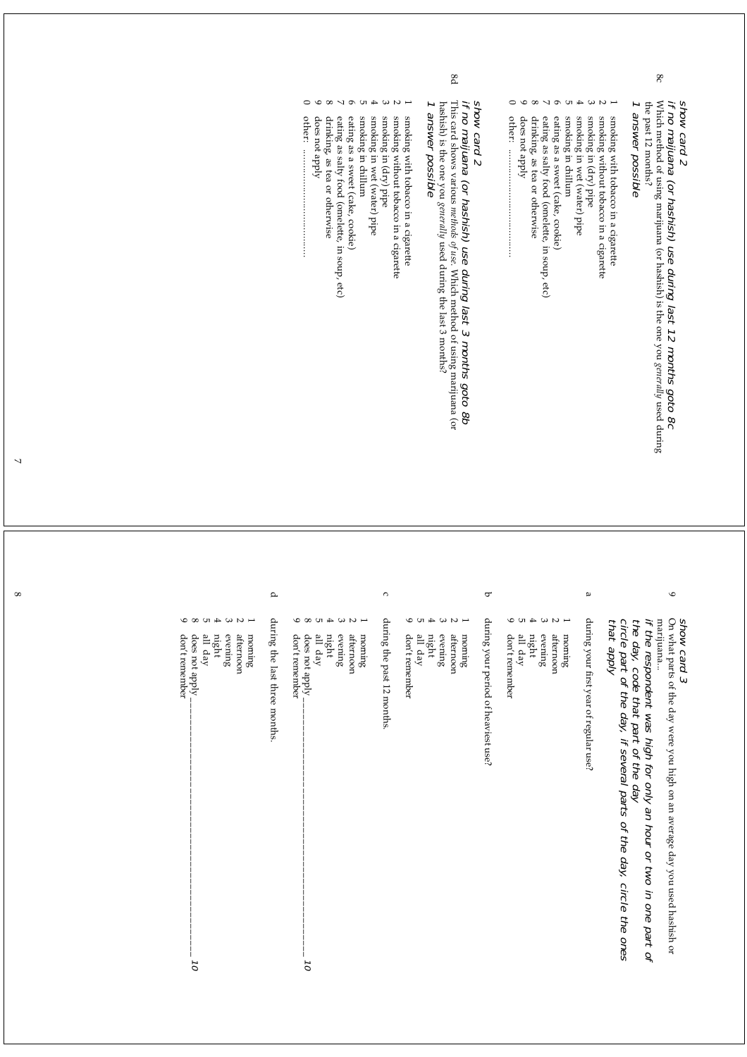*show card 2*

*if no majiuana (or hashish) use during last 12 months goto 8c*

8c Which method of using marijuana (or hashish) is the one you *generally* used during the past 12 months?

*1 answer possible*

1 smoking with tobacco in a cigarette
2 smoking without tobacco in a cigarette
3 smoking in (dry) pipe
4 smoking in wet (water) pipe
5 smoking in chillum
6 eating as a sweet (cake, cookie)
7 eating as salty food (omelette, in soup, etc)
8 drinking, as tea or otherwise
9 does not apply
0 other: ..............................

*show card 2*

*if no majiuana (or hashish) use during last 3 months goto 8b*

8d This card shows various *methods of use*. Which method of using marijuana (or hashish) is the one you *generally* used during the last 3 months?

*1 answer possible*

1 smoking with tobacco in a cigarette
2 smoking without tobacco in a cigarette
3 smoking in (dry) pipe
4 smoking in wet (water) pipe
5 smoking in chillum
6 eating as a sweet (cake, cookie)
7 eating as salty food (omelette, in soup, etc)
8 drinking, as tea or otherwise
9 does not apply
0 other: ..............................

*show card 3*

9 On what parts of the day were you high on an average day you used hashish or marijuana...

*if the respondent was high for only an hour or two in one part of the day, code that part of the day*

*circle part of the day, if several parts of the day, circle the ones that apply*

a during your first year of regular use?

1 morning
2 afternoon
3 evening
4 night
5 all day
9 don't remember

b during your period of heaviest use?

1 morning
2 afternoon
3 evening
4 night
5 all day
9 don't remember

c during the past 12 months.

1 morning
2 afternoon
3 evening
4 night
5 all day
8 does not apply________________________________ *10*
9 don't remember

d during the last three months.

1 morning
2 afternoon
3 evening
4 night
5 all day
8 does not apply________________________________ *10*
9 don't remember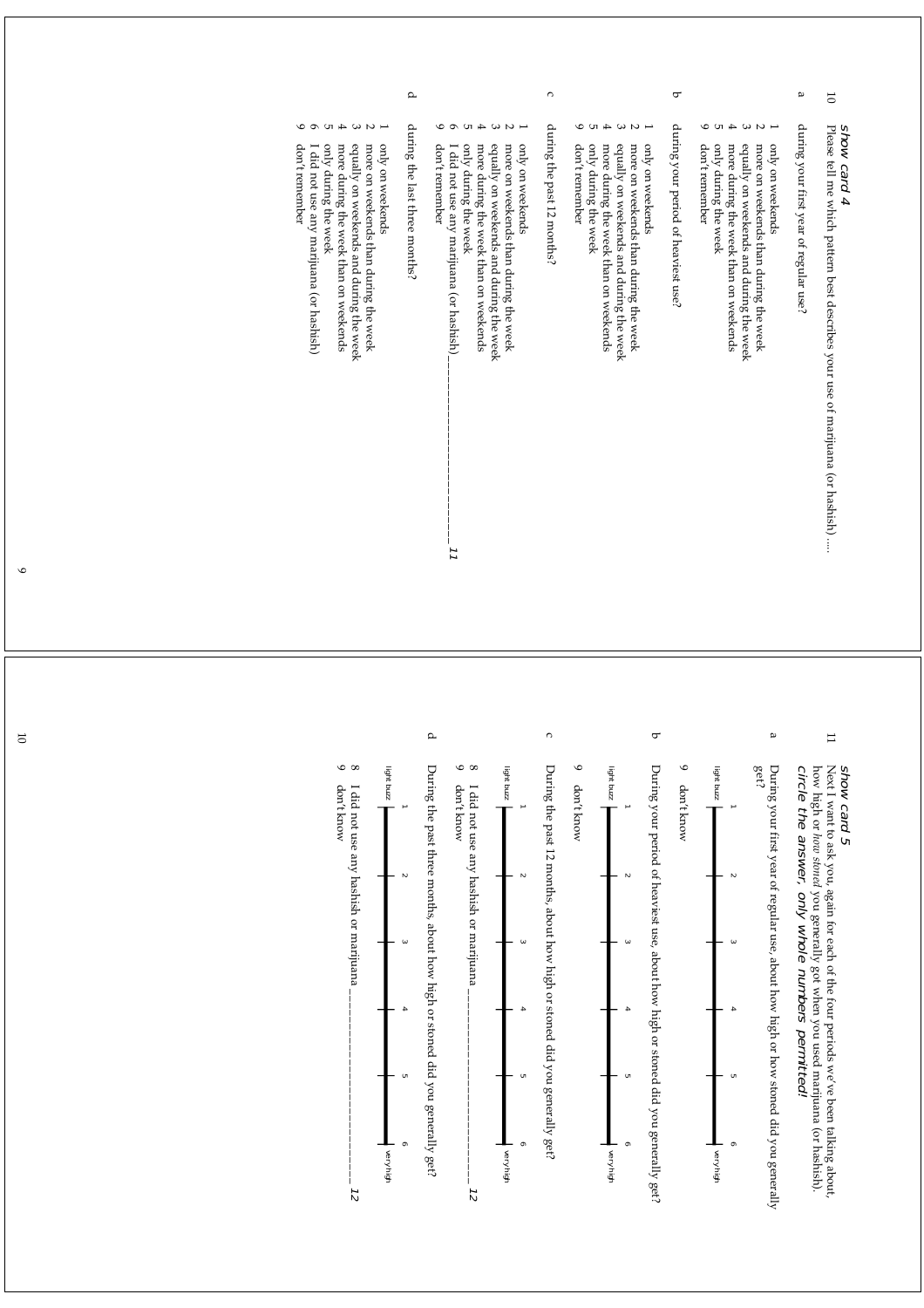*show card 4*

10 Please tell me which pattern best describes your use of marijuana (or hashish) ....

a during your first year of regular use?

1 only on weekends
2 more on weekends than during the week
3 equally on weekends and during the week
4 more during the week than on weekends
5 only during the week
9 don't remember

b during your period of heaviest use?

1 only on weekends
2 more on weekends than during the week
3 equally on weekends and during the week
4 more during the week than on weekends
5 only during the week
9 don't remember

c during the past 12 months?

1 only on weekends
2 more on weekends than during the week
3 equally on weekends and during the week
4 more during the week than on weekends
5 only during the week
6 I did not use any marijuana (or hashish)________________ *11*
9 don't remember

d during the last three months?

1 only on weekends
2 more on weekends than during the week
3 equally on weekends and during the week
4 more during the week than on weekends
5 only during the week
6 I did not use any marijuana (or hashish)
9 don't remember

*show card 5*

11 Next I want to ask you, again for each of the four periods we've been talking about, how high or *how stoned* you generally got when you used marijuana (or hashish).
*circle the answer, only whole numbers permitted!*

a During your first year of regular use, about how high or how stoned did you generally get?

light buzz 1 — 2 — 3 — 4 — 5 — 6 very high

9 don't know

b During your period of heaviest use, about how high or stoned did you generally get?

light buzz 1 — 2 — 3 — 4 — 5 — 6 very high

9 don't know

c During the past 12 months, about how high or stoned did you generally get?

light buzz 1 — 2 — 3 — 4 — 5 — 6 very high

8 I did not use any hashish or marijuana________________ *12*
9 don't know

d During the past three months, about how high or stoned did you generally get?

light buzz 1 — 2 — 3 — 4 — 5 — 6 very high

8 I did not use any hashish or marijuana________________ *12*
9 don't know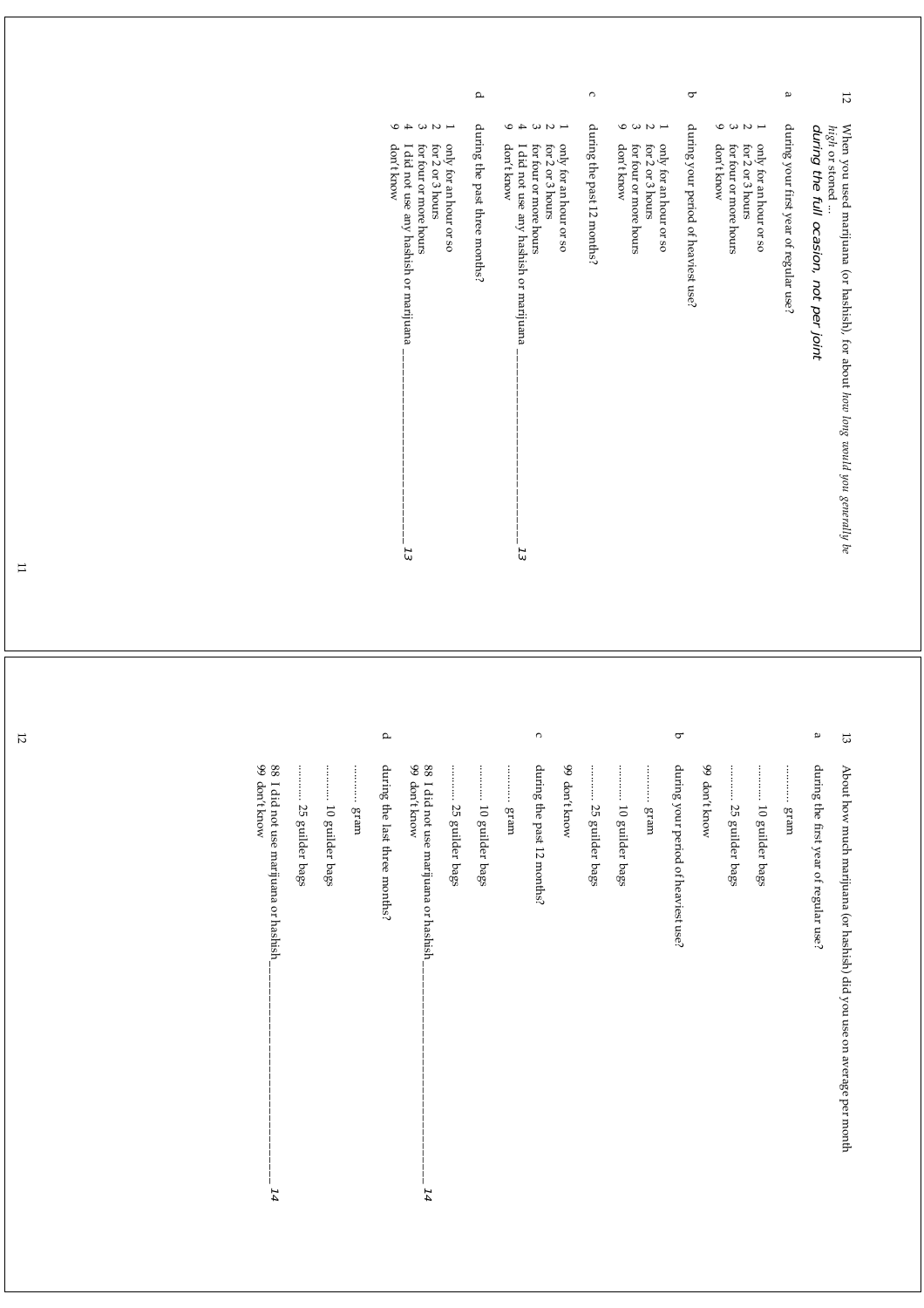12 When you used marijuana (or hashish), for about *how long would you generally be high or stoned* ...
*during the full ocasion, not per joint*

a during your first year of regular use?

1 only for an hour or so
2 for 2 or 3 hours
3 for four or more hours
9 don't know

b during your period of heaviest use?

1 only for an hour or so
2 for 2 or 3 hours
3 for four or more hours
9 don't know

c during the past 12 months?

1 only for an hour or so
2 for 2 or 3 hours
3 for four or more hours
4 I did not use any hashish or marijuana ____________ *13*
9 don't know

d during the past three months?

1 only for an hour or so
2 for 2 or 3 hours
3 for four or more hours
4 I did not use any hashish or marijuana ____________ *13*
9 don't know

13 About how much marijuana (or hashish) did you use on average per month

a during the first year of regular use?

.......... gram

.......... 10 guilder bags

.......... 25 guilder bags

99 don't know

b during your period of heaviest use?

.......... gram

.......... 10 guilder bags

.......... 25 guilder bags

99 don't know

c during the past 12 months?

.......... gram

.......... 10 guilder bags

.......... 25 guilder bags

88 I did not use marijuana or hashish ____________ *14*
99 don't know

d during the last three months?

.......... gram

.......... 10 guilder bags

.......... 25 guilder bags

88 I did not use marijuana or hashish ____________ *14*
99 don't know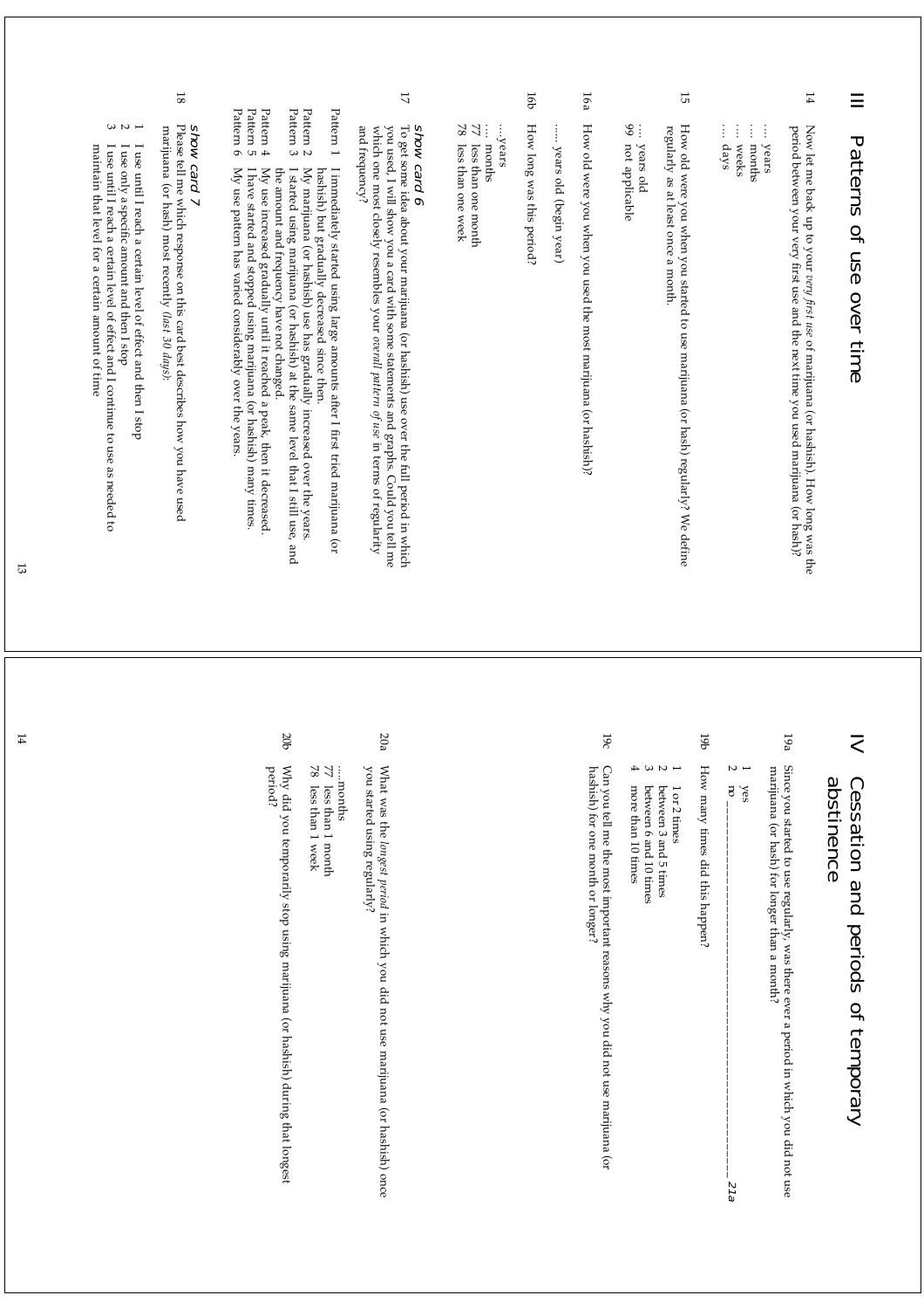# III Patterns of use over time

14 Now let me back up to your *very first use* of marijuana (or hashish). How long was the period between your very first use and the next time you used marijuana (or hash)?

.... years
.... months
.... weeks
.... days

15 How old were you when you started to use marijuana (or hash) regularly? We define regularly as at least once a month.

.... years old
99 not applicable

16a How old were you when you used the most marijuana (or hashish)?

..... years old (begin year)

16b How long was this period?

....years
.... months
77 less than one month
78 less than one week

*show card 6*

17 To get some idea about your marijuana (or hashish) use over the full period in which you used, I will show you a card with some statements and graphs. Could you tell me which one most closely resembles your *overall pattern of use* in terms of regularity and frequency?

Pattern 1 I immediately started using large amounts after I first tried marijuana (or hashish) but gradually decreased since then.
Pattern 2 My marijuana (or hashish) use has gradually increased over the years.
Pattern 3 I started using marijuana (or hashish) at the same level that I still use, and the amount and frequency have not changed.
Pattern 4 My use increased gradually until it reached a peak, then it decreased.
Pattern 5 I have started and stopped using marijuana (or hashish) many times.
Pattern 6 My use pattern has varied considerably over the years.

*show card 7*

18 Please tell me which response on this card best describes how you have used marijuana (or hash) most recently (*last 30 days*):

1 I use until I reach a certain level of effect and then I stop
2 I use only a specific amount and then I stop
3 I use until I reach a certain level of effect and I continue to use as needed to maintain that level for a certain amount of time

# IV Cessation and periods of temporary abstinence

19a Since you started to use regularly, was there ever a period in which you did not use marijuana (or hash) for longer than a month?

1 yes
2 no ________________________________ *21a*

19b How many times did this happen?

1 1 or 2 times
2 between 3 and 5 times
3 between 6 and 10 times
4 more than 10 times

19c Can you tell me the most important reasons why you did not use marijuana (or hashish) for one month or longer?

20a What was the *longest period* in which you did not use marijuana (or hashish) once you started using regularly?

.....months
77 less than 1 month
78 less than 1 week

20b Why did you temporarily stop using marijuana (or hashish) during that longest period?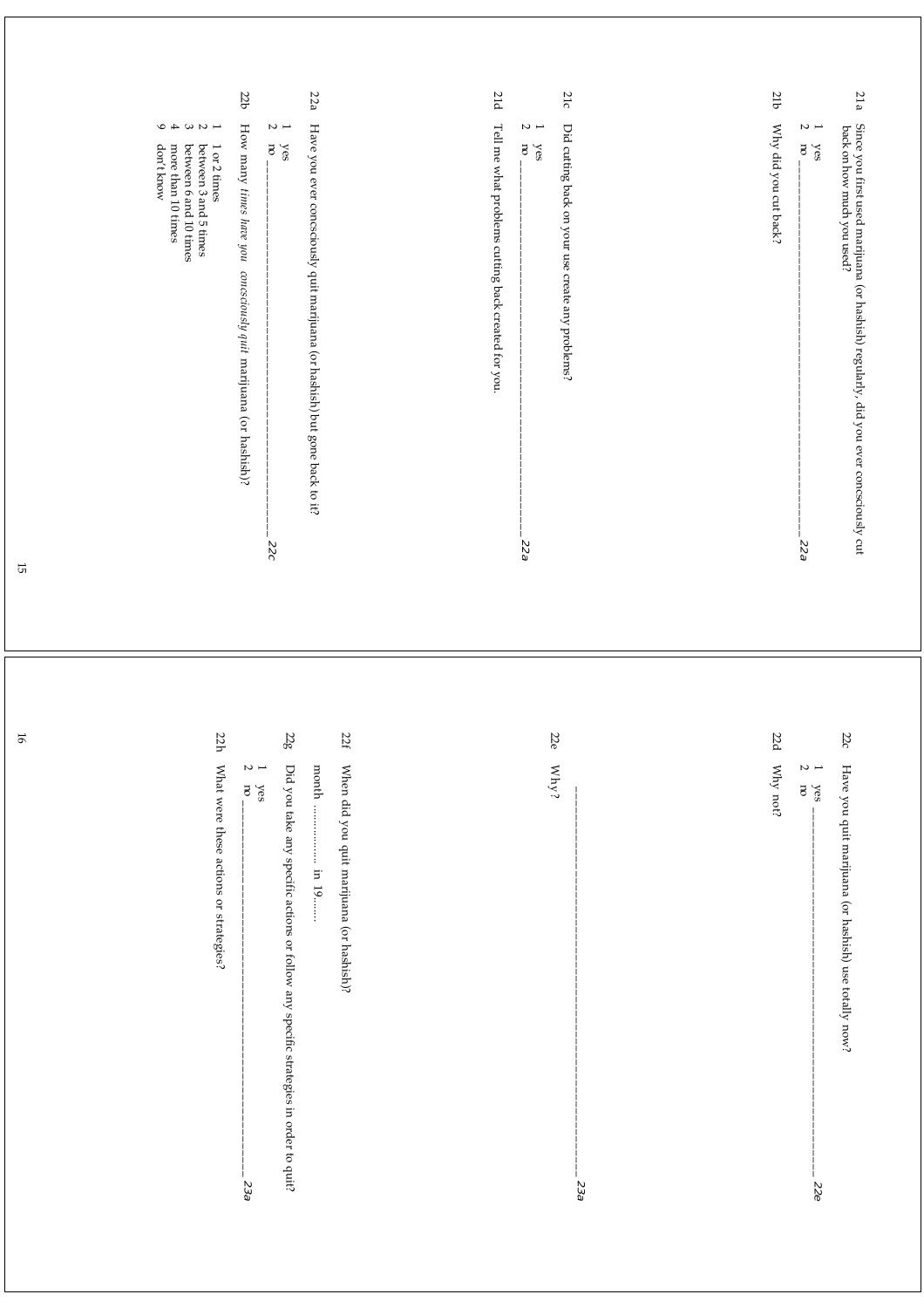21a Since you first used marijuana (or hashish) regularly, did you ever concsciously cut back on how much you used?

1 yes
2 no ______________________________________________ 22a

21b Why did you cut back?

21c Did cutting back on your use create any problems?

1 yes
2 no ______________________________________________ 22a

21d Tell me what problems cutting back created for you.

22a Have you ever concsciously quit marijuana (or hashish) but gone back to it?

1 yes
2 no ______________________________________________ 22c

22b How many *times have you concsciously quit* marijuana (or hashish)?

1 1 or 2 times
2 between 3 and 5 times
3 between 6 and 10 times
4 more than 10 times
9 don't know

22c Have you quit marijuana (or hashish) use totally now?

1 yes ______________________________________________ 22e
2 no

22d Why not?

______________________________________________ 23a

22e Why?

22f When did you quit marijuana (or hashish)?

month .................. in 19.......

22g Did you take any specific actions or follow any specific strategies in order to quit?

1 yes
2 no ______________________________________________ 23a

22h What were these actions or strategies?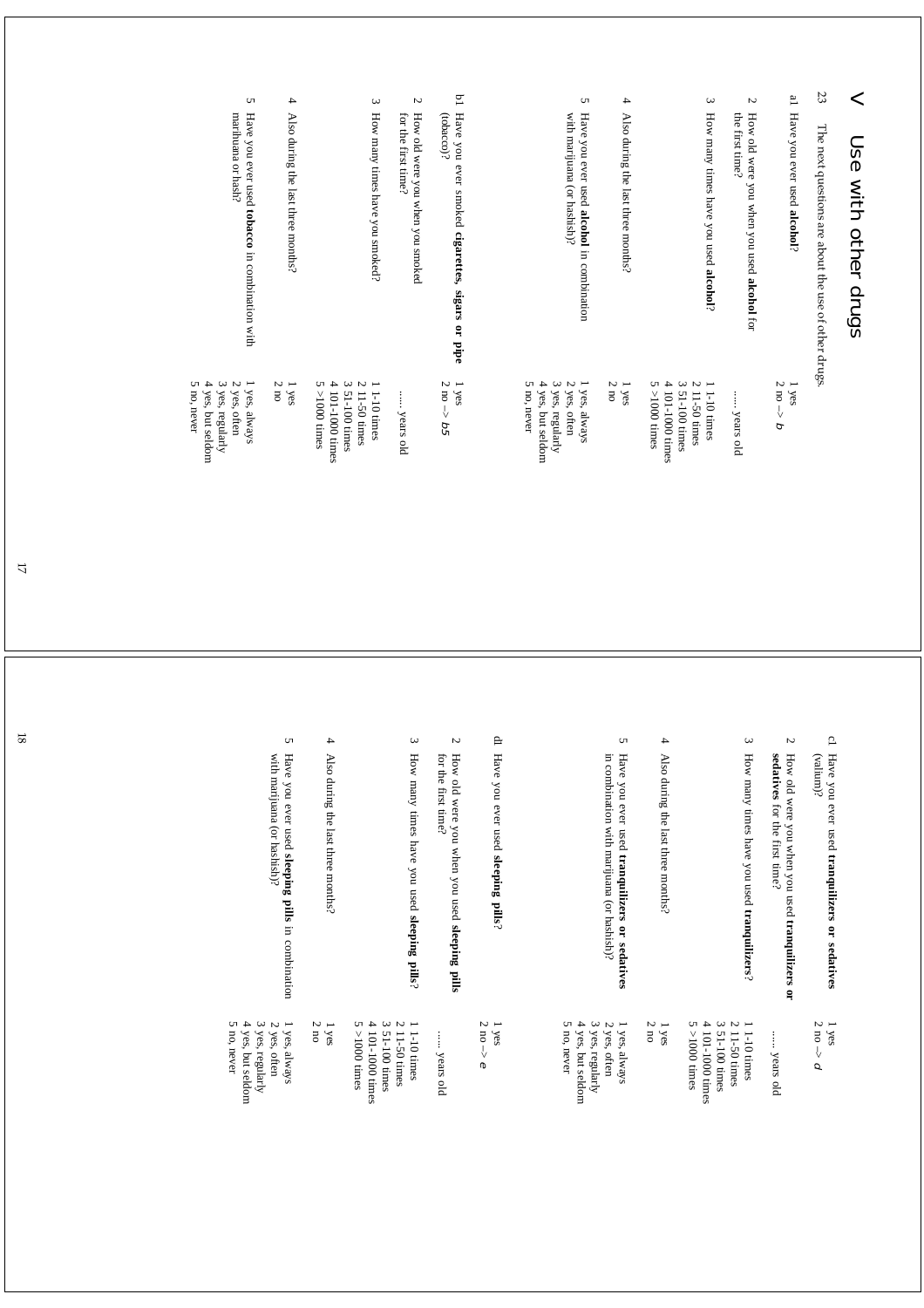# V Use with other drugs

23 The next questions are about the use of other drugs.

a1 Have you ever used **alcohol**?
1 yes
2 no –> *b*

2 How old were you when you used **alcohol** for the first time?
...... years old

3 How many times have you used **alcohol**?
1 1-10 times
2 11-50 times
3 51-100 times
4 101-1000 times
5 >1000 times

4 Also during the last three months?
1 yes
2 no

5 Have you ever used **alcohol** in combination with marijuana (or hashish)?
1 yes, always
2 yes, often
3 yes, regularly
4 yes, but seldom
5 no, never

b1 Have you ever smoked **cigarettes, sigars or pipe** (tobacco)?
1 yes
2 no –> *b5*

2 How old were you when you smoked for the first time?
...... years old

3 How many times have you smoked?
1 1-10 times
2 11-50 times
3 51-100 times
4 101-1000 times
5 >1000 times

4 Also during the last three months?
1 yes
2 no

5 Have you ever used **tobacco** in combination with marihuana or hash?
1 yes, always
2 yes, often
3 yes, regularly
4 yes, but seldom
5 no, never

c1 Have you ever used **tranquilizers or sedatives** (valium)?
1 yes
2 no –> *d*

2 How old were you when you used **tranquilizers or sedatives** for the first time?
...... years old

3 How many times have you used **tranquilizers**?
1 1-10 times
2 11-50 times
3 51-100 times
4 101-1000 times
5 >1000 times

4 Also during the last three months?
1 yes
2 no

5 Have you ever used **tranquilizers or sedatives** in combination with marijuana (or hashish)?
1 yes, always
2 yes, often
3 yes, regularly
4 yes, but seldom
5 no, never

d1 Have you ever used **sleeping pills**?
1 yes
2 no –> *e*

2 How old were you when you used **sleeping pills** for the first time?
...... years old

3 How many times have you used **sleeping pills**?
1 1-10 times
2 11-50 times
3 51-100 times
4 101-1000 times
5 >1000 times

4 Also during the last three months?
1 yes
2 no

5 Have you ever used **sleeping pills** in combination with marijuana (or hashish)?
1 yes, always
2 yes, often
3 yes, regularly
4 yes, but seldom
5 no, never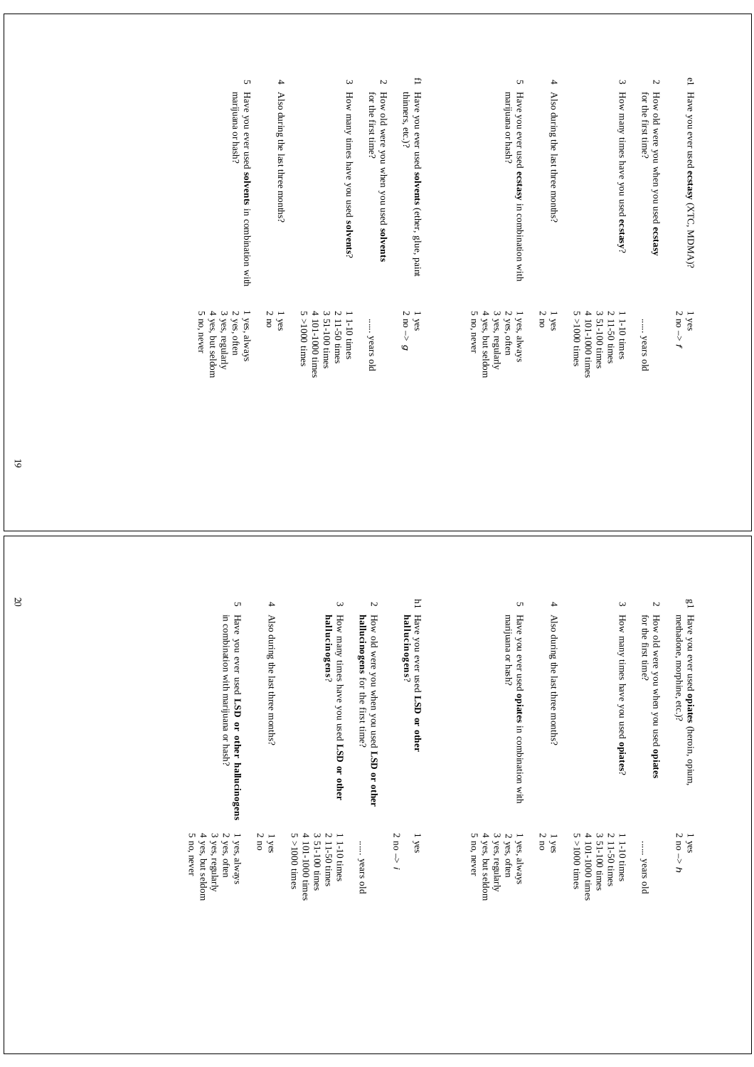e1 Have you ever used **ecstasy** (XTC, MDMA)?
1 yes
2 no –> *f*

2 How old were you when you used **ecstasy** for the first time?
...... years old

3 How many times have you used **ecstasy**?
1 1-10 times
2 11-50 times
3 51-100 times
4 101-1000 times
5 >1000 times

4 Also during the last three months?
1 yes
2 no

5 Have you ever used **ecstasy** in combination with marijuana or hash?
1 yes, always
2 yes, often
3 yes, regularly
4 yes, but seldom
5 no, never

f1 Have you ever used **solvents** (ether, glue, paint thinners, etc.)?
1 yes
2 no –> *g*

2 How old were you when you used **solvents** for the first time?
...... years old

3 How many times have you used **solvents**?
1 1-10 times
2 11-50 times
3 51-100 times
4 101-1000 times
5 >1000 times

4 Also during the last three months?
1 yes
2 no

5 Have you ever used **solvents** in combination with marijuana or hash?
1 yes, always
2 yes, often
3 yes, regularly
4 yes, but seldom
5 no, never

g1 Have you ever used **opiates** (heroin, opium, methadone, morphine, etc.)?
1 yes
2 no –> *h*

2 How old were you when you used **opiates** for the first time?
...... years old

3 How many times have you used **opiates**?
1 1-10 times
2 11-50 times
3 51-100 times
4 101-1000 times
5 >1000 times

4 Also during the last three months?
1 yes
2 no

5 Have you ever used **opiates** in combination with marijuana or hash?
1 yes, always
2 yes, often
3 yes, regularly
4 yes, but seldom
5 no, never

h1 Have you ever used **LSD or other hallucinogens**?
1 yes
2 no –> *i*

2 How old were you when you used **LSD or other hallucinogens** for the first time?
...... years old

3 How many times have you used **LSD or other hallucinogens**?
1 1-10 times
2 11-50 times
3 51-100 times
4 101-1000 times
5 >1000 times

4 Also during the last three months?
1 yes
2 no

5 Have you ever used **LSD or other hallucinogens** in combination with marijuana or hash?
1 yes, always
2 yes, often
3 yes, regularly
4 yes, but seldom
5 no, never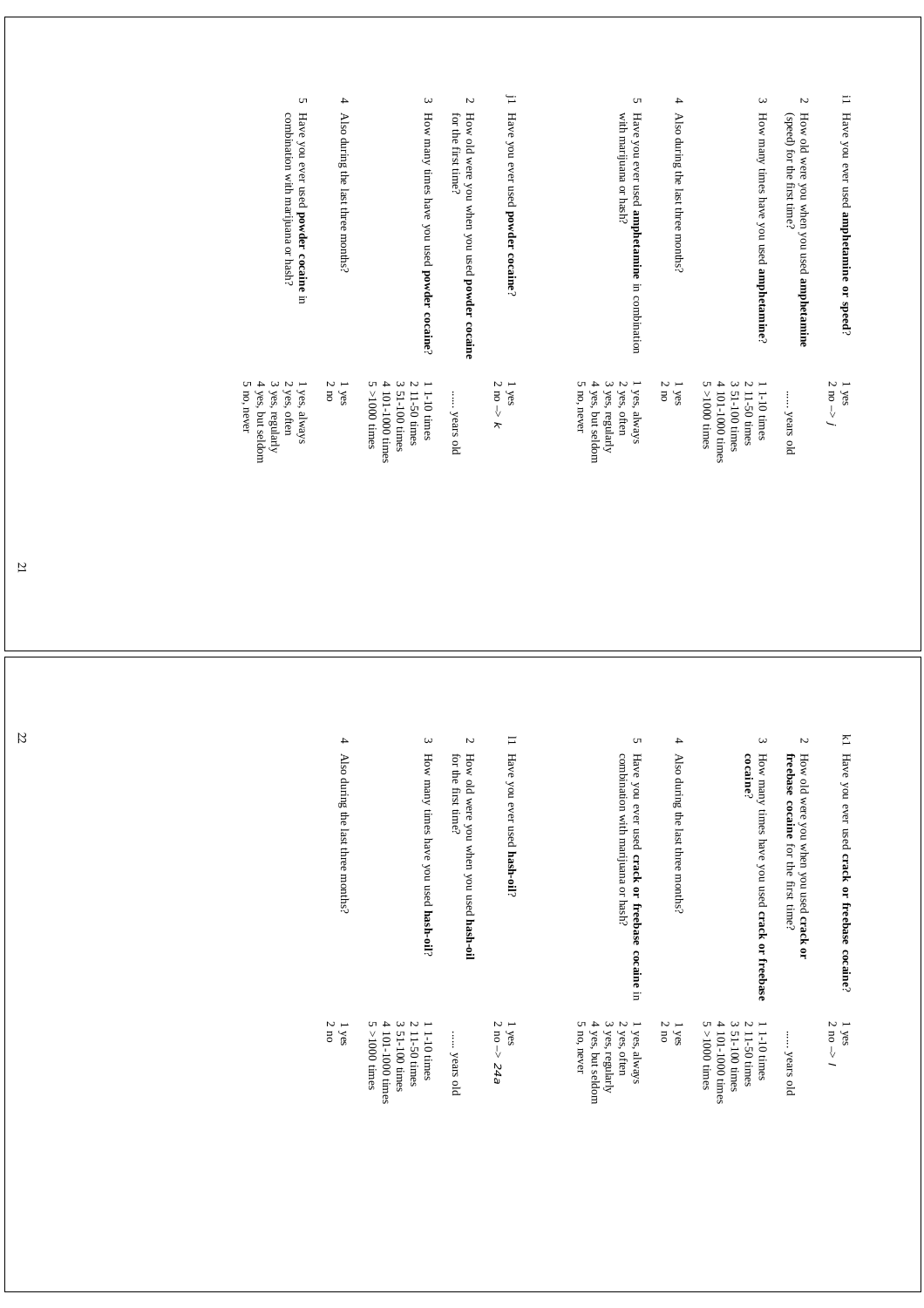i1 Have you ever used **amphetamine or speed**?
- 1 yes
- 2 no –> *j*

2 How old were you when you used **amphetamine** (speed) for the first time?
- ..... years old

3 How many times have you used **amphetamine**?
- 1 1-10 times
- 2 11-50 times
- 3 51-100 times
- 4 101-1000 times
- 5 >1000 times

4 Also during the last three months?
- 1 yes
- 2 no

5 Have you ever used **amphetamine** in combination with marijuana or hash?
- 1 yes, always
- 2 yes, often
- 3 yes, regularly
- 4 yes, but seldom
- 5 no, never

j1 Have you ever used **powder cocaine**?
- 1 yes
- 2 no –> *k*

2 How old were you when you used **powder cocaine** for the first time?
- ..... years old

3 How many times have you used **powder cocaine**?
- 1 1-10 times
- 2 11-50 times
- 3 51-100 times
- 4 101-1000 times
- 5 >1000 times

4 Also during the last three months?
- 1 yes
- 2 no

5 Have you ever used **powder cocaine** in combination with marijuana or hash?
- 1 yes, always
- 2 yes, often
- 3 yes, regularly
- 4 yes, but seldom
- 5 no, never

k1 Have you ever used **crack or freebase cocaine**?
- 1 yes
- 2 no –> *l*

2 How old were you when you used **crack or freebase cocaine** for the first time?
- ..... years old

3 How many times have you used **crack or freebase cocaine**?
- 1 1-10 times
- 2 11-50 times
- 3 51-100 times
- 4 101-1000 times
- 5 >1000 times

4 Also during the last three months?
- 1 yes
- 2 no

5 Have you ever used **crack or freebase cocaine** in combination with marijuana or hash?
- 1 yes, always
- 2 yes, often
- 3 yes, regularly
- 4 yes, but seldom
- 5 no, never

l1 Have you ever used **hash-oil**?
- 1 yes
- 2 no –> *24a*

2 How old were you when you used **hash-oil** for the first time?
- ..... years old

3 How many times have you used **hash-oil**?
- 1 1-10 times
- 2 11-50 times
- 3 51-100 times
- 4 101-1000 times
- 5 >1000 times

4 Also during the last three months?
- 1 yes
- 2 no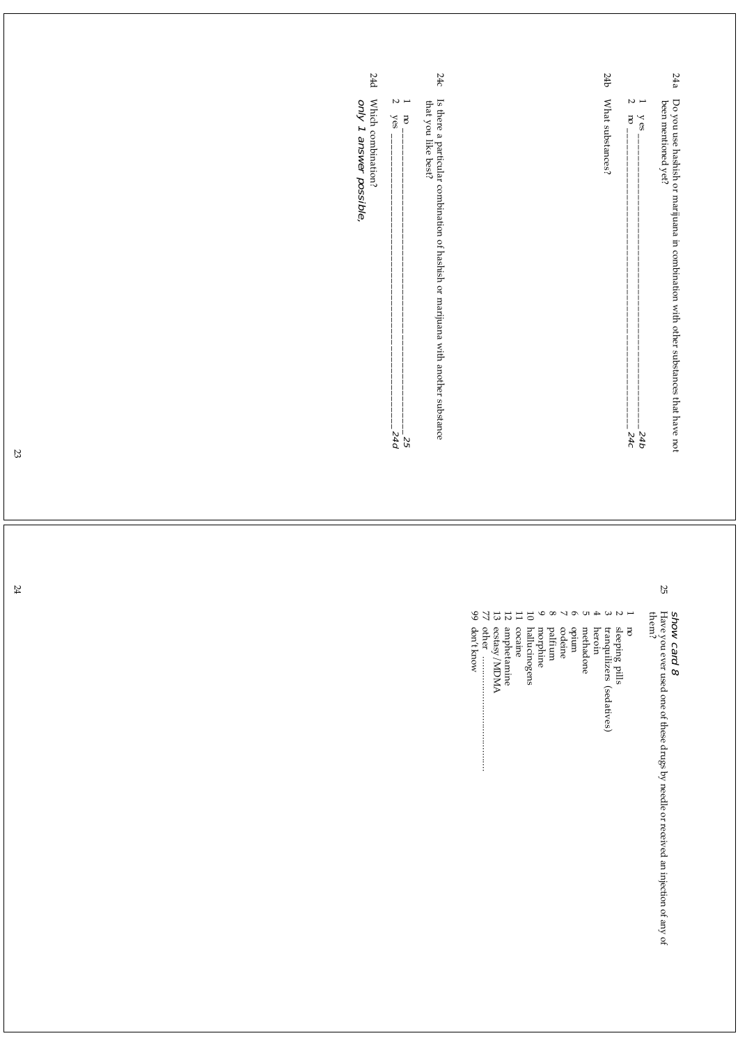24a Do you use hashish or marijuana in combination with other substances that have not been mentioned yet?

1 yes ---------------------------------------------------------------------------------------- *24b*
2 no ----------------------------------------------------------------------------------------- *24c*

24b What substances?

24c Is there a particular combination of hashish or marijuana with another substance that you like best?

1 no ------------------------------------------------------------------------------------------ *25*
2 yes ----------------------------------------------------------------------------------------- *24d*

24d Which combination?
*only 1 answer possible.*

25 *show card 8*
Have you ever used one of these drugs by needle or received an injection of any of them?

1 no
2 sleeping pills
3 tranquilizers (sedatives)
4 heroin
5 methadone
6 opium
7 codeine
8 palfium
9 morphine
10 hallucinogens
11 cocaine
12 amphetamine
13 ecstasy/MDMA
77 other ..............................
99 don't know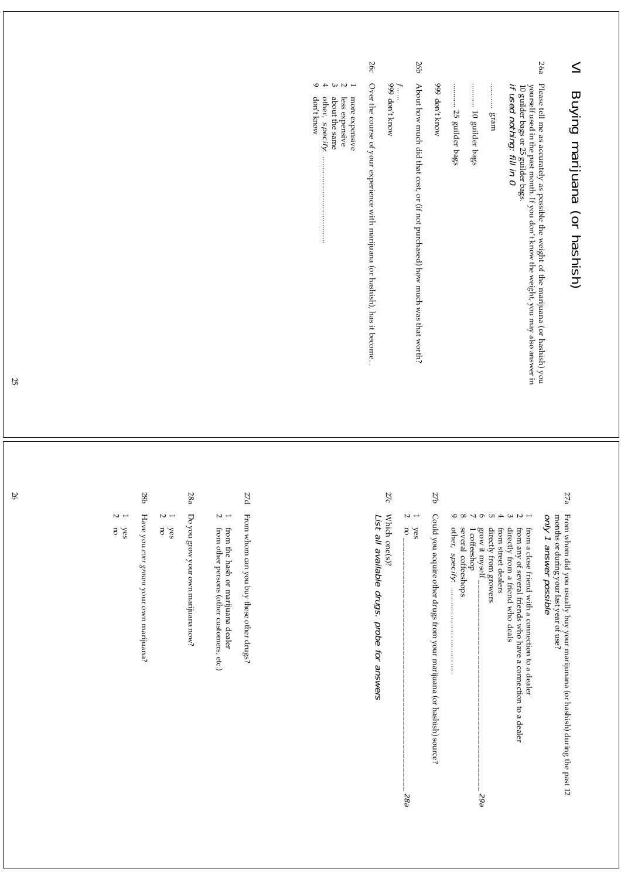# VI Buying marijuana (or hashish)

26a Please tell me as accurately as possible the weight of the marijuana (or hashish) you yourself used in the past month. If you don't know the weight, you may also answer in 10 guilder bags or 25 guilder bags.
*if used nothing: fill in 0*

.......... gram

.......... 10 guilder bags

.......... 25 guilder bags

999 don't know

26b About how much did that cost, or (if not purchased) how much was that worth?

*f* .....

999 don't know

26c Over the course of your experience with marijuana (or hashish), has it become...

1 more expensive
2 less expensive
3 about the same
4 other, *specify* ...............................
9 don't know

27a From whom did you usually buy your marijuana (or hashish) during the past 12 months or during your last year of use?
*only 1 answer possible*

1 from a close friend with a connection to a dealer
2 from any of several friends who have a connection to a dealer
3 directly from a friend who deals
4 from street dealers
5 directly from growers
6 grow it myself ____________________________________________ *29a*
7 1 coffeeshop
8 several cofeeshops
9 other, *specify* ...............................

27b Could you acquire other drugs from your marijuana (or hashish) source?

1 yes
2 no ____________________________________________ *28a*

27c Which one(s)?
*List all available drugs. probe for answers*

27d From whom can you buy these other drugs?

1 from the hash or marijuana dealer
2 from other persons (other customers, etc.)

28a Do you grow your own marijuana now?

1 yes
2 no

28b Have you *ever grown* your own marijuana?

1 yes
2 no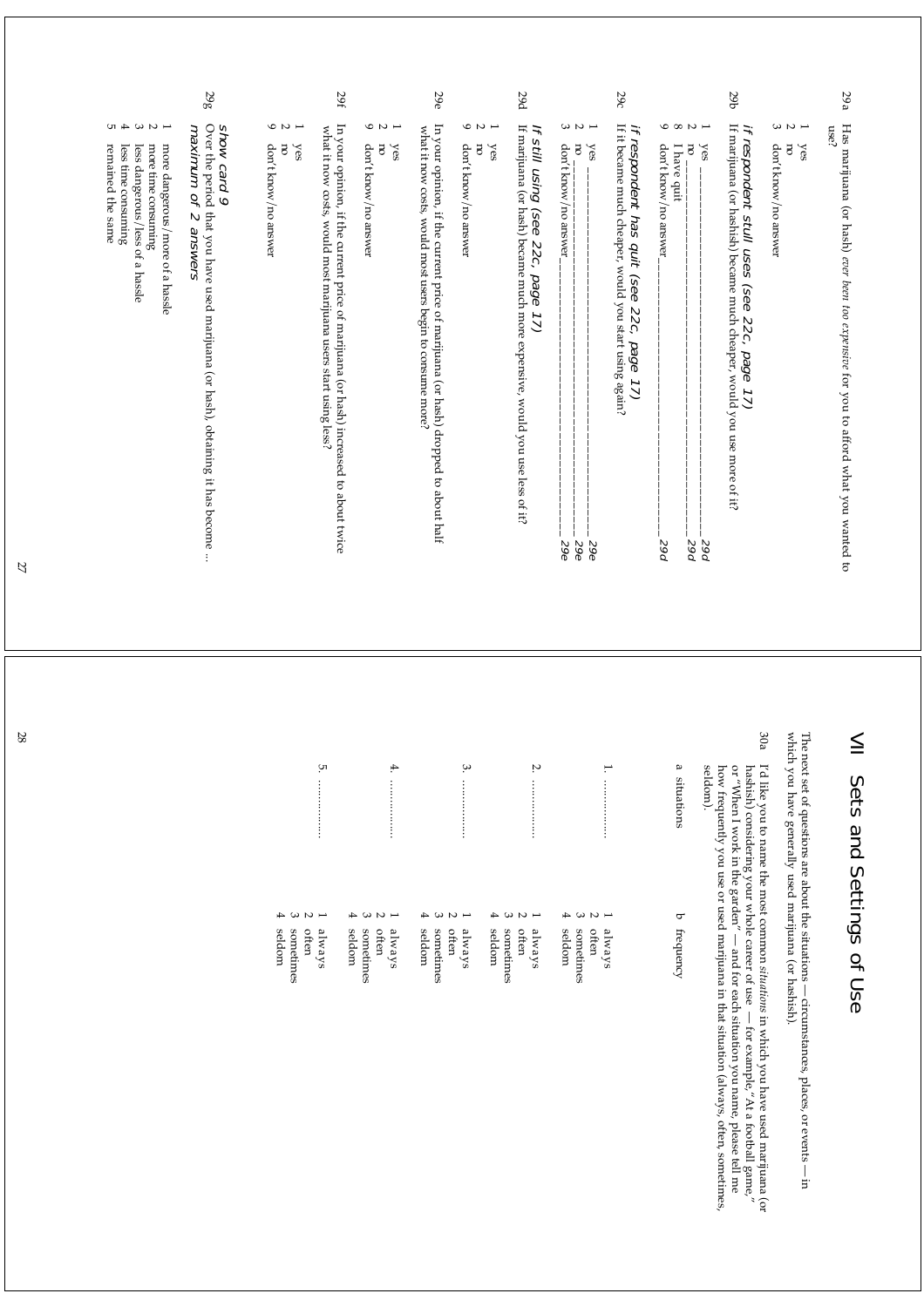29a Has marijuana (or hash) *ever been too expensive* for you to afford what you wanted to use?

1 yes
2 no
3 don't know/no answer

*if respondent still uses (see 22c, page 17)*

29b If marijuana (or hashish) became much cheaper, would you use more of it?

1 yes ______________________________ *29d*
2 no ______________________________ *29d*
8 I have quit
9 don't know/no answer ______________________________ *29d*

*if respondent has quit (see 22c, page 17)*

29c If it became much cheaper, would you start using again?

1 yes ______________________________ *29e*
2 no ______________________________ *29e*
3 don't know/no answer ______________________________ *29e*

*if still using (see 22c, page 17)*

29d If marijuana (or hash) became much more expensive, would you use less of it?

1 yes
2 no
9 don't know/no answer

29e In your opinion, if the current price of marijuana (or hash) dropped to about half what it now costs, would most users begin to consume more?

1 yes
2 no
9 don't know/no answer

29f In your opinion, if the current price of marijuana (or hash) increased to about twice what it now costs, would most marijuana users start using less?

1 yes
2 no
9 don't know/no answer

*show card 9*

29g Over the period that you have used marijuana (or hash), obtaining it has become ...
*maximum of 2 answers*

1 more dangerous/more of a hassle
2 more time consuming
3 less dangerous/less of a hassle
4 less time consuming
5 remained the same

# VII Sets and Settings of Use

The next set of questions are about the situations — circumstances, places, or events — in which you have generally used marijuana (or hashish).

30a I'd like you to name the most common *situations* in which you have used marijuana (or hashish) considering your whole career of use — for example, "At a football game," or "When I work in the garden" — and for each situation you name, please tell me how frequently you use or used marijuana in that situation (always, often, sometimes, seldom).

| a situations | b frequency |
|---|---|
| 1. ............... | 1 always<br>2 often<br>3 sometimes<br>4 seldom |
| 2. ............... | 1 always<br>2 often<br>3 sometimes<br>4 seldom |
| 3. ............... | 1 always<br>2 often<br>3 sometimes<br>4 seldom |
| 4. ............... | 1 always<br>2 often<br>3 sometimes<br>4 seldom |
| 5. ............... | 1 always<br>2 often<br>3 sometimes<br>4 seldom |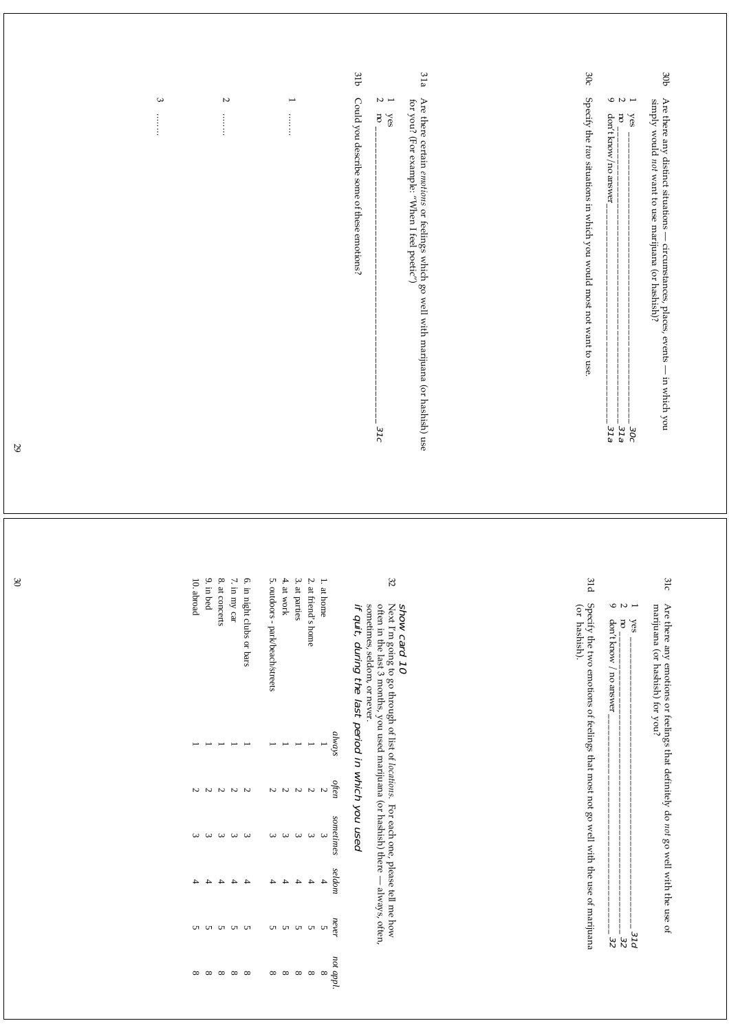30b Are there any distinct situations — circumstances, places, events — in which you simply would *not* want to use marijuana (or hashish)?

1 yes ________________________________________ *30c*
2 no ________________________________________ *31a*
9 don't know/no answer ______________________ *31a*

30c Specify the *two* situations in which you would most not want to use.

31a Are there certain *emotions* or feelings which go well with marijuana (or hashish) use for you? (For example: "When I feel poetic")

1 yes
2 no ________________________________________ *31c*

31b Could you describe some of these emotions?

1 ........

2 ........

3 ........

31c Are there any emotions or feelings that definitely do *not* go well with the use of marijuana (or hashish) for you?

1 yes ________________________________________ *31d*
2 no ________________________________________ *32*
9 don't know / no answer ______________________ *32*

31d Specify the two emotions of feelings that most not go well with the use of marijuana (or hashish).

32 *show card 10*
Next I'm going to go through of list of *locations*. For each one, please tell me how often in the last 3 months, you used marijuana (or hashish) there — always, often, sometimes, seldom, or never.
*if quit, during the last period in which you used*

| | *always* | *often* | *sometimes* | *seldom* | *never* | *not appl.* |
|---|---|---|---|---|---|---|
| 1. at home | 1 | 2 | 3 | 4 | 5 | 8 |
| 2. at friend's home | 1 | 2 | 3 | 4 | 5 | 8 |
| 3. at parties | 1 | 2 | 3 | 4 | 5 | 8 |
| 4. at work | 1 | 2 | 3 | 4 | 5 | 8 |
| 5. outdoors - park/beach/streets | 1 | 2 | 3 | 4 | 5 | 8 |
| 6. in night clubs or bars | 1 | 2 | 3 | 4 | 5 | 8 |
| 7. in my car | 1 | 2 | 3 | 4 | 5 | 8 |
| 8. at concerts | 1 | 2 | 3 | 4 | 5 | 8 |
| 9. in bed | 1 | 2 | 3 | 4 | 5 | 8 |
| 10. abroad | 1 | 2 | 3 | 4 | 5 | 8 |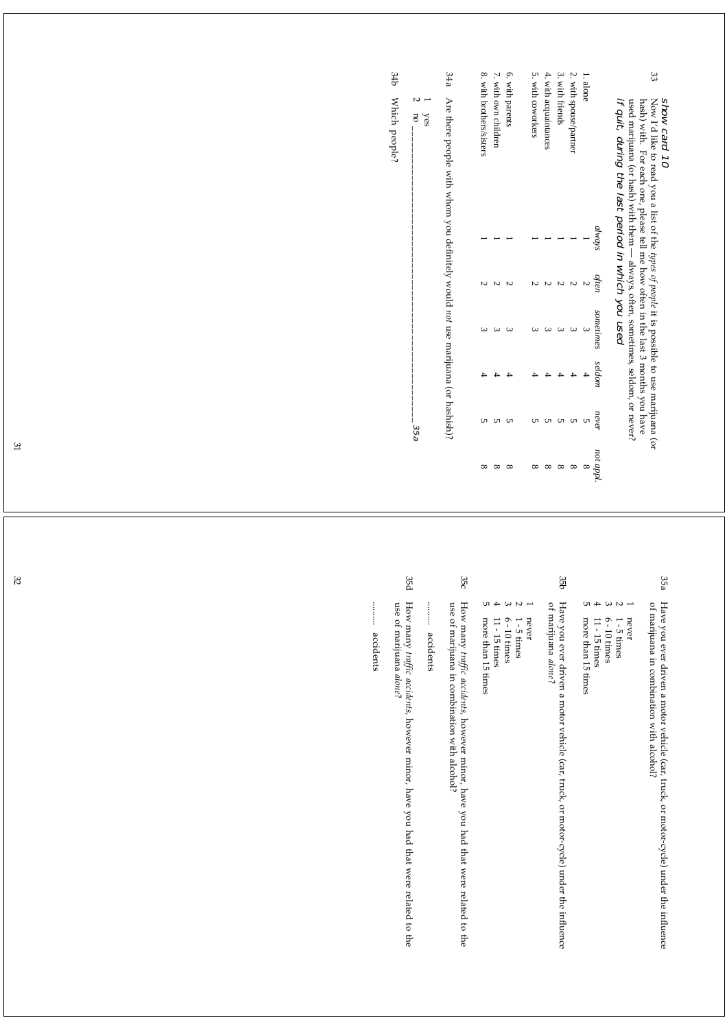*show card 10*

33 Now I'd like to read you a list of the *types of people* it is possible to use marijuana (or hash) with. For each one, please tell me how often in the last 3 months you have used marijuana (or hash) with them — always, often, sometimes, seldom, or never?
*if quit, during the last period in which you used*

| | *always* | *often* | *sometimes* | *seldom* | *never* | *not appl.* |
|---|---|---|---|---|---|---|
| 1. alone | 1 | 2 | 3 | 4 | 5 | 8 |
| 2. with spouse/partner | 1 | 2 | 3 | 4 | 5 | 8 |
| 3. with friends | 1 | 2 | 3 | 4 | 5 | 8 |
| 4. with acquaintances | 1 | 2 | 3 | 4 | 5 | 8 |
| 5. with coworkers | 1 | 2 | 3 | 4 | 5 | 8 |
| 6. with parents | 1 | 2 | 3 | 4 | 5 | 8 |
| 7. with own children | 1 | 2 | 3 | 4 | 5 | 8 |
| 8. with brothers/sisters | 1 | 2 | 3 | 4 | 5 | 8 |

34a Are there people with whom you definitely would *not* use marijuana (or hashish)?

1 yes
2 no ________________________________________ *35a*

34b Which people?

35a Have you ever driven a motor vehicle (car, truck, or motor-cycle) under the influence of marijuana in combination with alcohol?

1 never
2 1 - 5 times
3 6 - 10 times
4 11 - 15 times
5 more than 15 times

35b Have you ever driven a motor vehicle (car, truck, or motor-cycle) under the influence of marijuana *alone*?

1 never
2 1 - 5 times
3 6 - 10 times
4 11 - 15 times
5 more than 15 times

35c How many *traffic accidents*, however minor, have you had that were related to the use of marijuana in combination with alcohol?

......... accidents

35d How many *traffic accidents*, however minor, have you had that were related to the use of marijuana *alone*?

......... accidents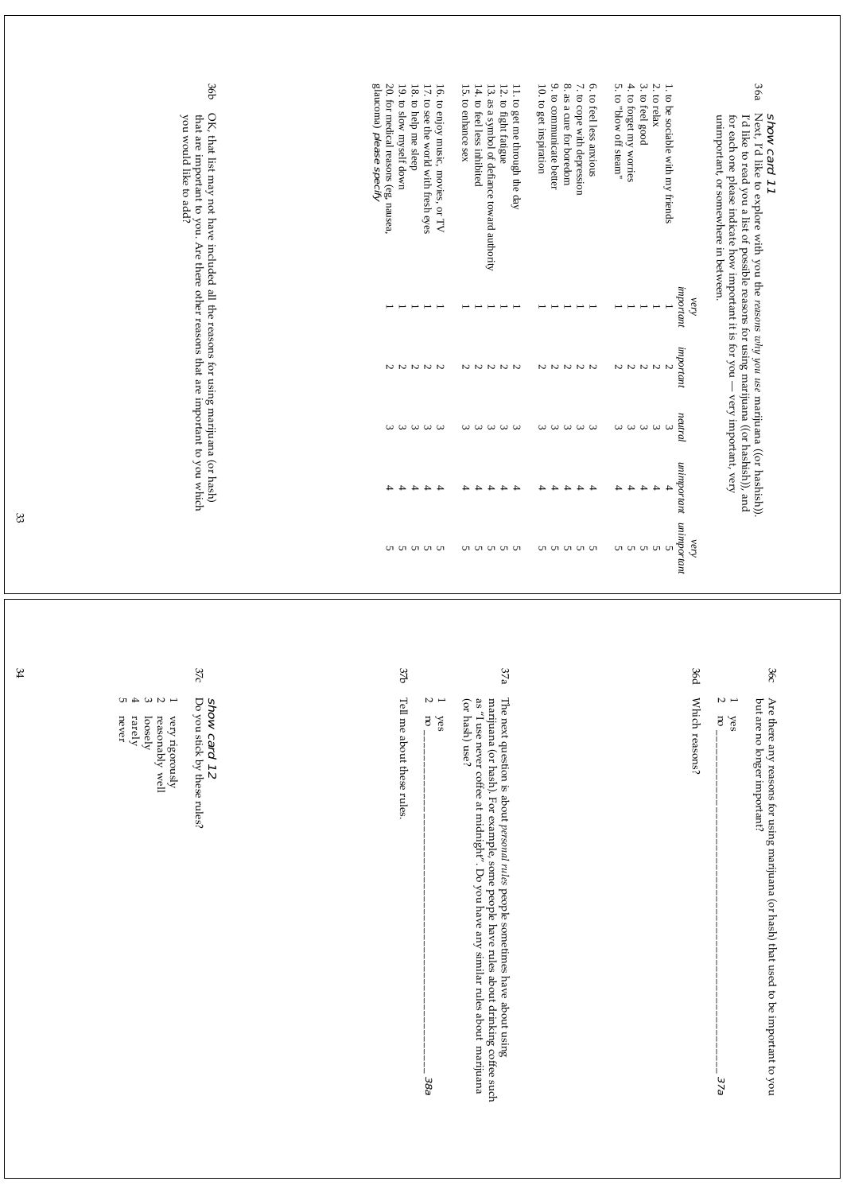*show card 11*

36a Next, I'd like to explore with you the *reasons why you use* marijuana ((or hashish)). I'd like to read you a list of possible reasons for using marijuana ((or hashish)), and for each one please indicate how important it is for you — very important, very unimportant, or somewhere in between.

| | *very important* | *important* | *neutral* | *unimportant* | *very unimportant* |
|---|---|---|---|---|---|
| 1. to be sociable with my friends | 1 | 2 | 3 | 4 | 5 |
| 2. to relax | 1 | 2 | 3 | 4 | 5 |
| 3. to feel good | 1 | 2 | 3 | 4 | 5 |
| 4. to forget my worries | 1 | 2 | 3 | 4 | 5 |
| 5. to "blow off steam" | 1 | 2 | 3 | 4 | 5 |
| 6. to feel less anxious | 1 | 2 | 3 | 4 | 5 |
| 7. to cope with depression | 1 | 2 | 3 | 4 | 5 |
| 8. as a cure for boredom | 1 | 2 | 3 | 4 | 5 |
| 9. to communicate better | 1 | 2 | 3 | 4 | 5 |
| 10. to get inspiration | 1 | 2 | 3 | 4 | 5 |
| 11. to get me through the day | 1 | 2 | 3 | 4 | 5 |
| 12. to fight fatigue | 1 | 2 | 3 | 4 | 5 |
| 13. as a symbol of defiance toward authority | 1 | 2 | 3 | 4 | 5 |
| 14. to feel less inhibited | 1 | 2 | 3 | 4 | 5 |
| 15. to enhance sex | 1 | 2 | 3 | 4 | 5 |
| 16. to enjoy music, movies, or TV | 1 | 2 | 3 | 4 | 5 |
| 17. to see the world with fresh eyes | 1 | 2 | 3 | 4 | 5 |
| 18. to help me sleep | 1 | 2 | 3 | 4 | 5 |
| 19. to slow myself down | 1 | 2 | 3 | 4 | 5 |
| 20. for medical reasons (eg, nausea, glaucoma) *please specify* | 1 | 2 | 3 | 4 | 5 |

36b OK, that list may not have included all the reasons for using marijuana (or hash) that are important to you. Are there other reasons that are important to you which you would like to add?

36c Are there any reasons for using marijuana (or hash) that used to be important to you but are no longer important?

1 yes
2 no ______________________________ *37a*

36d Which reasons?

37a The next question is about *personal rules* people sometimes have about using marijuana (or hash). For example, some people have rules about drinking coffee such as "I use never coffee at midnight". Do you have any similar rules about marijuana (or hash) use?

1 yes
2 no ______________________________ *38a*

37b Tell me about these rules.

*show card 12*

37c Do you stick by these rules?

1 very rigorously
2 reasonably well
3 loosely
4 rarely
5 never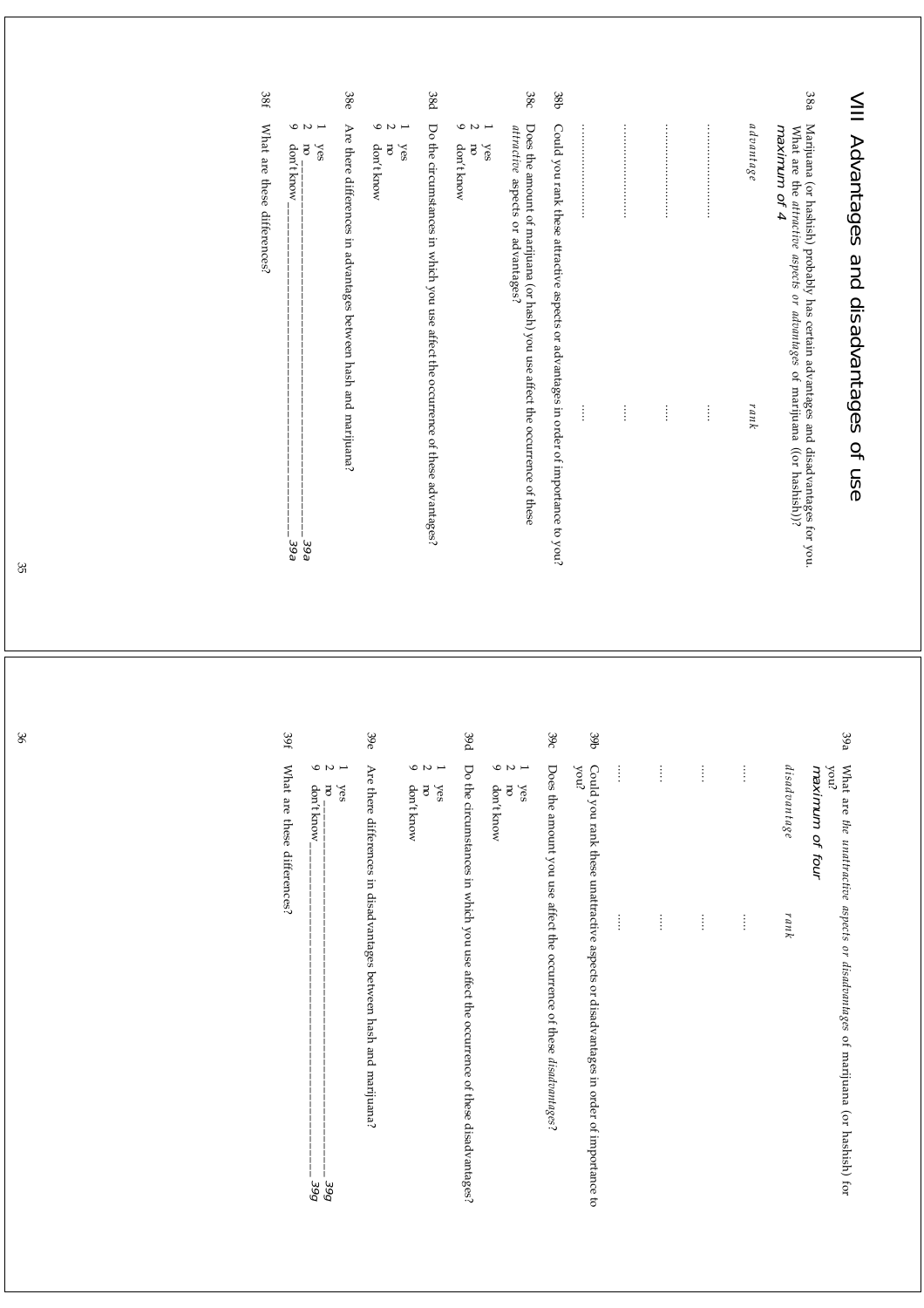# VIII Advantages and disadvantages of use

38a Marijuana (or hashish) probably has certain advantages and disadvantages for you. What are the *attractive aspects or advantages* of marijuana ((or hashish))? *maximum of 4*

| *advantage* | *rank* |
|---|---|
| ........................ | ..... |
| ........................ | ..... |
| ........................ | ..... |
| ........................ | ..... |

38b Could you rank these attractive aspects or advantages in order of importance to you?

38c Does the amount of marijuana (or hash) you use affect the occurrence of these *attractive* aspects or advantages?

1 yes
2 no
9 don't know

38d Do the circumstances in which you use affect the occurrence of these advantages?

1 yes
2 no
9 don't know

38e Are there differences in advantages between hash and marijuana?

1 yes
2 no ________________________________ *39a*
9 don't know ___________________________ *39a*

38f What are these differences?

39a What are *the unattractive aspects or disadvantages* of marijuana (or hashish) for you?
*maximum of four*

| *disadvantage* | *rank* |
|---|---|
| ..... | ..... |
| ..... | ..... |
| ..... | ..... |
| ..... | ..... |

39b Could you rank these unattractive aspects or disadvantages in order of importance to you?

39c Does the amount you use affect the occurrence of these *disadvantages*?

1 yes
2 no
9 don't know

39d Do the circumstances in which you use affect the occurrence of these disadvantages?

1 yes
2 no
9 don't know

39e Are there differences in disadvantages between hash and marijuana?

1 yes
2 no ________________________________ *39g*
9 don't know ___________________________ *39g*

39f What are these differences?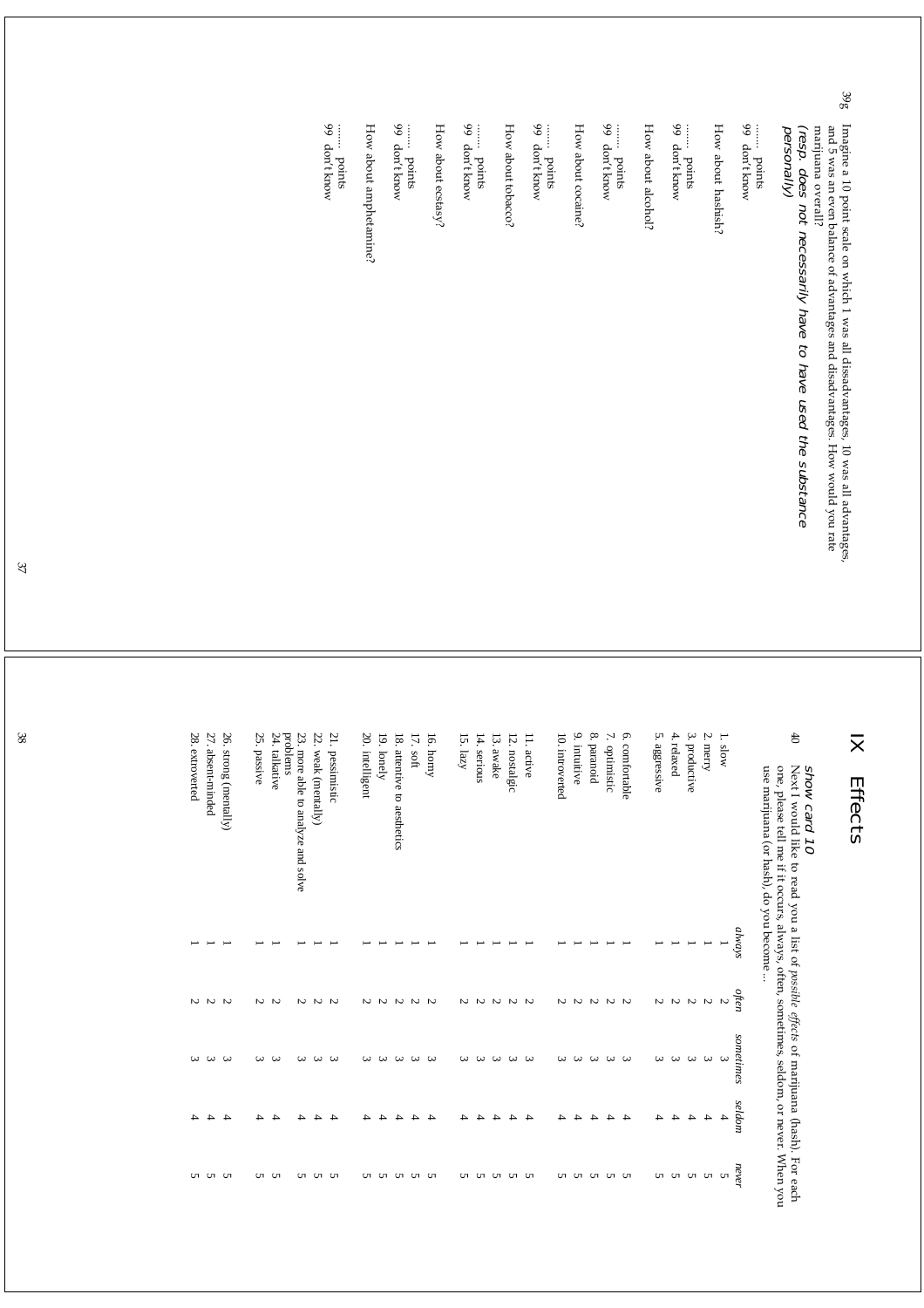39g Imagine a 10 point scale on which 1 was all dissadvantages, 10 was all advantages, and 5 was an even balance of advantages and disadvantages. How would you rate marijuana overall?

*(resp. does not necessarily have to have used the substance personally)*

....... points
99 don't know

How about hashish?

....... points
99 don't know

How about alcohol?

....... points
99 don't know

How about cocaine?

....... points
99 don't know

How about tobacco?

....... points
99 don't know

How about ecstasy?

....... points
99 don't know

How about amphetamine?

....... points
99 don't know

# IX Effects

*show card 10*

40 Next I would like to read you a list of *possible effects* of marijuana (hash). For each one, please tell me if it occurs, always, often, sometimes, seldom, or never. When you use marijuana (or hash), do you become ...

| | *always* | *often* | *sometimes* | *seldom* | *never* |
|---|---|---|---|---|---|
| 1. slow | 1 | 2 | 3 | 4 | 5 |
| 2. merry | 1 | 2 | 3 | 4 | 5 |
| 3. productive | 1 | 2 | 3 | 4 | 5 |
| 4. relaxed | 1 | 2 | 3 | 4 | 5 |
| 5. aggressive | 1 | 2 | 3 | 4 | 5 |
| 6. comfortable | 1 | 2 | 3 | 4 | 5 |
| 7. optimistic | 1 | 2 | 3 | 4 | 5 |
| 8. paranoid | 1 | 2 | 3 | 4 | 5 |
| 9. intuitive | 1 | 2 | 3 | 4 | 5 |
| 10. introverted | 1 | 2 | 3 | 4 | 5 |
| 11. active | 1 | 2 | 3 | 4 | 5 |
| 12. nostalgic | 1 | 2 | 3 | 4 | 5 |
| 13. awake | 1 | 2 | 3 | 4 | 5 |
| 14. serious | 1 | 2 | 3 | 4 | 5 |
| 15. lazy | 1 | 2 | 3 | 4 | 5 |
| 16. horny | 1 | 2 | 3 | 4 | 5 |
| 17. soft | 1 | 2 | 3 | 4 | 5 |
| 18. attentive to aesthetics | 1 | 2 | 3 | 4 | 5 |
| 19. lonely | 1 | 2 | 3 | 4 | 5 |
| 20. intelligent | 1 | 2 | 3 | 4 | 5 |
| 21. pessimistic | 1 | 2 | 3 | 4 | 5 |
| 22. weak (mentally) | 1 | 2 | 3 | 4 | 5 |
| 23. more able to analyze and solve problems | 1 | 2 | 3 | 4 | 5 |
| 24. talkative | 1 | 2 | 3 | 4 | 5 |
| 25. passive | 1 | 2 | 3 | 4 | 5 |
| 26. strong (mentally) | 1 | 2 | 3 | 4 | 5 |
| 27. absent-minded | 1 | 2 | 3 | 4 | 5 |
| 28. extroverted | 1 | 2 | 3 | 4 | 5 |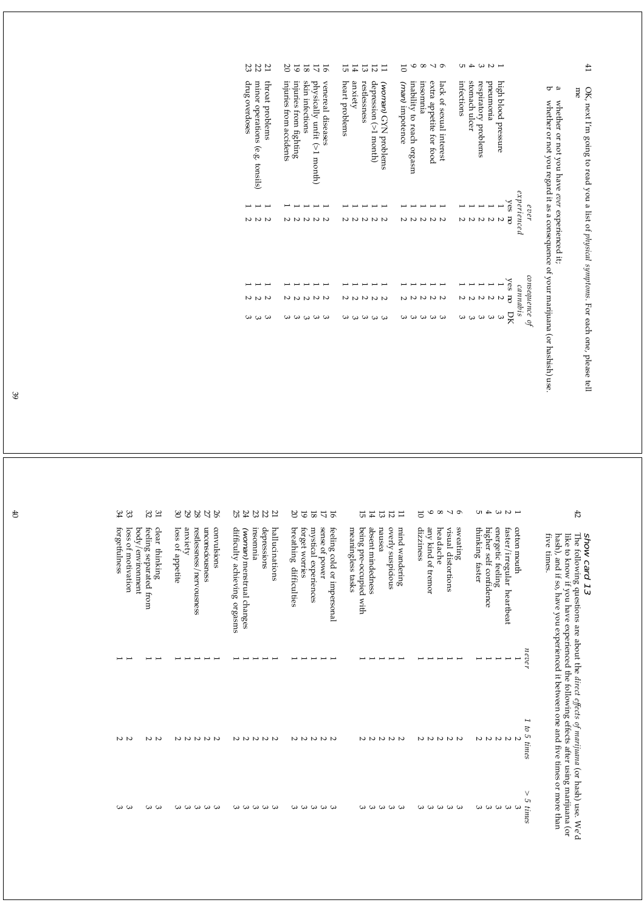41 OK, next I'm going to read you a list of *physical symptoms*. For each one, please tell me

a whether or not you have *ever* experienced it;
b whether or not you regard it as a consequence of your marijuana (or hashish) use.

| | | *ever experienced* | | *consequence of cannabis* | | |
|---|---|---|---|---|---|---|
| | | yes | no | yes | no | DK |
| 1 | high blood pressure | 1 | 2 | 1 | 2 | 3 |
| 2 | pneumonia | 1 | 2 | 1 | 2 | 3 |
| 3 | respiratory problems | 1 | 2 | 1 | 2 | 3 |
| 4 | stomach ulcer | 1 | 2 | 1 | 2 | 3 |
| 5 | infections | 1 | 2 | 1 | 2 | 3 |
| 6 | lack of sexual interest | 1 | 2 | 1 | 2 | 3 |
| 7 | extra appetite for food | 1 | 2 | 1 | 2 | 3 |
| 8 | insomnia | 1 | 2 | 1 | 2 | 3 |
| 9 | inability to reach orgasm | 1 | 2 | 1 | 2 | 3 |
| 10 | *(man)* impotence | 1 | 2 | 1 | 2 | 3 |
| 11 | *(woman)* GYN problems | 1 | 2 | 1 | 2 | 3 |
| 12 | depression (>1 month) | 1 | 2 | 1 | 2 | 3 |
| 13 | restlessness | 1 | 2 | 1 | 2 | 3 |
| 14 | anxiety | 1 | 2 | 1 | 2 | 3 |
| 15 | heart problems | 1 | 2 | 1 | 2 | 3 |
| 16 | venereal diseases | 1 | 2 | 1 | 2 | 3 |
| 17 | physically unfit (>1 month) | 1 | 2 | 1 | 2 | 3 |
| 18 | skin infections | 1 | 2 | 1 | 2 | 3 |
| 19 | injuries from fighting | 1 | 2 | 1 | 2 | 3 |
| 20 | injuries from accidents | 1 | 2 | 1 | 2 | 3 |
| 21 | throat problems | 1 | 2 | 1 | 2 | 3 |
| 22 | minor operations (e.g. tonsils) | 1 | 2 | 1 | 2 | 3 |
| 23 | drug overdoses | 1 | 2 | 1 | 2 | 3 |

42 ***show card 13***
The following questions are about the *direct effects of marijuana* (or hash) use. We'd like to know if you have experienced the following effects after using marijuana (or hash), and if so, have you experienced it between one and five times or more than five times.

| | | *never* | *1 to 5 times* | *> 5 times* |
|---|---|---|---|---|
| 1 | cotton mouth | 1 | 2 | 3 |
| 2 | faster/irregular heartbeat | 1 | 2 | 3 |
| 3 | energetic feeling | 1 | 2 | 3 |
| 4 | higher self confidence | 1 | 2 | 3 |
| 5 | thinking faster | 1 | 2 | 3 |
| 6 | sweating | 1 | 2 | 3 |
| 7 | visual distortions | 1 | 2 | 3 |
| 8 | headache | 1 | 2 | 3 |
| 9 | any kind of tremor | 1 | 2 | 3 |
| 10 | dizziness | 1 | 2 | 3 |
| 11 | mind wandering | 1 | 2 | 3 |
| 12 | overly suspicious | 1 | 2 | 3 |
| 13 | nausea | 1 | 2 | 3 |
| 14 | absent mindedness | 1 | 2 | 3 |
| 15 | being pre-occupied with meaningless tasks | 1 | 2 | 3 |
| 16 | feeling cold or impersonal | 1 | 2 | 3 |
| 17 | sense of power | 1 | 2 | 3 |
| 18 | mystical experiences | 1 | 2 | 3 |
| 19 | forget worries | 1 | 2 | 3 |
| 20 | breathing difficulties | 1 | 2 | 3 |
| 21 | hallucinations | 1 | 2 | 3 |
| 22 | depressions | 1 | 2 | 3 |
| 23 | insomnia | 1 | 2 | 3 |
| 24 | *(woman)* menstrual changes | 1 | 2 | 3 |
| 25 | difficulty achieving orgasms | 1 | 2 | 3 |
| 26 | convulsions | 1 | 2 | 3 |
| 27 | unconsciousness | 1 | 2 | 3 |
| 28 | restlessness/nervousness | 1 | 2 | 3 |
| 29 | anxiety | 1 | 2 | 3 |
| 30 | loss of appetite | 1 | 2 | 3 |
| 31 | clear thinking | 1 | 2 | 3 |
| 32 | feeling separated from body/environment | 1 | 2 | 3 |
| 33 | loss of motivation | 1 | 2 | 3 |
| 34 | forgetfulness | 1 | 2 | 3 |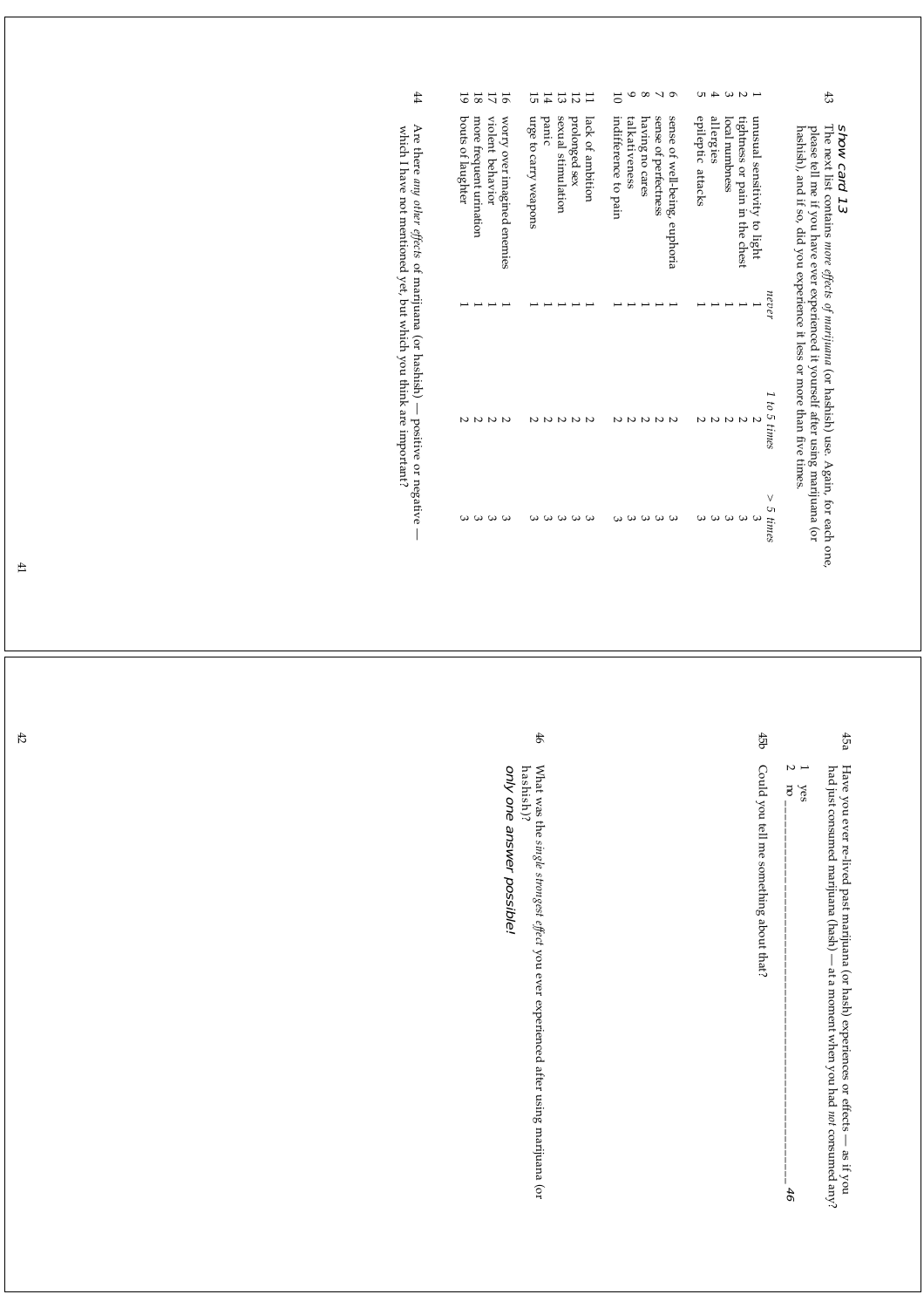*show card 13*

43 The next list contains *more effects of marijuana* (or hashish) use. Again, for each one, please tell me if you have ever experienced it yourself after using marijuana (or hashish), and if so, did you experience it less or more than five times.

| | | *never* | *1 to 5 times* | *> 5 times* |
|---|---|---|---|---|
| 1 | unusual sensitivity to light | 1 | 2 | 3 |
| 2 | tightness or pain in the chest | 1 | 2 | 3 |
| 3 | local numbness | 1 | 2 | 3 |
| 4 | allergies | 1 | 2 | 3 |
| 5 | epileptic attacks | 1 | 2 | 3 |
| 6 | sense of well-being, euphoria | 1 | 2 | 3 |
| 7 | sense of perfectness | 1 | 2 | 3 |
| 8 | having no cares | 1 | 2 | 3 |
| 9 | talkativeness | 1 | 2 | 3 |
| 10 | indifference to pain | 1 | 2 | 3 |
| 11 | lack of ambition | 1 | 2 | 3 |
| 12 | prolonged sex | 1 | 2 | 3 |
| 13 | sexual stimulation | 1 | 2 | 3 |
| 14 | panic | 1 | 2 | 3 |
| 15 | urge to carry weapons | 1 | 2 | 3 |
| 16 | worry over imagined enemies | 1 | 2 | 3 |
| 17 | violent behavior | 1 | 2 | 3 |
| 18 | more frequent urination | 1 | 2 | 3 |
| 19 | bouts of laughter | 1 | 2 | 3 |

44 Are there *any other effects* of marijuana (or hashish) — positive or negative — which I have not mentioned yet, but which you think are important?

45a Have you ever re-lived past marijuana (or hash) experiences or effects — as if you had just consumed marijuana (hash) — at a moment when you had *not* consumed any?

1 yes
2 no ——————————————————————————— **46**

45b Could you tell me something about that?

46 What was the *single strongest effect* you ever experienced after using marijuana (or hashish)?

***only one answer possible!***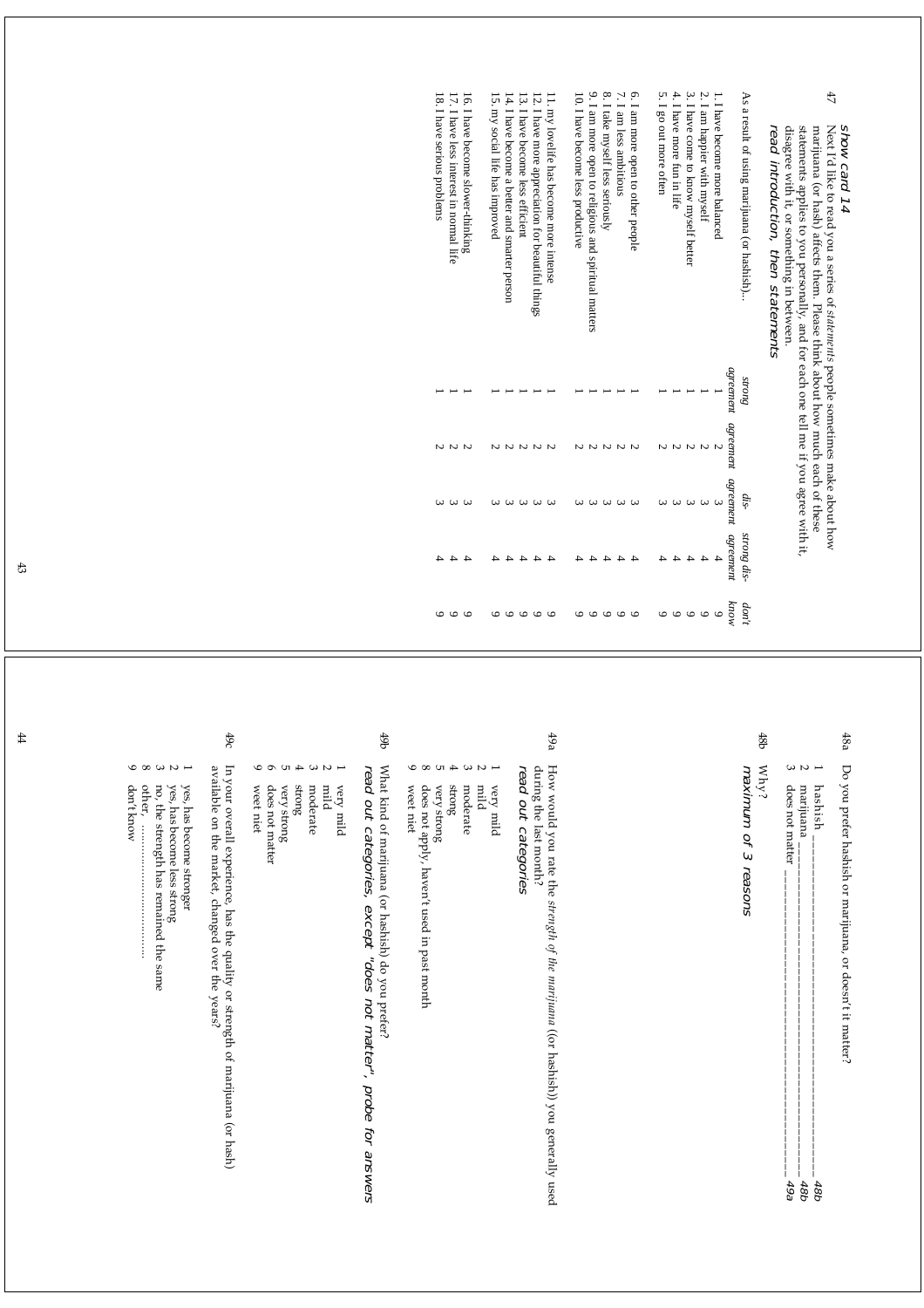## 47

*show card 14*

Next I'd like to read you a series of *statements* people sometimes make about how marijuana (or hash) affects them. Please think about how much each of these statements applies to you personally, and for each one tell me if you agree with it, disagree with it, or something in between.

*read introduction, then statements*

| As a result of using marijuana (or hashish)... | strong agreement | agreement | dis-agreement | strong dis-agreement | don't know |
|---|---|---|---|---|---|
| 1. I have become more balanced | 1 | 2 | 3 | 4 | 9 |
| 2. I am happier with myself | 1 | 2 | 3 | 4 | 9 |
| 3. I have come to know myself better | 1 | 2 | 3 | 4 | 9 |
| 4. I have more fun in life | 1 | 2 | 3 | 4 | 9 |
| 5. I go out more often | 1 | 2 | 3 | 4 | 9 |
| 6. I am more open to other people | 1 | 2 | 3 | 4 | 9 |
| 7. I am less ambitious | 1 | 2 | 3 | 4 | 9 |
| 8. I take myself less seriously | 1 | 2 | 3 | 4 | 9 |
| 9. I am more open to religious and spiritual matters | 1 | 2 | 3 | 4 | 9 |
| 10. I have become less productive | 1 | 2 | 3 | 4 | 9 |
| 11. my lovelife has become more intense | 1 | 2 | 3 | 4 | 9 |
| 12. I have more appreciation for beautiful things | 1 | 2 | 3 | 4 | 9 |
| 13. I have become less efficient | 1 | 2 | 3 | 4 | 9 |
| 14. I have become a better and smarter person | 1 | 2 | 3 | 4 | 9 |
| 15. my social life has improved | 1 | 2 | 3 | 4 | 9 |
| 16. I have become slower-thinking | 1 | 2 | 3 | 4 | 9 |
| 17. I have less interest in normal life | 1 | 2 | 3 | 4 | 9 |
| 18. I have serious problems | 1 | 2 | 3 | 4 | 9 |

## 48a

Do you prefer hashish or marijuana, or doesn't it matter?

1 hashish ______________________________ *48b*
2 marijuana ____________________________ *48b*
3 does not matter ______________________ *49a*

## 48b

Why?

*maximum of 3 reasons*

## 49a

How would you rate the *strength of the marijuana* ((or hashish)) you generally used during the last month?

*read out categories*

1 very mild
2 mild
3 moderate
4 strong
5 very strong
8 does not apply, haven't used in past month
9 weet niet

## 49b

What kind of marijuana (or hashish) do you prefer?

*read out categories, except "does not matter", probe for answers*

1 very mild
2 mild
3 moderate
4 strong
5 very strong
6 does not matter
9 weet niet

## 49c

In your overall experience, has the quality or strength of marijuana (or hash) available on the market, changed over the years?

1 yes, has become stronger
2 yes, has become less strong
3 no, the strength has remained the same
8 other, ......................................
9 don't know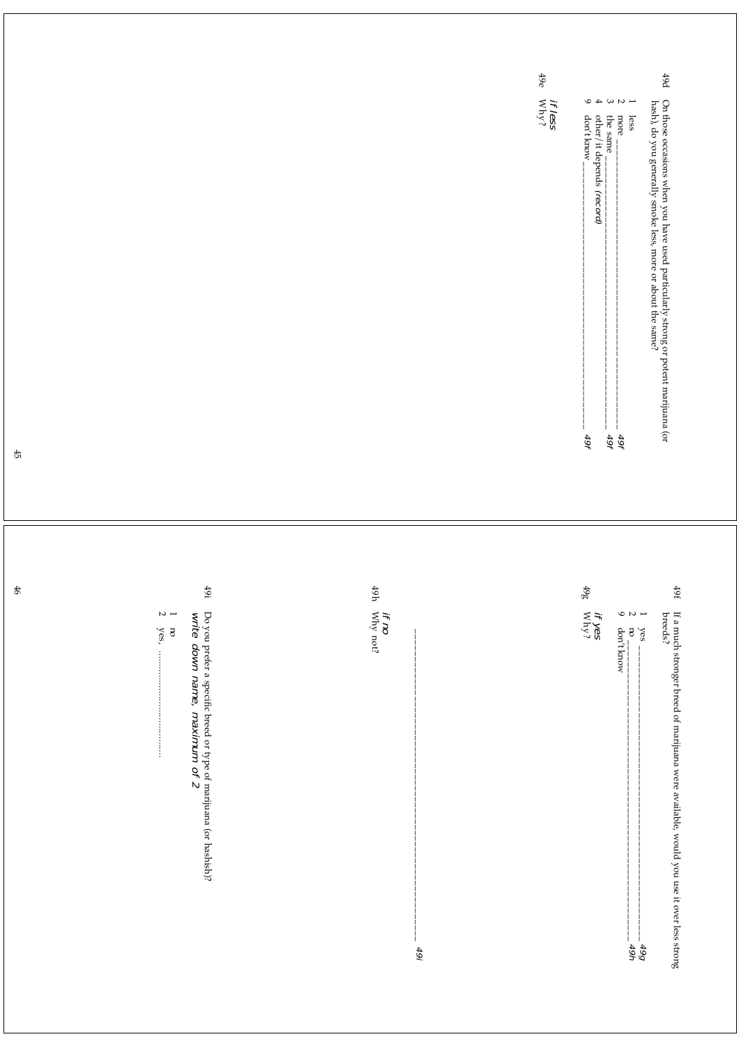49d On those occasions when you have used particularly strong or potent marijuana (or hash), do you generally smoke less, more or about the same?

1 less
2 more ........................................................ *49f*
3 the same ..................................................... *49f*
4 other/it depends *(record)*
9 don't know .................................................. *49f*

*if less*
49e Why?

49f If a much stronger breed of marijuana were available, would you use it over less strong breeds?

1 yes ........................................................ *49g*
2 no ......................................................... *49h*
9 don't know

*if yes*
49g Why?

............................................................ *49i*

*if no*
49h Why not?

49i Do you prefer a specific breed or type of marijuana (or hashish)?
*write down name, maximum of 2*

1 no
2 yes, ..............................................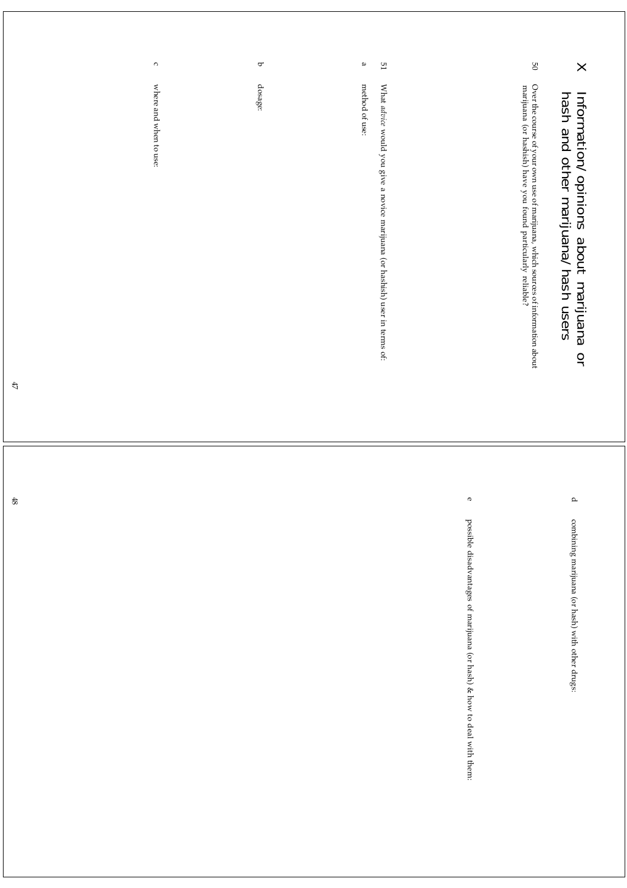# X Information/ opinions about marijuana or hash and other marijuana/ hash users

50 Over the course of your own use of marijuana, which sources of information about marijuana (or hashish) have you found particularly reliable?

51 What *advice* would you give a novice marijuana (or hashish) user in terms of:

a method of use:

b dosage:

c where and when to use:

d combining marijuana (or hash) with other drugs:

e possible disadvantages of marijuana (or hash) & how to deal with them: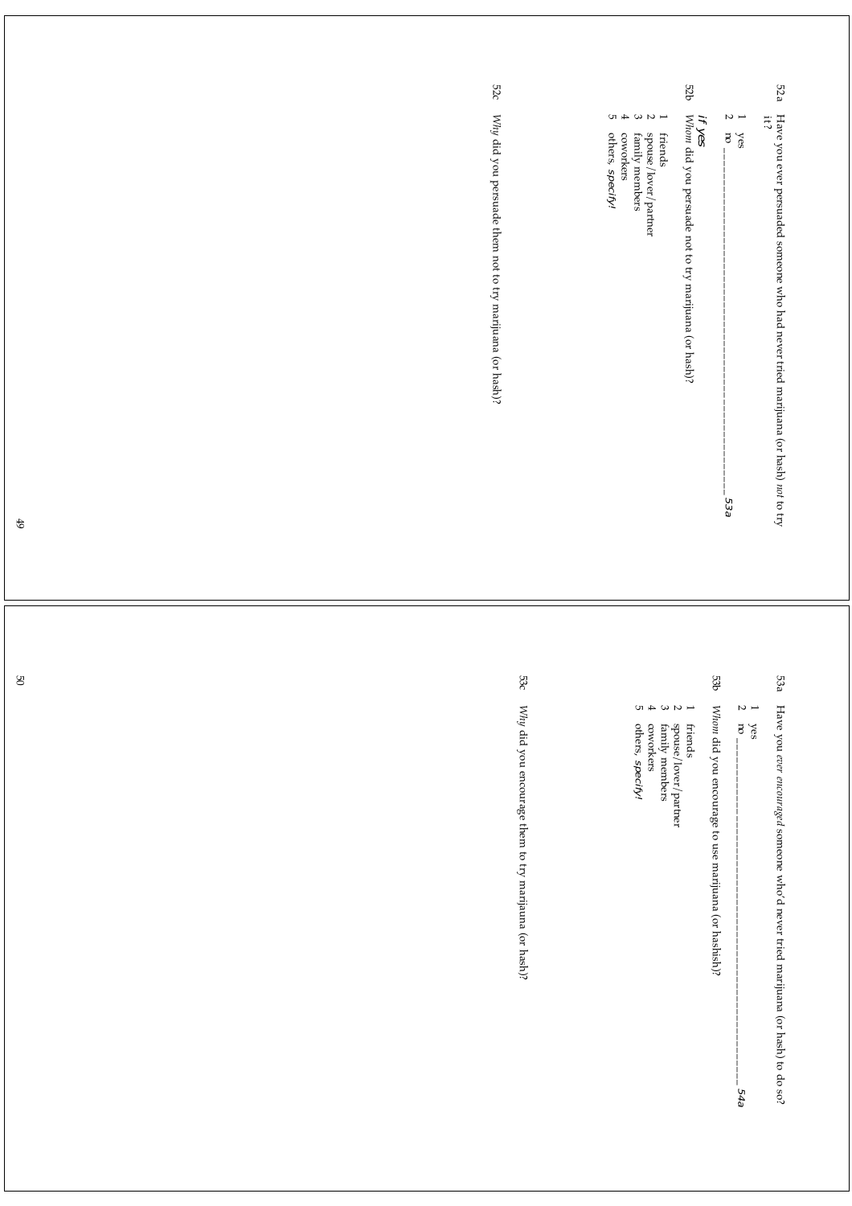52a Have you ever persuaded someone who had never tried marijuana (or hash) *not* to try it?

1 yes

2 no ________________________________________________ *53a*

*if yes*

52b *Whom* did you persuade not to try marijuana (or hash)?

1 friends
2 spouse/lover/partner
3 family members
4 coworkers
5 others, *specify!*

52c *Why* did you persuade them not to try marijuana (or hash)?

53a Have you *ever encouraged* someone who'd never tried marijuana (or hash) to do so?

1 yes

2 no ________________________________________________ *54a*

53b *Whom* did you encourage to use marijuana (or hashish)?

1 friends
2 spouse/lover/partner
3 family members
4 coworkers
5 others, *specify!*

53c *Why* did you encourage them to try marijuana (or hash)?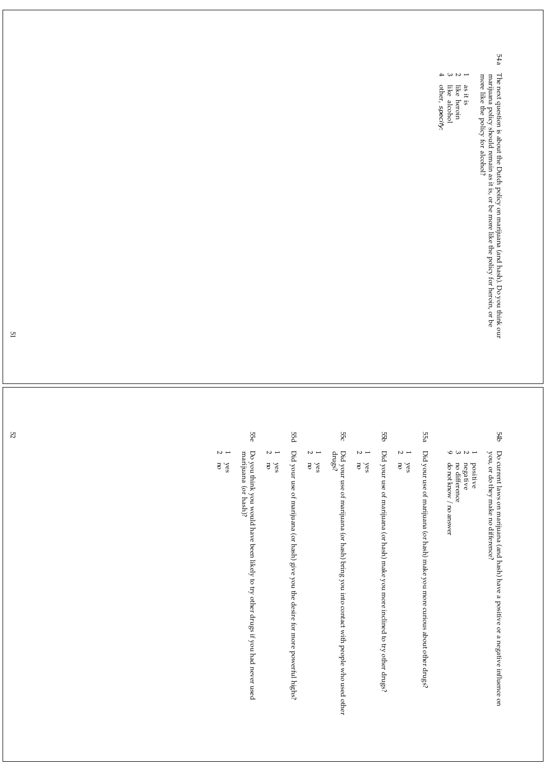54a The next question is about the Dutch policy on marijuana (and hash). Do you think our marijuana policy should remain as it is, or be more like the policy for heroin, or be more like the policy for alcohol?

1 as it is
2 like heroin
3 like alcohol
4 other, *specify*:

54b Do current laws on marijuana (and hash) have a positive or a negative influence on you, or do they make no difference?

1 positive
2 negative
3 no difference
9 do not know / no answer

55a Did your use of marijuana (or hash) make you more curious about other drugs?

1 yes
2 no

55b Did your use of marijuana (or hash) make you more inclined to try other drugs?

1 yes
2 no

55c Did your use of marijuana (or hash) bring you into contact with people who used other drugs?

1 yes
2 no

55d Did your use of marijuana (or hash) give you the desire for more powerful highs?

1 yes
2 no

55e Do you think you would have been likely to try other drugs if you had never used marijuana (or hash)?

1 yes
2 no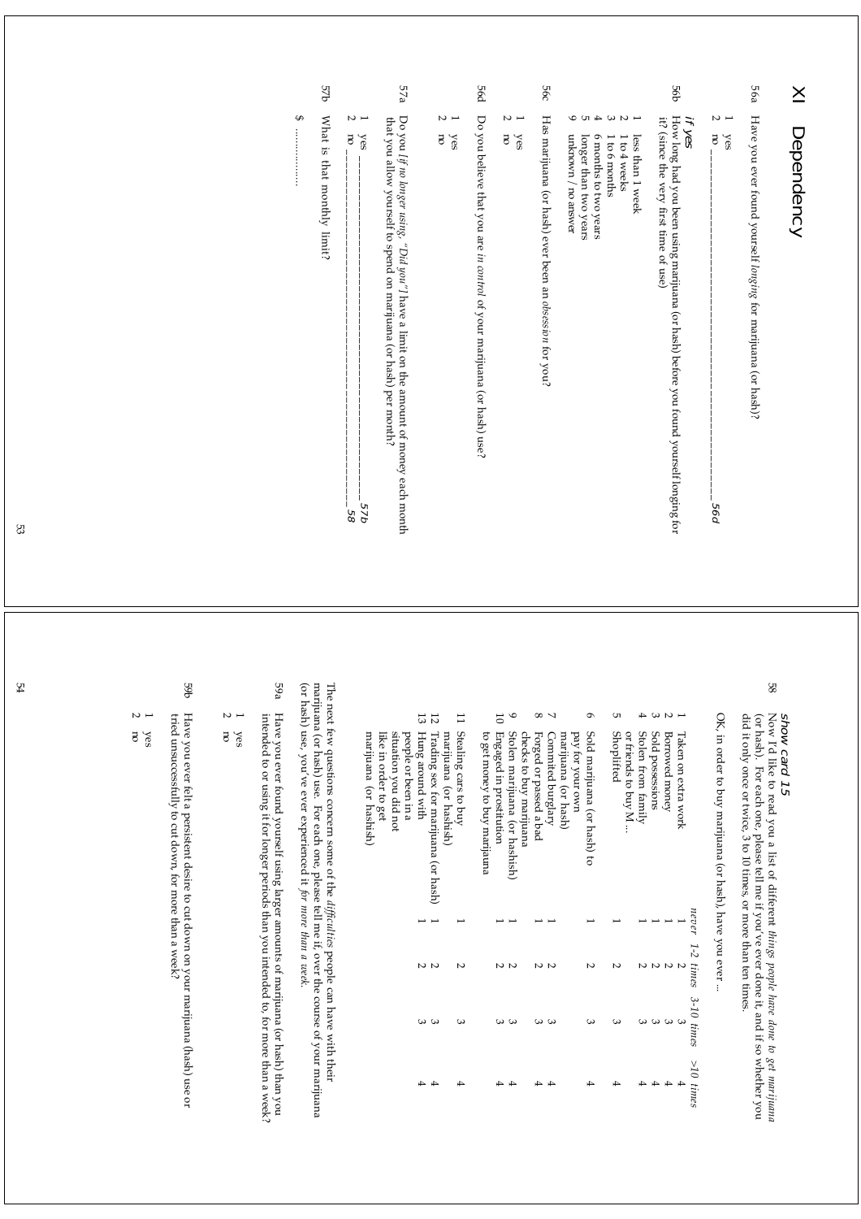# XI Dependency

56a Have you ever found yourself *longing* for marijuana (or hash)?

1 yes
2 no ——————————————————————— *56d*

*if yes*
56b How long had you been using marijuana (or hash) before you found yourself longing for it? (since the very first time of use)

1 less than 1 week
2 1 to 4 weeks
3 1 to 6 months
4 6 months to two years
5 longer than two years
9 unknown / no answer

56c Has marijuana (or hash) ever been an *obsession* for you?

1 yes
2 no

56d Do you believe that you are *in control* of your marijuana (or hash) use?

1 yes
2 no

57a Do you *[if no longer using, "Did you"]* have a limit on the amount of money each month that you allow yourself to spend on marijuana (or hash) per month?

1 yes ——————————————————————— *57b*
2 no ——————————————————————— *58*

57b What is that monthly limit?

$ ..............

*show card 15*

58 Now I'd like to read you a list of different *things people have done to get marijuana* (or hash). For each one, please tell me if you've ever done it, and if so whether you did it only once or twice, 3 to 10 times, or more than ten times.

OK, in order to buy marijuana (or hash), have you ever ...

| | | *never* | *1-2 times* | *3-10 times* | *>10 times* |
|---|---|---|---|---|---|
| 1 | Taken on extra work | 1 | 2 | 3 | 4 |
| 2 | Borrowed money | 1 | 2 | 3 | 4 |
| 3 | Sold possessions | 1 | 2 | 3 | 4 |
| 4 | Stolen from family or friends to buy M... | 1 | 2 | 3 | 4 |
| 5 | Shoplifted | 1 | 2 | 3 | 4 |
| 6 | Sold marijuana (or hash) to pay for your own marijuana (or hash) | 1 | 2 | 3 | 4 |
| 7 | Commited burglary | 1 | 2 | 3 | 4 |
| 8 | Forged or passed a bad checks to buy marijuana | 1 | 2 | 3 | 4 |
| 9 | Stolen marijuana (or hashish) | 1 | 2 | 3 | 4 |
| 10 | Engaged in prostitution to get money to buy marijuana | 1 | 2 | 3 | 4 |
| 11 | Stealing cars to buy marijuana (or hashish) | 1 | 2 | 3 | 4 |
| 12 | Trading sex for marijuana (or hash) | 1 | 2 | 3 | 4 |
| 13 | Hung around with people or been in a situation you did not like in order to get marijuana (or hashish) | 1 | 2 | 3 | 4 |

The next few questions concern some of the *difficulties* people can have with their marijuana (or hash) use. For each one, please tell me if, over the course of your marijuana (or hash) use, you've ever experienced it *for more than a week*.

59a Have you ever found yourself using larger amounts of marijuana (or hash) than you intended to or using it for longer periods than you intended to, for more than a week?

1 yes
2 no

59b Have you ever felt a persistent desire to cut down on your marijuana (hash) use or tried unsuccessfully to cut down, for more than a week?

1 yes
2 no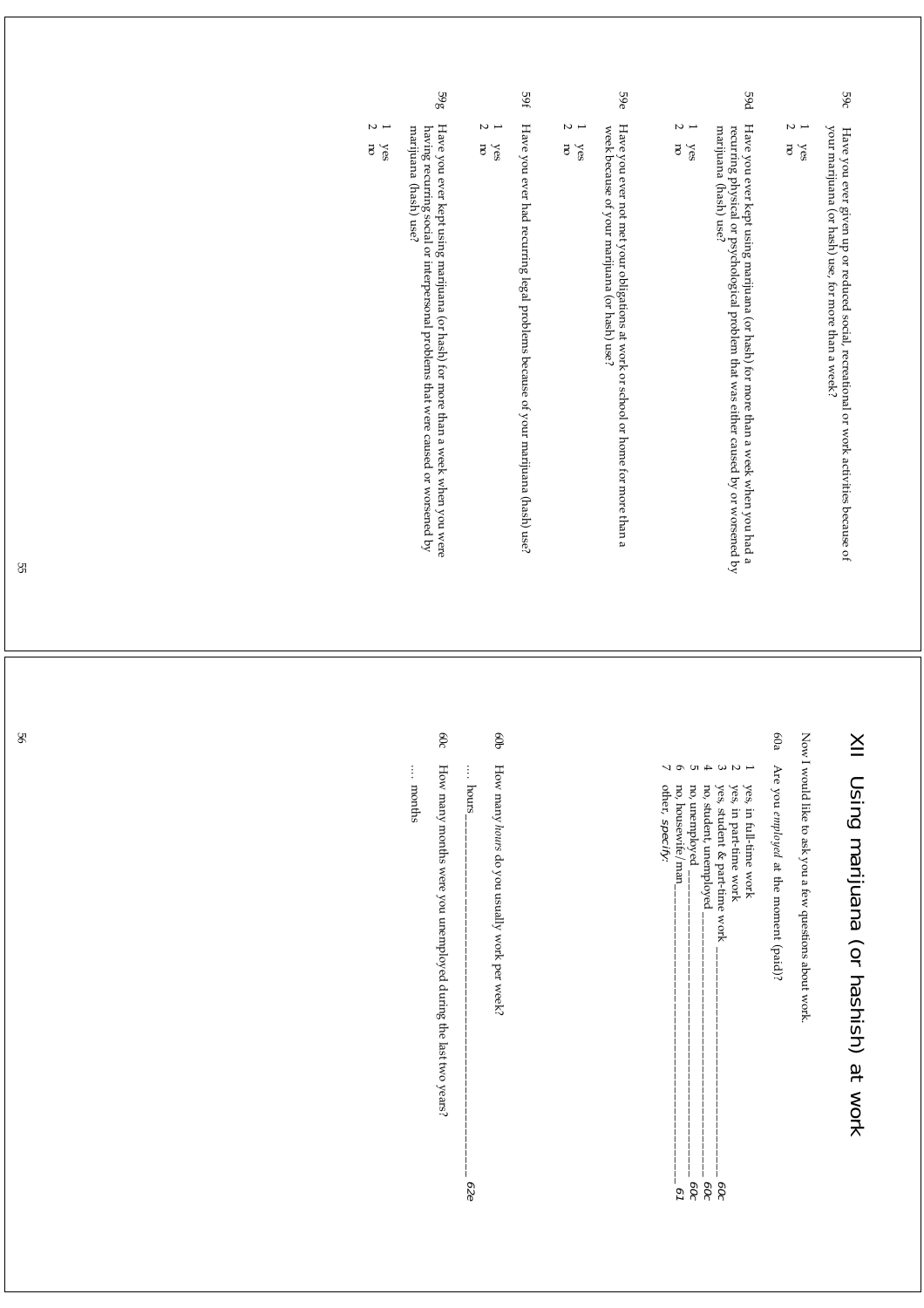59c Have you ever given up or reduced social, recreational or work activities because of your marijuana (or hash) use, for more than a week?

1 yes
2 no

59d Have you ever kept using marijuana (or hash) for more than a week when you had a recurring physical or psychological problem that was either caused by or worsened by marijuana (hash) use?

1 yes
2 no

59e Have you ever not met your obligations at work or school or home for more than a week because of your marijuana (or hash) use?

1 yes
2 no

59f Have you ever had recurring legal problems because of your marijuana (hash) use?

1 yes
2 no

59g Have you ever kept using marijuana (or hash) for more than a week when you were having recurring social or interpersonal problems that were caused or worsened by marijuana (hash) use?

1 yes
2 no

# XII Using marijuana (or hashish) at work

Now I would like to ask you a few questions about work.

60a Are you *employed* at the moment (paid)?

1 yes, in full-time work
2 yes, in part-time work
3 yes, student & part-time work ________________ *60c*
4 no, student, unemployed ________________ *60c*
5 no, unemployed ________________ *60c*
6 no, housewife/man ________________ *61*
7 other, *specify*:

60b How many *hours* do you usually work per week?

.... hours ________________ *62e*

60c How many months were you unemployed during the last two years?

.... months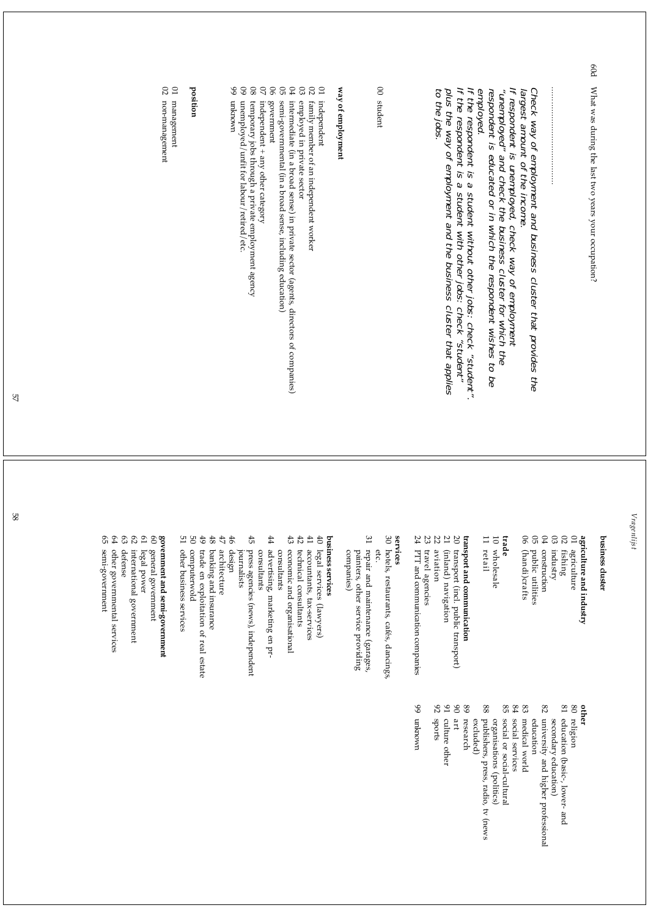60d What was during the last two years your occupation?

…………………

*Check way of employment and business cluster that provides the largest amount of the income.*
*If respondent is unemployed, check way of employment "unemployed" and check the business cluster for which the respondent is educated or in which the respondent wishes to be employed.*
*If the respondent is a student without other jobs: check "student".*
*If the respondent is a student with other jobs: check "student" plus the way of employment and the business cluster that applies to the jobs.*

00 student

**way of employment**

01 independent
02 family member of an independent worker
03 employed in private sector
04 intermediate (in a broad sense) in private sector (agents, directors of companies)
05 semi-governmental (in a broad sense, including education)
06 government
07 independent + any other category
08 temporary jobs through a private employment agency
09 unemployed/unfit for labour/retired/etc.
99 unknown

**position**

01 management
02 non-management

**business cluster**

**agriculture and industry**
01 agriculture
02 fishing
03 industry
04 construction
05 public utilities
06 (handi)crafts

**trade**
10 wholesale
11 retail

**transport and communication**
20 transport (incl. public transport)
21 (inland) navigation
22 aviation
23 travel agencies
24 PTT and communication companies

**services**
30 hotels, restaurants, cafés, dancings, etc.
31 repair and maintenance (garages, painters, other service providing companies)

**business services**
40 legal services (lawyers)
41 accountants, tax-services
42 technical consultants
43 economic and organisational consultants
44 advertising, marketing en pr-consultants
45 press agencies (news), independent journalists
46 design
47 architecture
48 banking and insurance
49 trade en exploitation of real estate
50 computerwold
51 other business services

**government and semi-government**
60 general government
61 legal power
62 international government
63 defense
64 other govermmental services
65 semi-government

**other**
80 religion
81 education (basic-, lower- and secondary education)
82 university and higher professional education
83 medical world
84 social services
85 social or social-cultural organisations (politics)
88 publishers, press, radio, tv (news excluded)
89 research
90 art
91 culture other
92 sports

99 unknown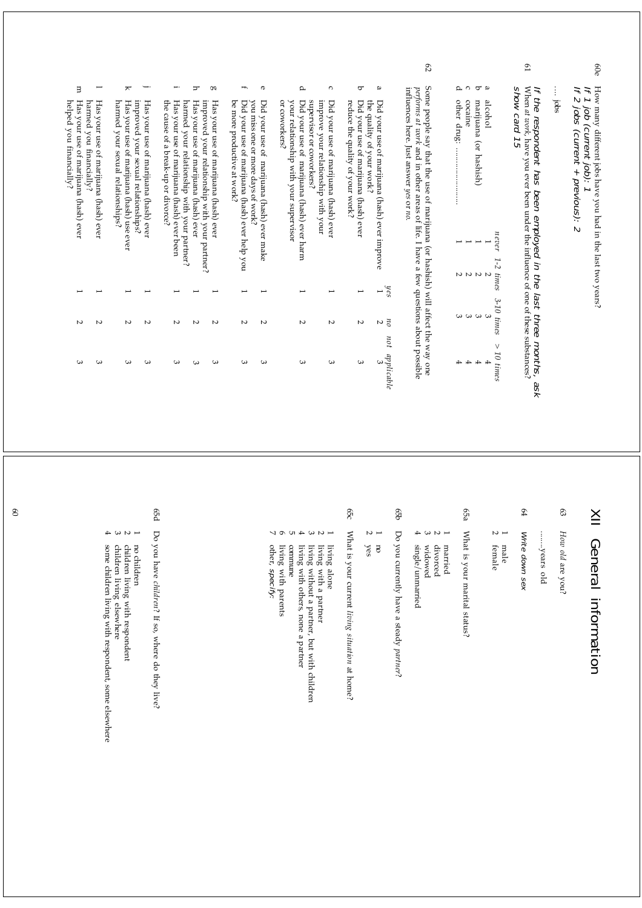60e How many different jobs have you had in the last two years?
*If 1 job (current job): 1*
*If 2 jobs (current + previous): 2*

.... jobs

*If the respondent has been employed in the last three months, ask show card 15*

61 When *at work*, have you ever been under the influence of one of these substances?

| | | *never* | *1-2 times* | *3-10 times* | *> 10 times* |
|---|---|---|---|---|---|
| a | alcohol | 1 | 2 | 3 | 4 |
| b | marijuana (or hashish) | 1 | 2 | 3 | 4 |
| c | cocaine | 1 | 2 | 3 | 4 |
| d | other drug: .................... | 1 | 2 | 3 | 4 |

62 Some people say that the use of marijuana (or hashish) will affect the way one *performs at work* and in other areas of life. I have a few questions about possible influences here. Just answer *yes* or *no*.

| | | *yes* | *no* | *not applicable* |
|---|---|---|---|---|
| a | Did your use of marijuana (hash) ever improve the quality of your work? | 1 | 2 | 3 |
| b | Did your use of marijuana (hash) ever reduce the quality of your work? | 1 | 2 | 3 |
| c | Did your use of marijuana (hash) ever improve your relationship with your supervisor or coworkers? | 1 | 2 | 3 |
| d | Did your use of marijuana (hash) ever harm your relationship with your supervisor or coworkers? | 1 | 2 | 3 |
| e | Did your use of marijuana (hash) ever make you miss one or more days of work? | 1 | 2 | 3 |
| f | Did your use of marijuana (hash) ever help you be more productive at work? | 1 | 2 | 3 |
| g | Has your use of marijuana (hash) ever improved your relationship with your partner? | 1 | 2 | 3 |
| h | Has your use of marijuana (hash) ever harmed your relationship with your partner? | 1 | 2 | 3 |
| i | Has your use of marijuana (hash) ever been the cause of a break-up or divorce? | 1 | 2 | 3 |
| j | Has your use of marijuana (hash) ever improved your sexual relationships? | 1 | 2 | 3 |
| k | Has your use of marijuana (hash) use ever harmed your sexual relationships? | 1 | 2 | 3 |
| l | Has your use of marijuana (hash) ever harmed you financially? | 1 | 2 | 3 |
| m | Has your use of marijuana (hash) ever helped you financially? | 1 | 2 | 3 |

# XII General information

63 *How old* are you?

.......years old

64 *Write down sex*

1 male
2 female

65a What is your marital status?

1 married
2 divorced
3 widowed
4 single/unmarried

65b Do you currently have a steady *partner*?

1 no
2 yes

65c What is your current *living situation* at home?

1 living alone
2 living with a partner
3 living without a partner, but with children
4 living with others, none a partner
5 commune
6 living with parents
7 other, *specify*:

65d Do you have *children*? If so, where do they live?

1 no children
2 children living with respondent
3 children living elsewhere
4 some children living with respondent, some elsewhere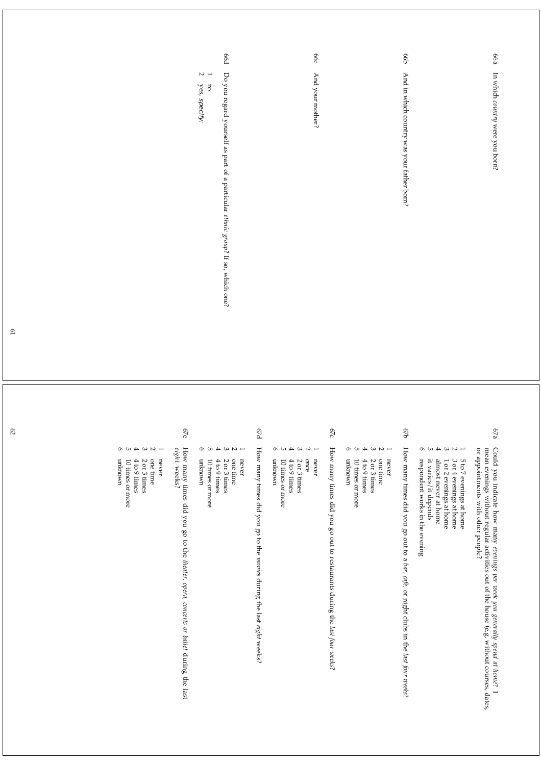66a In which *country* were you born?

66b And in which country was your father born?

66c And your mother?

66d Do you regard yourself as part of a particular *ethnic group*? If so, which one?

1 no
2 yes, *specify*:

67a Could you indicate how many *evenings per week you generally spend at home*? I mean evenings without regular activities out of the house (e.g. without courses, dates, or appointments with other people)?

1 5 to 7 evenings at home
2 3 or 4 evenings at home
3 1 or 2 evenings at home
4 almost never at home
5 it varies/it depends
6 respondent works in the evening

67b How many times did you go out to a *bar, café*, or night clubs in the *last four weeks*?

1 never
2 one time
3 2 or 3 times
4 4 to 9 times
5 10 times or more
6 unknown

67c How many times did you go out to restaurants during the *last four weeks*?

1 never
2 once
3 2 or 3 times
4 4 to 9 times
5 10 times or more
6 unknown

67d How many times did you go to the *movies* during the last *eight* weeks?

1 never
2 one time
3 2 or 3 times
4 4 to 9 times
5 10 times or more
6 unknown

67e How many times did you go to the *theater, opera, concerts or ballet* during the last *eight* weeks?

1 never
2 one time
3 2 or 3 times
4 4 to 9 times
5 10 times or more
6 unknown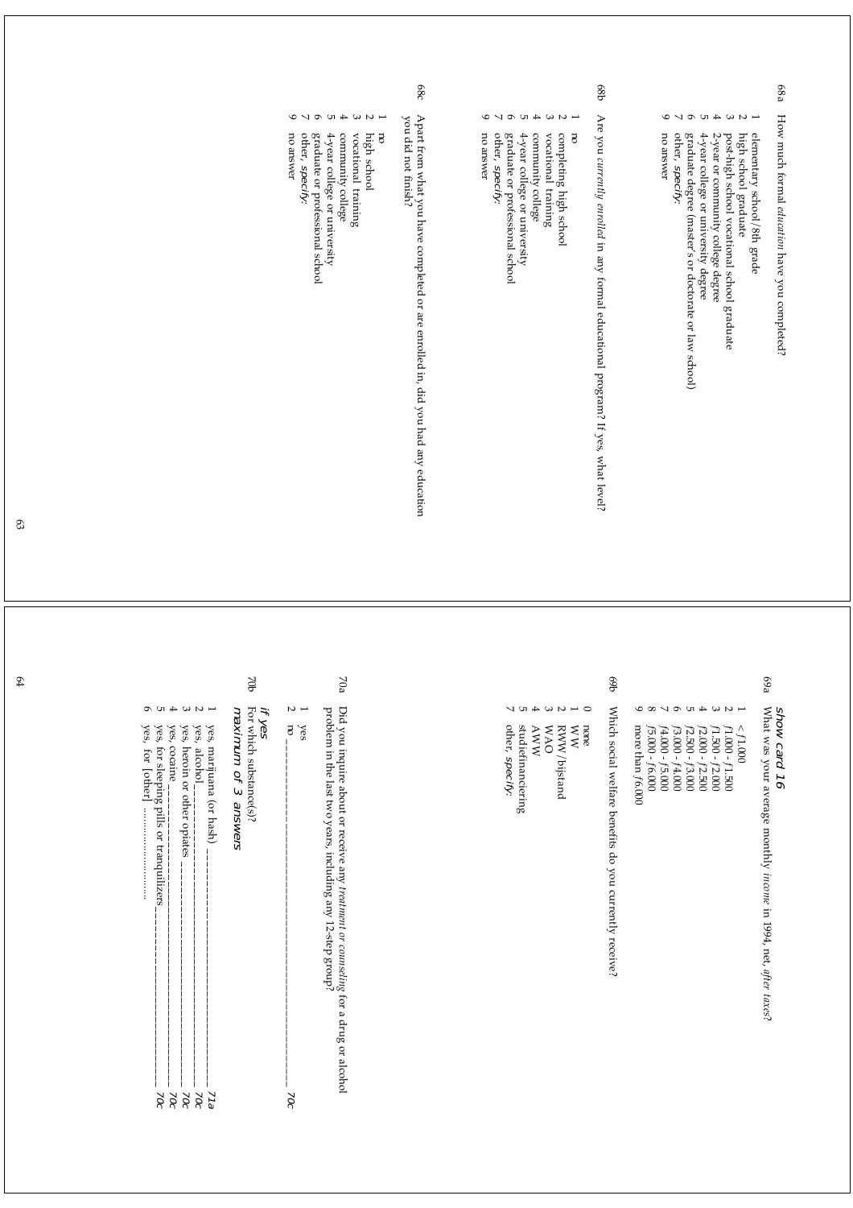68a How much formal *education* have you completed?

1 elementary school/8th grade
2 high school graduate
3 post-high school vocational school graduate
4 2-year or community college degree
5 4-year college or university degree
6 graduate degree (master's or doctorate or law school)
7 other, *specify*:
9 no answer

68b Are you *currently enrolled* in any formal educational program? If yes, what level?

1 no
2 completing high school
3 vocational training
4 community college
5 4-year college or university
6 graduate or professional school
7 other, *specify*:
9 no answer

68c Apart from what you have completed or are enrolled in, did you had any education you did not finish?

1 no
2 high school
3 vocational training
4 community college
5 4-year college or university
6 graduate or professional school
7 other, *specify*:
9 no answer

*show card 16*

69a What was your average monthly *income* in 1994, net, *after taxes*?

1 < ƒ1.000
2 ƒ1.000 - ƒ1.500
3 ƒ1.500 - ƒ2.000
4 ƒ2.000 - ƒ2.500
5 ƒ2.500 - ƒ3.000
6 ƒ3.000 - ƒ4.000
7 ƒ4.000 - ƒ5.000
8 ƒ5.000 - ƒ6.000
9 more than ƒ6.000

69b Which social welfare benefits do you currently receive?

0 none
1 WW
2 RWW/bijstand
3 WAO
4 AWW
5 studiefinanciering
7 other, *specify*:

70a Did you inquire about or receive any *treatment or counseling* for a drug or alcohol problem in the last two years, including any 12-step group?

1 yes
2 no ______________________________________ *70c*

*if yes*

70b For which substance(s)?
*maximum of 3 answers*

1 yes, marijuana (or hash) ______________________ *71a*
2 yes, alcohol_______________________________ *70c*
3 yes, heroin or other opiates _____________________ *70c*
4 yes, cocaine_______________________________ *70c*
5 yes, for sleeping pills or tranquilizers________________ *70c*
6 yes, for [other] ............................. *70c*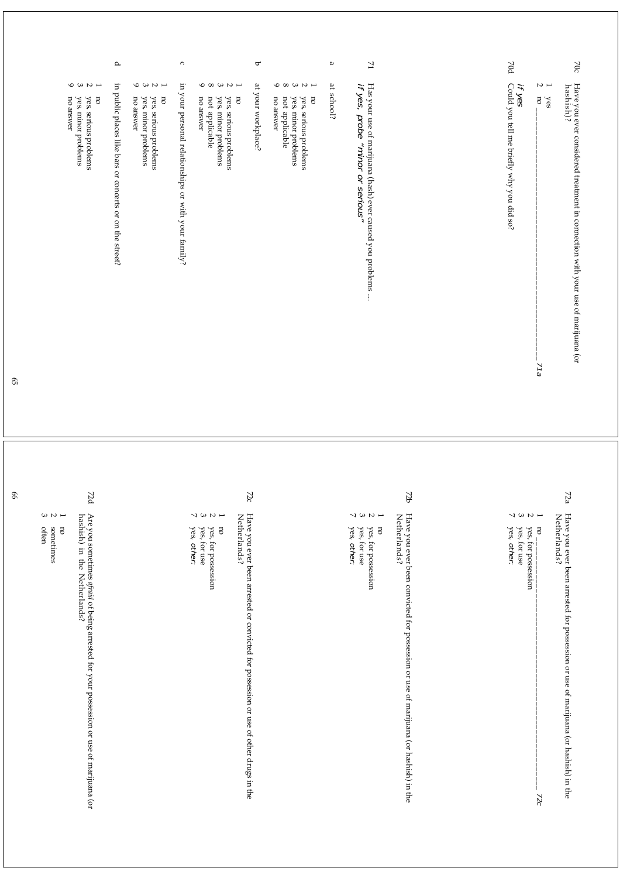70c Have you ever considered treatment in connection with your use of marijuana (or hashish)?

1 yes
2 no ________________________________________________ *71a*

*if yes*

70d Could you tell me briefly why you did so?

71 Has your use of marijuana (hash) ever caused you problems ....
*if yes, probe "minor or serious"*

a at school?

1 no
2 yes, serious problems
3 yes, minor problems
8 not applicable
9 no answer

b at your workplace?

1 no
2 yes, serious problems
3 yes, minor problems
8 not applicable
9 no answer

c in your personal relationships or with your family?

1 no
2 yes, serious problems
3 yes, minor problems
9 no answer

d in public places like bars or concerts or on the street?

1 no
2 yes, serious problems
3 yes, minor problems
9 no answer

72a Have you ever been arrested for possession or use of marijuana (or hashish) in the Netherlands?

1 no ________________________________________________ *72c*
2 yes, for possession
3 yes, for use
7 yes, *other:*

72b Have you ever been convicted for possession or use of marijuana (or hashish) in the Netherlands?

1 no
2 yes, for possession
3 yes, for use
7 yes, *other:*

72c Have you ever been arrested or convicted for possession or use of other drugs in the Netherlands?

1 no
2 yes, for possession
3 yes, for use
7 yes, *other:*

72d Are you sometimes *afraid* of being arrested for your possession or use of marijuana (or hashish) in the Netherlands?

1 no
2 sometimes
3 often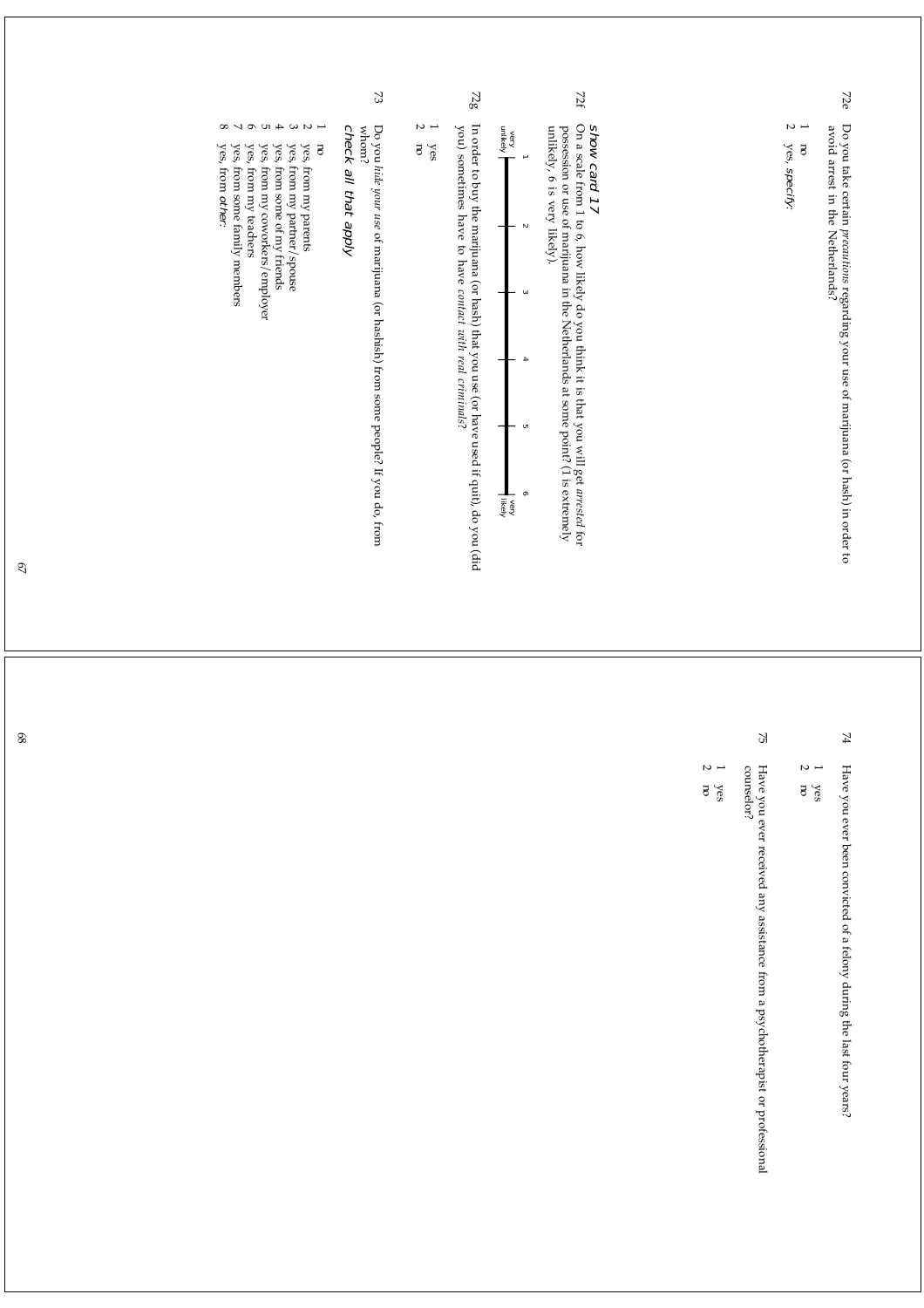72e Do you take certain *precautions* regarding your use of marijuana (or hash) in order to avoid arrest in the Netherlands?

1 no
2 yes, *specify*:

*show card 17*

72f On a scale from 1 to 6, how likely do you think it is that you will get *arrested* for possession or use of marijuana in the Netherlands at some point? (1 is extremely unlikely, 6 is very likely).

| very unlikely 1 | 2 | 3 | 4 | 5 | 6 very likely |
|---|---|---|---|---|---|

72g In order to buy the marijuana (or hash) that you use (or have used if quit), do you (did you) sometimes have to have *contact with real criminals*?

1 yes
2 no

73 Do you *hide your use* of marijuana (or hashish) from some people? If you do, from whom?
*check all that apply*

1 no
2 yes, from my parents
3 yes, from my partner/spouse
4 yes, from some of my friends
5 yes, from my coworkers/employer
6 yes, from my teachers
7 yes, from some family members
8 yes, from *other*:

74 Have you ever been convicted of a felony during the last four years?

1 yes
2 no

75 Have you ever received any assistance from a psychotherapist or professional counselor?

1 yes
2 no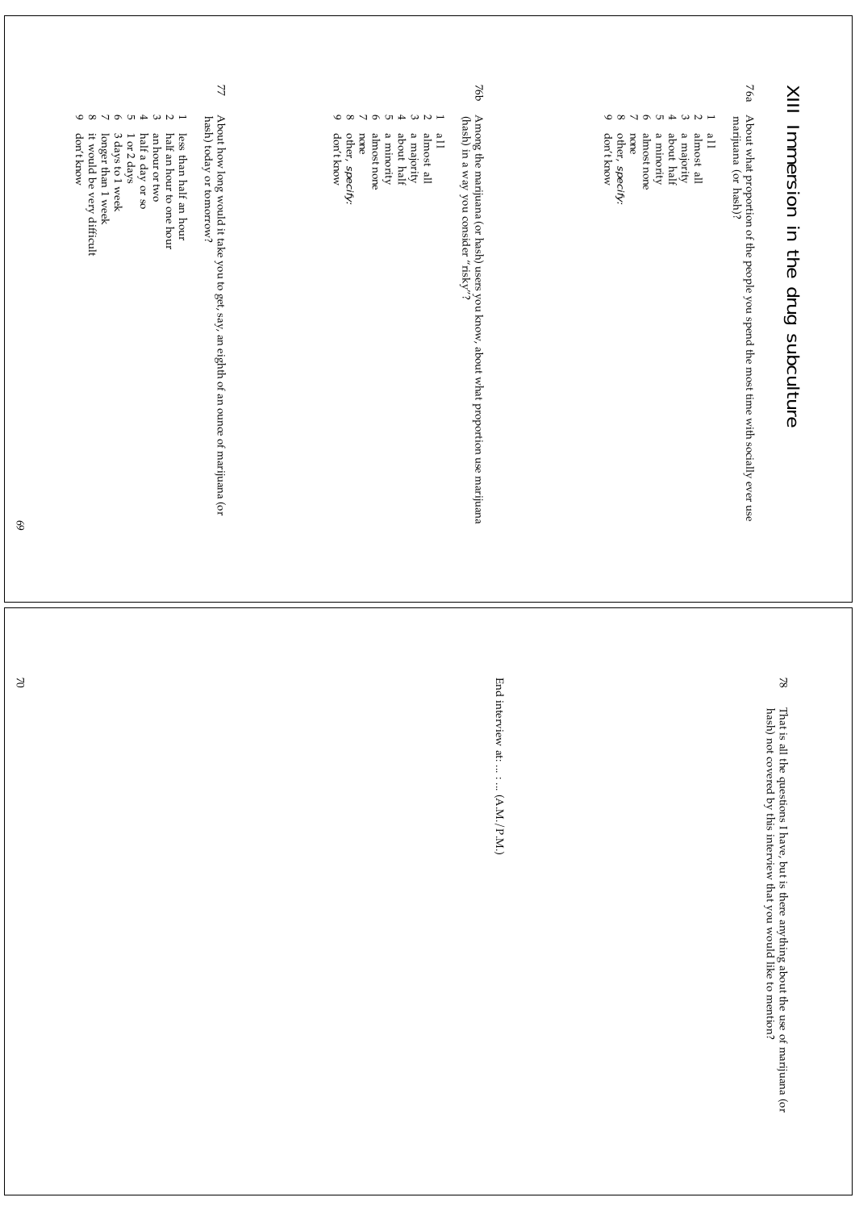# XIII Immersion in the drug subculture

76a About what proportion of the people you spend the most time with socially ever use marijuana (or hash)?

1 all
2 almost all
3 a majority
4 about half
5 a minority
6 almost none
7 none
8 other, *specify*:
9 don't know

76b Among the marijuana (or hash) users you know, about what proportion use marijuana (hash) in a way you consider "risky"?

1 all
2 almost all
3 a majority
4 about half
5 a minority
6 almost none
7 none
8 other, *specify*:
9 don't know

77 About how long would it take you to get, say, an eighth of an ounce of marijuana (or hash) today or tomorrow?

1 less than half an hour
2 half an hour to one hour
3 an hour or two
4 half a day or so
5 1 or 2 days
6 3 days to 1 week
7 longer than 1 week
8 it would be very difficult
9 don't know

78 That is all the questions I have, but is there anything about the use of marijuana (or hash) not covered by this interview that you would like to mention?

End interview at: ... : ... (A.M./P.M.)